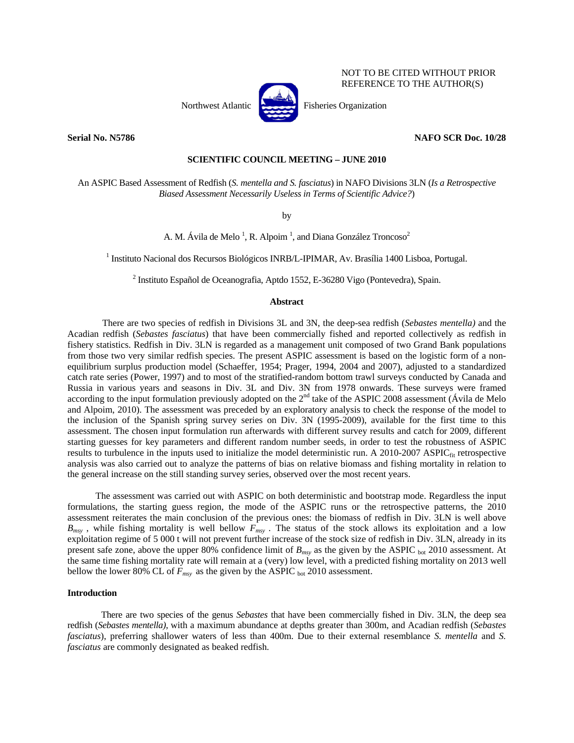NOT TO BE CITED WITHOUT PRIOR REFERENCE TO THE AUTHOR(S)

Northwest Atlantic Fisheries Organization

**Serial No. N5786** **NAFO SCR Doc. 10/28**

**SCIENTIFIC COUNCIL MEETING – JUNE 2010**

An ASPIC Based Assessment of Redfish (*S. mentella and S. fasciatus*) in NAFO Divisions 3LN (*Is a Retrospective Biased Assessment Necessarily Useless in Terms of Scientific Advice?*)

by

A. M. Ávila de Melo [1], R. Alpoim [1], and Diana González Troncoso[2]

[1] Instituto Nacional dos Recursos Biológicos INRB/L-IPIMAR, Av. Brasília 1400 Lisboa, Portugal.

[2] Instituto Español de Oceanografia, Aptdo 1552, E-36280 Vigo (Pontevedra), Spain.

## Abstract

There are two species of redfish in Divisions 3L and 3N, the deep-sea redfish (*Sebastes mentella)* and the Acadian redfish (*Sebastes fasciatus*) that have been commercially fished and reported collectively as redfish in fishery statistics. Redfish in Div. 3LN is regarded as a management unit composed of two Grand Bank populations from those two very similar redfish species. The present ASPIC assessment is based on the logistic form of a non-equilibrium surplus production model (Schaeffer, 1954; Prager, 1994, 2004 and 2007), adjusted to a standardized catch rate series (Power, 1997) and to most of the stratified-random bottom trawl surveys conducted by Canada and Russia in various years and seasons in Div. 3L and Div. 3N from 1978 onwards. These surveys were framed according to the input formulation previously adopted on the 2[nd] take of the ASPIC 2008 assessment (Ávila de Melo and Alpoim, 2010). The assessment was preceded by an exploratory analysis to check the response of the model to the inclusion of the Spanish spring survey series on Div. 3N (1995-2009), available for the first time to this assessment. The chosen input formulation run afterwards with different survey results and catch for 2009, different starting guesses for key parameters and different random number seeds, in order to test the robustness of ASPIC results to turbulence in the inputs used to initialize the model deterministic run. A 2010-2007 $\text{ASPIC}_{\text{fit}}$ retrospective analysis was also carried out to analyze the patterns of bias on relative biomass and fishing mortality in relation to the general increase on the still standing survey series, observed over the most recent years.

The assessment was carried out with ASPIC on both deterministic and bootstrap mode. Regardless the input formulations, the starting guess region, the mode of the ASPIC runs or the retrospective patterns, the 2010 assessment reiterates the main conclusion of the previous ones: the biomass of redfish in Div. 3LN is well above $B_{msy}$ , while fishing mortality is well bellow $F_{msy}$ . The status of the stock allows its exploitation and a low exploitation regime of 5 000 t will not prevent further increase of the stock size of redfish in Div. 3LN, already in its present safe zone, above the upper 80% confidence limit of $B_{msy}$ as the given by the $\text{ASPIC}_{\text{bot}}$ 2010 assessment. At the same time fishing mortality rate will remain at a (very) low level, with a predicted fishing mortality on 2013 well bellow the lower 80% CL of $F_{msy}$ as the given by the $\text{ASPIC}_{\text{bot}}$ 2010 assessment.

## Introduction

There are two species of the genus *Sebastes* that have been commercially fished in Div. 3LN, the deep sea redfish (*Sebastes mentella)*, with a maximum abundance at depths greater than 300m, and Acadian redfish (*Sebastes fasciatus*), preferring shallower waters of less than 400m. Due to their external resemblance *S. mentella* and *S. fasciatus* are commonly designated as beaked redfish.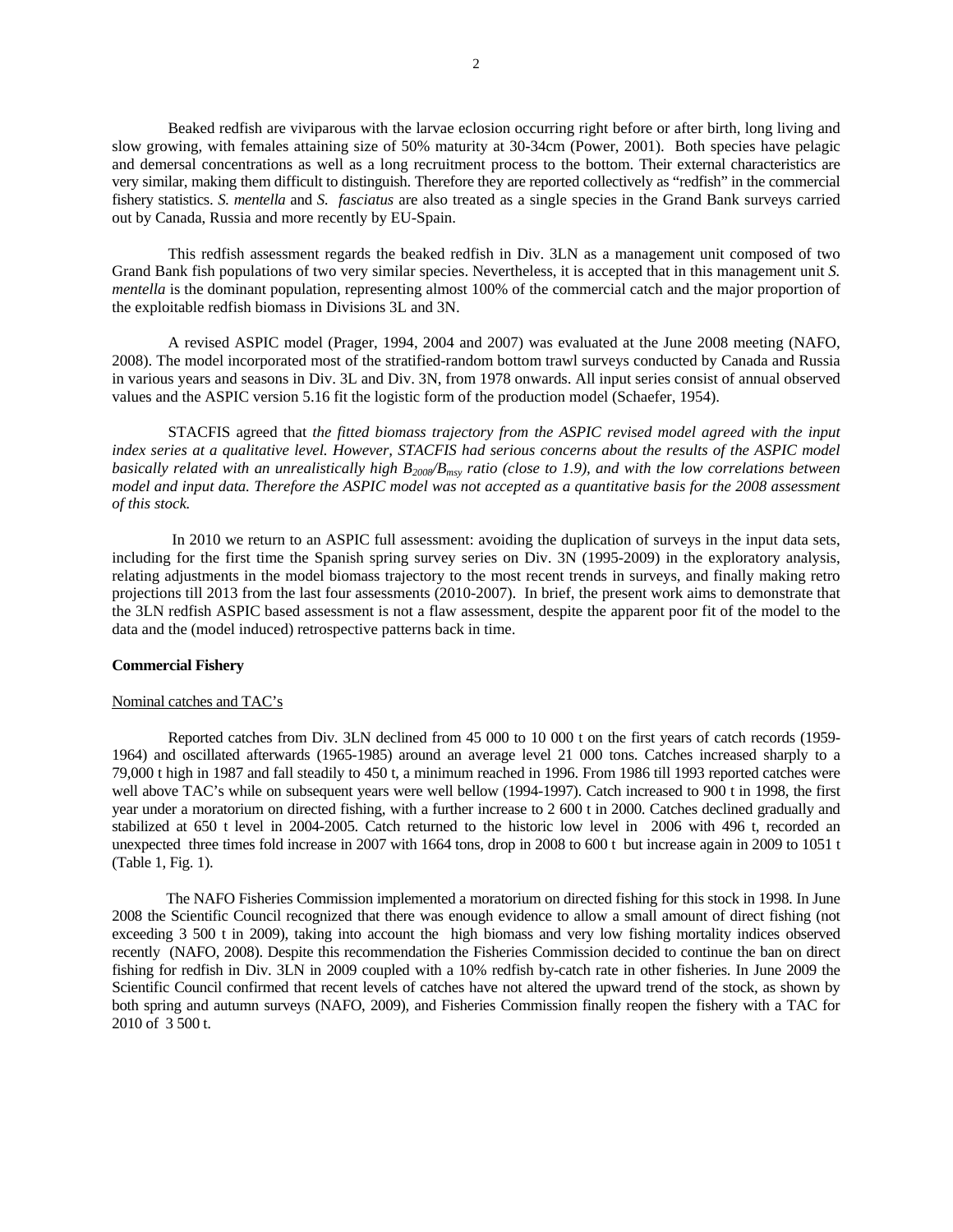Beaked redfish are viviparous with the larvae eclosion occurring right before or after birth, long living and slow growing, with females attaining size of 50% maturity at 30-34cm (Power, 2001). Both species have pelagic and demersal concentrations as well as a long recruitment process to the bottom. Their external characteristics are very similar, making them difficult to distinguish. Therefore they are reported collectively as "redfish" in the commercial fishery statistics. *S. mentella* and *S. fasciatus* are also treated as a single species in the Grand Bank surveys carried out by Canada, Russia and more recently by EU-Spain.

This redfish assessment regards the beaked redfish in Div. 3LN as a management unit composed of two Grand Bank fish populations of two very similar species. Nevertheless, it is accepted that in this management unit *S. mentella* is the dominant population, representing almost 100% of the commercial catch and the major proportion of the exploitable redfish biomass in Divisions 3L and 3N.

A revised ASPIC model (Prager, 1994, 2004 and 2007) was evaluated at the June 2008 meeting (NAFO, 2008). The model incorporated most of the stratified-random bottom trawl surveys conducted by Canada and Russia in various years and seasons in Div. 3L and Div. 3N, from 1978 onwards. All input series consist of annual observed values and the ASPIC version 5.16 fit the logistic form of the production model (Schaefer, 1954).

STACFIS agreed that *the fitted biomass trajectory from the ASPIC revised model agreed with the input index series at a qualitative level. However, STACFIS had serious concerns about the results of the ASPIC model basically related with an unrealistically high $B_{2008}/B_{msy}$ ratio (close to 1.9), and with the low correlations between model and input data. Therefore the ASPIC model was not accepted as a quantitative basis for the 2008 assessment of this stock.*

In 2010 we return to an ASPIC full assessment: avoiding the duplication of surveys in the input data sets, including for the first time the Spanish spring survey series on Div. 3N (1995-2009) in the exploratory analysis, relating adjustments in the model biomass trajectory to the most recent trends in surveys, and finally making retro projections till 2013 from the last four assessments (2010-2007). In brief, the present work aims to demonstrate that the 3LN redfish ASPIC based assessment is not a flaw assessment, despite the apparent poor fit of the model to the data and the (model induced) retrospective patterns back in time.

**Commercial Fishery**

Nominal catches and TAC's

Reported catches from Div. 3LN declined from 45 000 to 10 000 t on the first years of catch records (1959-1964) and oscillated afterwards (1965-1985) around an average level 21 000 tons. Catches increased sharply to a 79,000 t high in 1987 and fall steadily to 450 t, a minimum reached in 1996. From 1986 till 1993 reported catches were well above TAC's while on subsequent years were well bellow (1994-1997). Catch increased to 900 t in 1998, the first year under a moratorium on directed fishing, with a further increase to 2 600 t in 2000. Catches declined gradually and stabilized at 650 t level in 2004-2005. Catch returned to the historic low level in 2006 with 496 t, recorded an unexpected three times fold increase in 2007 with 1664 tons, drop in 2008 to 600 t but increase again in 2009 to 1051 t (Table 1, Fig. 1).

The NAFO Fisheries Commission implemented a moratorium on directed fishing for this stock in 1998. In June 2008 the Scientific Council recognized that there was enough evidence to allow a small amount of direct fishing (not exceeding 3 500 t in 2009), taking into account the high biomass and very low fishing mortality indices observed recently (NAFO, 2008). Despite this recommendation the Fisheries Commission decided to continue the ban on direct fishing for redfish in Div. 3LN in 2009 coupled with a 10% redfish by-catch rate in other fisheries. In June 2009 the Scientific Council confirmed that recent levels of catches have not altered the upward trend of the stock, as shown by both spring and autumn surveys (NAFO, 2009), and Fisheries Commission finally reopen the fishery with a TAC for 2010 of 3 500 t.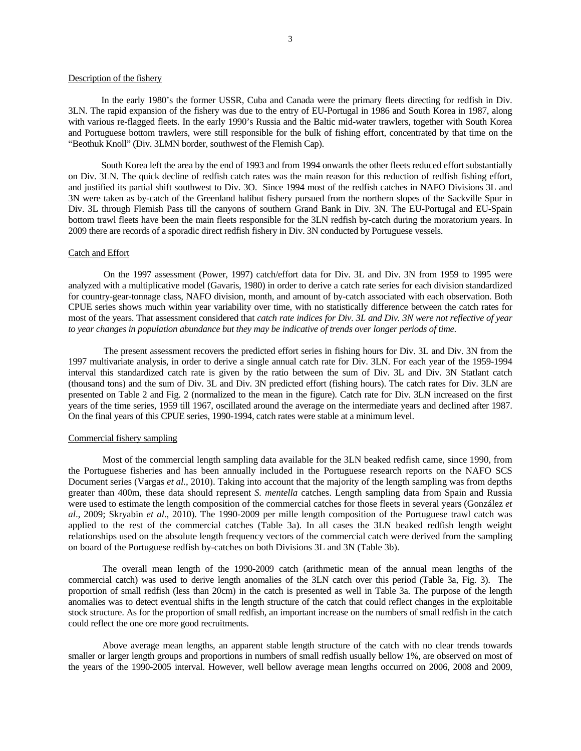Description of the fishery

In the early 1980's the former USSR, Cuba and Canada were the primary fleets directing for redfish in Div. 3LN. The rapid expansion of the fishery was due to the entry of EU-Portugal in 1986 and South Korea in 1987, along with various re-flagged fleets. In the early 1990's Russia and the Baltic mid-water trawlers, together with South Korea and Portuguese bottom trawlers, were still responsible for the bulk of fishing effort, concentrated by that time on the "Beothuk Knoll" (Div. 3LMN border, southwest of the Flemish Cap).

South Korea left the area by the end of 1993 and from 1994 onwards the other fleets reduced effort substantially on Div. 3LN. The quick decline of redfish catch rates was the main reason for this reduction of redfish fishing effort, and justified its partial shift southwest to Div. 3O. Since 1994 most of the redfish catches in NAFO Divisions 3L and 3N were taken as by-catch of the Greenland halibut fishery pursued from the northern slopes of the Sackville Spur in Div. 3L through Flemish Pass till the canyons of southern Grand Bank in Div. 3N. The EU-Portugal and EU-Spain bottom trawl fleets have been the main fleets responsible for the 3LN redfish by-catch during the moratorium years. In 2009 there are records of a sporadic direct redfish fishery in Div. 3N conducted by Portuguese vessels.

Catch and Effort

On the 1997 assessment (Power, 1997) catch/effort data for Div. 3L and Div. 3N from 1959 to 1995 were analyzed with a multiplicative model (Gavaris, 1980) in order to derive a catch rate series for each division standardized for country-gear-tonnage class, NAFO division, month, and amount of by-catch associated with each observation. Both CPUE series shows much within year variability over time, with no statistically difference between the catch rates for most of the years. That assessment considered that *catch rate indices for Div. 3L and Div. 3N were not reflective of year to year changes in population abundance but they may be indicative of trends over longer periods of time.*

The present assessment recovers the predicted effort series in fishing hours for Div. 3L and Div. 3N from the 1997 multivariate analysis, in order to derive a single annual catch rate for Div. 3LN. For each year of the 1959-1994 interval this standardized catch rate is given by the ratio between the sum of Div. 3L and Div. 3N Statlant catch (thousand tons) and the sum of Div. 3L and Div. 3N predicted effort (fishing hours). The catch rates for Div. 3LN are presented on Table 2 and Fig. 2 (normalized to the mean in the figure). Catch rate for Div. 3LN increased on the first years of the time series, 1959 till 1967, oscillated around the average on the intermediate years and declined after 1987. On the final years of this CPUE series, 1990-1994, catch rates were stable at a minimum level.

Commercial fishery sampling

Most of the commercial length sampling data available for the 3LN beaked redfish came, since 1990, from the Portuguese fisheries and has been annually included in the Portuguese research reports on the NAFO SCS Document series (Vargas *et al.*, 2010). Taking into account that the majority of the length sampling was from depths greater than 400m, these data should represent *S. mentella* catches. Length sampling data from Spain and Russia were used to estimate the length composition of the commercial catches for those fleets in several years (González *et al*., 2009; Skryabin *et al*., 2010). The 1990-2009 per mille length composition of the Portuguese trawl catch was applied to the rest of the commercial catches (Table 3a). In all cases the 3LN beaked redfish length weight relationships used on the absolute length frequency vectors of the commercial catch were derived from the sampling on board of the Portuguese redfish by-catches on both Divisions 3L and 3N (Table 3b).

The overall mean length of the 1990-2009 catch (arithmetic mean of the annual mean lengths of the commercial catch) was used to derive length anomalies of the 3LN catch over this period (Table 3a, Fig. 3). The proportion of small redfish (less than 20cm) in the catch is presented as well in Table 3a. The purpose of the length anomalies was to detect eventual shifts in the length structure of the catch that could reflect changes in the exploitable stock structure. As for the proportion of small redfish, an important increase on the numbers of small redfish in the catch could reflect the one ore more good recruitments.

Above average mean lengths, an apparent stable length structure of the catch with no clear trends towards smaller or larger length groups and proportions in numbers of small redfish usually bellow 1%, are observed on most of the years of the 1990-2005 interval. However, well bellow average mean lengths occurred on 2006, 2008 and 2009,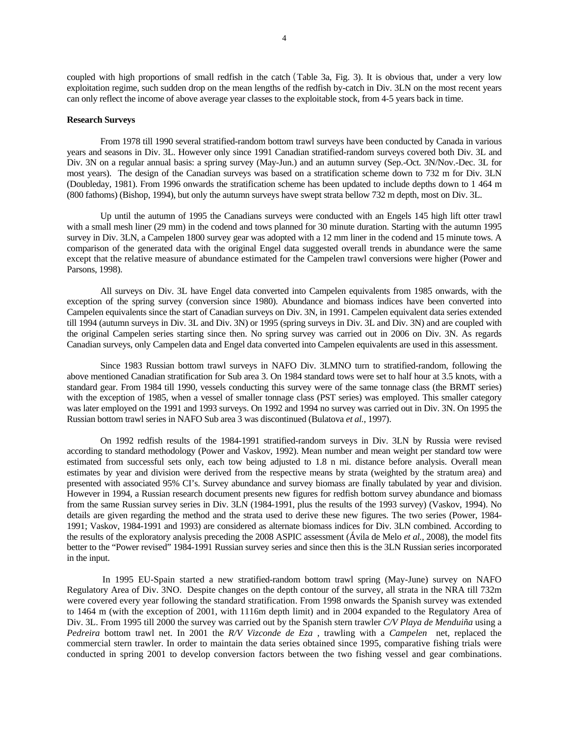coupled with high proportions of small redfish in the catch (Table 3a, Fig. 3). It is obvious that, under a very low exploitation regime, such sudden drop on the mean lengths of the redfish by-catch in Div. 3LN on the most recent years can only reflect the income of above average year classes to the exploitable stock, from 4-5 years back in time.

**Research Surveys**

From 1978 till 1990 several stratified-random bottom trawl surveys have been conducted by Canada in various years and seasons in Div. 3L. However only since 1991 Canadian stratified-random surveys covered both Div. 3L and Div. 3N on a regular annual basis: a spring survey (May-Jun.) and an autumn survey (Sep.-Oct. 3N/Nov.-Dec. 3L for most years). The design of the Canadian surveys was based on a stratification scheme down to 732 m for Div. 3LN (Doubleday, 1981). From 1996 onwards the stratification scheme has been updated to include depths down to 1 464 m (800 fathoms) (Bishop, 1994), but only the autumn surveys have swept strata bellow 732 m depth, most on Div. 3L.

Up until the autumn of 1995 the Canadians surveys were conducted with an Engels 145 high lift otter trawl with a small mesh liner (29 mm) in the codend and tows planned for 30 minute duration. Starting with the autumn 1995 survey in Div. 3LN, a Campelen 1800 survey gear was adopted with a 12 mm liner in the codend and 15 minute tows. A comparison of the generated data with the original Engel data suggested overall trends in abundance were the same except that the relative measure of abundance estimated for the Campelen trawl conversions were higher (Power and Parsons, 1998).

All surveys on Div. 3L have Engel data converted into Campelen equivalents from 1985 onwards, with the exception of the spring survey (conversion since 1980). Abundance and biomass indices have been converted into Campelen equivalents since the start of Canadian surveys on Div. 3N, in 1991. Campelen equivalent data series extended till 1994 (autumn surveys in Div. 3L and Div. 3N) or 1995 (spring surveys in Div. 3L and Div. 3N) and are coupled with the original Campelen series starting since then. No spring survey was carried out in 2006 on Div. 3N. As regards Canadian surveys, only Campelen data and Engel data converted into Campelen equivalents are used in this assessment.

Since 1983 Russian bottom trawl surveys in NAFO Div. 3LMNO turn to stratified-random, following the above mentioned Canadian stratification for Sub area 3. On 1984 standard tows were set to half hour at 3.5 knots, with a standard gear. From 1984 till 1990, vessels conducting this survey were of the same tonnage class (the BRMT series) with the exception of 1985, when a vessel of smaller tonnage class (PST series) was employed. This smaller category was later employed on the 1991 and 1993 surveys. On 1992 and 1994 no survey was carried out in Div. 3N. On 1995 the Russian bottom trawl series in NAFO Sub area 3 was discontinued (Bulatova *et al.*, 1997).

On 1992 redfish results of the 1984-1991 stratified-random surveys in Div. 3LN by Russia were revised according to standard methodology (Power and Vaskov, 1992). Mean number and mean weight per standard tow were estimated from successful sets only, each tow being adjusted to 1.8 n mi. distance before analysis. Overall mean estimates by year and division were derived from the respective means by strata (weighted by the stratum area) and presented with associated 95% CI's. Survey abundance and survey biomass are finally tabulated by year and division. However in 1994, a Russian research document presents new figures for redfish bottom survey abundance and biomass from the same Russian survey series in Div. 3LN (1984-1991, plus the results of the 1993 survey) (Vaskov, 1994). No details are given regarding the method and the strata used to derive these new figures. The two series (Power, 1984-1991; Vaskov, 1984-1991 and 1993) are considered as alternate biomass indices for Div. 3LN combined. According to the results of the exploratory analysis preceding the 2008 ASPIC assessment (Ávila de Melo *et al.*, 2008), the model fits better to the "Power revised" 1984-1991 Russian survey series and since then this is the 3LN Russian series incorporated in the input.

In 1995 EU-Spain started a new stratified-random bottom trawl spring (May-June) survey on NAFO Regulatory Area of Div. 3NO. Despite changes on the depth contour of the survey, all strata in the NRA till 732m were covered every year following the standard stratification. From 1998 onwards the Spanish survey was extended to 1464 m (with the exception of 2001, with 1116m depth limit) and in 2004 expanded to the Regulatory Area of Div. 3L. From 1995 till 2000 the survey was carried out by the Spanish stern trawler *C/V Playa de Menduiña* using a *Pedreira* bottom trawl net. In 2001 the *R/V Vizconde de Eza* , trawling with a *Campelen* net, replaced the commercial stern trawler. In order to maintain the data series obtained since 1995, comparative fishing trials were conducted in spring 2001 to develop conversion factors between the two fishing vessel and gear combinations.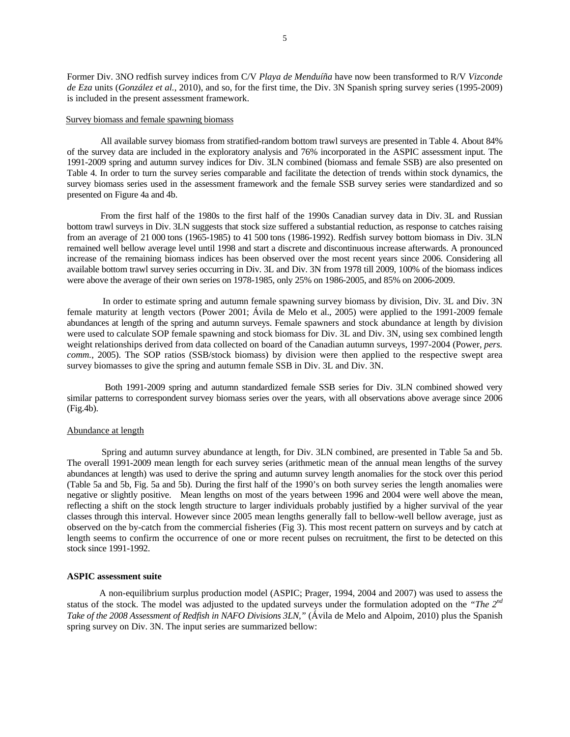Former Div. 3NO redfish survey indices from C/V *Playa de Menduíña* have now been transformed to R/V *Vizconde de Eza* units (*González et al.*, 2010), and so, for the first time, the Div. 3N Spanish spring survey series (1995-2009) is included in the present assessment framework.

Survey biomass and female spawning biomass

All available survey biomass from stratified-random bottom trawl surveys are presented in Table 4. About 84% of the survey data are included in the exploratory analysis and 76% incorporated in the ASPIC assessment input. The 1991-2009 spring and autumn survey indices for Div. 3LN combined (biomass and female SSB) are also presented on Table 4. In order to turn the survey series comparable and facilitate the detection of trends within stock dynamics, the survey biomass series used in the assessment framework and the female SSB survey series were standardized and so presented on Figure 4a and 4b.

From the first half of the 1980s to the first half of the 1990s Canadian survey data in Div. 3L and Russian bottom trawl surveys in Div. 3LN suggests that stock size suffered a substantial reduction, as response to catches raising from an average of 21 000 tons (1965-1985) to 41 500 tons (1986-1992). Redfish survey bottom biomass in Div. 3LN remained well bellow average level until 1998 and start a discrete and discontinuous increase afterwards. A pronounced increase of the remaining biomass indices has been observed over the most recent years since 2006. Considering all available bottom trawl survey series occurring in Div. 3L and Div. 3N from 1978 till 2009, 100% of the biomass indices were above the average of their own series on 1978-1985, only 25% on 1986-2005, and 85% on 2006-2009.

In order to estimate spring and autumn female spawning survey biomass by division, Div. 3L and Div. 3N female maturity at length vectors (Power 2001; Ávila de Melo et al., 2005) were applied to the 1991-2009 female abundances at length of the spring and autumn surveys. Female spawners and stock abundance at length by division were used to calculate SOP female spawning and stock biomass for Div. 3L and Div. 3N, using sex combined length weight relationships derived from data collected on board of the Canadian autumn surveys, 1997-2004 (Power, *pers. comm.*, 2005). The SOP ratios (SSB/stock biomass) by division were then applied to the respective swept area survey biomasses to give the spring and autumn female SSB in Div. 3L and Div. 3N.

Both 1991-2009 spring and autumn standardized female SSB series for Div. 3LN combined showed very similar patterns to correspondent survey biomass series over the years, with all observations above average since 2006 (Fig.4b).

Abundance at length

Spring and autumn survey abundance at length, for Div. 3LN combined, are presented in Table 5a and 5b. The overall 1991-2009 mean length for each survey series (arithmetic mean of the annual mean lengths of the survey abundances at length) was used to derive the spring and autumn survey length anomalies for the stock over this period (Table 5a and 5b, Fig. 5a and 5b). During the first half of the 1990's on both survey series the length anomalies were negative or slightly positive. Mean lengths on most of the years between 1996 and 2004 were well above the mean, reflecting a shift on the stock length structure to larger individuals probably justified by a higher survival of the year classes through this interval. However since 2005 mean lengths generally fall to bellow-well bellow average, just as observed on the by-catch from the commercial fisheries (Fig 3). This most recent pattern on surveys and by catch at length seems to confirm the occurrence of one or more recent pulses on recruitment, the first to be detected on this stock since 1991-1992.

**ASPIC assessment suite**

A non-equilibrium surplus production model (ASPIC; Prager, 1994, 2004 and 2007) was used to assess the status of the stock. The model was adjusted to the updated surveys under the formulation adopted on the *"The 2nd Take of the 2008 Assessment of Redfish in NAFO Divisions 3LN,"* (Ávila de Melo and Alpoim, 2010) plus the Spanish spring survey on Div. 3N. The input series are summarized bellow: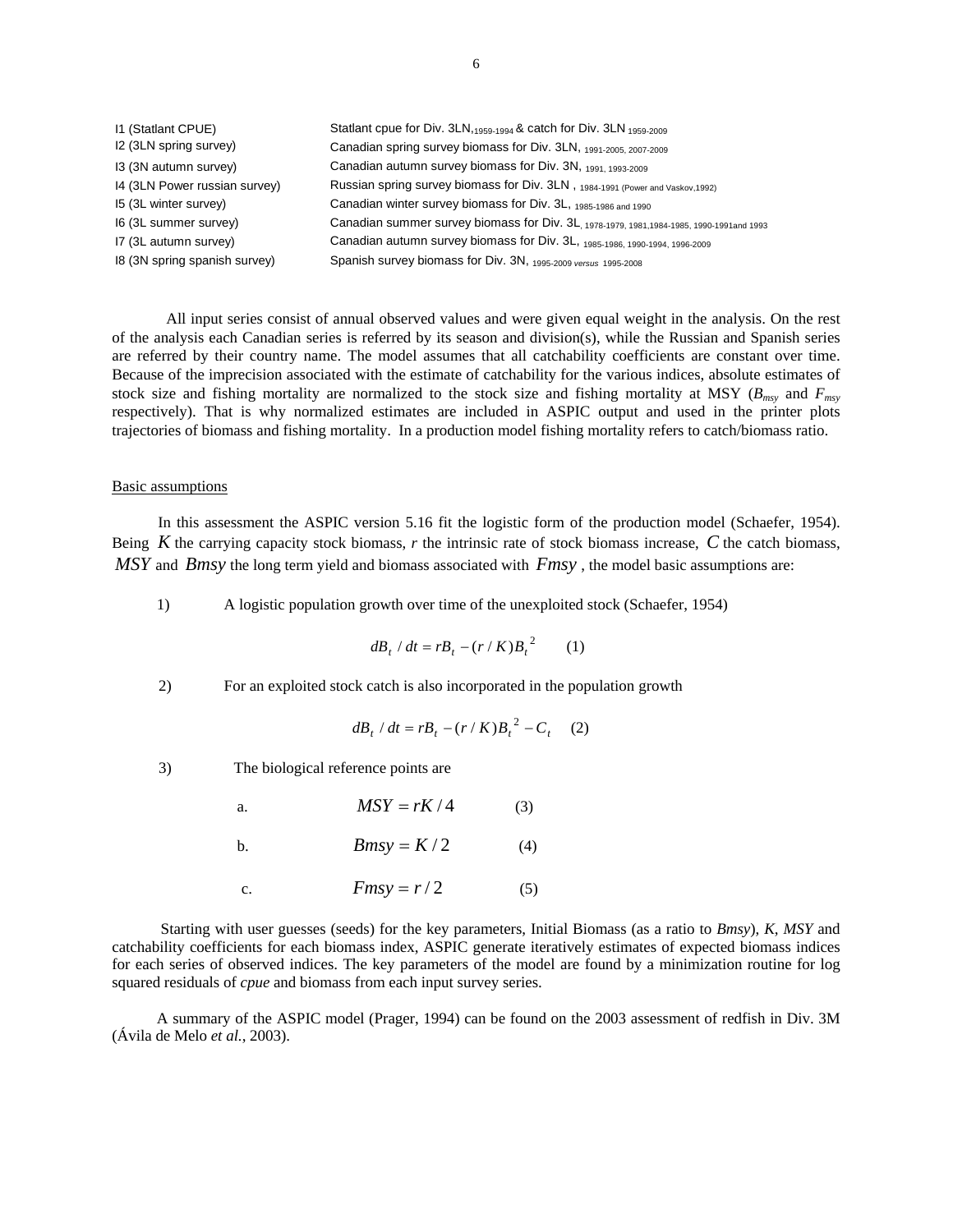| | |
|---|---|
| I1 (Statlant CPUE) | Statlant cpue for Div. 3LN, 1959-1994 & catch for Div. 3LN 1959-2009 |
| I2 (3LN spring survey) | Canadian spring survey biomass for Div. 3LN, 1991-2005, 2007-2009 |
| I3 (3N autumn survey) | Canadian autumn survey biomass for Div. 3N, 1991, 1993-2009 |
| I4 (3LN Power russian survey) | Russian spring survey biomass for Div. 3LN , 1984-1991 (Power and Vaskov,1992) |
| I5 (3L winter survey) | Canadian winter survey biomass for Div. 3L, 1985-1986 and 1990 |
| I6 (3L summer survey) | Canadian summer survey biomass for Div. 3L, 1978-1979, 1981,1984-1985, 1990-1991and 1993 |
| I7 (3L autumn survey) | Canadian autumn survey biomass for Div. 3L, 1985-1986, 1990-1994, 1996-2009 |
| I8 (3N spring spanish survey) | Spanish survey biomass for Div. 3N, 1995-2009 *versus* 1995-2008 |

All input series consist of annual observed values and were given equal weight in the analysis. On the rest of the analysis each Canadian series is referred by its season and division(s), while the Russian and Spanish series are referred by their country name. The model assumes that all catchability coefficients are constant over time. Because of the imprecision associated with the estimate of catchability for the various indices, absolute estimates of stock size and fishing mortality are normalized to the stock size and fishing mortality at MSY ($B_{msy}$ and $F_{msy}$ respectively). That is why normalized estimates are included in ASPIC output and used in the printer plots trajectories of biomass and fishing mortality. In a production model fishing mortality refers to catch/biomass ratio.

Basic assumptions

In this assessment the ASPIC version 5.16 fit the logistic form of the production model (Schaefer, 1954). Being $K$ the carrying capacity stock biomass, $r$ the intrinsic rate of stock biomass increase, $C$ the catch biomass, $MSY$ and $Bmsy$ the long term yield and biomass associated with $Fmsy$ , the model basic assumptions are:

1) A logistic population growth over time of the unexploited stock (Schaefer, 1954)

$$dB_t / dt = rB_t - (r/K)B_t^2 \qquad (1)$$

2) For an exploited stock catch is also incorporated in the population growth

$$dB_t / dt = rB_t - (r/K)B_t^2 - C_t \qquad (2)$$

3) The biological reference points are

a. $$MSY = rK/4 \qquad (3)$$

b. $$Bmsy = K/2 \qquad (4)$$

c. $$Fmsy = r/2 \qquad (5)$$

Starting with user guesses (seeds) for the key parameters, Initial Biomass (as a ratio to *Bmsy*), *K*, *MSY* and catchability coefficients for each biomass index, ASPIC generate iteratively estimates of expected biomass indices for each series of observed indices. The key parameters of the model are found by a minimization routine for log squared residuals of *cpue* and biomass from each input survey series.

A summary of the ASPIC model (Prager, 1994) can be found on the 2003 assessment of redfish in Div. 3M (Ávila de Melo *et al.*, 2003).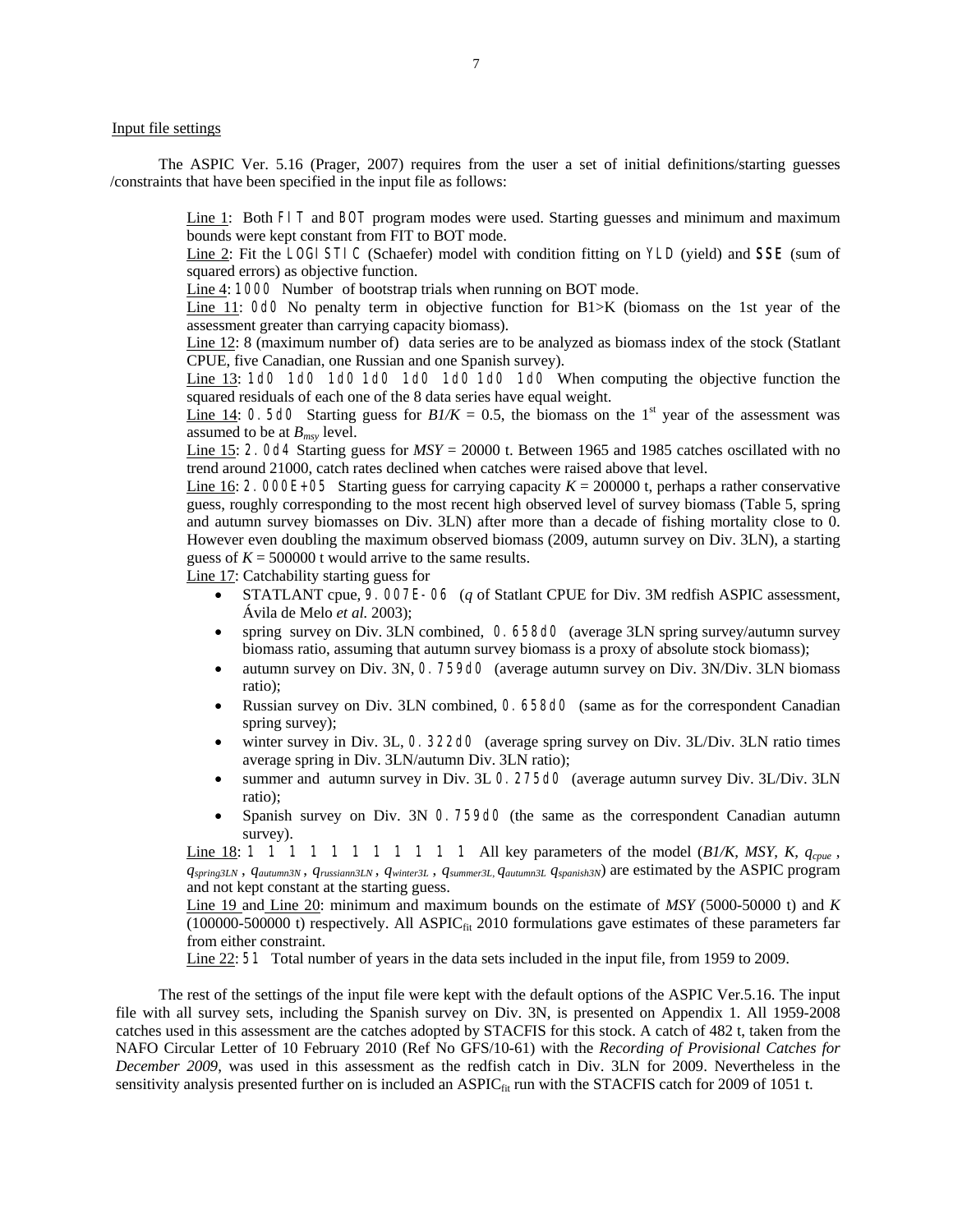Input file settings

The ASPIC Ver. 5.16 (Prager, 2007) requires from the user a set of initial definitions/starting guesses /constraints that have been specified in the input file as follows:

Line 1: Both `FIT` and `BOT` program modes were used. Starting guesses and minimum and maximum bounds were kept constant from FIT to BOT mode.
Line 2: Fit the `LOGISTIC` (Schaefer) model with condition fitting on `YLD` (yield) and **`SSE`** (sum of squared errors) as objective function.
Line 4: `1000` Number of bootstrap trials when running on BOT mode.
Line 11: `0d0` No penalty term in objective function for B1>K (biomass on the 1st year of the assessment greater than carrying capacity biomass).
Line 12: 8 (maximum number of) data series are to be analyzed as biomass index of the stock (Statlant CPUE, five Canadian, one Russian and one Spanish survey).
Line 13: `1d0 1d0 1d0 1d0 1d0 1d0 1d0 1d0` When computing the objective function the squared residuals of each one of the 8 data series have equal weight.
Line 14: `0.5d0` Starting guess for $B1/K$ = 0.5, the biomass on the 1st year of the assessment was assumed to be at $B_{msy}$ level.
Line 15: `2.0d4` Starting guess for $MSY$ = 20000 t. Between 1965 and 1985 catches oscillated with no trend around 21000, catch rates declined when catches were raised above that level.
Line 16: `2.000E+05` Starting guess for carrying capacity $K$ = 200000 t, perhaps a rather conservative guess, roughly corresponding to the most recent high observed level of survey biomass (Table 5, spring and autumn survey biomasses on Div. 3LN) after more than a decade of fishing mortality close to 0. However even doubling the maximum observed biomass (2009, autumn survey on Div. 3LN), a starting guess of $K$ = 500000 t would arrive to the same results.
Line 17: Catchability starting guess for

- STATLANT cpue, `9.007E-06` ($q$ of Statlant CPUE for Div. 3M redfish ASPIC assessment, Ávila de Melo *et al.* 2003);
- spring survey on Div. 3LN combined, `0.658d0` (average 3LN spring survey/autumn survey biomass ratio, assuming that autumn survey biomass is a proxy of absolute stock biomass);
- autumn survey on Div. 3N, `0.759d0` (average autumn survey on Div. 3N/Div. 3LN biomass ratio);
- Russian survey on Div. 3LN combined, `0.658d0` (same as for the correspondent Canadian spring survey);
- winter survey in Div. 3L, `0.322d0` (average spring survey on Div. 3L/Div. 3LN ratio times average spring in Div. 3LN/autumn Div. 3LN ratio);
- summer and autumn survey in Div. 3L `0.275d0` (average autumn survey Div. 3L/Div. 3LN ratio);
- Spanish survey on Div. 3N `0.759d0` (the same as the correspondent Canadian autumn survey).

Line 18: `1 1 1 1 1 1 1 1 1 1 1` All key parameters of the model ($B1/K$, $MSY$, $K$, $q_{cpue}$, $q_{spring3LN}$, $q_{autumn3N}$, $q_{russiann3LN}$, $q_{winter3L}$, $q_{summer3L,}$ $q_{autumn3L}$ $q_{spanish3N}$) are estimated by the ASPIC program and not kept constant at the starting guess.
Line 19 and Line 20: minimum and maximum bounds on the estimate of $MSY$ (5000-50000 t) and $K$ (100000-500000 t) respectively. All $ASPIC_{fit}$ 2010 formulations gave estimates of these parameters far from either constraint.
Line 22: `51` Total number of years in the data sets included in the input file, from 1959 to 2009.

The rest of the settings of the input file were kept with the default options of the ASPIC Ver.5.16. The input file with all survey sets, including the Spanish survey on Div. 3N, is presented on Appendix 1. All 1959-2008 catches used in this assessment are the catches adopted by STACFIS for this stock. A catch of 482 t, taken from the NAFO Circular Letter of 10 February 2010 (Ref No GFS/10-61) with the *Recording of Provisional Catches for December 2009*, was used in this assessment as the redfish catch in Div. 3LN for 2009. Nevertheless in the sensitivity analysis presented further on is included an $ASPIC_{fit}$ run with the STACFIS catch for 2009 of 1051 t.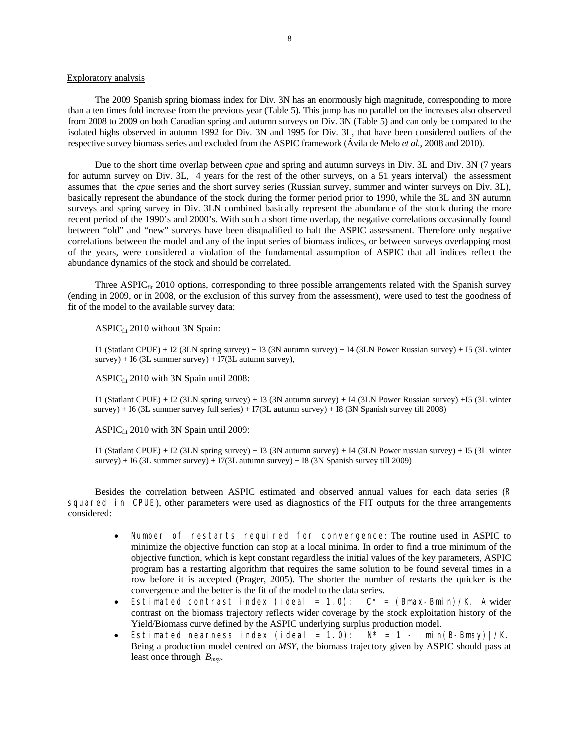Exploratory analysis

The 2009 Spanish spring biomass index for Div. 3N has an enormously high magnitude, corresponding to more than a ten times fold increase from the previous year (Table 5). This jump has no parallel on the increases also observed from 2008 to 2009 on both Canadian spring and autumn surveys on Div. 3N (Table 5) and can only be compared to the isolated highs observed in autumn 1992 for Div. 3N and 1995 for Div. 3L, that have been considered outliers of the respective survey biomass series and excluded from the ASPIC framework (Ávila de Melo *et al.*, 2008 and 2010).

Due to the short time overlap between *cpue* and spring and autumn surveys in Div. 3L and Div. 3N (7 years for autumn survey on Div. 3L, 4 years for the rest of the other surveys, on a 51 years interval) the assessment assumes that the *cpue* series and the short survey series (Russian survey, summer and winter surveys on Div. 3L), basically represent the abundance of the stock during the former period prior to 1990, while the 3L and 3N autumn surveys and spring survey in Div. 3LN combined basically represent the abundance of the stock during the more recent period of the 1990's and 2000's. With such a short time overlap, the negative correlations occasionally found between "old" and "new" surveys have been disqualified to halt the ASPIC assessment. Therefore only negative correlations between the model and any of the input series of biomass indices, or between surveys overlapping most of the years, were considered a violation of the fundamental assumption of ASPIC that all indices reflect the abundance dynamics of the stock and should be correlated.

Three $\text{ASPIC}_{\text{fit}}$ 2010 options, corresponding to three possible arrangements related with the Spanish survey (ending in 2009, or in 2008, or the exclusion of this survey from the assessment), were used to test the goodness of fit of the model to the available survey data:

$\text{ASPIC}_{\text{fit}}$ 2010 without 3N Spain:

I1 (Statlant CPUE) + I2 (3LN spring survey) + I3 (3N autumn survey) + I4 (3LN Power Russian survey) + I5 (3L winter survey) + I6 (3L summer survey) + I7(3L autumn survey),

$\text{ASPIC}_{\text{fit}}$ 2010 with 3N Spain until 2008:

I1 (Statlant CPUE) + I2 (3LN spring survey) + I3 (3N autumn survey) + I4 (3LN Power Russian survey) +I5 (3L winter survey) + I6 (3L summer survey full series) + I7(3L autumn survey) + I8 (3N Spanish survey till 2008)

$\text{ASPIC}_{\text{fit}}$ 2010 with 3N Spain until 2009:

I1 (Statlant CPUE) + I2 (3LN spring survey) + I3 (3N autumn survey) + I4 (3LN Power russian survey) + I5 (3L winter survey) + I6 (3L summer survey) + I7(3L autumn survey) + I8 (3N Spanish survey till 2009)

Besides the correlation between ASPIC estimated and observed annual values for each data series (R squared in CPUE), other parameters were used as diagnostics of the FIT outputs for the three arrangements considered:

- Number of restarts required for convergence: The routine used in ASPIC to minimize the objective function can stop at a local minima. In order to find a true minimum of the objective function, which is kept constant regardless the initial values of the key parameters, ASPIC program has a restarting algorithm that requires the same solution to be found several times in a row before it is accepted (Prager, 2005). The shorter the number of restarts the quicker is the convergence and the better is the fit of the model to the data series.
- Estimated contrast index (ideal = 1.0): $C^* = (B_{max} - B_{min})/K$. A wider contrast on the biomass trajectory reflects wider coverage by the stock exploitation history of the Yield/Biomass curve defined by the ASPIC underlying surplus production model.
- Estimated nearness index (ideal = 1.0): $N^* = 1 - |\min(B - B_{msy})|/K$. Being a production model centred on *MSY*, the biomass trajectory given by ASPIC should pass at least once through $B_{msy}$.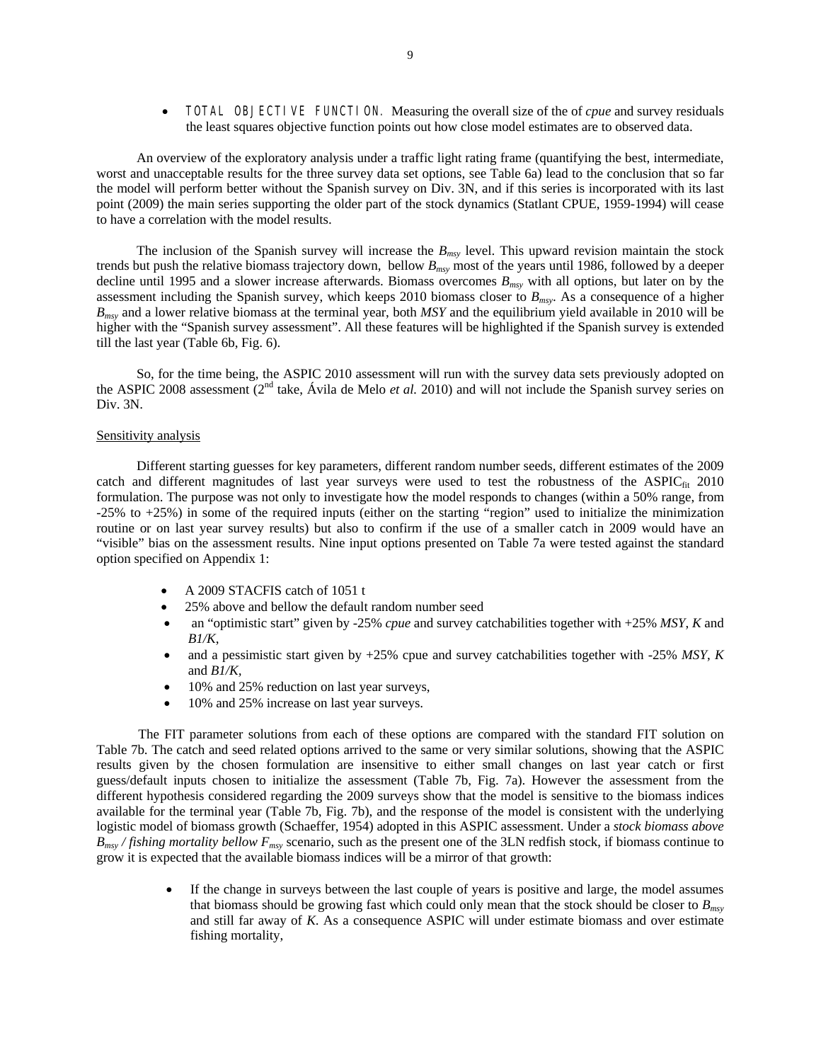- TOTAL OBJECTIVE FUNCTION. Measuring the overall size of the of *cpue* and survey residuals the least squares objective function points out how close model estimates are to observed data.

An overview of the exploratory analysis under a traffic light rating frame (quantifying the best, intermediate, worst and unacceptable results for the three survey data set options, see Table 6a) lead to the conclusion that so far the model will perform better without the Spanish survey on Div. 3N, and if this series is incorporated with its last point (2009) the main series supporting the older part of the stock dynamics (Statlant CPUE, 1959-1994) will cease to have a correlation with the model results.

The inclusion of the Spanish survey will increase the $B_{msy}$ level. This upward revision maintain the stock trends but push the relative biomass trajectory down, bellow $B_{msy}$ most of the years until 1986, followed by a deeper decline until 1995 and a slower increase afterwards. Biomass overcomes $B_{msy}$ with all options, but later on by the assessment including the Spanish survey, which keeps 2010 biomass closer to $B_{msy}$. As a consequence of a higher $B_{msy}$ and a lower relative biomass at the terminal year, both *MSY* and the equilibrium yield available in 2010 will be higher with the "Spanish survey assessment". All these features will be highlighted if the Spanish survey is extended till the last year (Table 6b, Fig. 6).

So, for the time being, the ASPIC 2010 assessment will run with the survey data sets previously adopted on the ASPIC 2008 assessment (2nd take, Ávila de Melo *et al.* 2010) and will not include the Spanish survey series on Div. 3N.

Sensitivity analysis

Different starting guesses for key parameters, different random number seeds, different estimates of the 2009 catch and different magnitudes of last year surveys were used to test the robustness of the $ASPIC_{fit}$ 2010 formulation. The purpose was not only to investigate how the model responds to changes (within a 50% range, from -25% to +25%) in some of the required inputs (either on the starting "region" used to initialize the minimization routine or on last year survey results) but also to confirm if the use of a smaller catch in 2009 would have an "visible" bias on the assessment results. Nine input options presented on Table 7a were tested against the standard option specified on Appendix 1:

- A 2009 STACFIS catch of 1051 t
- 25% above and bellow the default random number seed
- an "optimistic start" given by -25% *cpue* and survey catchabilities together with +25% *MSY*, *K* and *B1/K*,
- and a pessimistic start given by +25% cpue and survey catchabilities together with -25% *MSY*, *K* and *B1/K*,
- 10% and 25% reduction on last year surveys,
- 10% and 25% increase on last year surveys.

The FIT parameter solutions from each of these options are compared with the standard FIT solution on Table 7b. The catch and seed related options arrived to the same or very similar solutions, showing that the ASPIC results given by the chosen formulation are insensitive to either small changes on last year catch or first guess/default inputs chosen to initialize the assessment (Table 7b, Fig. 7a). However the assessment from the different hypothesis considered regarding the 2009 surveys show that the model is sensitive to the biomass indices available for the terminal year (Table 7b, Fig. 7b), and the response of the model is consistent with the underlying logistic model of biomass growth (Schaeffer, 1954) adopted in this ASPIC assessment. Under a *stock biomass above $B_{msy}$ / fishing mortality bellow $F_{msy}$* scenario, such as the present one of the 3LN redfish stock, if biomass continue to grow it is expected that the available biomass indices will be a mirror of that growth:

- If the change in surveys between the last couple of years is positive and large, the model assumes that biomass should be growing fast which could only mean that the stock should be closer to $B_{msy}$ and still far away of *K*. As a consequence ASPIC will under estimate biomass and over estimate fishing mortality,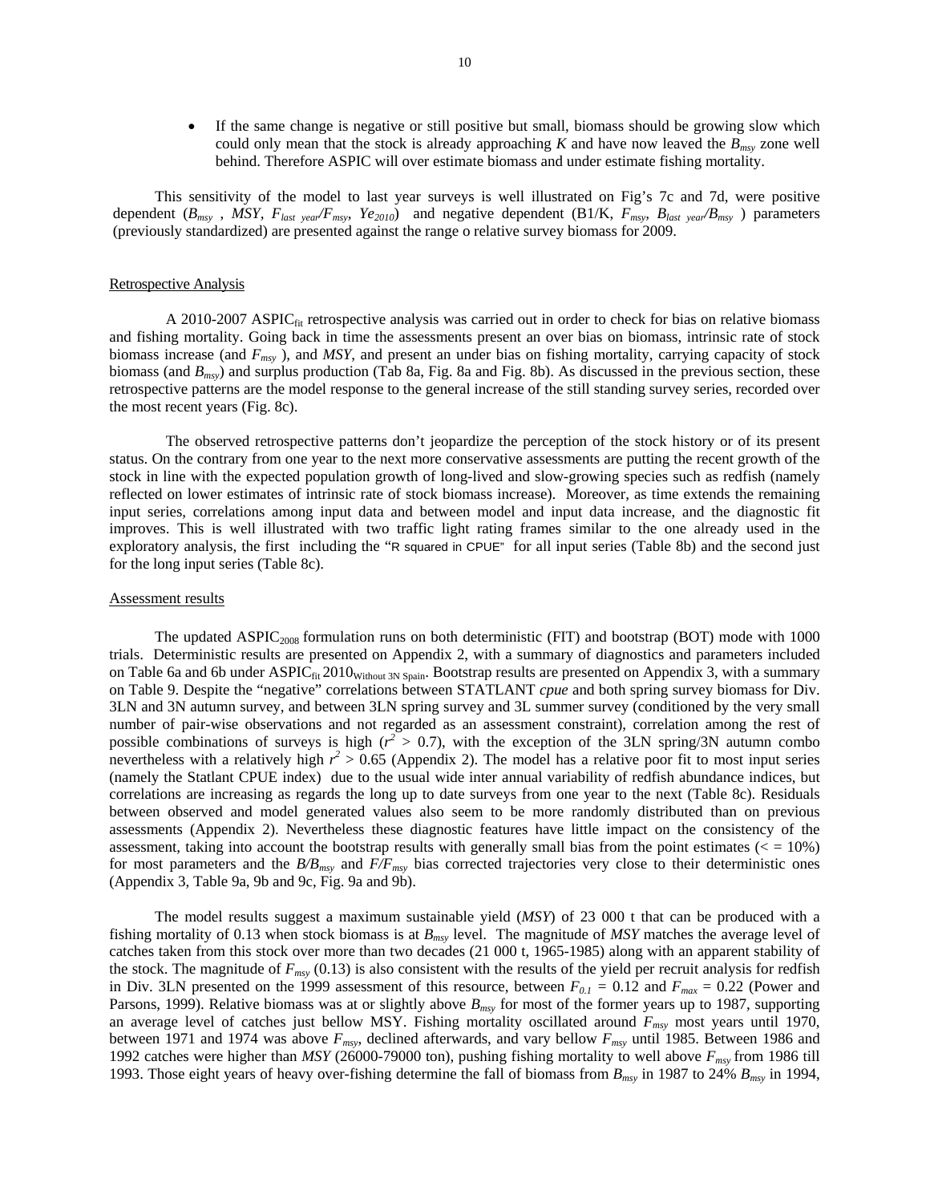- If the same change is negative or still positive but small, biomass should be growing slow which could only mean that the stock is already approaching *K* and have now leaved the $B_{msy}$ zone well behind. Therefore ASPIC will over estimate biomass and under estimate fishing mortality.

This sensitivity of the model to last year surveys is well illustrated on Fig's 7c and 7d, were positive dependent ($B_{msy}$ , *MSY*, $F_{last\ year}/F_{msy}$, $Ye_{2010}$) and negative dependent (B1/K, $F_{msy}$, $B_{last\ year}/B_{msy}$ ) parameters (previously standardized) are presented against the range o relative survey biomass for 2009.

## Retrospective Analysis

A 2010-2007 $\text{ASPIC}_{\text{fit}}$ retrospective analysis was carried out in order to check for bias on relative biomass and fishing mortality. Going back in time the assessments present an over bias on biomass, intrinsic rate of stock biomass increase (and $F_{msy}$ ), and *MSY*, and present an under bias on fishing mortality, carrying capacity of stock biomass (and $B_{msy}$) and surplus production (Tab 8a, Fig. 8a and Fig. 8b). As discussed in the previous section, these retrospective patterns are the model response to the general increase of the still standing survey series, recorded over the most recent years (Fig. 8c).

The observed retrospective patterns don't jeopardize the perception of the stock history or of its present status. On the contrary from one year to the next more conservative assessments are putting the recent growth of the stock in line with the expected population growth of long-lived and slow-growing species such as redfish (namely reflected on lower estimates of intrinsic rate of stock biomass increase). Moreover, as time extends the remaining input series, correlations among input data and between model and input data increase, and the diagnostic fit improves. This is well illustrated with two traffic light rating frames similar to the one already used in the exploratory analysis, the first including the "R squared in CPUE" for all input series (Table 8b) and the second just for the long input series (Table 8c).

## Assessment results

The updated $\text{ASPIC}_{2008}$ formulation runs on both deterministic (FIT) and bootstrap (BOT) mode with 1000 trials. Deterministic results are presented on Appendix 2, with a summary of diagnostics and parameters included on Table 6a and 6b under $\text{ASPIC}_{\text{fit}}\,2010_{\text{Without 3N Spain}}$. Bootstrap results are presented on Appendix 3, with a summary on Table 9. Despite the "negative" correlations between STATLANT *cpue* and both spring survey biomass for Div. 3LN and 3N autumn survey, and between 3LN spring survey and 3L summer survey (conditioned by the very small number of pair-wise observations and not regarded as an assessment constraint), correlation among the rest of possible combinations of surveys is high ($r^2 > 0.7$), with the exception of the 3LN spring/3N autumn combo nevertheless with a relatively high $r^2 > 0.65$ (Appendix 2). The model has a relative poor fit to most input series (namely the Statlant CPUE index) due to the usual wide inter annual variability of redfish abundance indices, but correlations are increasing as regards the long up to date surveys from one year to the next (Table 8c). Residuals between observed and model generated values also seem to be more randomly distributed than on previous assessments (Appendix 2). Nevertheless these diagnostic features have little impact on the consistency of the assessment, taking into account the bootstrap results with generally small bias from the point estimates (< = 10%) for most parameters and the $B/B_{msy}$ and $F/F_{msy}$ bias corrected trajectories very close to their deterministic ones (Appendix 3, Table 9a, 9b and 9c, Fig. 9a and 9b).

The model results suggest a maximum sustainable yield (*MSY*) of 23 000 t that can be produced with a fishing mortality of 0.13 when stock biomass is at $B_{msy}$ level. The magnitude of *MSY* matches the average level of catches taken from this stock over more than two decades (21 000 t, 1965-1985) along with an apparent stability of the stock. The magnitude of $F_{msy}$ (0.13) is also consistent with the results of the yield per recruit analysis for redfish in Div. 3LN presented on the 1999 assessment of this resource, between $F_{0.1} = 0.12$ and $F_{max} = 0.22$ (Power and Parsons, 1999). Relative biomass was at or slightly above $B_{msy}$ for most of the former years up to 1987, supporting an average level of catches just bellow MSY. Fishing mortality oscillated around $F_{msy}$ most years until 1970, between 1971 and 1974 was above $F_{msy}$, declined afterwards, and vary bellow $F_{msy}$ until 1985. Between 1986 and 1992 catches were higher than *MSY* (26000-79000 ton), pushing fishing mortality to well above $F_{msy}$ from 1986 till 1993. Those eight years of heavy over-fishing determine the fall of biomass from $B_{msy}$ in 1987 to 24% $B_{msy}$ in 1994,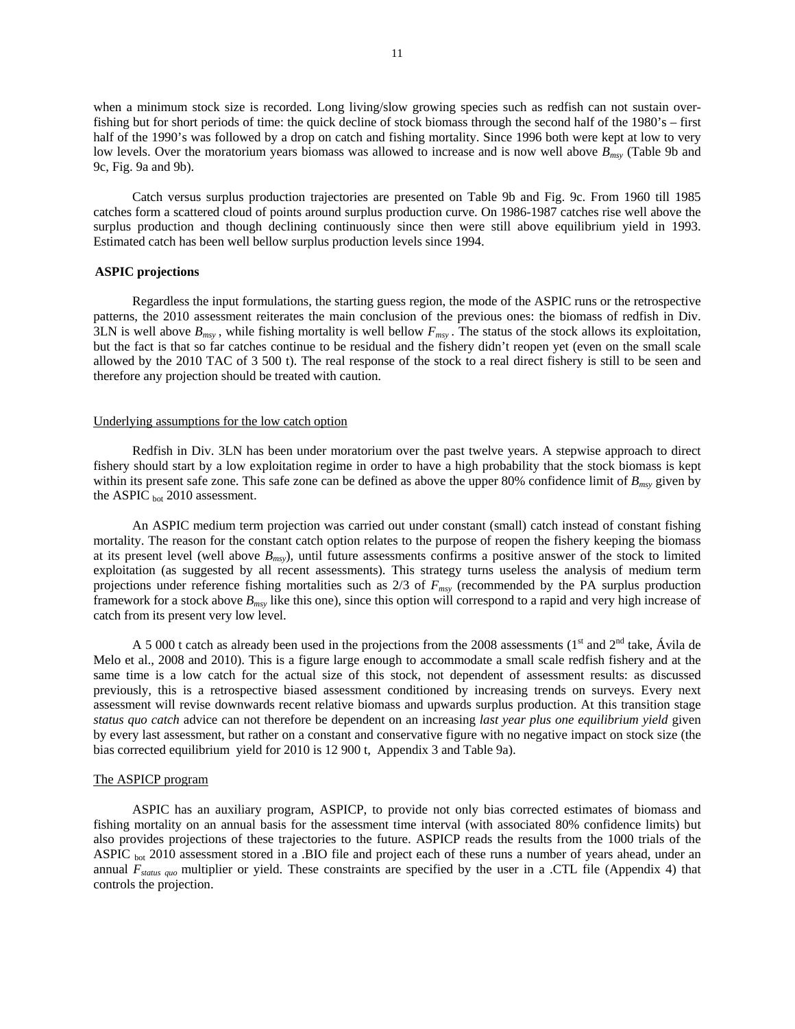when a minimum stock size is recorded. Long living/slow growing species such as redfish can not sustain over-fishing but for short periods of time: the quick decline of stock biomass through the second half of the 1980's – first half of the 1990's was followed by a drop on catch and fishing mortality. Since 1996 both were kept at low to very low levels. Over the moratorium years biomass was allowed to increase and is now well above $B_{msy}$ (Table 9b and 9c, Fig. 9a and 9b).

Catch versus surplus production trajectories are presented on Table 9b and Fig. 9c. From 1960 till 1985 catches form a scattered cloud of points around surplus production curve. On 1986-1987 catches rise well above the surplus production and though declining continuously since then were still above equilibrium yield in 1993. Estimated catch has been well bellow surplus production levels since 1994.

**ASPIC projections**

Regardless the input formulations, the starting guess region, the mode of the ASPIC runs or the retrospective patterns, the 2010 assessment reiterates the main conclusion of the previous ones: the biomass of redfish in Div. 3LN is well above $B_{msy}$, while fishing mortality is well bellow $F_{msy}$. The status of the stock allows its exploitation, but the fact is that so far catches continue to be residual and the fishery didn't reopen yet (even on the small scale allowed by the 2010 TAC of 3 500 t). The real response of the stock to a real direct fishery is still to be seen and therefore any projection should be treated with caution.

Underlying assumptions for the low catch option

Redfish in Div. 3LN has been under moratorium over the past twelve years. A stepwise approach to direct fishery should start by a low exploitation regime in order to have a high probability that the stock biomass is kept within its present safe zone. This safe zone can be defined as above the upper 80% confidence limit of $B_{msy}$ given by the ASPIC $_{bot}$ 2010 assessment.

An ASPIC medium term projection was carried out under constant (small) catch instead of constant fishing mortality. The reason for the constant catch option relates to the purpose of reopen the fishery keeping the biomass at its present level (well above $B_{msy}$), until future assessments confirms a positive answer of the stock to limited exploitation (as suggested by all recent assessments). This strategy turns useless the analysis of medium term projections under reference fishing mortalities such as 2/3 of $F_{msy}$ (recommended by the PA surplus production framework for a stock above $B_{msy}$ like this one), since this option will correspond to a rapid and very high increase of catch from its present very low level.

A 5 000 t catch as already been used in the projections from the 2008 assessments (1st and 2nd take, Ávila de Melo et al., 2008 and 2010). This is a figure large enough to accommodate a small scale redfish fishery and at the same time is a low catch for the actual size of this stock, not dependent of assessment results: as discussed previously, this is a retrospective biased assessment conditioned by increasing trends on surveys. Every next assessment will revise downwards recent relative biomass and upwards surplus production. At this transition stage *status quo catch* advice can not therefore be dependent on an increasing *last year plus one equilibrium yield* given by every last assessment, but rather on a constant and conservative figure with no negative impact on stock size (the bias corrected equilibrium yield for 2010 is 12 900 t, Appendix 3 and Table 9a).

The ASPICP program

ASPIC has an auxiliary program, ASPICP, to provide not only bias corrected estimates of biomass and fishing mortality on an annual basis for the assessment time interval (with associated 80% confidence limits) but also provides projections of these trajectories to the future. ASPICP reads the results from the 1000 trials of the ASPIC $_{bot}$ 2010 assessment stored in a .BIO file and project each of these runs a number of years ahead, under an annual $F_{status\ quo}$ multiplier or yield. These constraints are specified by the user in a .CTL file (Appendix 4) that controls the projection.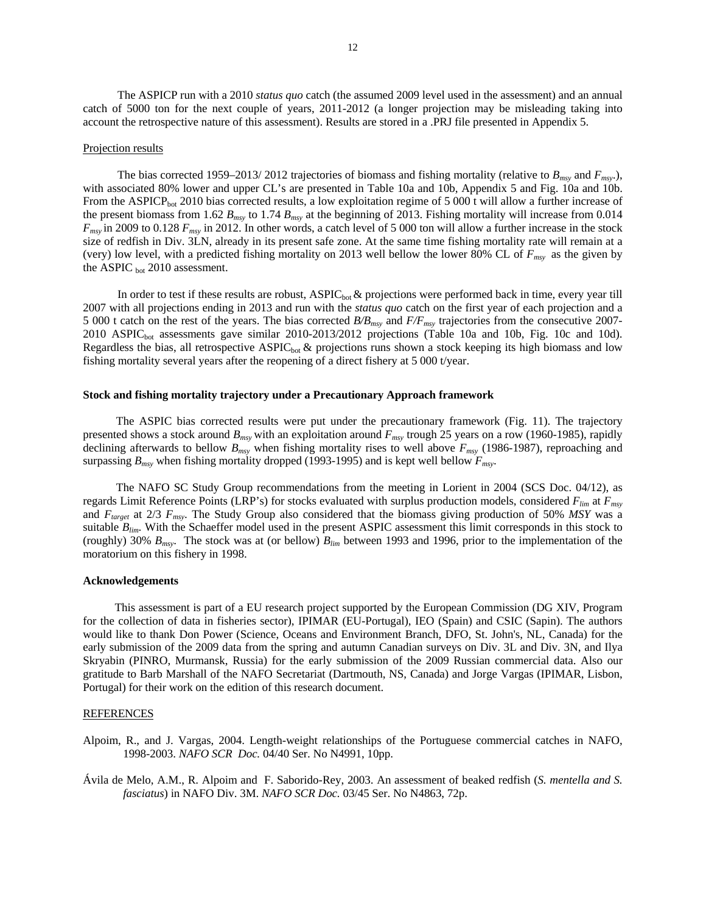The ASPICP run with a 2010 *status quo* catch (the assumed 2009 level used in the assessment) and an annual catch of 5000 ton for the next couple of years, 2011-2012 (a longer projection may be misleading taking into account the retrospective nature of this assessment). Results are stored in a .PRJ file presented in Appendix 5.

Projection results

The bias corrected 1959–2013/ 2012 trajectories of biomass and fishing mortality (relative to $B_{msy}$ and $F_{msy}$.), with associated 80% lower and upper CL's are presented in Table 10a and 10b, Appendix 5 and Fig. 10a and 10b. From the $ASPICP_{bot}$ 2010 bias corrected results, a low exploitation regime of 5 000 t will allow a further increase of the present biomass from 1.62 $B_{msy}$ to 1.74 $B_{msy}$ at the beginning of 2013. Fishing mortality will increase from 0.014 $F_{msy}$ in 2009 to 0.128 $F_{msy}$ in 2012. In other words, a catch level of 5 000 ton will allow a further increase in the stock size of redfish in Div. 3LN, already in its present safe zone. At the same time fishing mortality rate will remain at a (very) low level, with a predicted fishing mortality on 2013 well bellow the lower 80% CL of $F_{msy}$ as the given by the $ASPIC_{bot}$ 2010 assessment.

In order to test if these results are robust, $ASPIC_{bot}$ & projections were performed back in time, every year till 2007 with all projections ending in 2013 and run with the *status quo* catch on the first year of each projection and a 5 000 t catch on the rest of the years. The bias corrected $B/B_{msy}$ and $F/F_{msy}$ trajectories from the consecutive 2007-2010 $ASPIC_{bot}$ assessments gave similar 2010-2013/2012 projections (Table 10a and 10b, Fig. 10c and 10d). Regardless the bias, all retrospective $ASPIC_{bot}$ & projections runs shown a stock keeping its high biomass and low fishing mortality several years after the reopening of a direct fishery at 5 000 t/year.

**Stock and fishing mortality trajectory under a Precautionary Approach framework**

The ASPIC bias corrected results were put under the precautionary framework (Fig. 11). The trajectory presented shows a stock around $B_{msy}$ with an exploitation around $F_{msy}$ trough 25 years on a row (1960-1985), rapidly declining afterwards to bellow $B_{msy}$ when fishing mortality rises to well above $F_{msy}$ (1986-1987), reproaching and surpassing $B_{msy}$ when fishing mortality dropped (1993-1995) and is kept well bellow $F_{msy}$.

The NAFO SC Study Group recommendations from the meeting in Lorient in 2004 (SCS Doc. 04/12), as regards Limit Reference Points (LRP's) for stocks evaluated with surplus production models, considered $F_{lim}$ at $F_{msy}$ and $F_{target}$ at 2/3 $F_{msy}$. The Study Group also considered that the biomass giving production of 50% *MSY* was a suitable $B_{lim}$. With the Schaeffer model used in the present ASPIC assessment this limit corresponds in this stock to (roughly) 30% $B_{msy}$. The stock was at (or bellow) $B_{lim}$ between 1993 and 1996, prior to the implementation of the moratorium on this fishery in 1998.

**Acknowledgements**

This assessment is part of a EU research project supported by the European Commission (DG XIV, Program for the collection of data in fisheries sector), IPIMAR (EU-Portugal), IEO (Spain) and CSIC (Sapin). The authors would like to thank Don Power (Science, Oceans and Environment Branch, DFO, St. John's, NL, Canada) for the early submission of the 2009 data from the spring and autumn Canadian surveys on Div. 3L and Div. 3N, and Ilya Skryabin (PINRO, Murmansk, Russia) for the early submission of the 2009 Russian commercial data. Also our gratitude to Barb Marshall of the NAFO Secretariat (Dartmouth, NS, Canada) and Jorge Vargas (IPIMAR, Lisbon, Portugal) for their work on the edition of this research document.

REFERENCES

Alpoim, R., and J. Vargas, 2004. Length-weight relationships of the Portuguese commercial catches in NAFO, 1998-2003. *NAFO SCR Doc.* 04/40 Ser. No N4991, 10pp.

Ávila de Melo, A.M., R. Alpoim and F. Saborido-Rey, 2003. An assessment of beaked redfish (*S. mentella and S. fasciatus*) in NAFO Div. 3M. *NAFO SCR Doc.* 03/45 Ser. No N4863, 72p.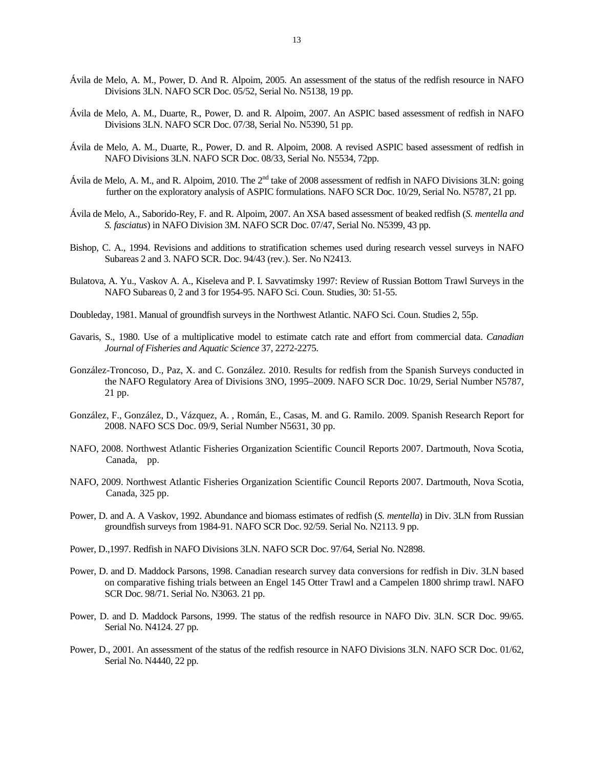Ávila de Melo, A. M., Power, D. And R. Alpoim, 2005. An assessment of the status of the redfish resource in NAFO Divisions 3LN. NAFO SCR Doc. 05/52, Serial No. N5138, 19 pp.

Ávila de Melo, A. M., Duarte, R., Power, D. and R. Alpoim, 2007. An ASPIC based assessment of redfish in NAFO Divisions 3LN. NAFO SCR Doc. 07/38, Serial No. N5390, 51 pp.

Ávila de Melo, A. M., Duarte, R., Power, D. and R. Alpoim, 2008. A revised ASPIC based assessment of redfish in NAFO Divisions 3LN. NAFO SCR Doc. 08/33, Serial No. N5534, 72pp.

Ávila de Melo, A. M., and R. Alpoim, 2010. The 2nd take of 2008 assessment of redfish in NAFO Divisions 3LN: going further on the exploratory analysis of ASPIC formulations. NAFO SCR Doc. 10/29, Serial No. N5787, 21 pp.

Ávila de Melo, A., Saborido-Rey, F. and R. Alpoim, 2007. An XSA based assessment of beaked redfish (*S. mentella and S. fasciatus*) in NAFO Division 3M. NAFO SCR Doc. 07/47, Serial No. N5399, 43 pp.

Bishop, C. A., 1994. Revisions and additions to stratification schemes used during research vessel surveys in NAFO Subareas 2 and 3. NAFO SCR. Doc. 94/43 (rev.). Ser. No N2413.

Bulatova, A. Yu., Vaskov A. A., Kiseleva and P. I. Savvatimsky 1997: Review of Russian Bottom Trawl Surveys in the NAFO Subareas 0, 2 and 3 for 1954-95. NAFO Sci. Coun. Studies, 30: 51-55.

Doubleday, 1981. Manual of groundfish surveys in the Northwest Atlantic. NAFO Sci. Coun. Studies 2, 55p.

Gavaris, S., 1980. Use of a multiplicative model to estimate catch rate and effort from commercial data. *Canadian Journal of Fisheries and Aquatic Science* 37, 2272-2275.

González-Troncoso, D., Paz, X. and C. González. 2010. Results for redfish from the Spanish Surveys conducted in the NAFO Regulatory Area of Divisions 3NO, 1995–2009. NAFO SCR Doc. 10/29, Serial Number N5787, 21 pp.

González, F., González, D., Vázquez, A. , Román, E., Casas, M. and G. Ramilo. 2009. Spanish Research Report for 2008. NAFO SCS Doc. 09/9, Serial Number N5631, 30 pp.

NAFO, 2008. Northwest Atlantic Fisheries Organization Scientific Council Reports 2007. Dartmouth, Nova Scotia, Canada,   pp.

NAFO, 2009. Northwest Atlantic Fisheries Organization Scientific Council Reports 2007. Dartmouth, Nova Scotia, Canada, 325 pp.

Power, D. and A. A Vaskov, 1992. Abundance and biomass estimates of redfish (*S. mentella*) in Div. 3LN from Russian groundfish surveys from 1984-91. NAFO SCR Doc. 92/59. Serial No. N2113. 9 pp.

Power, D.,1997. Redfish in NAFO Divisions 3LN. NAFO SCR Doc. 97/64, Serial No. N2898.

Power, D. and D. Maddock Parsons, 1998. Canadian research survey data conversions for redfish in Div. 3LN based on comparative fishing trials between an Engel 145 Otter Trawl and a Campelen 1800 shrimp trawl. NAFO SCR Doc. 98/71. Serial No. N3063. 21 pp.

Power, D. and D. Maddock Parsons, 1999. The status of the redfish resource in NAFO Div. 3LN. SCR Doc. 99/65. Serial No. N4124. 27 pp.

Power, D., 2001. An assessment of the status of the redfish resource in NAFO Divisions 3LN. NAFO SCR Doc. 01/62, Serial No. N4440, 22 pp.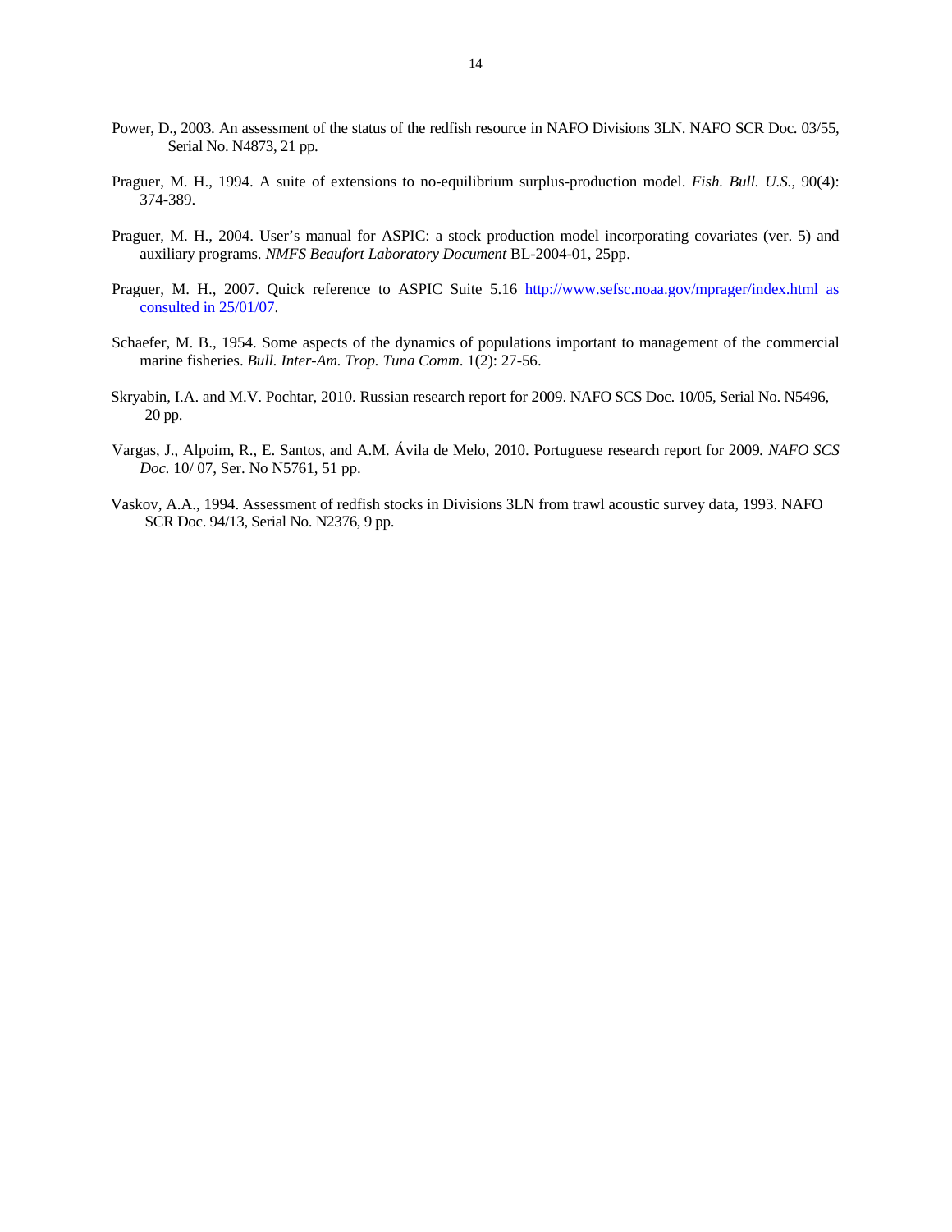Power, D., 2003. An assessment of the status of the redfish resource in NAFO Divisions 3LN. NAFO SCR Doc. 03/55, Serial No. N4873, 21 pp.

Praguer, M. H., 1994. A suite of extensions to no-equilibrium surplus-production model. *Fish. Bull. U.S.*, 90(4): 374-389.

Praguer, M. H., 2004. User's manual for ASPIC: a stock production model incorporating covariates (ver. 5) and auxiliary programs. *NMFS Beaufort Laboratory Document* BL-2004-01, 25pp.

Praguer, M. H., 2007. Quick reference to ASPIC Suite 5.16 http://www.sefsc.noaa.gov/mprager/index.html as consulted in 25/01/07.

Schaefer, M. B., 1954. Some aspects of the dynamics of populations important to management of the commercial marine fisheries. *Bull. Inter-Am. Trop. Tuna Comm*. 1(2): 27-56.

Skryabin, I.A. and M.V. Pochtar, 2010. Russian research report for 2009. NAFO SCS Doc. 10/05, Serial No. N5496, 20 pp.

Vargas, J., Alpoim, R., E. Santos, and A.M. Ávila de Melo, 2010. Portuguese research report for 2009. *NAFO SCS Doc.* 10/ 07, Ser. No N5761, 51 pp.

Vaskov, A.A., 1994. Assessment of redfish stocks in Divisions 3LN from trawl acoustic survey data, 1993. NAFO SCR Doc. 94/13, Serial No. N2376, 9 pp.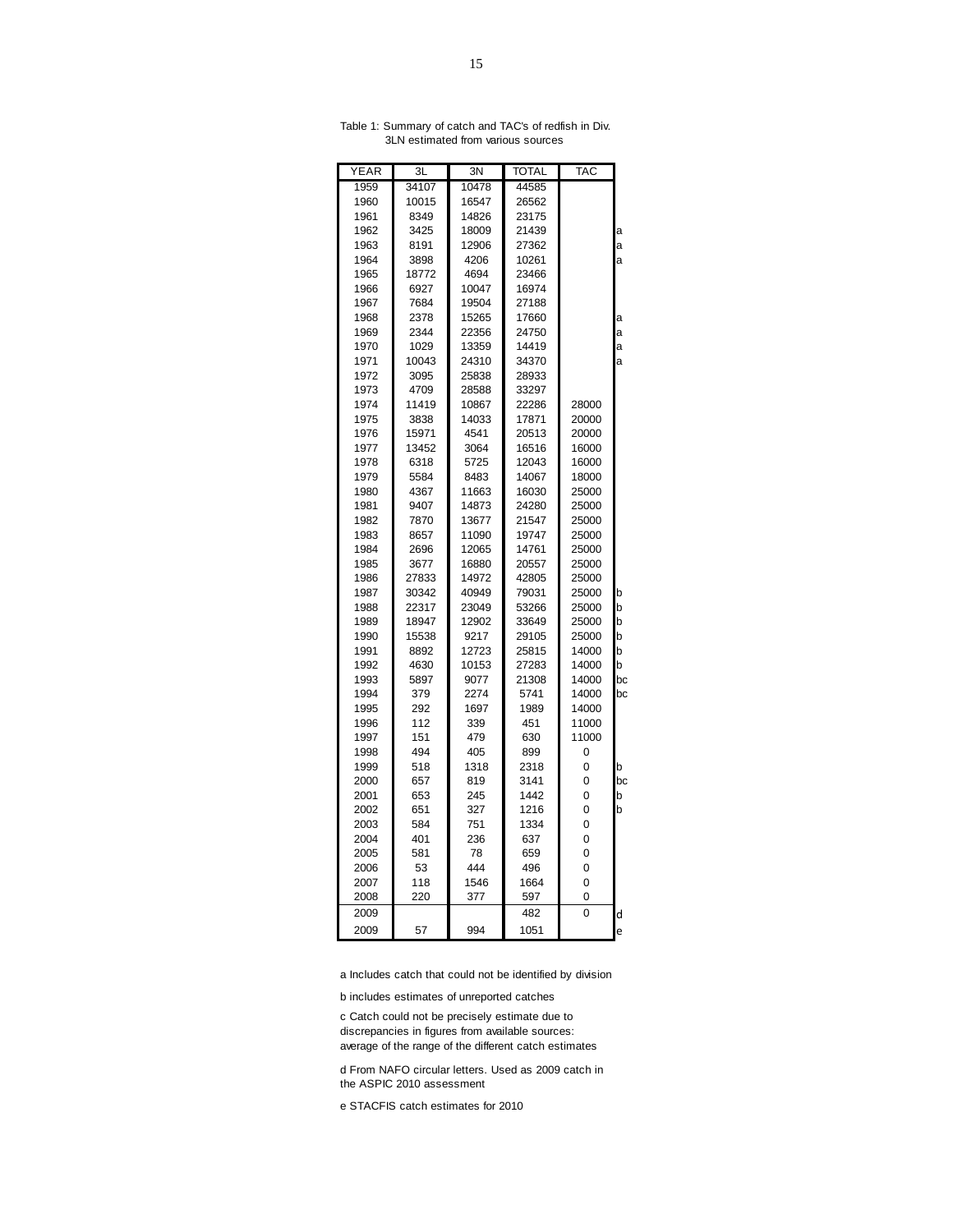Table 1: Summary of catch and TAC's of redfish in Div. 3LN estimated from various sources

| YEAR | 3L | 3N | TOTAL | TAC | |
|---|---|---|---|---|---|
| 1959 | 34107 | 10478 | 44585 | | |
| 1960 | 10015 | 16547 | 26562 | | |
| 1961 | 8349 | 14826 | 23175 | | |
| 1962 | 3425 | 18009 | 21439 | | a |
| 1963 | 8191 | 12906 | 27362 | | a |
| 1964 | 3898 | 4206 | 10261 | | a |
| 1965 | 18772 | 4694 | 23466 | | |
| 1966 | 6927 | 10047 | 16974 | | |
| 1967 | 7684 | 19504 | 27188 | | |
| 1968 | 2378 | 15265 | 17660 | | a |
| 1969 | 2344 | 22356 | 24750 | | a |
| 1970 | 1029 | 13359 | 14419 | | a |
| 1971 | 10043 | 24310 | 34370 | | a |
| 1972 | 3095 | 25838 | 28933 | | |
| 1973 | 4709 | 28588 | 33297 | | |
| 1974 | 11419 | 10867 | 22286 | 28000 | |
| 1975 | 3838 | 14033 | 17871 | 20000 | |
| 1976 | 15971 | 4541 | 20513 | 20000 | |
| 1977 | 13452 | 3064 | 16516 | 16000 | |
| 1978 | 6318 | 5725 | 12043 | 16000 | |
| 1979 | 5584 | 8483 | 14067 | 18000 | |
| 1980 | 4367 | 11663 | 16030 | 25000 | |
| 1981 | 9407 | 14873 | 24280 | 25000 | |
| 1982 | 7870 | 13677 | 21547 | 25000 | |
| 1983 | 8657 | 11090 | 19747 | 25000 | |
| 1984 | 2696 | 12065 | 14761 | 25000 | |
| 1985 | 3677 | 16880 | 20557 | 25000 | |
| 1986 | 27833 | 14972 | 42805 | 25000 | |
| 1987 | 30342 | 40949 | 79031 | 25000 | b |
| 1988 | 22317 | 23049 | 53266 | 25000 | b |
| 1989 | 18947 | 12902 | 33649 | 25000 | b |
| 1990 | 15538 | 9217 | 29105 | 25000 | b |
| 1991 | 8892 | 12723 | 25815 | 14000 | b |
| 1992 | 4630 | 10153 | 27283 | 14000 | b |
| 1993 | 5897 | 9077 | 21308 | 14000 | bc |
| 1994 | 379 | 2274 | 5741 | 14000 | bc |
| 1995 | 292 | 1697 | 1989 | 14000 | |
| 1996 | 112 | 339 | 451 | 11000 | |
| 1997 | 151 | 479 | 630 | 11000 | |
| 1998 | 494 | 405 | 899 | 0 | |
| 1999 | 518 | 1318 | 2318 | 0 | b |
| 2000 | 657 | 819 | 3141 | 0 | bc |
| 2001 | 653 | 245 | 1442 | 0 | b |
| 2002 | 651 | 327 | 1216 | 0 | b |
| 2003 | 584 | 751 | 1334 | 0 | |
| 2004 | 401 | 236 | 637 | 0 | |
| 2005 | 581 | 78 | 659 | 0 | |
| 2006 | 53 | 444 | 496 | 0 | |
| 2007 | 118 | 1546 | 1664 | 0 | |
| 2008 | 220 | 377 | 597 | 0 | |
| 2009 | | | 482 | 0 | d |
| 2009 | 57 | 994 | 1051 | | e |

a Includes catch that could not be identified by division

b includes estimates of unreported catches

c Catch could not be precisely estimate due to discrepancies in figures from available sources: average of the range of the different catch estimates

d From NAFO circular letters. Used as 2009 catch in the ASPIC 2010 assessment

e STACFIS catch estimates for 2010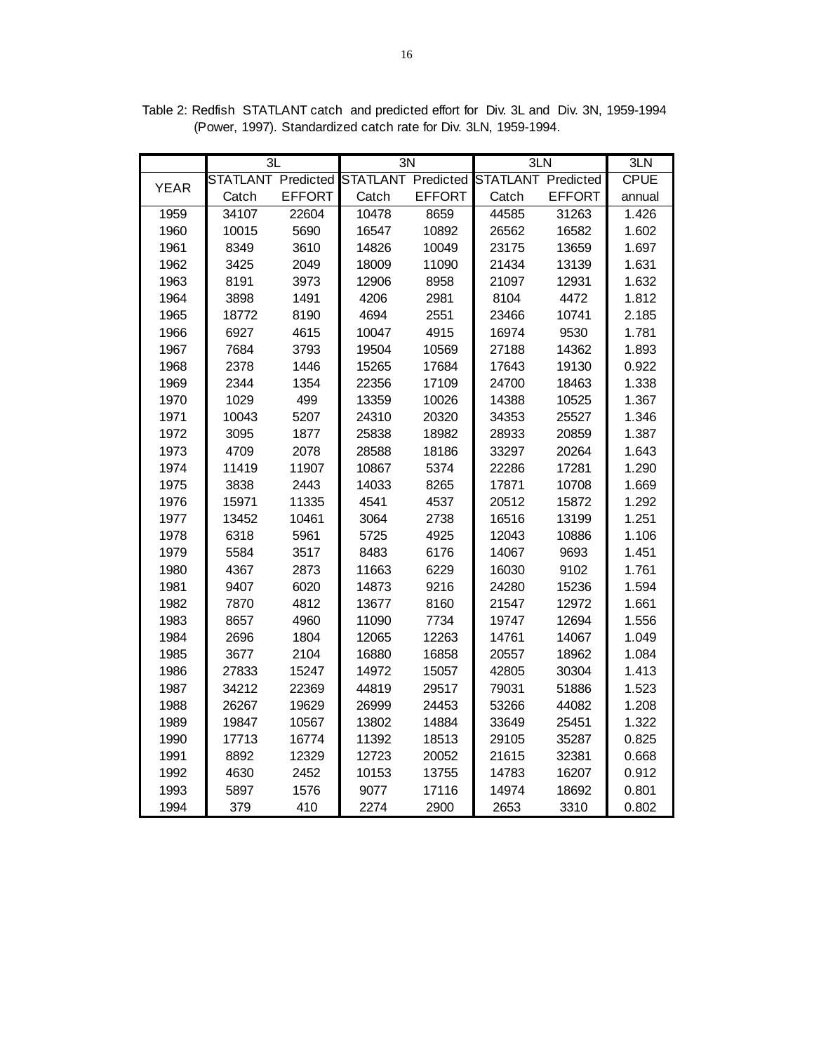Table 2: Redfish STATLANT catch and predicted effort for Div. 3L and Div. 3N, 1959-1994 (Power, 1997). Standardized catch rate for Div. 3LN, 1959-1994.

| | 3L | | 3N | | 3LN | | 3LN |
|---|---|---|---|---|---|---|---|
| YEAR | STATLANT Catch | Predicted EFFORT | STATLANT Catch | Predicted EFFORT | STATLANT Catch | Predicted EFFORT | CPUE annual |
| 1959 | 34107 | 22604 | 10478 | 8659 | 44585 | 31263 | 1.426 |
| 1960 | 10015 | 5690 | 16547 | 10892 | 26562 | 16582 | 1.602 |
| 1961 | 8349 | 3610 | 14826 | 10049 | 23175 | 13659 | 1.697 |
| 1962 | 3425 | 2049 | 18009 | 11090 | 21434 | 13139 | 1.631 |
| 1963 | 8191 | 3973 | 12906 | 8958 | 21097 | 12931 | 1.632 |
| 1964 | 3898 | 1491 | 4206 | 2981 | 8104 | 4472 | 1.812 |
| 1965 | 18772 | 8190 | 4694 | 2551 | 23466 | 10741 | 2.185 |
| 1966 | 6927 | 4615 | 10047 | 4915 | 16974 | 9530 | 1.781 |
| 1967 | 7684 | 3793 | 19504 | 10569 | 27188 | 14362 | 1.893 |
| 1968 | 2378 | 1446 | 15265 | 17684 | 17643 | 19130 | 0.922 |
| 1969 | 2344 | 1354 | 22356 | 17109 | 24700 | 18463 | 1.338 |
| 1970 | 1029 | 499 | 13359 | 10026 | 14388 | 10525 | 1.367 |
| 1971 | 10043 | 5207 | 24310 | 20320 | 34353 | 25527 | 1.346 |
| 1972 | 3095 | 1877 | 25838 | 18982 | 28933 | 20859 | 1.387 |
| 1973 | 4709 | 2078 | 28588 | 18186 | 33297 | 20264 | 1.643 |
| 1974 | 11419 | 11907 | 10867 | 5374 | 22286 | 17281 | 1.290 |
| 1975 | 3838 | 2443 | 14033 | 8265 | 17871 | 10708 | 1.669 |
| 1976 | 15971 | 11335 | 4541 | 4537 | 20512 | 15872 | 1.292 |
| 1977 | 13452 | 10461 | 3064 | 2738 | 16516 | 13199 | 1.251 |
| 1978 | 6318 | 5961 | 5725 | 4925 | 12043 | 10886 | 1.106 |
| 1979 | 5584 | 3517 | 8483 | 6176 | 14067 | 9693 | 1.451 |
| 1980 | 4367 | 2873 | 11663 | 6229 | 16030 | 9102 | 1.761 |
| 1981 | 9407 | 6020 | 14873 | 9216 | 24280 | 15236 | 1.594 |
| 1982 | 7870 | 4812 | 13677 | 8160 | 21547 | 12972 | 1.661 |
| 1983 | 8657 | 4960 | 11090 | 7734 | 19747 | 12694 | 1.556 |
| 1984 | 2696 | 1804 | 12065 | 12263 | 14761 | 14067 | 1.049 |
| 1985 | 3677 | 2104 | 16880 | 16858 | 20557 | 18962 | 1.084 |
| 1986 | 27833 | 15247 | 14972 | 15057 | 42805 | 30304 | 1.413 |
| 1987 | 34212 | 22369 | 44819 | 29517 | 79031 | 51886 | 1.523 |
| 1988 | 26267 | 19629 | 26999 | 24453 | 53266 | 44082 | 1.208 |
| 1989 | 19847 | 10567 | 13802 | 14884 | 33649 | 25451 | 1.322 |
| 1990 | 17713 | 16774 | 11392 | 18513 | 29105 | 35287 | 0.825 |
| 1991 | 8892 | 12329 | 12723 | 20052 | 21615 | 32381 | 0.668 |
| 1992 | 4630 | 2452 | 10153 | 13755 | 14783 | 16207 | 0.912 |
| 1993 | 5897 | 1576 | 9077 | 17116 | 14974 | 18692 | 0.801 |
| 1994 | 379 | 410 | 2274 | 2900 | 2653 | 3310 | 0.802 |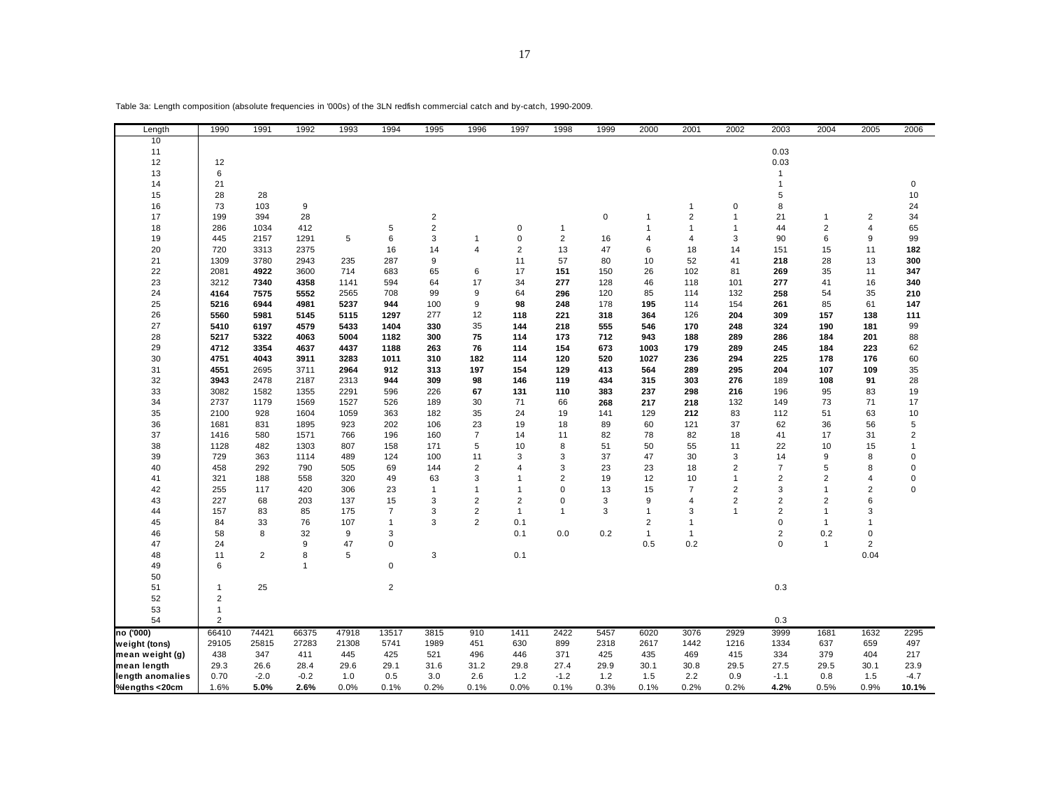Table 3a: Length composition (absolute frequencies in '000s) of the 3LN redfish commercial catch and by-catch, 1990-2009.

| Length | 1990 | 1991 | 1992 | 1993 | 1994 | 1995 | 1996 | 1997 | 1998 | 1999 | 2000 | 2001 | 2002 | 2003 | 2004 | 2005 | 2006 |
|---|---|---|---|---|---|---|---|---|---|---|---|---|---|---|---|---|---|
| 10 | | | | | | | | | | | | | | | | | |
| 11 | | | | | | | | | | | | | | 0.03 | | | |
| 12 | 12 | | | | | | | | | | | | | 0.03 | | | |
| 13 | 6 | | | | | | | | | | | | | 1 | | | |
| 14 | 21 | | | | | | | | | | | | | 1 | | | 0 |
| 15 | 28 | 28 | | | | | | | | | | | | 5 | | | 10 |
| 16 | 73 | 103 | 9 | | | | | | | | | 1 | 0 | 8 | | | 24 |
| 17 | 199 | 394 | 28 | | | 2 | | | | 0 | 1 | 2 | 1 | 21 | 1 | 2 | 34 |
| 18 | 286 | 1034 | 412 | | 5 | 2 | | 0 | 1 | | 1 | 1 | 1 | 44 | 2 | 4 | 65 |
| 19 | 445 | 2157 | 1291 | 5 | 6 | 3 | 1 | 0 | 2 | 16 | 4 | 4 | 3 | 90 | 6 | 9 | 99 |
| 20 | 720 | 3313 | 2375 | | 16 | 14 | 4 | 2 | 13 | 47 | 6 | 18 | 14 | 151 | 15 | 11 | **182** |
| 21 | 1309 | 3780 | 2943 | 235 | 287 | 9 | | 11 | 57 | 80 | 10 | 52 | 41 | **218** | 28 | 13 | **300** |
| 22 | 2081 | **4922** | 3600 | 714 | 683 | 65 | 6 | 17 | **151** | 150 | 26 | 102 | 81 | **269** | 35 | 11 | **347** |
| 23 | 3212 | **7340** | **4358** | 1141 | 594 | 64 | 17 | 34 | **277** | 128 | 46 | 118 | 101 | **277** | 41 | 16 | **340** |
| 24 | **4164** | **7575** | **5552** | 2565 | 708 | 99 | 9 | 64 | **296** | 120 | 85 | 114 | 132 | **258** | 54 | 35 | **210** |
| 25 | **5216** | **6944** | **4981** | **5237** | **944** | 100 | 9 | **98** | **248** | 178 | **195** | 114 | 154 | **261** | 85 | 61 | **147** |
| 26 | **5560** | **5981** | **5145** | **5115** | **1297** | 277 | 12 | **118** | **221** | **318** | **364** | 126 | **204** | **309** | **157** | **138** | **111** |
| 27 | **5410** | **6197** | **4579** | **5433** | **1404** | **330** | 35 | **144** | **218** | **555** | **546** | **170** | **248** | **324** | **190** | **181** | 99 |
| 28 | **5217** | **5322** | **4063** | **5004** | **1182** | **300** | **75** | **114** | **173** | **712** | **943** | **188** | **289** | **286** | **184** | **201** | 88 |
| 29 | **4712** | 3354 | **4637** | **4437** | **1188** | **263** | **76** | **114** | **154** | **673** | **1003** | **179** | **289** | **245** | **184** | **223** | 62 |
| 30 | **4751** | 4043 | **3911** | **3283** | **1011** | **310** | **182** | **114** | **120** | **520** | **1027** | **236** | **294** | **225** | **178** | **176** | 60 |
| 31 | **4551** | 2695 | 3711 | **2964** | **912** | **313** | **197** | **154** | **129** | **413** | **564** | **289** | **295** | **204** | **107** | **109** | 35 |
| 32 | **3943** | 2478 | 2187 | 2313 | **944** | **309** | **98** | **146** | **119** | **434** | **315** | **303** | **276** | 189 | **108** | **91** | 28 |
| 33 | 3082 | 1582 | 1355 | 2291 | 596 | 226 | **67** | **131** | **110** | **383** | **237** | **298** | **216** | 196 | 95 | 83 | 19 |
| 34 | 2737 | 1179 | 1569 | 1527 | 526 | 189 | 30 | 71 | 66 | **268** | **217** | **218** | 132 | 149 | 73 | 71 | 17 |
| 35 | 2100 | 928 | 1604 | 1059 | 363 | 182 | 35 | 24 | 19 | 141 | 129 | **212** | 83 | 112 | 51 | 63 | 10 |
| 36 | 1681 | 831 | 1895 | 923 | 202 | 106 | 23 | 19 | 18 | 89 | 60 | 121 | 37 | 62 | 36 | 56 | 5 |
| 37 | 1416 | 580 | 1571 | 766 | 196 | 160 | 7 | 14 | 11 | 82 | 78 | 82 | 18 | 41 | 17 | 31 | 2 |
| 38 | 1128 | 482 | 1303 | 807 | 158 | 171 | 5 | 10 | 8 | 51 | 50 | 55 | 11 | 22 | 10 | 15 | 1 |
| 39 | 729 | 363 | 1114 | 489 | 124 | 100 | 11 | 3 | 3 | 37 | 47 | 30 | 3 | 14 | 9 | 8 | 0 |
| 40 | 458 | 292 | 790 | 505 | 69 | 144 | 2 | 4 | 3 | 23 | 23 | 18 | 2 | 7 | 5 | 8 | 0 |
| 41 | 321 | 188 | 558 | 320 | 49 | 63 | 3 | 1 | 2 | 19 | 12 | 10 | 1 | 2 | 2 | 4 | 0 |
| 42 | 255 | 117 | 420 | 306 | 23 | 1 | 1 | 1 | 0 | 13 | 15 | 7 | 2 | 3 | 1 | 2 | 0 |
| 43 | 227 | 68 | 203 | 137 | 15 | 3 | 2 | 2 | 0 | 3 | 9 | 4 | 2 | 2 | 2 | 6 | |
| 44 | 157 | 83 | 85 | 175 | 7 | 3 | 2 | 1 | 1 | 3 | 1 | 3 | 1 | 2 | 1 | 3 | |
| 45 | 84 | 33 | 76 | 107 | 1 | 3 | 2 | 0.1 | | | 2 | 1 | | 0 | 1 | 1 | |
| 46 | 58 | 8 | 32 | 9 | 3 | | | 0.1 | 0.0 | 0.2 | 1 | 1 | | 2 | 0.2 | 0 | |
| 47 | 24 | | 9 | 47 | 0 | | | | | | 0.5 | 0.2 | | 0 | 1 | 2 | |
| 48 | 11 | 2 | 8 | 5 | | 3 | | 0.1 | | | | | | | | 0.04 | |
| 49 | 6 | | 1 | | 0 | | | | | | | | | | | | |
| 50 | | | | | | | | | | | | | | | | | |
| 51 | 1 | 25 | | | 2 | | | | | | | | | 0.3 | | | |
| 52 | 2 | | | | | | | | | | | | | | | | |
| 53 | 1 | | | | | | | | | | | | | | | | |
| 54 | 2 | | | | | | | | | | | | | 0.3 | | | |
| **no ('000)** | 66410 | 74421 | 66375 | 47918 | 13517 | 3815 | 910 | 1411 | 2422 | 5457 | 6020 | 3076 | 2929 | 3999 | 1681 | 1632 | 2295 |
| **weight (tons)** | 29105 | 25815 | 27283 | 21308 | 5741 | 1989 | 451 | 630 | 899 | 2318 | 2617 | 1442 | 1216 | 1334 | 637 | 659 | 497 |
| **mean weight (g)** | 438 | 347 | 411 | 445 | 425 | 521 | 496 | 446 | 371 | 425 | 435 | 469 | 415 | 334 | 379 | 404 | 217 |
| **mean length** | 29.3 | 26.6 | 28.4 | 29.6 | 29.1 | 31.6 | 31.2 | 29.8 | 27.4 | 29.9 | 30.1 | 30.8 | 29.5 | 27.5 | 29.5 | 30.1 | 23.9 |
| **length anomalies** | 0.70 | -2.0 | -0.2 | 1.0 | 0.5 | 3.0 | 2.6 | 1.2 | -1.2 | 1.2 | 1.5 | 2.2 | 0.9 | -1.1 | 0.8 | 1.5 | -4.7 |
| **%lengths <20cm** | 1.6% | **5.0%** | **2.6%** | 0.0% | 0.1% | 0.2% | 0.1% | 0.0% | 0.1% | 0.3% | 0.1% | 0.2% | 0.2% | **4.2%** | 0.5% | 0.9% | **10.1%** |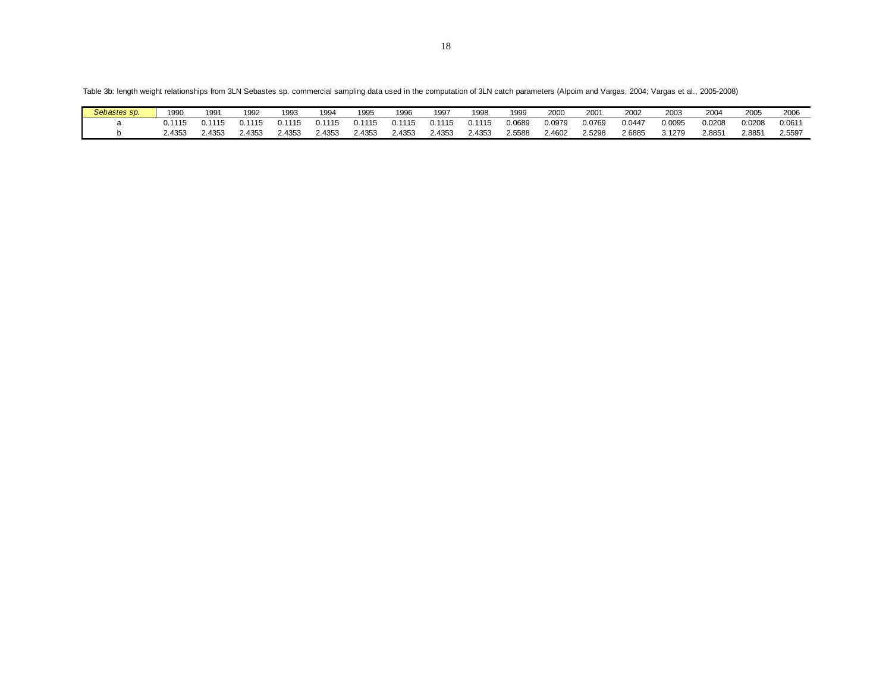Table 3b: length weight relationships from 3LN Sebastes sp. commercial sampling data used in the computation of 3LN catch parameters (Alpoim and Vargas, 2004; Vargas et al., 2005-2008)

| *Sebastes sp.* | 1990 | 1991 | 1992 | 1993 | 1994 | 1995 | 1996 | 1997 | 1998 | 1999 | 2000 | 2001 | 2002 | 2003 | 2004 | 2005 | 2006 |
|---|---|---|---|---|---|---|---|---|---|---|---|---|---|---|---|---|---|
| a | 0.1115 | 0.1115 | 0.1115 | 0.1115 | 0.1115 | 0.1115 | 0.1115 | 0.1115 | 0.1115 | 0.0689 | 0.0979 | 0.0769 | 0.0447 | 0.0095 | 0.0208 | 0.0208 | 0.0611 |
| b | 2.4353 | 2.4353 | 2.4353 | 2.4353 | 2.4353 | 2.4353 | 2.4353 | 2.4353 | 2.4353 | 2.5588 | 2.4602 | 2.5298 | 2.6885 | 3.1279 | 2.8851 | 2.8851 | 2.5597 |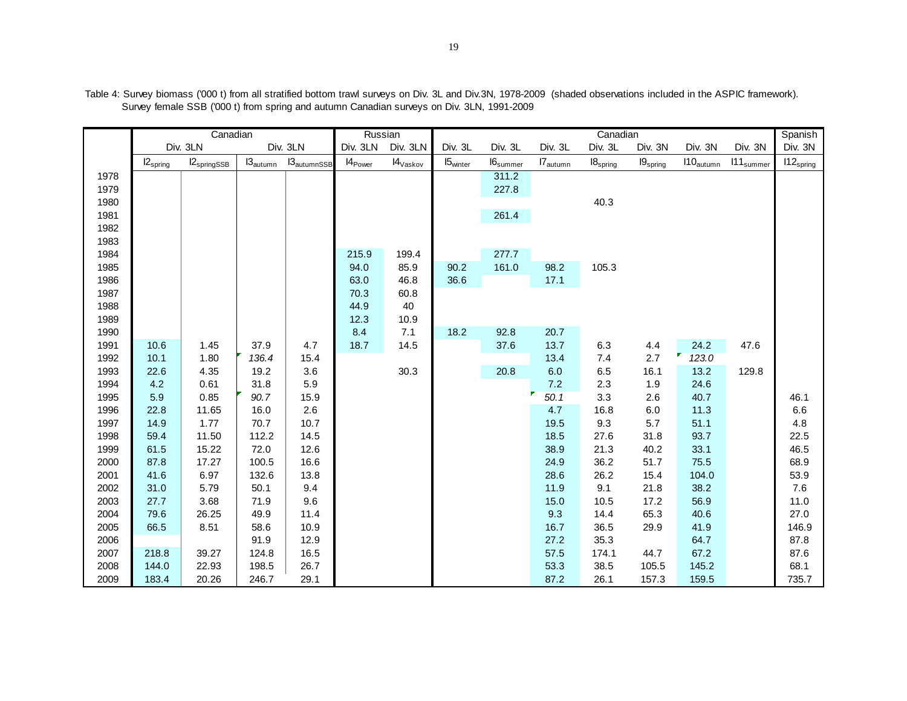Table 4: Survey biomass ('000 t) from all stratified bottom trawl surveys on Div. 3L and Div.3N, 1978-2009 (shaded observations included in the ASPIC framework). Survey female SSB ('000 t) from spring and autumn Canadian surveys on Div. 3LN, 1991-2009

| | Canadian | | | | Russian | | Canadian | | | | | | | Spanish |
|---|---|---|---|---|---|---|---|---|---|---|---|---|---|---|
| | Div. 3LN | | Div. 3LN | | Div. 3LN | Div. 3LN | Div. 3L | Div. 3L | Div. 3L | Div. 3L | Div. 3N | Div. 3N | Div. 3N | Div. 3N |
| | $I2_{spring}$ | $I2_{springSSB}$ | $I3_{autumn}$ | $I3_{autumnSSB}$ | $I4_{Power}$ | $I4_{Vaskov}$ | $I5_{winter}$ | $I6_{summer}$ | $I7_{autumn}$ | $I8_{spring}$ | $I9_{spring}$ | $I10_{autumn}$ | $I11_{summer}$ | $I12_{spring}$ |
| 1978 | | | | | | | | 311.2 | | | | | | |
| 1979 | | | | | | | | 227.8 | | | | | | |
| 1980 | | | | | | | | | | 40.3 | | | | |
| 1981 | | | | | | | | 261.4 | | | | | | |
| 1982 | | | | | | | | | | | | | | |
| 1983 | | | | | | | | | | | | | | |
| 1984 | | | | | 215.9 | 199.4 | | 277.7 | | | | | | |
| 1985 | | | | | 94.0 | 85.9 | 90.2 | 161.0 | 98.2 | 105.3 | | | | |
| 1986 | | | | | 63.0 | 46.8 | 36.6 | | 17.1 | | | | | |
| 1987 | | | | | 70.3 | 60.8 | | | | | | | | |
| 1988 | | | | | 44.9 | 40 | | | | | | | | |
| 1989 | | | | | 12.3 | 10.9 | | | | | | | | |
| 1990 | | | | | 8.4 | 7.1 | 18.2 | 92.8 | 20.7 | | | | | |
| 1991 | 10.6 | 1.45 | 37.9 | 4.7 | 18.7 | 14.5 | | 37.6 | 13.7 | 6.3 | 4.4 | 24.2 | 47.6 | |
| 1992 | 10.1 | 1.80 | *136.4* | 15.4 | | | | | 13.4 | 7.4 | 2.7 | *123.0* | | |
| 1993 | 22.6 | 4.35 | 19.2 | 3.6 | | 30.3 | | 20.8 | 6.0 | 6.5 | 16.1 | 13.2 | 129.8 | |
| 1994 | 4.2 | 0.61 | 31.8 | 5.9 | | | | | 7.2 | 2.3 | 1.9 | 24.6 | | |
| 1995 | 5.9 | 0.85 | *90.7* | 15.9 | | | | | *50.1* | 3.3 | 2.6 | 40.7 | | 46.1 |
| 1996 | 22.8 | 11.65 | 16.0 | 2.6 | | | | | 4.7 | 16.8 | 6.0 | 11.3 | | 6.6 |
| 1997 | 14.9 | 1.77 | 70.7 | 10.7 | | | | | 19.5 | 9.3 | 5.7 | 51.1 | | 4.8 |
| 1998 | 59.4 | 11.50 | 112.2 | 14.5 | | | | | 18.5 | 27.6 | 31.8 | 93.7 | | 22.5 |
| 1999 | 61.5 | 15.22 | 72.0 | 12.6 | | | | | 38.9 | 21.3 | 40.2 | 33.1 | | 46.5 |
| 2000 | 87.8 | 17.27 | 100.5 | 16.6 | | | | | 24.9 | 36.2 | 51.7 | 75.5 | | 68.9 |
| 2001 | 41.6 | 6.97 | 132.6 | 13.8 | | | | | 28.6 | 26.2 | 15.4 | 104.0 | | 53.9 |
| 2002 | 31.0 | 5.79 | 50.1 | 9.4 | | | | | 11.9 | 9.1 | 21.8 | 38.2 | | 7.6 |
| 2003 | 27.7 | 3.68 | 71.9 | 9.6 | | | | | 15.0 | 10.5 | 17.2 | 56.9 | | 11.0 |
| 2004 | 79.6 | 26.25 | 49.9 | 11.4 | | | | | 9.3 | 14.4 | 65.3 | 40.6 | | 27.0 |
| 2005 | 66.5 | 8.51 | 58.6 | 10.9 | | | | | 16.7 | 36.5 | 29.9 | 41.9 | | 146.9 |
| 2006 | | | 91.9 | 12.9 | | | | | 27.2 | 35.3 | | 64.7 | | 87.8 |
| 2007 | 218.8 | 39.27 | 124.8 | 16.5 | | | | | 57.5 | 174.1 | 44.7 | 67.2 | | 87.6 |
| 2008 | 144.0 | 22.93 | 198.5 | 26.7 | | | | | 53.3 | 38.5 | 105.5 | 145.2 | | 68.1 |
| 2009 | 183.4 | 20.26 | 246.7 | 29.1 | | | | | 87.2 | 26.1 | 157.3 | 159.5 | | 735.7 |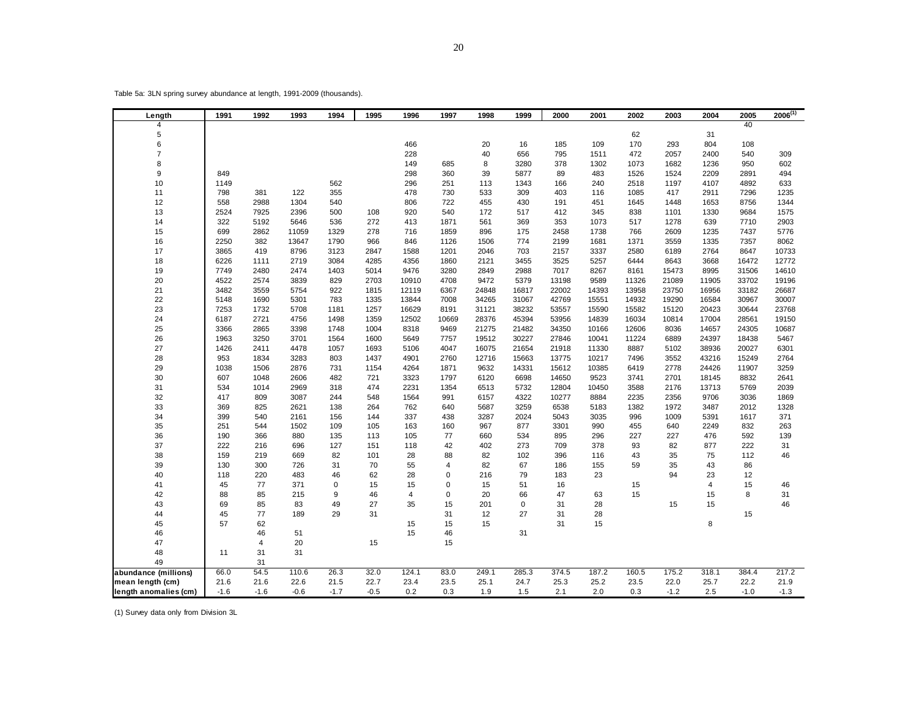Table 5a: 3LN spring survey abundance at length, 1991-2009 (thousands).

| Length | 1991 | 1992 | 1993 | 1994 | 1995 | 1996 | 1997 | 1998 | 1999 | 2000 | 2001 | 2002 | 2003 | 2004 | 2005 | 2006(1) |
|---|---|---|---|---|---|---|---|---|---|---|---|---|---|---|---|---|
| 4 | | | | | | | | | | | | | | | 40 | |
| 5 | | | | | | | | | | | | 62 | | 31 | | |
| 6 | | | | | | 466 | | 20 | 16 | 185 | 109 | 170 | 293 | 804 | 108 | |
| 7 | | | | | | 228 | | 40 | 656 | 795 | 1511 | 472 | 2057 | 2400 | 540 | 309 |
| 8 | | | | | | 149 | 685 | 8 | 3280 | 378 | 1302 | 1073 | 1682 | 1236 | 950 | 602 |
| 9 | 849 | | | | | 298 | 360 | 39 | 5877 | 89 | 483 | 1526 | 1524 | 2209 | 2891 | 494 |
| 10 | 1149 | | | 562 | | 296 | 251 | 113 | 1343 | 166 | 240 | 2518 | 1197 | 4107 | 4892 | 633 |
| 11 | 798 | 381 | 122 | 355 | | 478 | 730 | 533 | 309 | 403 | 116 | 1085 | 417 | 2911 | 7296 | 1235 |
| 12 | 558 | 2988 | 1304 | 540 | | 806 | 722 | 455 | 430 | 191 | 451 | 1645 | 1448 | 1653 | 8756 | 1344 |
| 13 | 2524 | 7925 | 2396 | 500 | 108 | 920 | 540 | 172 | 517 | 412 | 345 | 838 | 1101 | 1330 | 9684 | 1575 |
| 14 | 322 | 5192 | 5646 | 536 | 272 | 413 | 1871 | 561 | 369 | 353 | 1073 | 517 | 1278 | 639 | 7710 | 2903 |
| 15 | 699 | 2862 | 11059 | 1329 | 278 | 716 | 1859 | 896 | 175 | 2458 | 1738 | 766 | 2609 | 1235 | 7437 | 5776 |
| 16 | 2250 | 382 | 13647 | 1790 | 966 | 846 | 1126 | 1506 | 774 | 2199 | 1681 | 1371 | 3559 | 1335 | 7357 | 8062 |
| 17 | 3865 | 419 | 8796 | 3123 | 2847 | 1588 | 1201 | 2046 | 703 | 2157 | 3337 | 2580 | 6189 | 2764 | 8647 | 10733 |
| 18 | 6226 | 1111 | 2719 | 3084 | 4285 | 4356 | 1860 | 2121 | 3455 | 3525 | 5257 | 6444 | 8643 | 3668 | 16472 | 12772 |
| 19 | 7749 | 2480 | 2474 | 1403 | 5014 | 9476 | 3280 | 2849 | 2988 | 7017 | 8267 | 8161 | 15473 | 8995 | 31506 | 14610 |
| 20 | 4522 | 2574 | 3839 | 829 | 2703 | 10910 | 4708 | 9472 | 5379 | 13198 | 9589 | 11326 | 21089 | 11905 | 33702 | 19196 |
| 21 | 3482 | 3559 | 5754 | 922 | 1815 | 12119 | 6367 | 24848 | 16817 | 22002 | 14393 | 13958 | 23750 | 16956 | 33182 | 26687 |
| 22 | 5148 | 1690 | 5301 | 783 | 1335 | 13844 | 7008 | 34265 | 31067 | 42769 | 15551 | 14932 | 19290 | 16584 | 30967 | 30007 |
| 23 | 7253 | 1732 | 5708 | 1181 | 1257 | 16629 | 8191 | 31121 | 38232 | 53557 | 15590 | 15582 | 15120 | 20423 | 30644 | 23768 |
| 24 | 6187 | 2721 | 4756 | 1498 | 1359 | 12502 | 10669 | 28376 | 45394 | 53956 | 14839 | 16034 | 10814 | 17004 | 28561 | 19150 |
| 25 | 3366 | 2865 | 3398 | 1748 | 1004 | 8318 | 9469 | 21275 | 21482 | 34350 | 10166 | 12606 | 8036 | 14657 | 24305 | 10687 |
| 26 | 1963 | 3250 | 3701 | 1564 | 1600 | 5649 | 7757 | 19512 | 30227 | 27846 | 10041 | 11224 | 6889 | 24397 | 18438 | 5467 |
| 27 | 1426 | 2411 | 4478 | 1057 | 1693 | 5106 | 4047 | 16075 | 21654 | 21918 | 11330 | 8887 | 5102 | 38936 | 20027 | 6301 |
| 28 | 953 | 1834 | 3283 | 803 | 1437 | 4901 | 2760 | 12716 | 15663 | 13775 | 10217 | 7496 | 3552 | 43216 | 15249 | 2764 |
| 29 | 1038 | 1506 | 2876 | 731 | 1154 | 4264 | 1871 | 9632 | 14331 | 15612 | 10385 | 6419 | 2778 | 24426 | 11907 | 3259 |
| 30 | 607 | 1048 | 2606 | 482 | 721 | 3323 | 1797 | 6120 | 6698 | 14650 | 9523 | 3741 | 2701 | 18145 | 8832 | 2641 |
| 31 | 534 | 1014 | 2969 | 318 | 474 | 2231 | 1354 | 6513 | 5732 | 12804 | 10450 | 3588 | 2176 | 13713 | 5769 | 2039 |
| 32 | 417 | 809 | 3087 | 244 | 548 | 1564 | 991 | 6157 | 4322 | 10277 | 8884 | 2235 | 2356 | 9706 | 3036 | 1869 |
| 33 | 369 | 825 | 2621 | 138 | 264 | 762 | 640 | 5687 | 3259 | 6538 | 5183 | 1382 | 1972 | 3487 | 2012 | 1328 |
| 34 | 399 | 540 | 2161 | 156 | 144 | 337 | 438 | 3287 | 2024 | 5043 | 3035 | 996 | 1009 | 5391 | 1617 | 371 |
| 35 | 251 | 544 | 1502 | 109 | 105 | 163 | 160 | 967 | 877 | 3301 | 990 | 455 | 640 | 2249 | 832 | 263 |
| 36 | 190 | 366 | 880 | 135 | 113 | 105 | 77 | 660 | 534 | 895 | 296 | 227 | 227 | 476 | 592 | 139 |
| 37 | 222 | 216 | 696 | 127 | 151 | 118 | 42 | 402 | 273 | 709 | 378 | 93 | 82 | 877 | 222 | 31 |
| 38 | 159 | 219 | 669 | 82 | 101 | 28 | 88 | 82 | 102 | 396 | 116 | 43 | 35 | 75 | 112 | 46 |
| 39 | 130 | 300 | 726 | 31 | 70 | 55 | 4 | 82 | 67 | 186 | 155 | 59 | 35 | 43 | 86 | |
| 40 | 118 | 220 | 483 | 46 | 62 | 28 | 0 | 216 | 79 | 183 | 23 | | 94 | 23 | 12 | |
| 41 | 45 | 77 | 371 | 0 | 15 | 15 | 0 | 15 | 51 | 16 | | 15 | | 4 | 15 | 46 |
| 42 | 88 | 85 | 215 | 9 | 46 | 4 | 0 | 20 | 66 | 47 | 63 | 15 | | 15 | 8 | 31 |
| 43 | 69 | 85 | 83 | 49 | 27 | 35 | 15 | 201 | 0 | 31 | 28 | | 15 | 15 | | 46 |
| 44 | 45 | 77 | 189 | 29 | 31 | | 31 | 12 | 27 | 31 | 28 | | | | 15 | |
| 45 | 57 | 62 | | | | 15 | 15 | 15 | | 31 | 15 | | | 8 | | |
| 46 | | 46 | 51 | | | 15 | 46 | | 31 | | | | | | | |
| 47 | | 4 | 20 | | 15 | | 15 | | | | | | | | | |
| 48 | 11 | 31 | 31 | | | | | | | | | | | | | |
| 49 | | 31 | | | | | | | | | | | | | | |
| **abundance (millions)** | 66.0 | 54.5 | 110.6 | 26.3 | 32.0 | 124.1 | 83.0 | 249.1 | 285.3 | 374.5 | 187.2 | 160.5 | 175.2 | 318.1 | 384.4 | 217.2 |
| **mean length (cm)** | 21.6 | 21.6 | 22.6 | 21.5 | 22.7 | 23.4 | 23.5 | 25.1 | 24.7 | 25.3 | 25.2 | 23.5 | 22.0 | 25.7 | 22.2 | 21.9 |
| **length anomalies (cm)** | -1.6 | -1.6 | -0.6 | -1.7 | -0.5 | 0.2 | 0.3 | 1.9 | 1.5 | 2.1 | 2.0 | 0.3 | -1.2 | 2.5 | -1.0 | -1.3 |

(1) Survey data only from Division 3L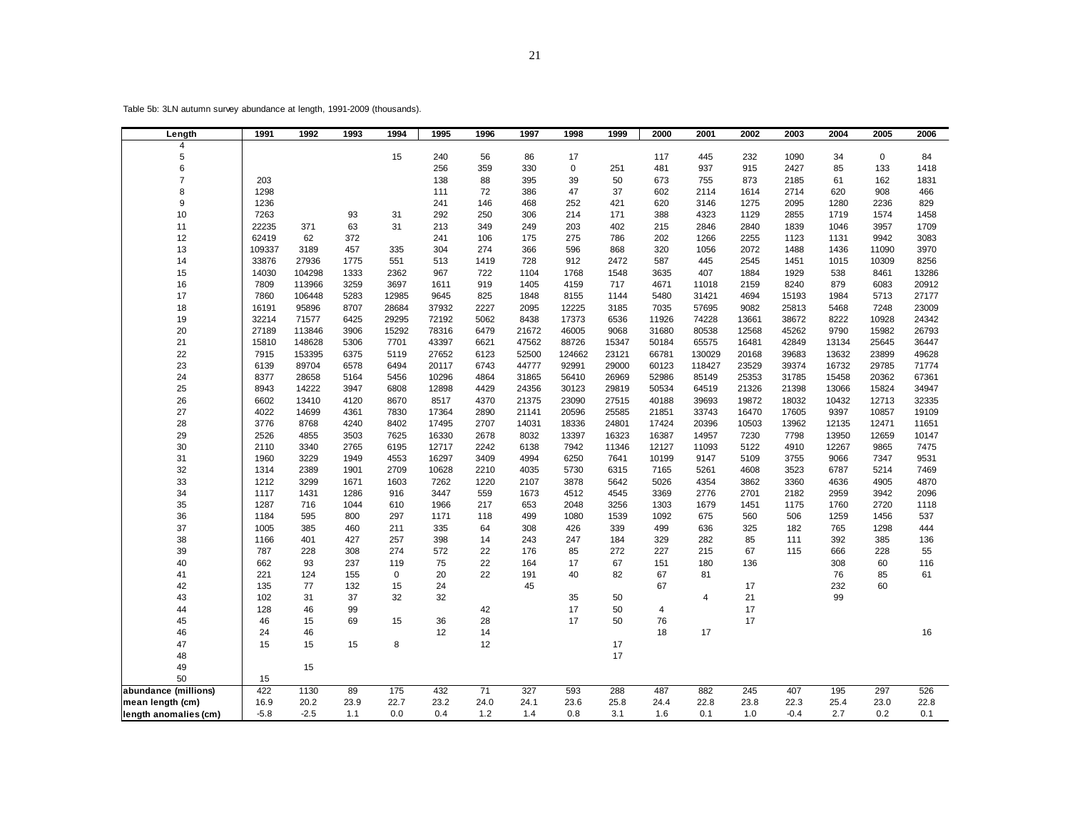Table 5b: 3LN autumn survey abundance at length, 1991-2009 (thousands).

| Length | 1991 | 1992 | 1993 | 1994 | 1995 | 1996 | 1997 | 1998 | 1999 | 2000 | 2001 | 2002 | 2003 | 2004 | 2005 | 2006 |
|---|---|---|---|---|---|---|---|---|---|---|---|---|---|---|---|---|
| 4 | | | | | | | | | | | | | | | | |
| 5 | | | | 15 | 240 | 56 | 86 | 17 | | 117 | 445 | 232 | 1090 | 34 | 0 | 84 |
| 6 | | | | | 256 | 359 | 330 | 0 | 251 | 481 | 937 | 915 | 2427 | 85 | 133 | 1418 |
| 7 | 203 | | | | 138 | 88 | 395 | 39 | 50 | 673 | 755 | 873 | 2185 | 61 | 162 | 1831 |
| 8 | 1298 | | | | 111 | 72 | 386 | 47 | 37 | 602 | 2114 | 1614 | 2714 | 620 | 908 | 466 |
| 9 | 1236 | | | | 241 | 146 | 468 | 252 | 421 | 620 | 3146 | 1275 | 2095 | 1280 | 2236 | 829 |
| 10 | 7263 | | 93 | 31 | 292 | 250 | 306 | 214 | 171 | 388 | 4323 | 1129 | 2855 | 1719 | 1574 | 1458 |
| 11 | 22235 | 371 | 63 | 31 | 213 | 349 | 249 | 203 | 402 | 215 | 2846 | 2840 | 1839 | 1046 | 3957 | 1709 |
| 12 | 62419 | 62 | 372 | | 241 | 106 | 175 | 275 | 786 | 202 | 1266 | 2255 | 1123 | 1131 | 9942 | 3083 |
| 13 | 109337 | 3189 | 457 | 335 | 304 | 274 | 366 | 596 | 868 | 320 | 1056 | 2072 | 1488 | 1436 | 11090 | 3970 |
| 14 | 33876 | 27936 | 1775 | 551 | 513 | 1419 | 728 | 912 | 2472 | 587 | 445 | 2545 | 1451 | 1015 | 10309 | 8256 |
| 15 | 14030 | 104298 | 1333 | 2362 | 967 | 722 | 1104 | 1768 | 1548 | 3635 | 407 | 1884 | 1929 | 538 | 8461 | 13286 |
| 16 | 7809 | 113966 | 3259 | 3697 | 1611 | 919 | 1405 | 4159 | 717 | 4671 | 11018 | 2159 | 8240 | 879 | 6083 | 20912 |
| 17 | 7860 | 106448 | 5283 | 12985 | 9645 | 825 | 1848 | 8155 | 1144 | 5480 | 31421 | 4694 | 15193 | 1984 | 5713 | 27177 |
| 18 | 16191 | 95896 | 8707 | 28684 | 37932 | 2227 | 2095 | 12225 | 3185 | 7035 | 57695 | 9082 | 25813 | 5468 | 7248 | 23009 |
| 19 | 32214 | 71577 | 6425 | 29295 | 72192 | 5062 | 8438 | 17373 | 6536 | 11926 | 74228 | 13661 | 38672 | 8222 | 10928 | 24342 |
| 20 | 27189 | 113846 | 3906 | 15292 | 78316 | 6479 | 21672 | 46005 | 9068 | 31680 | 80538 | 12568 | 45262 | 9790 | 15982 | 26793 |
| 21 | 15810 | 148628 | 5306 | 7701 | 43397 | 6621 | 47562 | 88726 | 15347 | 50184 | 65575 | 16481 | 42849 | 13134 | 25645 | 36447 |
| 22 | 7915 | 153395 | 6375 | 5119 | 27652 | 6123 | 52500 | 124662 | 23121 | 66781 | 130029 | 20168 | 39683 | 13632 | 23899 | 49628 |
| 23 | 6139 | 89704 | 6578 | 6494 | 20117 | 6743 | 44777 | 92991 | 29000 | 60123 | 118427 | 23529 | 39374 | 16732 | 29785 | 71774 |
| 24 | 8377 | 28658 | 5164 | 5456 | 10296 | 4864 | 31865 | 56410 | 26969 | 52986 | 85149 | 25353 | 31785 | 15458 | 20362 | 67361 |
| 25 | 8943 | 14222 | 3947 | 6808 | 12898 | 4429 | 24356 | 30123 | 29819 | 50534 | 64519 | 21326 | 21398 | 13066 | 15824 | 34947 |
| 26 | 6602 | 13410 | 4120 | 8670 | 8517 | 4370 | 21375 | 23090 | 27515 | 40188 | 39693 | 19872 | 18032 | 10432 | 12713 | 32335 |
| 27 | 4022 | 14699 | 4361 | 7830 | 17364 | 2890 | 21141 | 20596 | 25585 | 21851 | 33743 | 16470 | 17605 | 9397 | 10857 | 19109 |
| 28 | 3776 | 8768 | 4240 | 8402 | 17495 | 2707 | 14031 | 18336 | 24801 | 17424 | 20396 | 10503 | 13962 | 12135 | 12471 | 11651 |
| 29 | 2526 | 4855 | 3503 | 7625 | 16330 | 2678 | 8032 | 13397 | 16323 | 16387 | 14957 | 7230 | 7798 | 13950 | 12659 | 10147 |
| 30 | 2110 | 3340 | 2765 | 6195 | 12717 | 2242 | 6138 | 7942 | 11346 | 12127 | 11093 | 5122 | 4910 | 12267 | 9865 | 7475 |
| 31 | 1960 | 3229 | 1949 | 4553 | 16297 | 3409 | 4994 | 6250 | 7641 | 10199 | 9147 | 5109 | 3755 | 9066 | 7347 | 9531 |
| 32 | 1314 | 2389 | 1901 | 2709 | 10628 | 2210 | 4035 | 5730 | 6315 | 7165 | 5261 | 4608 | 3523 | 6787 | 5214 | 7469 |
| 33 | 1212 | 3299 | 1671 | 1603 | 7262 | 1220 | 2107 | 3878 | 5642 | 5026 | 4354 | 3862 | 3360 | 4636 | 4905 | 4870 |
| 34 | 1117 | 1431 | 1286 | 916 | 3447 | 559 | 1673 | 4512 | 4545 | 3369 | 2776 | 2701 | 2182 | 2959 | 3942 | 2096 |
| 35 | 1287 | 716 | 1044 | 610 | 1966 | 217 | 653 | 2048 | 3256 | 1303 | 1679 | 1451 | 1175 | 1760 | 2720 | 1118 |
| 36 | 1184 | 595 | 800 | 297 | 1171 | 118 | 499 | 1080 | 1539 | 1092 | 675 | 560 | 506 | 1259 | 1456 | 537 |
| 37 | 1005 | 385 | 460 | 211 | 335 | 64 | 308 | 426 | 339 | 499 | 636 | 325 | 182 | 765 | 1298 | 444 |
| 38 | 1166 | 401 | 427 | 257 | 398 | 14 | 243 | 247 | 184 | 329 | 282 | 85 | 111 | 392 | 385 | 136 |
| 39 | 787 | 228 | 308 | 274 | 572 | 22 | 176 | 85 | 272 | 227 | 215 | 67 | 115 | 666 | 228 | 55 |
| 40 | 662 | 93 | 237 | 119 | 75 | 22 | 164 | 17 | 67 | 151 | 180 | 136 | | 308 | 60 | 116 |
| 41 | 221 | 124 | 155 | 0 | 20 | 22 | 191 | 40 | 82 | 67 | 81 | | | 76 | 85 | 61 |
| 42 | 135 | 77 | 132 | 15 | 24 | | 45 | | | 67 | | 17 | | 232 | 60 | |
| 43 | 102 | 31 | 37 | 32 | 32 | | | 35 | 50 | | 4 | 21 | | 99 | | |
| 44 | 128 | 46 | 99 | | | 42 | | 17 | 50 | 4 | | 17 | | | | |
| 45 | 46 | 15 | 69 | 15 | 36 | 28 | | 17 | 50 | 76 | | 17 | | | | |
| 46 | 24 | 46 | | | 12 | 14 | | | | 18 | 17 | | | | | 16 |
| 47 | 15 | 15 | 15 | 8 | | 12 | | | 17 | | | | | | | |
| 48 | | | | | | | | | 17 | | | | | | | |
| 49 | | 15 | | | | | | | | | | | | | | |
| 50 | 15 | | | | | | | | | | | | | | | |
| **abundance (millions)** | 422 | 1130 | 89 | 175 | 432 | 71 | 327 | 593 | 288 | 487 | 882 | 245 | 407 | 195 | 297 | 526 |
| **mean length (cm)** | 16.9 | 20.2 | 23.9 | 22.7 | 23.2 | 24.0 | 24.1 | 23.6 | 25.8 | 24.4 | 22.8 | 23.8 | 22.3 | 25.4 | 23.0 | 22.8 |
| **length anomalies (cm)** | -5.8 | -2.5 | 1.1 | 0.0 | 0.4 | 1.2 | 1.4 | 0.8 | 3.1 | 1.6 | 0.1 | 1.0 | -0.4 | 2.7 | 0.2 | 0.1 |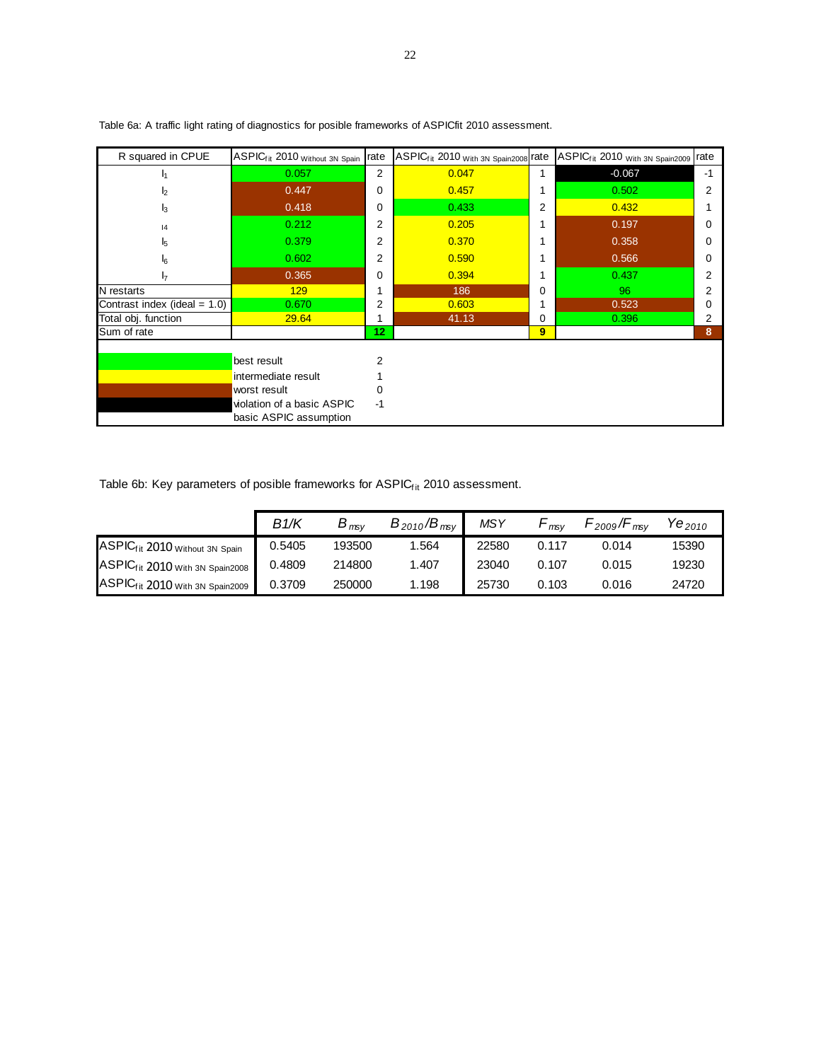Table 6a: A traffic light rating of diagnostics for posible frameworks of ASPICfit 2010 assessment.

| R squared in CPUE | $ASPIC_{fit}$ 2010 Without 3N Spain | rate | $ASPIC_{fit}$ 2010 With 3N Spain2008 | rate | $ASPIC_{fit}$ 2010 With 3N Spain2009 | rate |
|---|---|---|---|---|---|---|
| $I_1$ | 0.057 | 2 | 0.047 | 1 | -0.067 | -1 |
| $I_2$ | 0.447 | 0 | 0.457 | 1 | 0.502 | 2 |
| $I_3$ | 0.418 | 0 | 0.433 | 2 | 0.432 | 1 |
| $I_4$ | 0.212 | 2 | 0.205 | 1 | 0.197 | 0 |
| $I_5$ | 0.379 | 2 | 0.370 | 1 | 0.358 | 0 |
| $I_6$ | 0.602 | 2 | 0.590 | 1 | 0.566 | 0 |
| $I_7$ | 0.365 | 0 | 0.394 | 1 | 0.437 | 2 |
| N restarts | 129 | 1 | 186 | 0 | 96 | 2 |
| Contrast index (ideal = 1.0) | 0.670 | 2 | 0.603 | 1 | 0.523 | 0 |
| Total obj. function | 29.64 | 1 | 41.13 | 0 | 0.396 | 2 |
| Sum of rate | | 12 | | 9 | | 8 |

| Colour | Meaning | Rate |
|---|---|---|
| Green | best result | 2 |
| Yellow | intermediate result | 1 |
| Brown | worst result | 0 |
| Black | violation of a basic ASPIC basic ASPIC assumption | -1 |

Table 6b: Key parameters of posible frameworks for $ASPIC_{fit}$ 2010 assessment.

| | $B1/K$ | $B_{msy}$ | $B_{2010}/B_{msy}$ | $MSY$ | $F_{msy}$ | $F_{2009}/F_{msy}$ | $Ye_{2010}$ |
|---|---|---|---|---|---|---|---|
| $ASPIC_{fit}$ 2010 Without 3N Spain | 0.5405 | 193500 | 1.564 | 22580 | 0.117 | 0.014 | 15390 |
| $ASPIC_{fit}$ 2010 With 3N Spain2008 | 0.4809 | 214800 | 1.407 | 23040 | 0.107 | 0.015 | 19230 |
| $ASPIC_{fit}$ 2010 With 3N Spain2009 | 0.3709 | 250000 | 1.198 | 25730 | 0.103 | 0.016 | 24720 |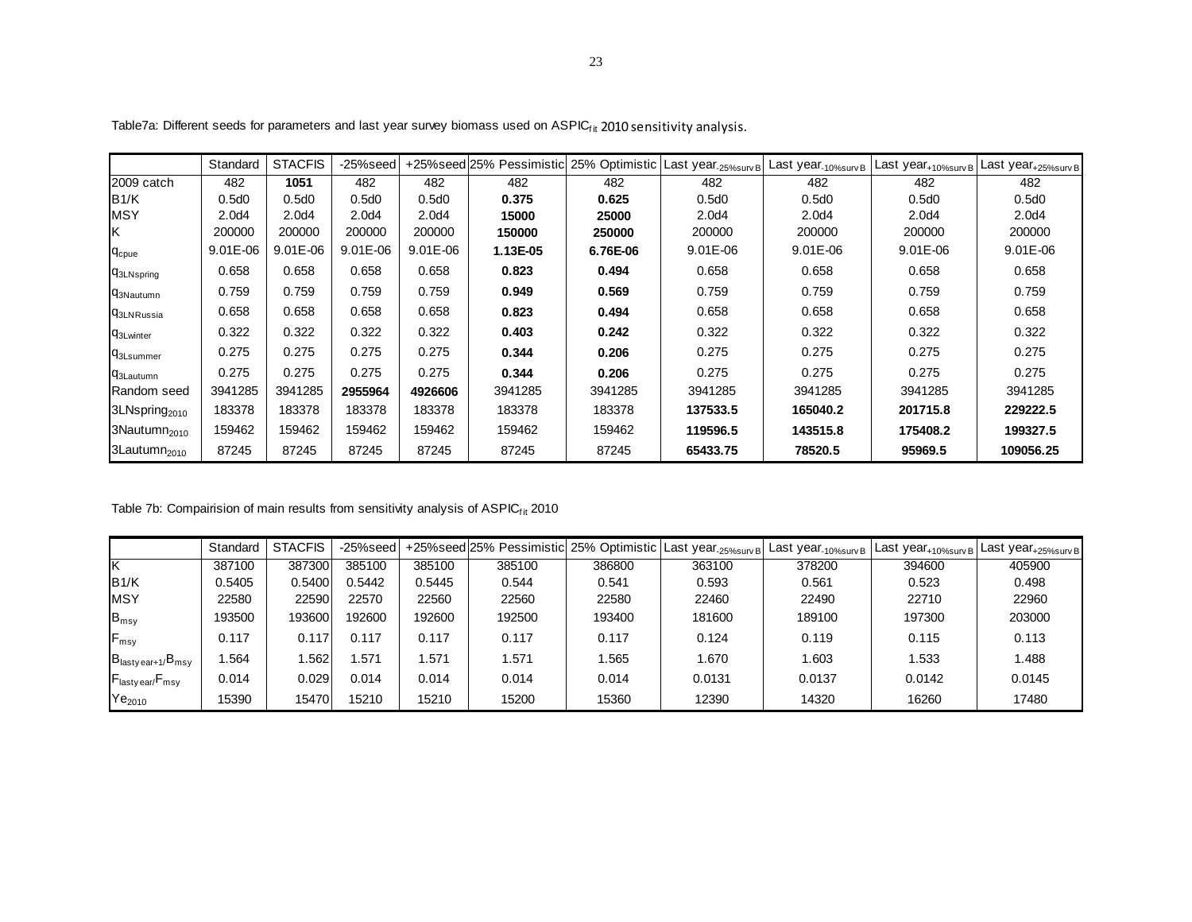Table7a: Different seeds for parameters and last year survey biomass used on $ASPIC_{fit}$ 2010 sensitivity analysis.

| | Standard | STACFIS | -25%seed | +25%seed | 25% Pessimistic | 25% Optimistic | Last $year_{-25\%surv B}$ | Last $year_{-10\%surv B}$ | Last $year_{+10\%surv B}$ | Last $year_{+25\%surv B}$ |
|---|---|---|---|---|---|---|---|---|---|---|
| 2009 catch | 482 | **1051** | 482 | 482 | 482 | 482 | 482 | 482 | 482 | 482 |
| B1/K | 0.5d0 | 0.5d0 | 0.5d0 | 0.5d0 | **0.375** | **0.625** | 0.5d0 | 0.5d0 | 0.5d0 | 0.5d0 |
| MSY | 2.0d4 | 2.0d4 | 2.0d4 | 2.0d4 | **15000** | **25000** | 2.0d4 | 2.0d4 | 2.0d4 | 2.0d4 |
| K | 200000 | 200000 | 200000 | 200000 | **150000** | **250000** | 200000 | 200000 | 200000 | 200000 |
| $q_{cpue}$ | 9.01E-06 | 9.01E-06 | 9.01E-06 | 9.01E-06 | **1.13E-05** | **6.76E-06** | 9.01E-06 | 9.01E-06 | 9.01E-06 | 9.01E-06 |
| $q_{3LNspring}$ | 0.658 | 0.658 | 0.658 | 0.658 | **0.823** | **0.494** | 0.658 | 0.658 | 0.658 | 0.658 |
| $q_{3Nautumn}$ | 0.759 | 0.759 | 0.759 | 0.759 | **0.949** | **0.569** | 0.759 | 0.759 | 0.759 | 0.759 |
| $q_{3LNRussia}$ | 0.658 | 0.658 | 0.658 | 0.658 | **0.823** | **0.494** | 0.658 | 0.658 | 0.658 | 0.658 |
| $q_{3Lwinter}$ | 0.322 | 0.322 | 0.322 | 0.322 | **0.403** | **0.242** | 0.322 | 0.322 | 0.322 | 0.322 |
| $q_{3Lsummer}$ | 0.275 | 0.275 | 0.275 | 0.275 | **0.344** | **0.206** | 0.275 | 0.275 | 0.275 | 0.275 |
| $q_{3Lautumn}$ | 0.275 | 0.275 | 0.275 | 0.275 | **0.344** | **0.206** | 0.275 | 0.275 | 0.275 | 0.275 |
| Random seed | 3941285 | 3941285 | **2955964** | **4926606** | 3941285 | 3941285 | 3941285 | 3941285 | 3941285 | 3941285 |
| $3LNspring_{2010}$ | 183378 | 183378 | 183378 | 183378 | 183378 | 183378 | **137533.5** | **165040.2** | **201715.8** | **229222.5** |
| $3Nautumn_{2010}$ | 159462 | 159462 | 159462 | 159462 | 159462 | 159462 | **119596.5** | **143515.8** | **175408.2** | **199327.5** |
| $3Lautumn_{2010}$ | 87245 | 87245 | 87245 | 87245 | 87245 | 87245 | **65433.75** | **78520.5** | **95969.5** | **109056.25** |

Table 7b: Compairision of main results from sensitivity analysis of $ASPIC_{fit}$ 2010

| | Standard | STACFIS | -25%seed | +25%seed | 25% Pessimistic | 25% Optimistic | Last $year_{-25\%surv B}$ | Last $year_{-10\%surv B}$ | Last $year_{+10\%surv B}$ | Last $year_{+25\%surv B}$ |
|---|---|---|---|---|---|---|---|---|---|---|
| K | 387100 | 387300 | 385100 | 385100 | 385100 | 386800 | 363100 | 378200 | 394600 | 405900 |
| B1/K | 0.5405 | 0.5400 | 0.5442 | 0.5445 | 0.544 | 0.541 | 0.593 | 0.561 | 0.523 | 0.498 |
| MSY | 22580 | 22590 | 22570 | 22560 | 22560 | 22580 | 22460 | 22490 | 22710 | 22960 |
| $B_{msy}$ | 193500 | 193600 | 192600 | 192600 | 192500 | 193400 | 181600 | 189100 | 197300 | 203000 |
| $F_{msy}$ | 0.117 | 0.117 | 0.117 | 0.117 | 0.117 | 0.117 | 0.124 | 0.119 | 0.115 | 0.113 |
| $B_{lastyear+1}/B_{msy}$ | 1.564 | 1.562 | 1.571 | 1.571 | 1.571 | 1.565 | 1.670 | 1.603 | 1.533 | 1.488 |
| $F_{lastyear}/F_{msy}$ | 0.014 | 0.029 | 0.014 | 0.014 | 0.014 | 0.014 | 0.0131 | 0.0137 | 0.0142 | 0.0145 |
| $Ye_{2010}$ | 15390 | 15470 | 15210 | 15210 | 15200 | 15360 | 12390 | 14320 | 16260 | 17480 |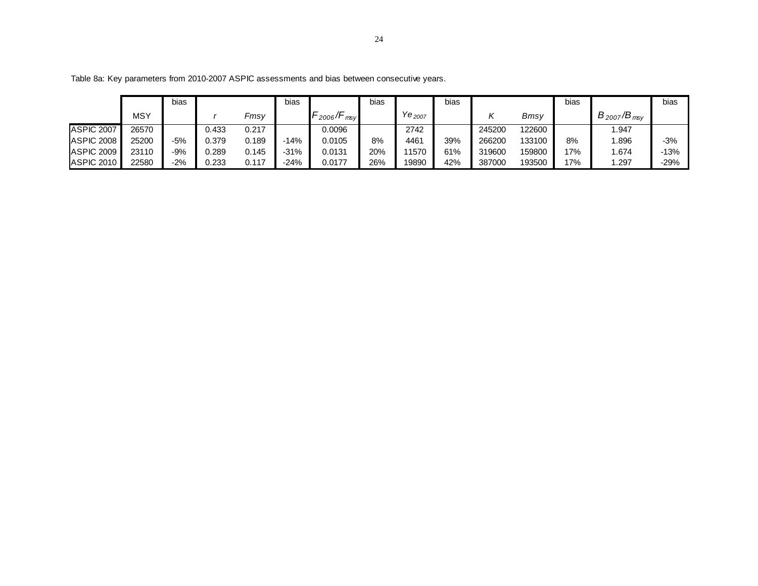Table 8a: Key parameters from 2010-2007 ASPIC assessments and bias between consecutive years.

| | MSY | bias | $r$ | $Fmsy$ | bias | $F_{2006}/F_{msy}$ | bias | $Ye_{2007}$ | bias | $K$ | $Bmsy$ | bias | $B_{2007}/B_{msy}$ | bias |
|---|---|---|---|---|---|---|---|---|---|---|---|---|---|---|
| ASPIC 2007 | 26570 | | 0.433 | 0.217 | | 0.0096 | | 2742 | | 245200 | 122600 | | 1.947 | |
| ASPIC 2008 | 25200 | -5% | 0.379 | 0.189 | -14% | 0.0105 | 8% | 4461 | 39% | 266200 | 133100 | 8% | 1.896 | -3% |
| ASPIC 2009 | 23110 | -9% | 0.289 | 0.145 | -31% | 0.0131 | 20% | 11570 | 61% | 319600 | 159800 | 17% | 1.674 | -13% |
| ASPIC 2010 | 22580 | -2% | 0.233 | 0.117 | -24% | 0.0177 | 26% | 19890 | 42% | 387000 | 193500 | 17% | 1.297 | -29% |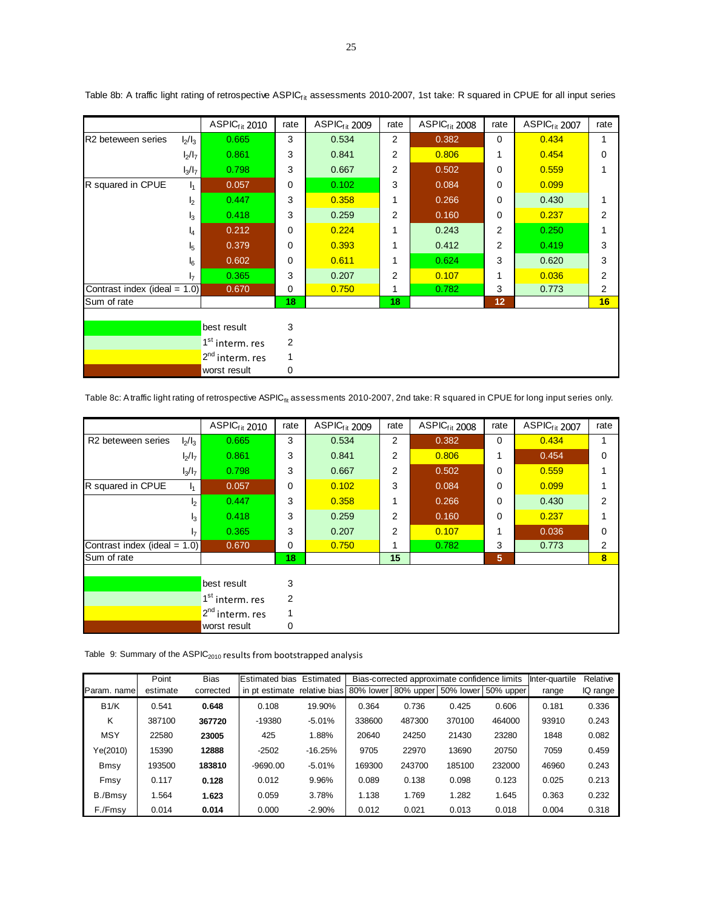Table 8b: A traffic light rating of retrospective ASPIC$_{fit}$ assessments 2010-2007, 1st take: R squared in CPUE for all input series

| | | ASPIC$_{fit}$ 2010 | rate | ASPIC$_{fit}$ 2009 | rate | ASPIC$_{fit}$ 2008 | rate | ASPIC$_{fit}$ 2007 | rate |
|---|---|---|---|---|---|---|---|---|---|
| R2 beteween series | $I_2/I_3$ | 0.665 | 3 | 0.534 | 2 | 0.382 | 0 | 0.434 | 1 |
| | $I_2/I_7$ | 0.861 | 3 | 0.841 | 2 | 0.806 | 1 | 0.454 | 0 |
| | $I_3/I_7$ | 0.798 | 3 | 0.667 | 2 | 0.502 | 0 | 0.559 | 1 |
| R squared in CPUE | $I_1$ | 0.057 | 0 | 0.102 | 3 | 0.084 | 0 | 0.099 | |
| | $I_2$ | 0.447 | 3 | 0.358 | 1 | 0.266 | 0 | 0.430 | 1 |
| | $I_3$ | 0.418 | 3 | 0.259 | 2 | 0.160 | 0 | 0.237 | 2 |
| | $I_4$ | 0.212 | 0 | 0.224 | 1 | 0.243 | 2 | 0.250 | 1 |
| | $I_5$ | 0.379 | 0 | 0.393 | 1 | 0.412 | 2 | 0.419 | 3 |
| | $I_6$ | 0.602 | 0 | 0.611 | 1 | 0.624 | 3 | 0.620 | 3 |
| | $I_7$ | 0.365 | 3 | 0.207 | 2 | 0.107 | 1 | 0.036 | 2 |
| Contrast index (ideal = 1.0) | | 0.670 | 0 | 0.750 | 1 | 0.782 | 3 | 0.773 | 2 |
| Sum of rate | | | **18** | | **18** | | **12** | | **16** |

| Colour | Rating | Score |
|---|---|---|
| green | best result | 3 |
| light green | 1st interm. res | 2 |
| yellow | 2nd interm. res | 1 |
| brown | worst result | 0 |

Table 8c: A traffic light rating of retrospective ASPIC$_{fit}$ assessments 2010-2007, 2nd take: R squared in CPUE for long input series only.

| | | ASPIC$_{fit}$ 2010 | rate | ASPIC$_{fit}$ 2009 | rate | ASPIC$_{fit}$ 2008 | rate | ASPIC$_{fit}$ 2007 | rate |
|---|---|---|---|---|---|---|---|---|---|
| R2 beteween series | $I_2/I_3$ | 0.665 | 3 | 0.534 | 2 | 0.382 | 0 | 0.434 | 1 |
| | $I_2/I_7$ | 0.861 | 3 | 0.841 | 2 | 0.806 | 1 | 0.454 | 0 |
| | $I_3/I_7$ | 0.798 | 3 | 0.667 | 2 | 0.502 | 0 | 0.559 | 1 |
| R squared in CPUE | $I_1$ | 0.057 | 0 | 0.102 | 3 | 0.084 | 0 | 0.099 | 1 |
| | $I_2$ | 0.447 | 3 | 0.358 | 1 | 0.266 | 0 | 0.430 | 2 |
| | $I_3$ | 0.418 | 3 | 0.259 | 2 | 0.160 | 0 | 0.237 | 1 |
| | $I_7$ | 0.365 | 3 | 0.207 | 2 | 0.107 | 1 | 0.036 | 0 |
| Contrast index (ideal = 1.0) | | 0.670 | 0 | 0.750 | 1 | 0.782 | 3 | 0.773 | 2 |
| Sum of rate | | | **18** | | **15** | | **5** | | **8** |

| Colour | Rating | Score |
|---|---|---|
| green | best result | 3 |
| light green | 1st interm. res | 2 |
| yellow | 2nd interm. res | 1 |
| brown | worst result | 0 |

Table 9: Summary of the ASPIC$_{2010}$ results from bootstrapped analysis

| Param. name | Point estimate | Bias corrected | Estimated bias in pt estimate | Estimated relative bias | Bias-corrected approximate confidence limits 80% lower | 80% upper | 50% lower | 50% upper | Inter-quartile range | Relative IQ range |
|---|---|---|---|---|---|---|---|---|---|---|
| B1/K | 0.541 | **0.648** | 0.108 | 19.90% | 0.364 | 0.736 | 0.425 | 0.606 | 0.181 | 0.336 |
| K | 387100 | **367720** | -19380 | -5.01% | 338600 | 487300 | 370100 | 464000 | 93910 | 0.243 |
| MSY | 22580 | **23005** | 425 | 1.88% | 20640 | 24250 | 21430 | 23280 | 1848 | 0.082 |
| Ye(2010) | 15390 | **12888** | -2502 | -16.25% | 9705 | 22970 | 13690 | 20750 | 7059 | 0.459 |
| Bmsy | 193500 | **183810** | -9690.00 | -5.01% | 169300 | 243700 | 185100 | 232000 | 46960 | 0.243 |
| Fmsy | 0.117 | **0.128** | 0.012 | 9.96% | 0.089 | 0.138 | 0.098 | 0.123 | 0.025 | 0.213 |
| B./Bmsy | 1.564 | **1.623** | 0.059 | 3.78% | 1.138 | 1.769 | 1.282 | 1.645 | 0.363 | 0.232 |
| F./Fmsy | 0.014 | **0.014** | 0.000 | -2.90% | 0.012 | 0.021 | 0.013 | 0.018 | 0.004 | 0.318 |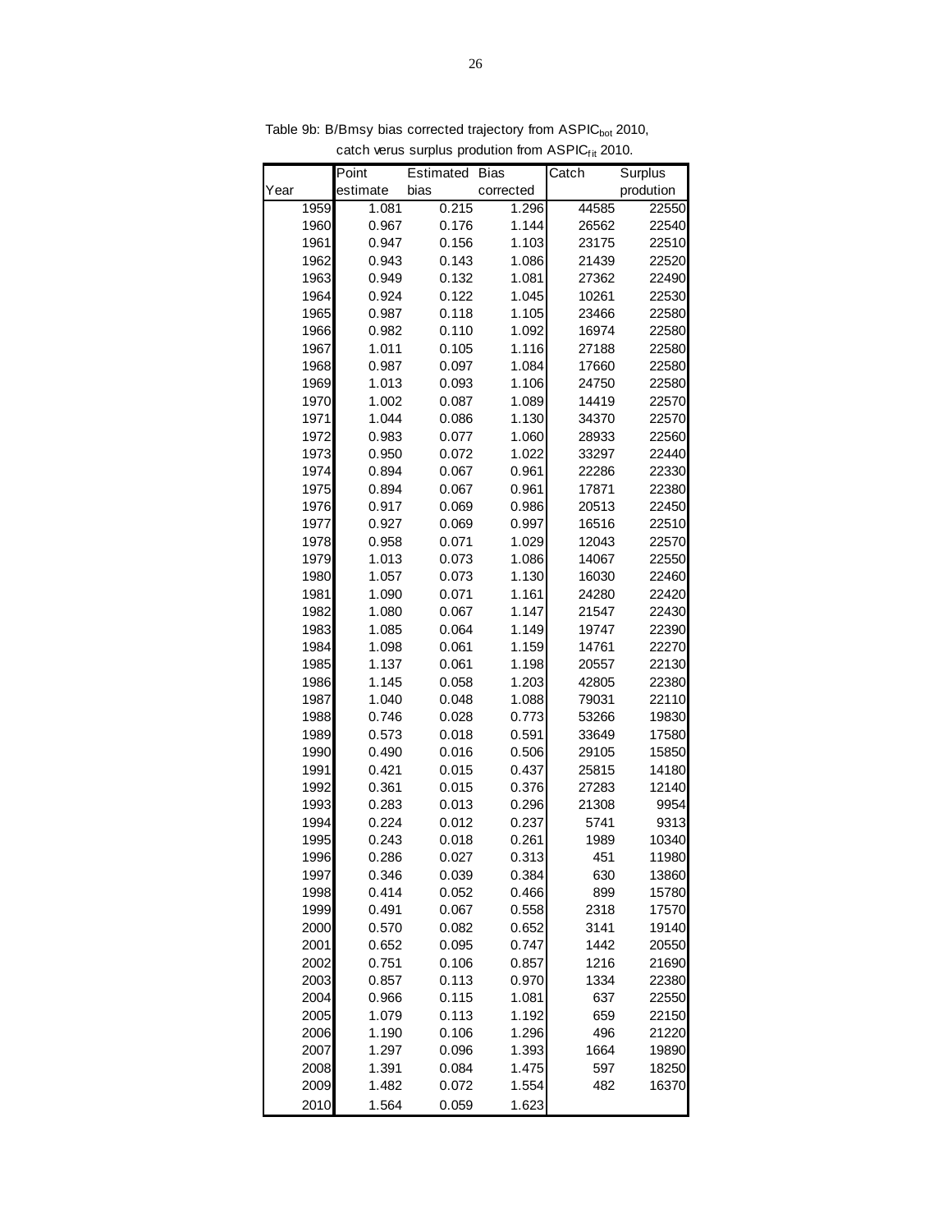Table 9b: B/Bmsy bias corrected trajectory from $ASPIC_{bot}$ 2010, catch verus surplus prodution from $ASPIC_{fit}$ 2010.

| Year | Point estimate | Estimated bias | Bias corrected | Catch | Surplus prodution |
|---|---|---|---|---|---|
| 1959 | 1.081 | 0.215 | 1.296 | 44585 | 22550 |
| 1960 | 0.967 | 0.176 | 1.144 | 26562 | 22540 |
| 1961 | 0.947 | 0.156 | 1.103 | 23175 | 22510 |
| 1962 | 0.943 | 0.143 | 1.086 | 21439 | 22520 |
| 1963 | 0.949 | 0.132 | 1.081 | 27362 | 22490 |
| 1964 | 0.924 | 0.122 | 1.045 | 10261 | 22530 |
| 1965 | 0.987 | 0.118 | 1.105 | 23466 | 22580 |
| 1966 | 0.982 | 0.110 | 1.092 | 16974 | 22580 |
| 1967 | 1.011 | 0.105 | 1.116 | 27188 | 22580 |
| 1968 | 0.987 | 0.097 | 1.084 | 17660 | 22580 |
| 1969 | 1.013 | 0.093 | 1.106 | 24750 | 22580 |
| 1970 | 1.002 | 0.087 | 1.089 | 14419 | 22570 |
| 1971 | 1.044 | 0.086 | 1.130 | 34370 | 22570 |
| 1972 | 0.983 | 0.077 | 1.060 | 28933 | 22560 |
| 1973 | 0.950 | 0.072 | 1.022 | 33297 | 22440 |
| 1974 | 0.894 | 0.067 | 0.961 | 22286 | 22330 |
| 1975 | 0.894 | 0.067 | 0.961 | 17871 | 22380 |
| 1976 | 0.917 | 0.069 | 0.986 | 20513 | 22450 |
| 1977 | 0.927 | 0.069 | 0.997 | 16516 | 22510 |
| 1978 | 0.958 | 0.071 | 1.029 | 12043 | 22570 |
| 1979 | 1.013 | 0.073 | 1.086 | 14067 | 22550 |
| 1980 | 1.057 | 0.073 | 1.130 | 16030 | 22460 |
| 1981 | 1.090 | 0.071 | 1.161 | 24280 | 22420 |
| 1982 | 1.080 | 0.067 | 1.147 | 21547 | 22430 |
| 1983 | 1.085 | 0.064 | 1.149 | 19747 | 22390 |
| 1984 | 1.098 | 0.061 | 1.159 | 14761 | 22270 |
| 1985 | 1.137 | 0.061 | 1.198 | 20557 | 22130 |
| 1986 | 1.145 | 0.058 | 1.203 | 42805 | 22380 |
| 1987 | 1.040 | 0.048 | 1.088 | 79031 | 22110 |
| 1988 | 0.746 | 0.028 | 0.773 | 53266 | 19830 |
| 1989 | 0.573 | 0.018 | 0.591 | 33649 | 17580 |
| 1990 | 0.490 | 0.016 | 0.506 | 29105 | 15850 |
| 1991 | 0.421 | 0.015 | 0.437 | 25815 | 14180 |
| 1992 | 0.361 | 0.015 | 0.376 | 27283 | 12140 |
| 1993 | 0.283 | 0.013 | 0.296 | 21308 | 9954 |
| 1994 | 0.224 | 0.012 | 0.237 | 5741 | 9313 |
| 1995 | 0.243 | 0.018 | 0.261 | 1989 | 10340 |
| 1996 | 0.286 | 0.027 | 0.313 | 451 | 11980 |
| 1997 | 0.346 | 0.039 | 0.384 | 630 | 13860 |
| 1998 | 0.414 | 0.052 | 0.466 | 899 | 15780 |
| 1999 | 0.491 | 0.067 | 0.558 | 2318 | 17570 |
| 2000 | 0.570 | 0.082 | 0.652 | 3141 | 19140 |
| 2001 | 0.652 | 0.095 | 0.747 | 1442 | 20550 |
| 2002 | 0.751 | 0.106 | 0.857 | 1216 | 21690 |
| 2003 | 0.857 | 0.113 | 0.970 | 1334 | 22380 |
| 2004 | 0.966 | 0.115 | 1.081 | 637 | 22550 |
| 2005 | 1.079 | 0.113 | 1.192 | 659 | 22150 |
| 2006 | 1.190 | 0.106 | 1.296 | 496 | 21220 |
| 2007 | 1.297 | 0.096 | 1.393 | 1664 | 19890 |
| 2008 | 1.391 | 0.084 | 1.475 | 597 | 18250 |
| 2009 | 1.482 | 0.072 | 1.554 | 482 | 16370 |
| 2010 | 1.564 | 0.059 | 1.623 | | |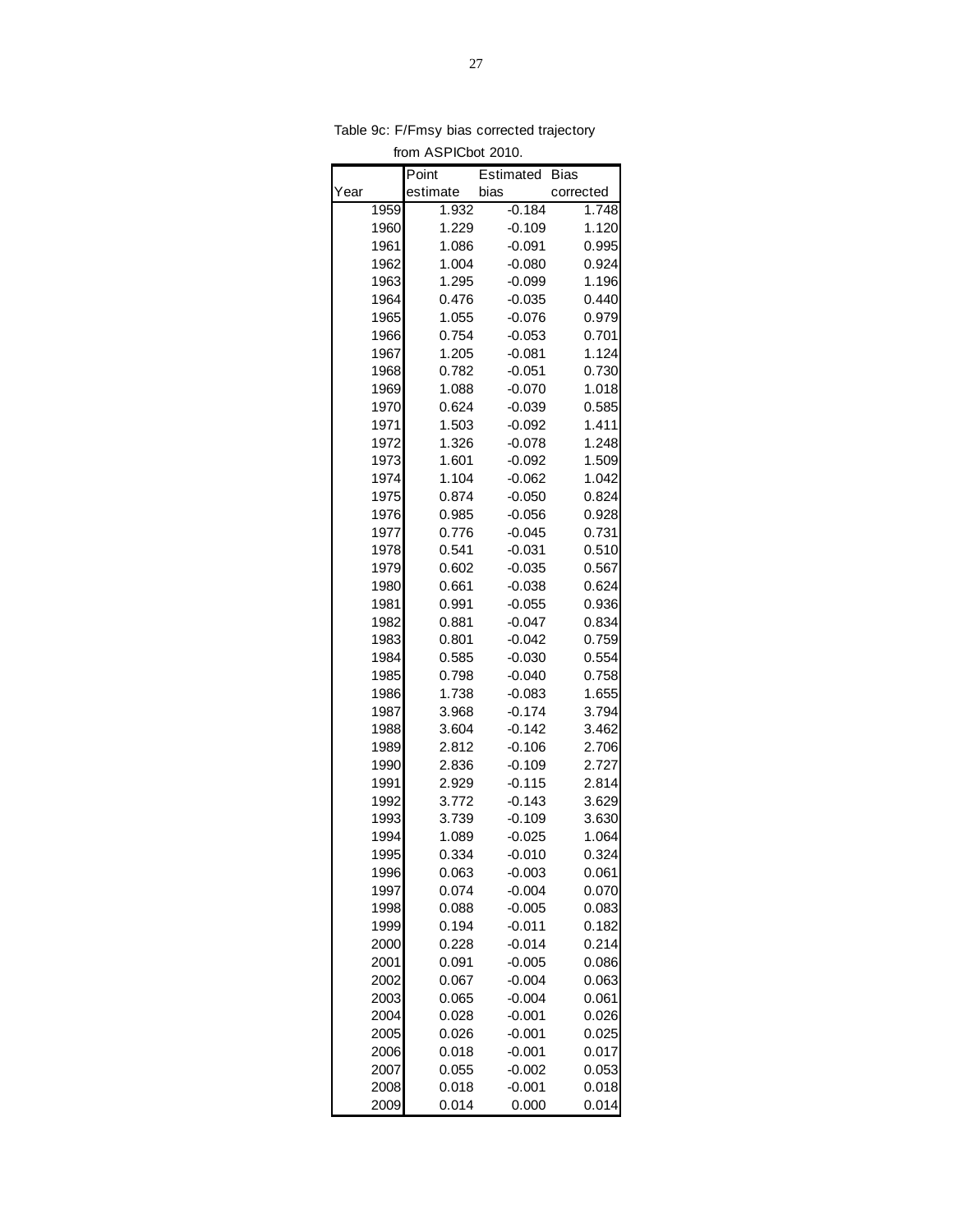Table 9c: F/Fmsy bias corrected trajectory from ASPICbot 2010.

| Year | Point estimate | Estimated bias | Bias corrected |
|---|---|---|---|
| 1959 | 1.932 | -0.184 | 1.748 |
| 1960 | 1.229 | -0.109 | 1.120 |
| 1961 | 1.086 | -0.091 | 0.995 |
| 1962 | 1.004 | -0.080 | 0.924 |
| 1963 | 1.295 | -0.099 | 1.196 |
| 1964 | 0.476 | -0.035 | 0.440 |
| 1965 | 1.055 | -0.076 | 0.979 |
| 1966 | 0.754 | -0.053 | 0.701 |
| 1967 | 1.205 | -0.081 | 1.124 |
| 1968 | 0.782 | -0.051 | 0.730 |
| 1969 | 1.088 | -0.070 | 1.018 |
| 1970 | 0.624 | -0.039 | 0.585 |
| 1971 | 1.503 | -0.092 | 1.411 |
| 1972 | 1.326 | -0.078 | 1.248 |
| 1973 | 1.601 | -0.092 | 1.509 |
| 1974 | 1.104 | -0.062 | 1.042 |
| 1975 | 0.874 | -0.050 | 0.824 |
| 1976 | 0.985 | -0.056 | 0.928 |
| 1977 | 0.776 | -0.045 | 0.731 |
| 1978 | 0.541 | -0.031 | 0.510 |
| 1979 | 0.602 | -0.035 | 0.567 |
| 1980 | 0.661 | -0.038 | 0.624 |
| 1981 | 0.991 | -0.055 | 0.936 |
| 1982 | 0.881 | -0.047 | 0.834 |
| 1983 | 0.801 | -0.042 | 0.759 |
| 1984 | 0.585 | -0.030 | 0.554 |
| 1985 | 0.798 | -0.040 | 0.758 |
| 1986 | 1.738 | -0.083 | 1.655 |
| 1987 | 3.968 | -0.174 | 3.794 |
| 1988 | 3.604 | -0.142 | 3.462 |
| 1989 | 2.812 | -0.106 | 2.706 |
| 1990 | 2.836 | -0.109 | 2.727 |
| 1991 | 2.929 | -0.115 | 2.814 |
| 1992 | 3.772 | -0.143 | 3.629 |
| 1993 | 3.739 | -0.109 | 3.630 |
| 1994 | 1.089 | -0.025 | 1.064 |
| 1995 | 0.334 | -0.010 | 0.324 |
| 1996 | 0.063 | -0.003 | 0.061 |
| 1997 | 0.074 | -0.004 | 0.070 |
| 1998 | 0.088 | -0.005 | 0.083 |
| 1999 | 0.194 | -0.011 | 0.182 |
| 2000 | 0.228 | -0.014 | 0.214 |
| 2001 | 0.091 | -0.005 | 0.086 |
| 2002 | 0.067 | -0.004 | 0.063 |
| 2003 | 0.065 | -0.004 | 0.061 |
| 2004 | 0.028 | -0.001 | 0.026 |
| 2005 | 0.026 | -0.001 | 0.025 |
| 2006 | 0.018 | -0.001 | 0.017 |
| 2007 | 0.055 | -0.002 | 0.053 |
| 2008 | 0.018 | -0.001 | 0.018 |
| 2009 | 0.014 | 0.000 | 0.014 |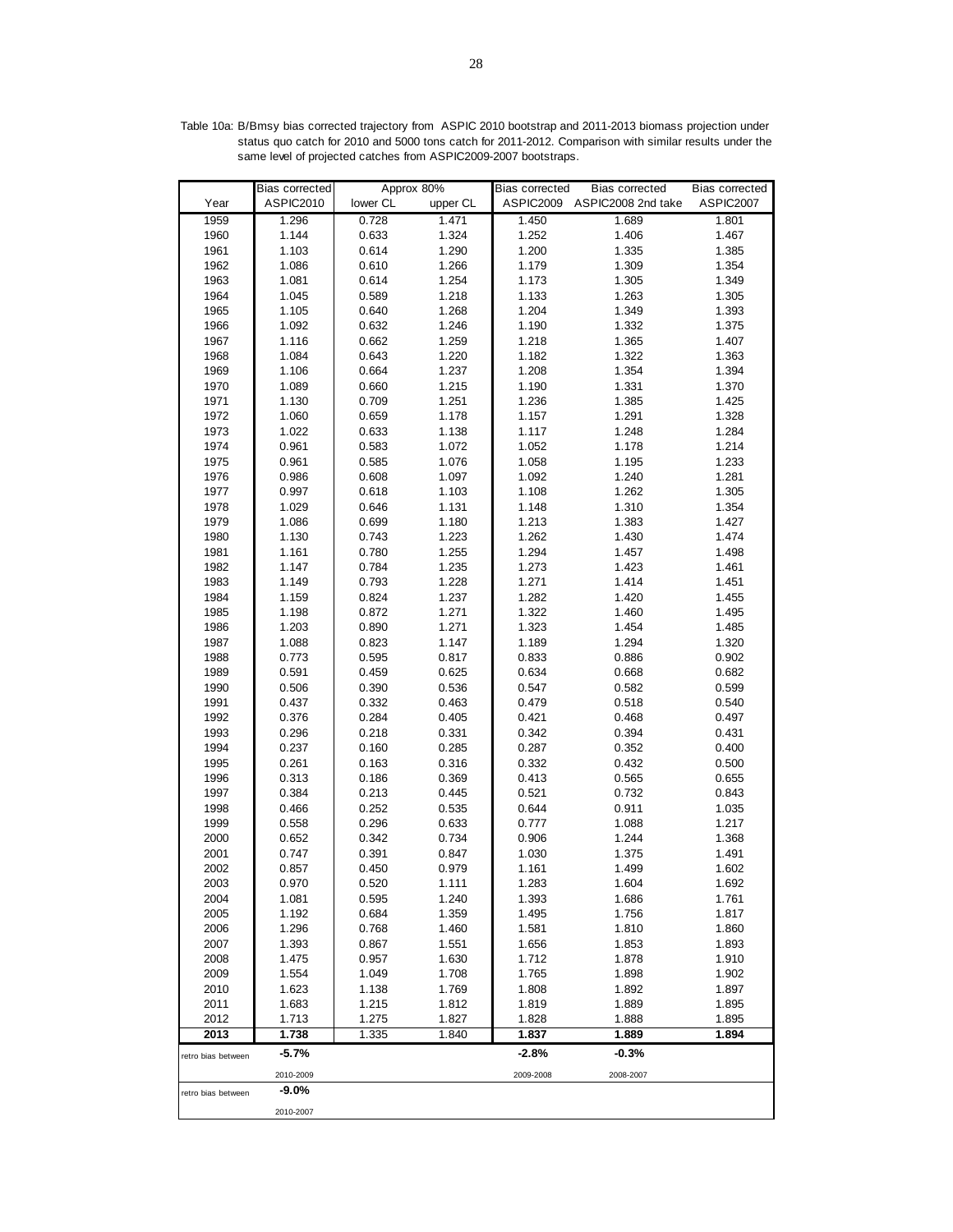Table 10a: B/Bmsy bias corrected trajectory from ASPIC 2010 bootstrap and 2011-2013 biomass projection under status quo catch for 2010 and 5000 tons catch for 2011-2012. Comparison with similar results under the same level of projected catches from ASPIC2009-2007 bootstraps.

| Year | Bias corrected ASPIC2010 | Approx 80% lower CL | Approx 80% upper CL | Bias corrected ASPIC2009 | Bias corrected ASPIC2008 2nd take | Bias corrected ASPIC2007 |
|---|---|---|---|---|---|---|
| 1959 | 1.296 | 0.728 | 1.471 | 1.450 | 1.689 | 1.801 |
| 1960 | 1.144 | 0.633 | 1.324 | 1.252 | 1.406 | 1.467 |
| 1961 | 1.103 | 0.614 | 1.290 | 1.200 | 1.335 | 1.385 |
| 1962 | 1.086 | 0.610 | 1.266 | 1.179 | 1.309 | 1.354 |
| 1963 | 1.081 | 0.614 | 1.254 | 1.173 | 1.305 | 1.349 |
| 1964 | 1.045 | 0.589 | 1.218 | 1.133 | 1.263 | 1.305 |
| 1965 | 1.105 | 0.640 | 1.268 | 1.204 | 1.349 | 1.393 |
| 1966 | 1.092 | 0.632 | 1.246 | 1.190 | 1.332 | 1.375 |
| 1967 | 1.116 | 0.662 | 1.259 | 1.218 | 1.365 | 1.407 |
| 1968 | 1.084 | 0.643 | 1.220 | 1.182 | 1.322 | 1.363 |
| 1969 | 1.106 | 0.664 | 1.237 | 1.208 | 1.354 | 1.394 |
| 1970 | 1.089 | 0.660 | 1.215 | 1.190 | 1.331 | 1.370 |
| 1971 | 1.130 | 0.709 | 1.251 | 1.236 | 1.385 | 1.425 |
| 1972 | 1.060 | 0.659 | 1.178 | 1.157 | 1.291 | 1.328 |
| 1973 | 1.022 | 0.633 | 1.138 | 1.117 | 1.248 | 1.284 |
| 1974 | 0.961 | 0.583 | 1.072 | 1.052 | 1.178 | 1.214 |
| 1975 | 0.961 | 0.585 | 1.076 | 1.058 | 1.195 | 1.233 |
| 1976 | 0.986 | 0.608 | 1.097 | 1.092 | 1.240 | 1.281 |
| 1977 | 0.997 | 0.618 | 1.103 | 1.108 | 1.262 | 1.305 |
| 1978 | 1.029 | 0.646 | 1.131 | 1.148 | 1.310 | 1.354 |
| 1979 | 1.086 | 0.699 | 1.180 | 1.213 | 1.383 | 1.427 |
| 1980 | 1.130 | 0.743 | 1.223 | 1.262 | 1.430 | 1.474 |
| 1981 | 1.161 | 0.780 | 1.255 | 1.294 | 1.457 | 1.498 |
| 1982 | 1.147 | 0.784 | 1.235 | 1.273 | 1.423 | 1.461 |
| 1983 | 1.149 | 0.793 | 1.228 | 1.271 | 1.414 | 1.451 |
| 1984 | 1.159 | 0.824 | 1.237 | 1.282 | 1.420 | 1.455 |
| 1985 | 1.198 | 0.872 | 1.271 | 1.322 | 1.460 | 1.495 |
| 1986 | 1.203 | 0.890 | 1.271 | 1.323 | 1.454 | 1.485 |
| 1987 | 1.088 | 0.823 | 1.147 | 1.189 | 1.294 | 1.320 |
| 1988 | 0.773 | 0.595 | 0.817 | 0.833 | 0.886 | 0.902 |
| 1989 | 0.591 | 0.459 | 0.625 | 0.634 | 0.668 | 0.682 |
| 1990 | 0.506 | 0.390 | 0.536 | 0.547 | 0.582 | 0.599 |
| 1991 | 0.437 | 0.332 | 0.463 | 0.479 | 0.518 | 0.540 |
| 1992 | 0.376 | 0.284 | 0.405 | 0.421 | 0.468 | 0.497 |
| 1993 | 0.296 | 0.218 | 0.331 | 0.342 | 0.394 | 0.431 |
| 1994 | 0.237 | 0.160 | 0.285 | 0.287 | 0.352 | 0.400 |
| 1995 | 0.261 | 0.163 | 0.316 | 0.332 | 0.432 | 0.500 |
| 1996 | 0.313 | 0.186 | 0.369 | 0.413 | 0.565 | 0.655 |
| 1997 | 0.384 | 0.213 | 0.445 | 0.521 | 0.732 | 0.843 |
| 1998 | 0.466 | 0.252 | 0.535 | 0.644 | 0.911 | 1.035 |
| 1999 | 0.558 | 0.296 | 0.633 | 0.777 | 1.088 | 1.217 |
| 2000 | 0.652 | 0.342 | 0.734 | 0.906 | 1.244 | 1.368 |
| 2001 | 0.747 | 0.391 | 0.847 | 1.030 | 1.375 | 1.491 |
| 2002 | 0.857 | 0.450 | 0.979 | 1.161 | 1.499 | 1.602 |
| 2003 | 0.970 | 0.520 | 1.111 | 1.283 | 1.604 | 1.692 |
| 2004 | 1.081 | 0.595 | 1.240 | 1.393 | 1.686 | 1.761 |
| 2005 | 1.192 | 0.684 | 1.359 | 1.495 | 1.756 | 1.817 |
| 2006 | 1.296 | 0.768 | 1.460 | 1.581 | 1.810 | 1.860 |
| 2007 | 1.393 | 0.867 | 1.551 | 1.656 | 1.853 | 1.893 |
| 2008 | 1.475 | 0.957 | 1.630 | 1.712 | 1.878 | 1.910 |
| 2009 | 1.554 | 1.049 | 1.708 | 1.765 | 1.898 | 1.902 |
| 2010 | 1.623 | 1.138 | 1.769 | 1.808 | 1.892 | 1.897 |
| 2011 | 1.683 | 1.215 | 1.812 | 1.819 | 1.889 | 1.895 |
| 2012 | 1.713 | 1.275 | 1.827 | 1.828 | 1.888 | 1.895 |
| **2013** | **1.738** | 1.335 | 1.840 | **1.837** | **1.889** | **1.894** |
| retro bias between | **-5.7%** 2010-2009 | | | **-2.8%** 2009-2008 | **-0.3%** 2008-2007 | |
| retro bias between | **-9.0%** 2010-2007 | | | | | |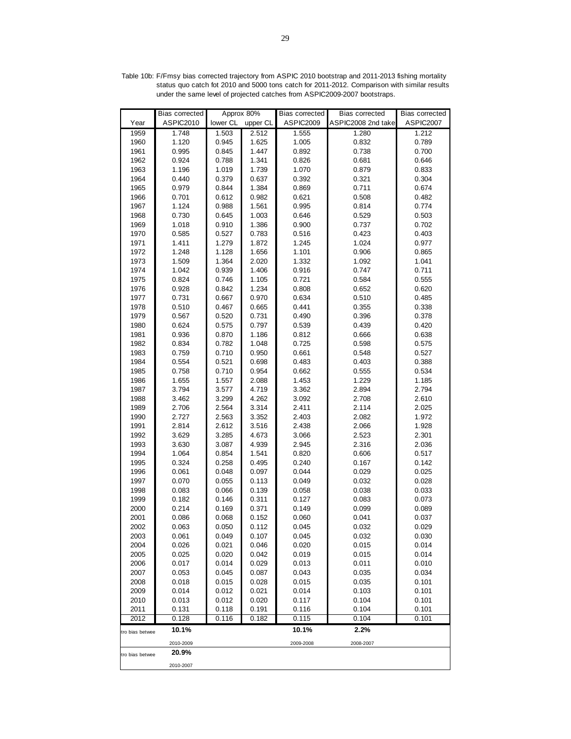Table 10b: F/Fmsy bias corrected trajectory from ASPIC 2010 bootstrap and 2011-2013 fishing mortality status quo catch fot 2010 and 5000 tons catch for 2011-2012. Comparison with similar results under the same level of projected catches from ASPIC2009-2007 bootstraps.

| Year | Bias corrected ASPIC2010 | Approx 80% lower CL | upper CL | Bias corrected ASPIC2009 | Bias corrected ASPIC2008 2nd take | Bias corrected ASPIC2007 |
|---|---|---|---|---|---|---|
| 1959 | 1.748 | 1.503 | 2.512 | 1.555 | 1.280 | 1.212 |
| 1960 | 1.120 | 0.945 | 1.625 | 1.005 | 0.832 | 0.789 |
| 1961 | 0.995 | 0.845 | 1.447 | 0.892 | 0.738 | 0.700 |
| 1962 | 0.924 | 0.788 | 1.341 | 0.826 | 0.681 | 0.646 |
| 1963 | 1.196 | 1.019 | 1.739 | 1.070 | 0.879 | 0.833 |
| 1964 | 0.440 | 0.379 | 0.637 | 0.392 | 0.321 | 0.304 |
| 1965 | 0.979 | 0.844 | 1.384 | 0.869 | 0.711 | 0.674 |
| 1966 | 0.701 | 0.612 | 0.982 | 0.621 | 0.508 | 0.482 |
| 1967 | 1.124 | 0.988 | 1.561 | 0.995 | 0.814 | 0.774 |
| 1968 | 0.730 | 0.645 | 1.003 | 0.646 | 0.529 | 0.503 |
| 1969 | 1.018 | 0.910 | 1.386 | 0.900 | 0.737 | 0.702 |
| 1970 | 0.585 | 0.527 | 0.783 | 0.516 | 0.423 | 0.403 |
| 1971 | 1.411 | 1.279 | 1.872 | 1.245 | 1.024 | 0.977 |
| 1972 | 1.248 | 1.128 | 1.656 | 1.101 | 0.906 | 0.865 |
| 1973 | 1.509 | 1.364 | 2.020 | 1.332 | 1.092 | 1.041 |
| 1974 | 1.042 | 0.939 | 1.406 | 0.916 | 0.747 | 0.711 |
| 1975 | 0.824 | 0.746 | 1.105 | 0.721 | 0.584 | 0.555 |
| 1976 | 0.928 | 0.842 | 1.234 | 0.808 | 0.652 | 0.620 |
| 1977 | 0.731 | 0.667 | 0.970 | 0.634 | 0.510 | 0.485 |
| 1978 | 0.510 | 0.467 | 0.665 | 0.441 | 0.355 | 0.338 |
| 1979 | 0.567 | 0.520 | 0.731 | 0.490 | 0.396 | 0.378 |
| 1980 | 0.624 | 0.575 | 0.797 | 0.539 | 0.439 | 0.420 |
| 1981 | 0.936 | 0.870 | 1.186 | 0.812 | 0.666 | 0.638 |
| 1982 | 0.834 | 0.782 | 1.048 | 0.725 | 0.598 | 0.575 |
| 1983 | 0.759 | 0.710 | 0.950 | 0.661 | 0.548 | 0.527 |
| 1984 | 0.554 | 0.521 | 0.698 | 0.483 | 0.403 | 0.388 |
| 1985 | 0.758 | 0.710 | 0.954 | 0.662 | 0.555 | 0.534 |
| 1986 | 1.655 | 1.557 | 2.088 | 1.453 | 1.229 | 1.185 |
| 1987 | 3.794 | 3.577 | 4.719 | 3.362 | 2.894 | 2.794 |
| 1988 | 3.462 | 3.299 | 4.262 | 3.092 | 2.708 | 2.610 |
| 1989 | 2.706 | 2.564 | 3.314 | 2.411 | 2.114 | 2.025 |
| 1990 | 2.727 | 2.563 | 3.352 | 2.403 | 2.082 | 1.972 |
| 1991 | 2.814 | 2.612 | 3.516 | 2.438 | 2.066 | 1.928 |
| 1992 | 3.629 | 3.285 | 4.673 | 3.066 | 2.523 | 2.301 |
| 1993 | 3.630 | 3.087 | 4.939 | 2.945 | 2.316 | 2.036 |
| 1994 | 1.064 | 0.854 | 1.541 | 0.820 | 0.606 | 0.517 |
| 1995 | 0.324 | 0.258 | 0.495 | 0.240 | 0.167 | 0.142 |
| 1996 | 0.061 | 0.048 | 0.097 | 0.044 | 0.029 | 0.025 |
| 1997 | 0.070 | 0.055 | 0.113 | 0.049 | 0.032 | 0.028 |
| 1998 | 0.083 | 0.066 | 0.139 | 0.058 | 0.038 | 0.033 |
| 1999 | 0.182 | 0.146 | 0.311 | 0.127 | 0.083 | 0.073 |
| 2000 | 0.214 | 0.169 | 0.371 | 0.149 | 0.099 | 0.089 |
| 2001 | 0.086 | 0.068 | 0.152 | 0.060 | 0.041 | 0.037 |
| 2002 | 0.063 | 0.050 | 0.112 | 0.045 | 0.032 | 0.029 |
| 2003 | 0.061 | 0.049 | 0.107 | 0.045 | 0.032 | 0.030 |
| 2004 | 0.026 | 0.021 | 0.046 | 0.020 | 0.015 | 0.014 |
| 2005 | 0.025 | 0.020 | 0.042 | 0.019 | 0.015 | 0.014 |
| 2006 | 0.017 | 0.014 | 0.029 | 0.013 | 0.011 | 0.010 |
| 2007 | 0.053 | 0.045 | 0.087 | 0.043 | 0.035 | 0.034 |
| 2008 | 0.018 | 0.015 | 0.028 | 0.015 | 0.035 | 0.101 |
| 2009 | 0.014 | 0.012 | 0.021 | 0.014 | 0.103 | 0.101 |
| 2010 | 0.013 | 0.012 | 0.020 | 0.117 | 0.104 | 0.101 |
| 2011 | 0.131 | 0.118 | 0.191 | 0.116 | 0.104 | 0.101 |
| 2012 | 0.128 | 0.116 | 0.182 | 0.115 | 0.104 | 0.101 |
| tro bias betwee | **10.1%** 2010-2009 | | | **10.1%** 2009-2008 | **2.2%** 2008-2007 | |
| tro bias betwee | **20.9%** 2010-2007 | | | | | |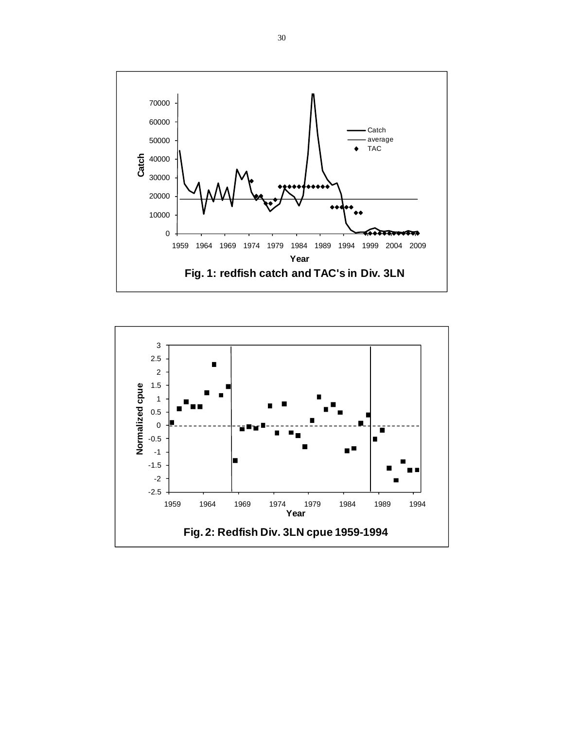Fig. 1: redfish catch and TAC's in Div. 3LN

Fig. 2: Redfish Div. 3LN cpue 1959-1994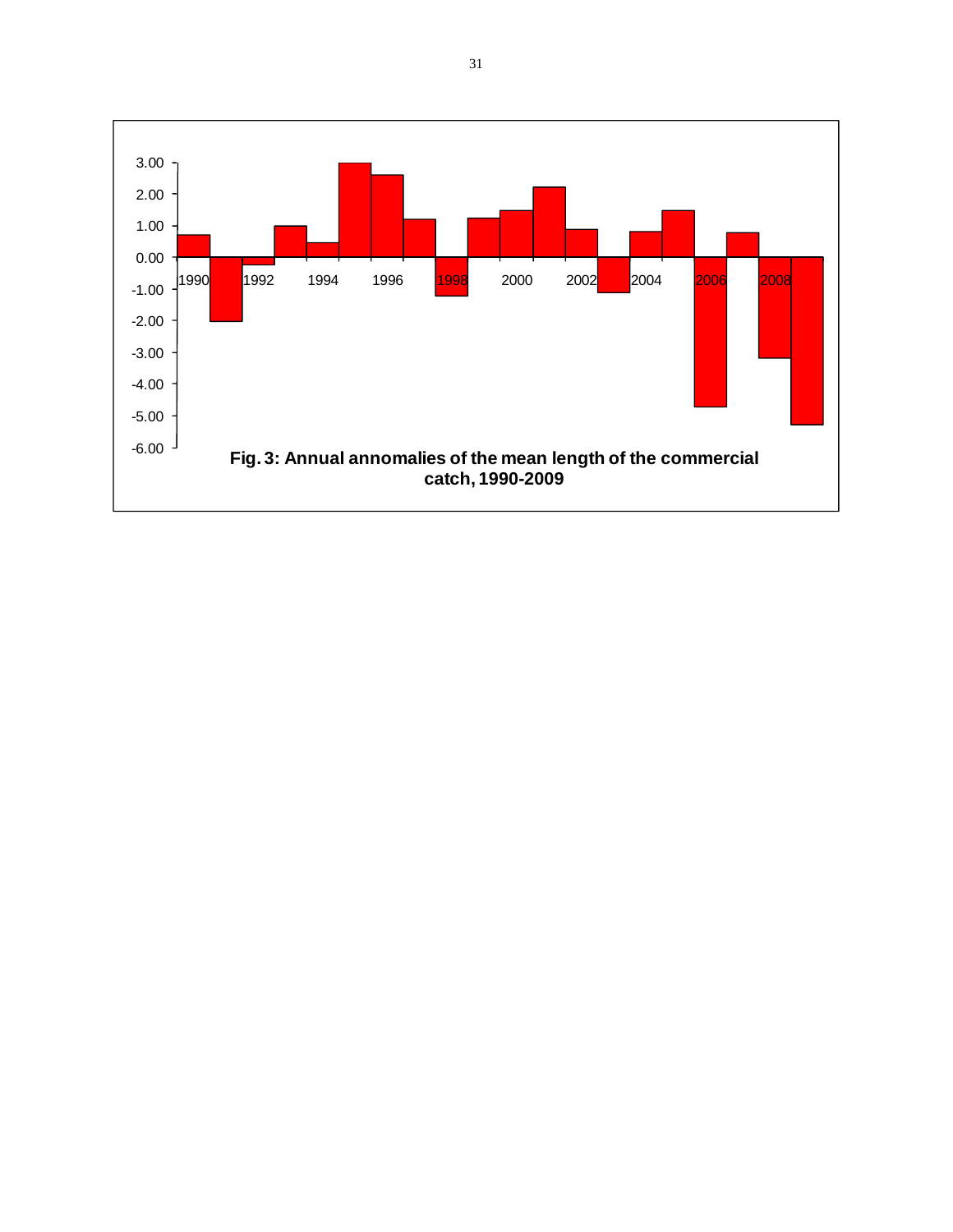Fig. 3: Annual annomalies of the mean length of the commercial catch, 1990-2009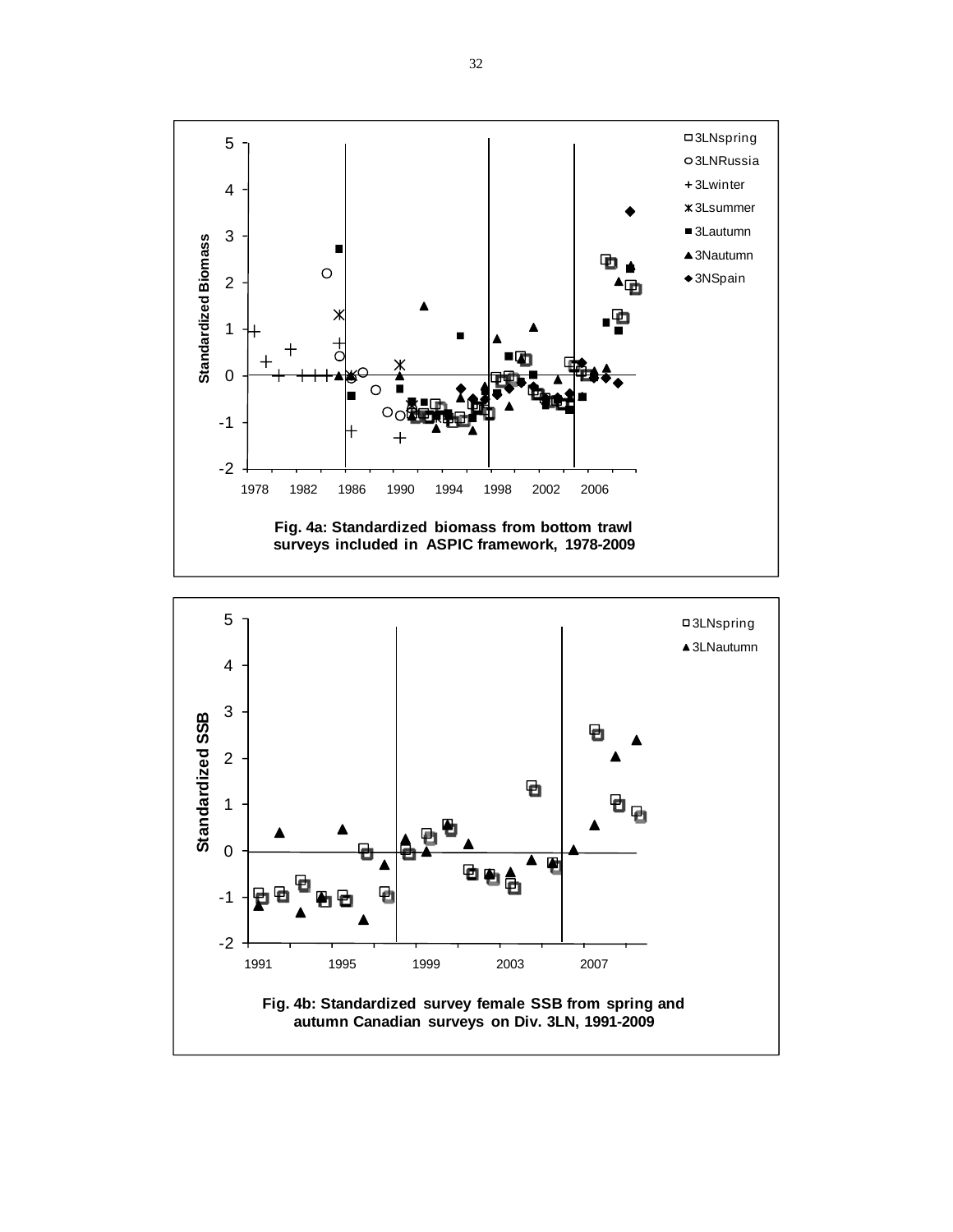Fig. 4a: Standardized biomass from bottom trawl surveys included in ASPIC framework, 1978-2009

Fig. 4b: Standardized survey female SSB from spring and autumn Canadian surveys on Div. 3LN, 1991-2009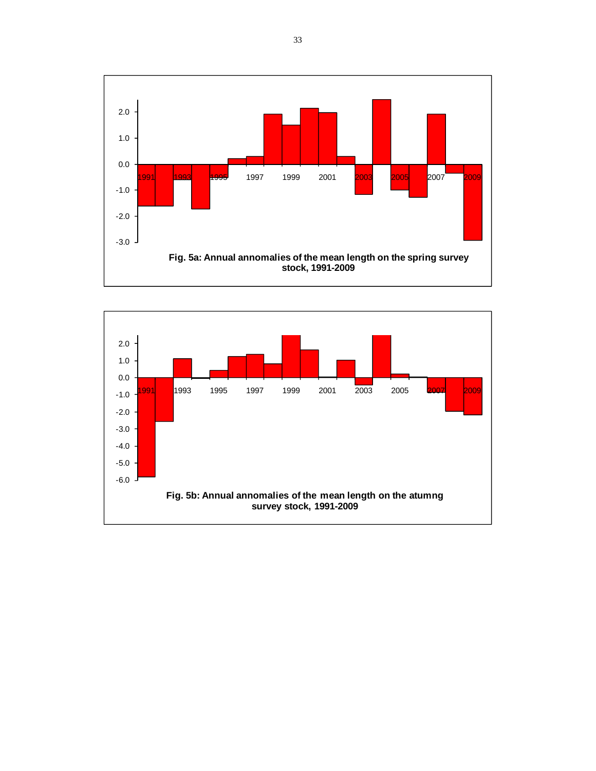Fig. 5a: Annual annomalies of the mean length on the spring survey stock, 1991-2009

Fig. 5b: Annual annomalies of the mean length on the atumng survey stock, 1991-2009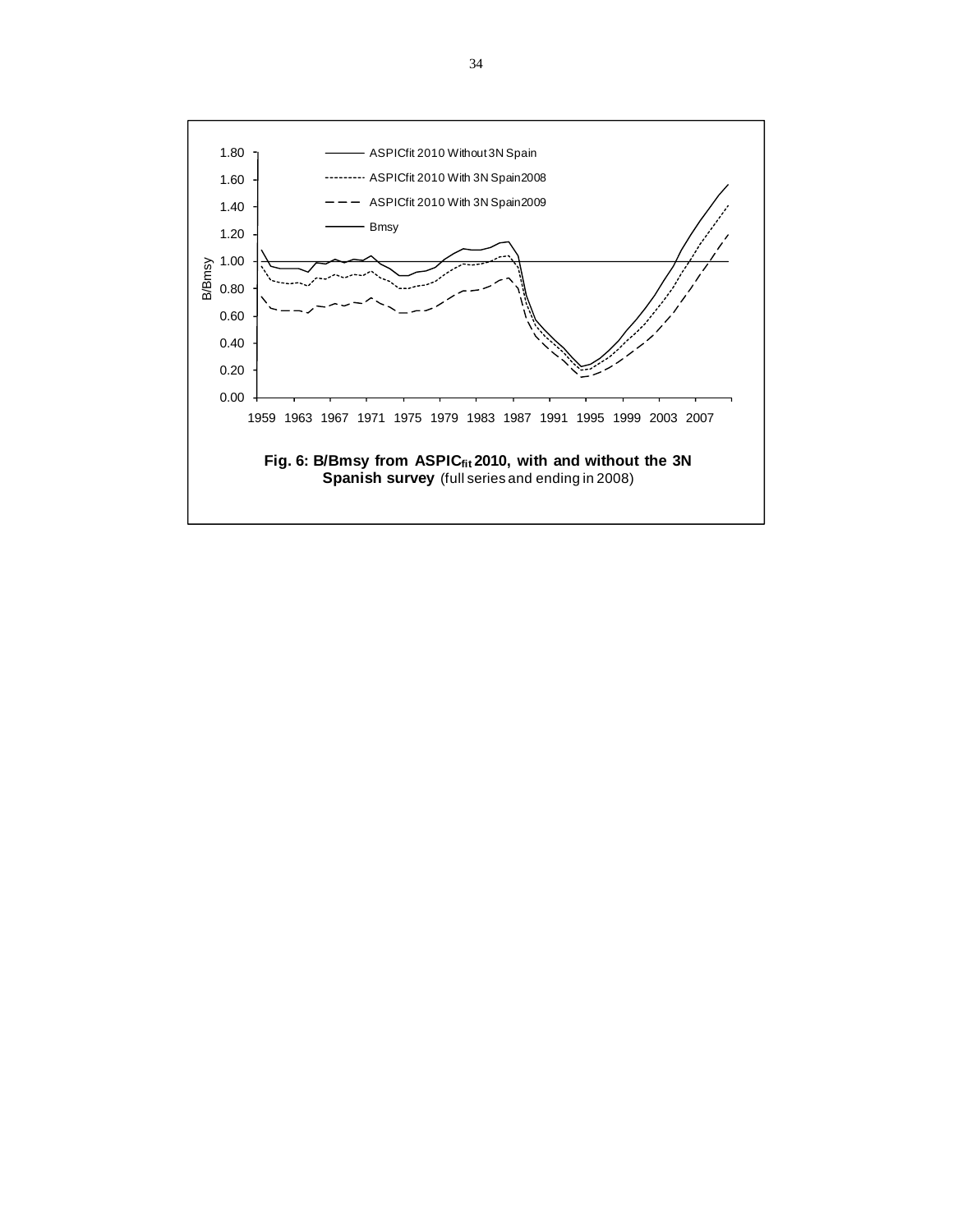**Fig. 6: B/Bmsy from ASPIC$_{fit}$ 2010, with and without the 3N Spanish survey** (full series and ending in 2008)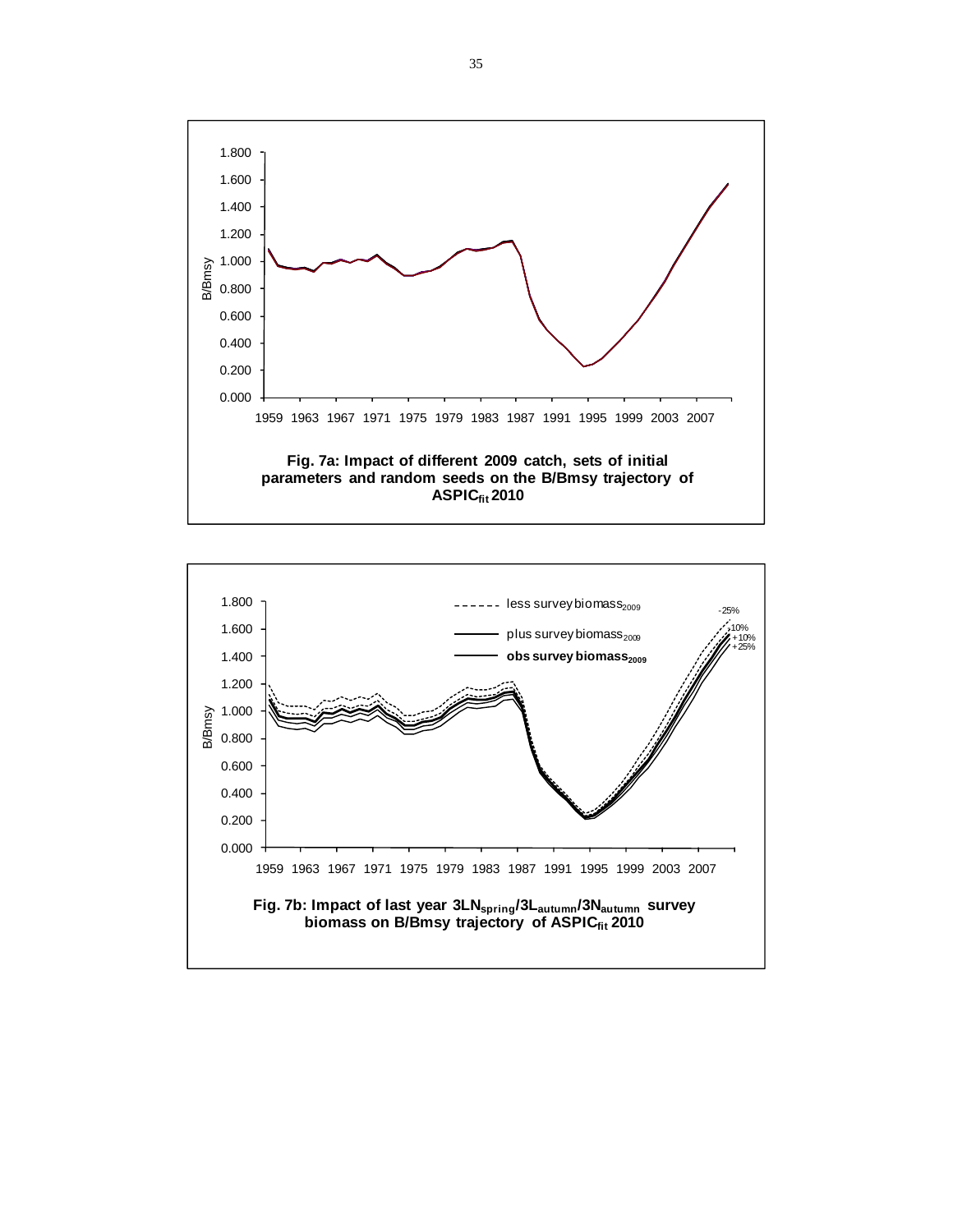Fig. 7a: Impact of different 2009 catch, sets of initial parameters and random seeds on the B/Bmsy trajectory of $ASPIC_{fit}$ 2010

Fig. 7b: Impact of last year $3LN_{spring}/3L_{autumn}/3N_{autumn}$ survey biomass on B/Bmsy trajectory of $ASPIC_{fit}$ 2010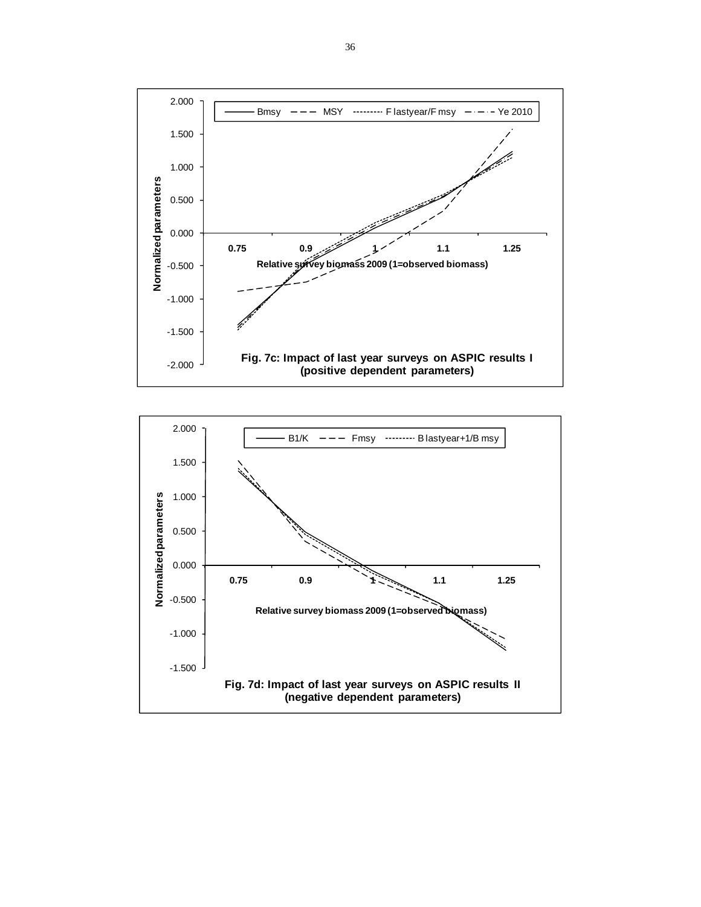Fig. 7c: Impact of last year surveys on ASPIC results I (positive dependent parameters)

Fig. 7d: Impact of last year surveys on ASPIC results II (negative dependent parameters)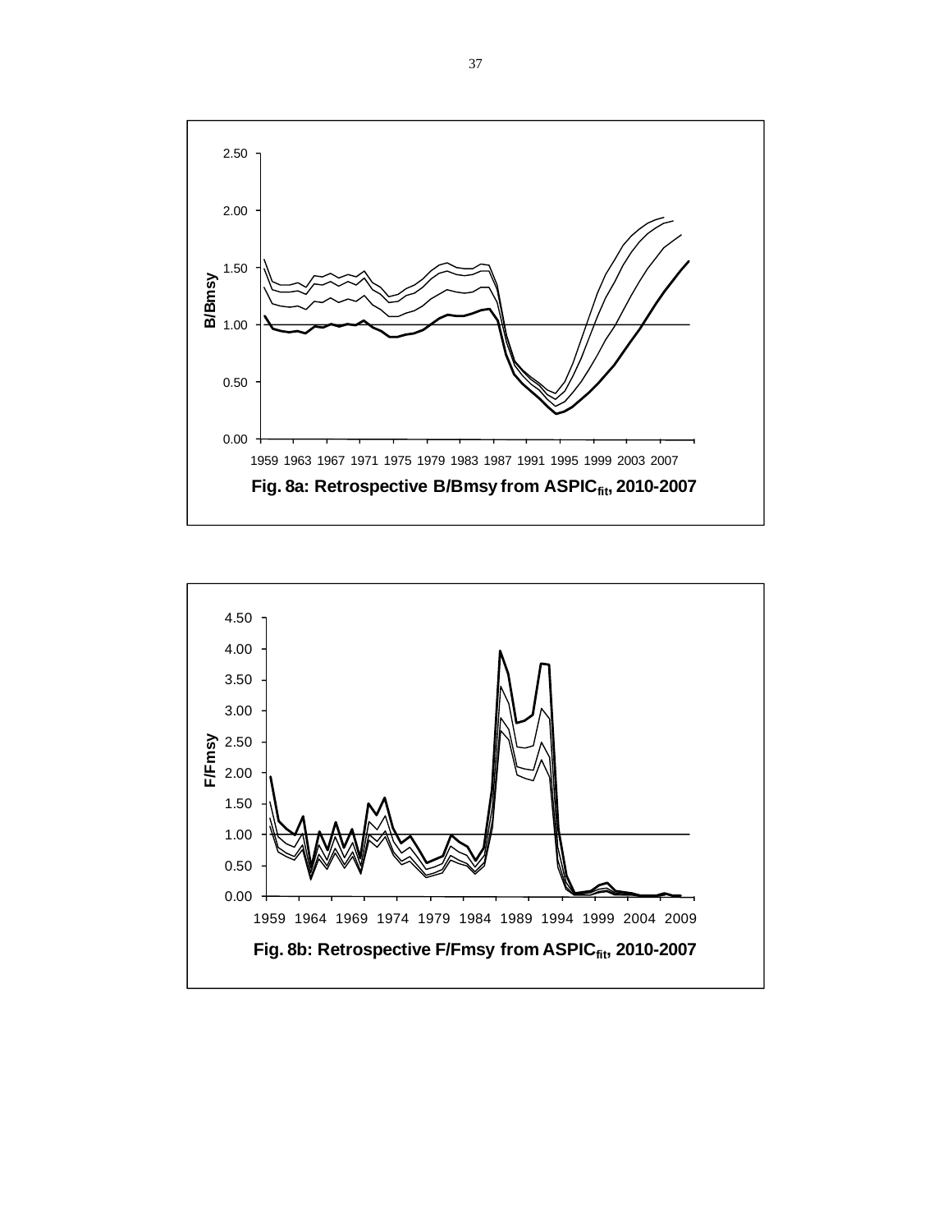Fig. 8a: Retrospective B/Bmsy from $ASPIC_{fit}$, 2010-2007

Fig. 8b: Retrospective F/Fmsy from $ASPIC_{fit}$, 2010-2007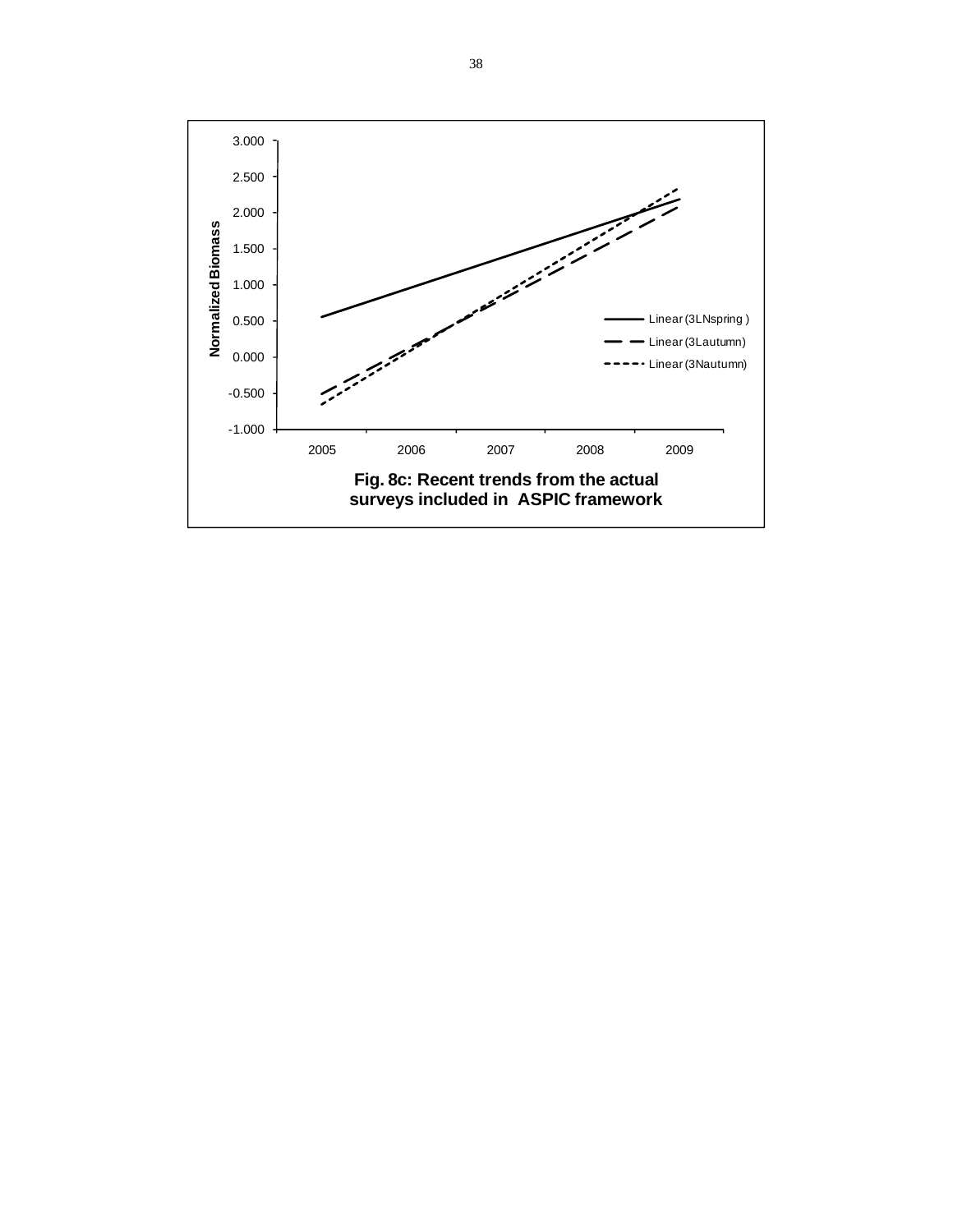**Fig. 8c: Recent trends from the actual surveys included in ASPIC framework**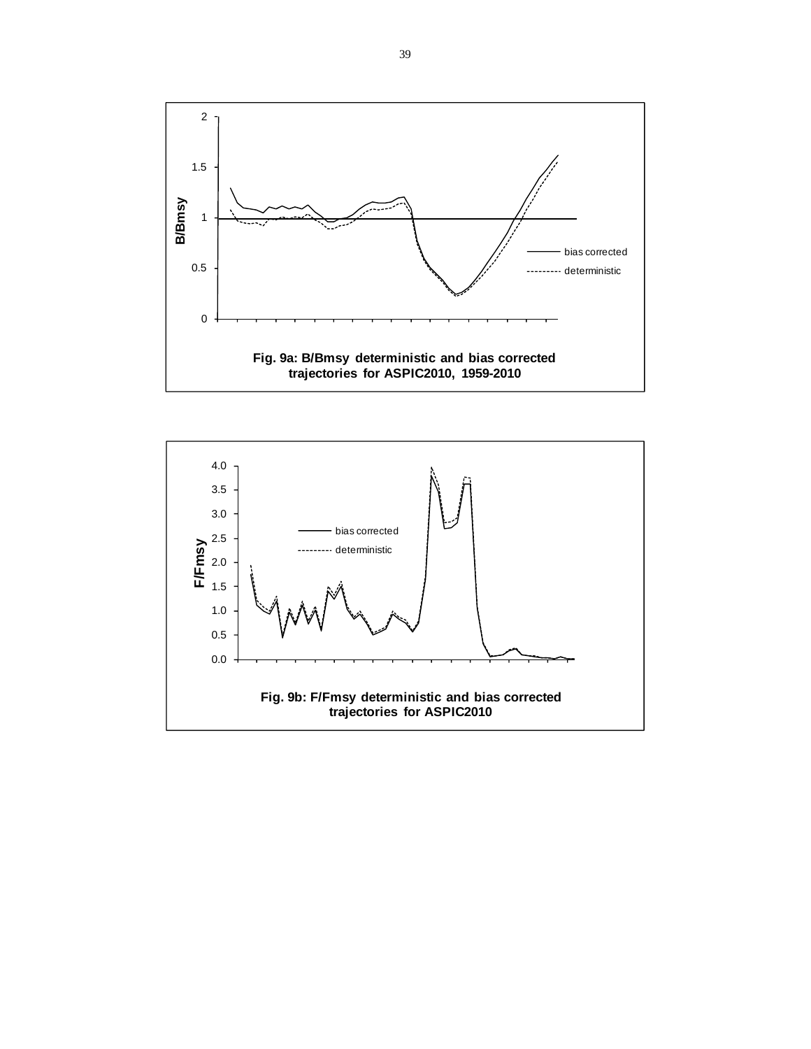B/Bmsy

bias corrected

deterministic

**Fig. 9a: B/Bmsy deterministic and bias corrected trajectories for ASPIC2010, 1959-2010**

F/Fmsy

bias corrected

deterministic

**Fig. 9b: F/Fmsy deterministic and bias corrected trajectories for ASPIC2010**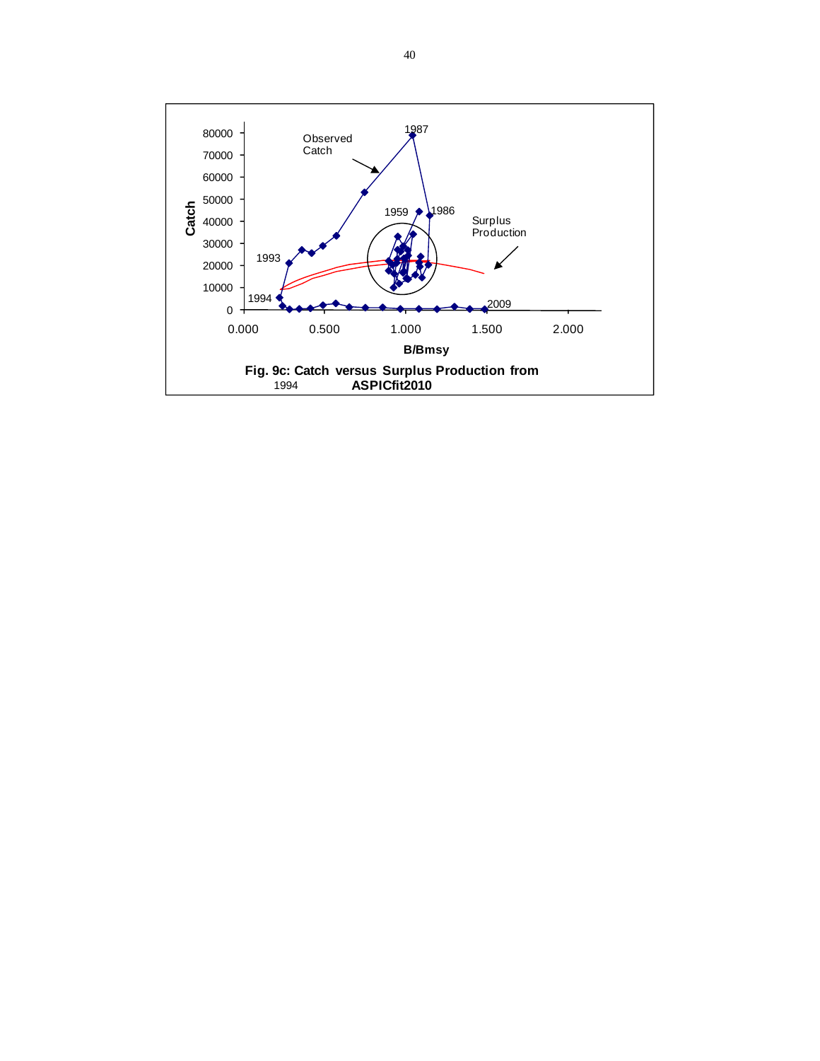Fig. 9c: Catch versus Surplus Production from ASPICfit2010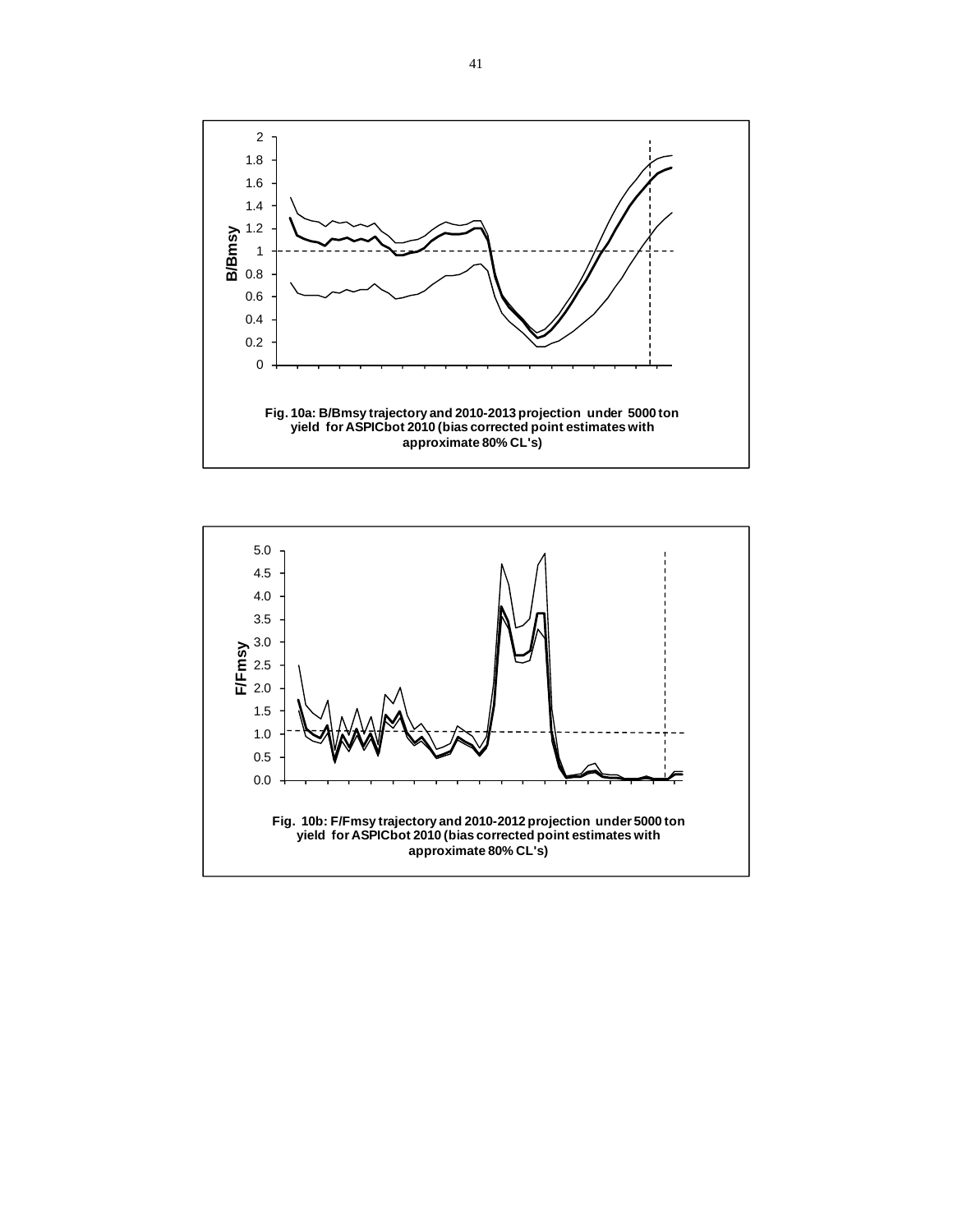**Fig. 10a: B/Bmsy trajectory and 2010-2013 projection under 5000 ton yield for ASPICbot 2010 (bias corrected point estimates with approximate 80% CL's)**

**Fig. 10b: F/Fmsy trajectory and 2010-2012 projection under 5000 ton yield for ASPICbot 2010 (bias corrected point estimates with approximate 80% CL's)**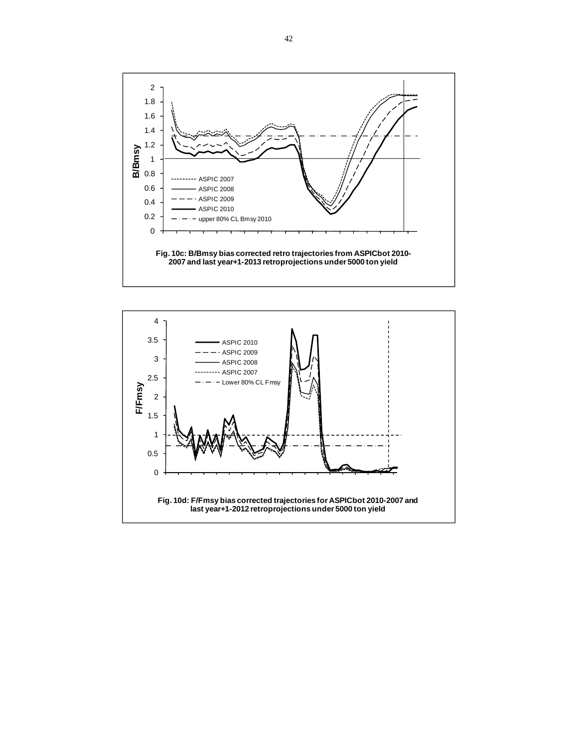Fig. 10c: B/Bmsy bias corrected retro trajectories from ASPICbot 2010-2007 and last year+1-2013 retroprojections under 5000 ton yield

Fig. 10d: F/Fmsy bias corrected trajectories for ASPICbot 2010-2007 and last year+1-2012 retroprojections under 5000 ton yield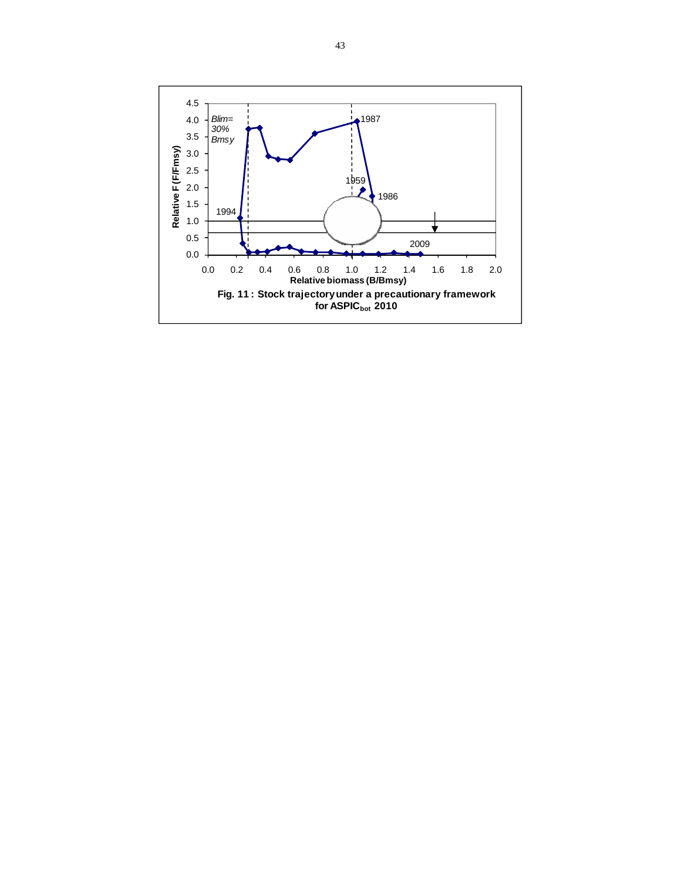**Fig. 11 : Stock trajectory under a precautionary framework for $ASPIC_{bot}$ 2010**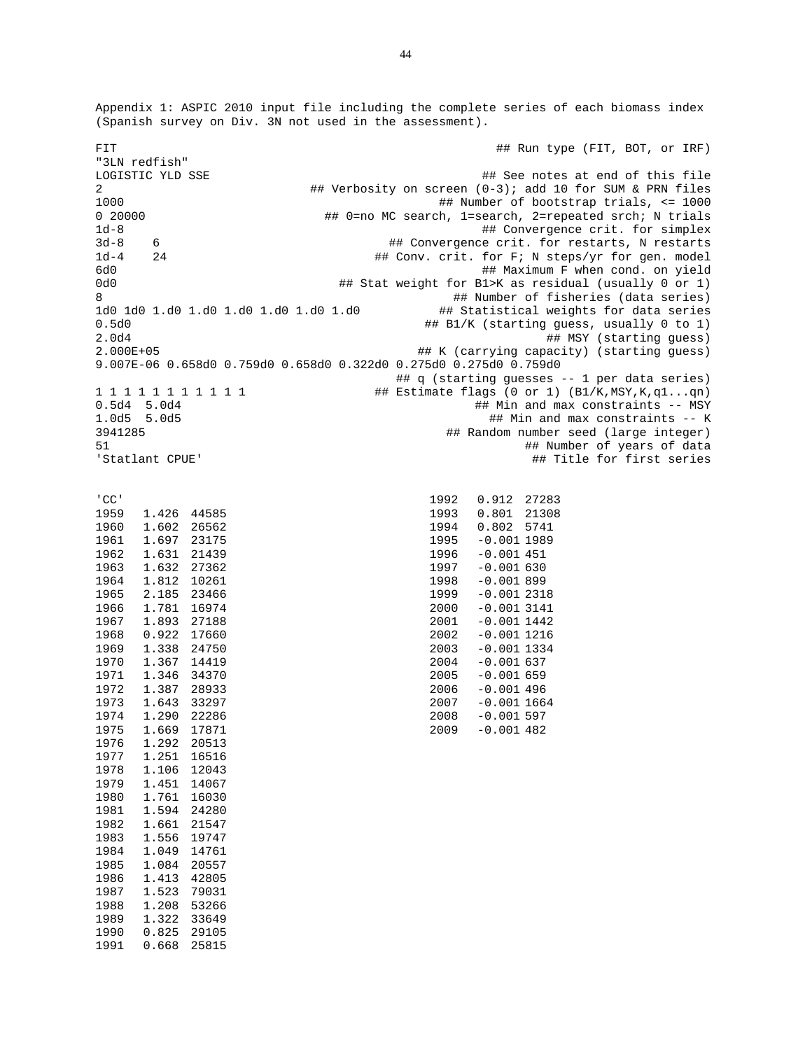Appendix 1: ASPIC 2010 input file including the complete series of each biomass index (Spanish survey on Div. 3N not used in the assessment).

```
FIT                                              ## Run type (FIT, BOT, or IRF)
"3LN redfish"
LOGISTIC YLD SSE                                 ## See notes at end of this file
2                        ## Verbosity on screen (0-3); add 10 for SUM & PRN files
1000                                     ## Number of bootstrap trials, <= 1000
0 20000                   ## 0=no MC search, 1=search, 2=repeated srch; N trials
1d-8                                           ## Convergence crit. for simplex
3d-8    6                          ## Convergence crit. for restarts, N restarts
1d-4    24                        ## Conv. crit. for F; N steps/yr for gen. model
6d0                                          ## Maximum F when cond. on yield
0d0                         ## Stat weight for B1>K as residual (usually 0 or 1)
8                                           ## Number of fisheries (data series)
1d0 1d0 1.d0 1.d0 1.d0 1.d0 1.d0 1.d0         ## Statistical weights for data series
0.5d0                                  ## B1/K (starting guess, usually 0 to 1)
2.0d4                                                    ## MSY (starting guess)
2.000E+05                              ## K (carrying capacity) (starting guess)
9.007E-06 0.658d0 0.759d0 0.658d0 0.322d0 0.275d0 0.275d0 0.759d0
                                      ## q (starting guesses -- 1 per data series)
1 1 1 1 1 1 1 1 1 1 1             ## Estimate flags (0 or 1) (B1/K,MSY,K,q1...qn)
0.5d4  5.0d4                                ## Min and max constraints -- MSY
1.0d5  5.0d5                                  ## Min and max constraints -- K
3941285                                 ## Random number seed (large integer)
51                                                  ## Number of years of data
'Statlant CPUE'                                        ## Title for first series


'CC'
1959   1.426  44585
1960   1.602  26562
1961   1.697  23175
1962   1.631  21439
1963   1.632  27362
1964   1.812  10261
1965   2.185  23466
1966   1.781  16974
1967   1.893  27188
1968   0.922  17660
1969   1.338  24750
1970   1.367  14419
1971   1.346  34370
1972   1.387  28933
1973   1.643  33297
1974   1.290  22286
1975   1.669  17871
1976   1.292  20513
1977   1.251  16516
1978   1.106  12043
1979   1.451  14067
1980   1.761  16030
1981   1.594  24280
1982   1.661  21547
1983   1.556  19747
1984   1.049  14761
1985   1.084  20557
1986   1.413  42805
1987   1.523  79031
1988   1.208  53266
1989   1.322  33649
1990   0.825  29105
1991   0.668  25815
1992   0.912  27283
1993   0.801  21308
1994   0.802  5741
1995   -0.001 1989
1996   -0.001 451
1997   -0.001 630
1998   -0.001 899
1999   -0.001 2318
2000   -0.001 3141
2001   -0.001 1442
2002   -0.001 1216
2003   -0.001 1334
2004   -0.001 637
2005   -0.001 659
2006   -0.001 496
2007   -0.001 1664
2008   -0.001 597
2009   -0.001 482
```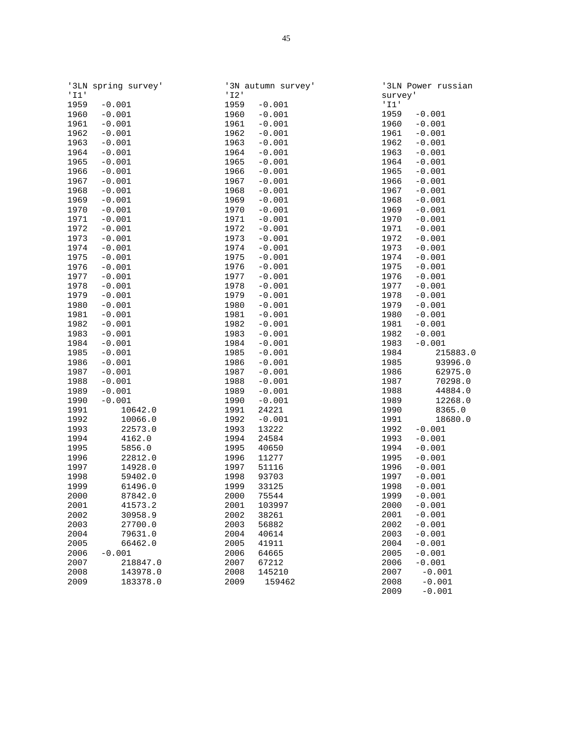```
'3LN spring survey'
'I1'
1959   -0.001
1960   -0.001
1961   -0.001
1962   -0.001
1963   -0.001
1964   -0.001
1965   -0.001
1966   -0.001
1967   -0.001
1968   -0.001
1969   -0.001
1970   -0.001
1971   -0.001
1972   -0.001
1973   -0.001
1974   -0.001
1975   -0.001
1976   -0.001
1977   -0.001
1978   -0.001
1979   -0.001
1980   -0.001
1981   -0.001
1982   -0.001
1983   -0.001
1984   -0.001
1985   -0.001
1986   -0.001
1987   -0.001
1988   -0.001
1989   -0.001
1990   -0.001
1991       10642.0
1992       10066.0
1993       22573.0
1994       4162.0
1995       5856.0
1996       22812.0
1997       14928.0
1998       59402.0
1999       61496.0
2000       87842.0
2001       41573.2
2002       30958.9
2003       27700.0
2004       79631.0
2005       66462.0
2006   -0.001
2007       218847.0
2008       143978.0
2009       183378.0
```

```
'3N autumn survey'
'I2'
1959   -0.001
1960   -0.001
1961   -0.001
1962   -0.001
1963   -0.001
1964   -0.001
1965   -0.001
1966   -0.001
1967   -0.001
1968   -0.001
1969   -0.001
1970   -0.001
1971   -0.001
1972   -0.001
1973   -0.001
1974   -0.001
1975   -0.001
1976   -0.001
1977   -0.001
1978   -0.001
1979   -0.001
1980   -0.001
1981   -0.001
1982   -0.001
1983   -0.001
1984   -0.001
1985   -0.001
1986   -0.001
1987   -0.001
1988   -0.001
1989   -0.001
1990   -0.001
1991   24221
1992   -0.001
1993   13222
1994   24584
1995   40650
1996   11277
1997   51116
1998   93703
1999   33125
2000   75544
2001   103997
2002   38261
2003   56882
2004   40614
2005   41911
2006   64665
2007   67212
2008   145210
2009    159462
```

```
'3LN Power russian
survey'
'I1'
1959   -0.001
1960   -0.001
1961   -0.001
1962   -0.001
1963   -0.001
1964   -0.001
1965   -0.001
1966   -0.001
1967   -0.001
1968   -0.001
1969   -0.001
1970   -0.001
1971   -0.001
1972   -0.001
1973   -0.001
1974   -0.001
1975   -0.001
1976   -0.001
1977   -0.001
1978   -0.001
1979   -0.001
1980   -0.001
1981   -0.001
1982   -0.001
1983   -0.001
1984        215883.0
1985        93996.0
1986        62975.0
1987        70298.0
1988        44884.0
1989        12268.0
1990        8365.0
1991        18680.0
1992   -0.001
1993   -0.001
1994   -0.001
1995   -0.001
1996   -0.001
1997   -0.001
1998   -0.001
1999   -0.001
2000   -0.001
2001   -0.001
2002   -0.001
2003   -0.001
2004   -0.001
2005   -0.001
2006   -0.001
2007     -0.001
2008     -0.001
2009     -0.001
```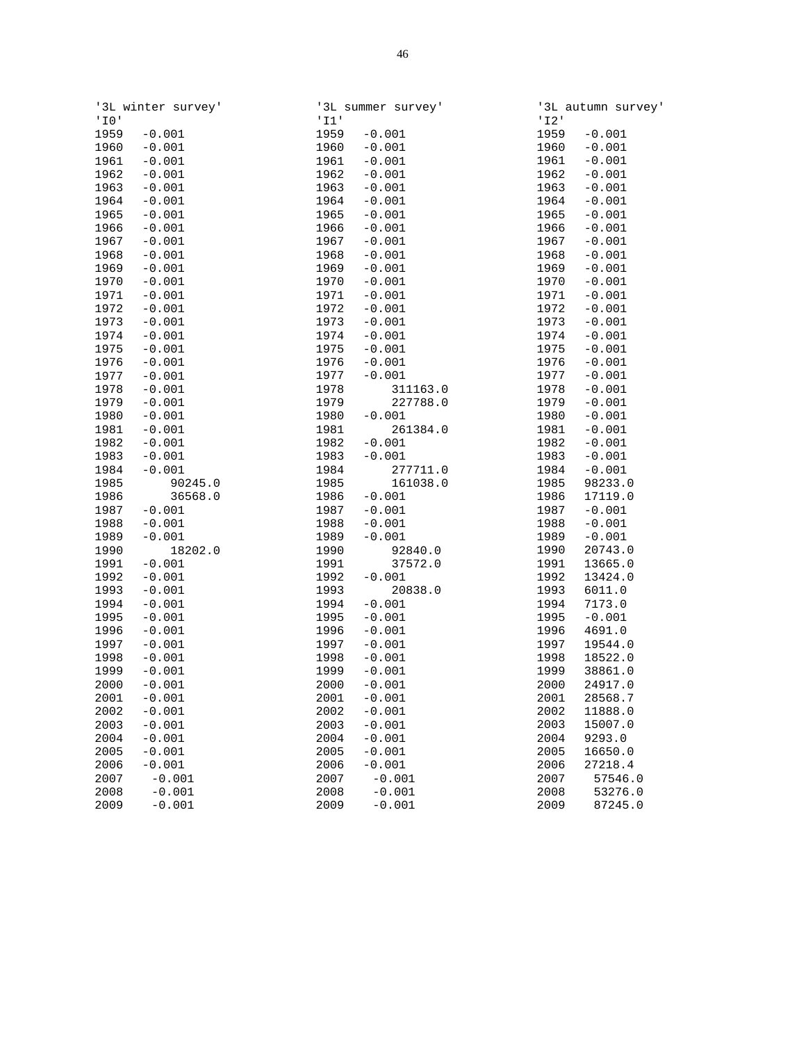```
'3L winter survey'          '3L summer survey'          '3L autumn survey'
'I0'                        'I1'                        'I2'
1959   -0.001               1959   -0.001               1959   -0.001
1960   -0.001               1960   -0.001               1960   -0.001
1961   -0.001               1961   -0.001               1961   -0.001
1962   -0.001               1962   -0.001               1962   -0.001
1963   -0.001               1963   -0.001               1963   -0.001
1964   -0.001               1964   -0.001               1964   -0.001
1965   -0.001               1965   -0.001               1965   -0.001
1966   -0.001               1966   -0.001               1966   -0.001
1967   -0.001               1967   -0.001               1967   -0.001
1968   -0.001               1968   -0.001               1968   -0.001
1969   -0.001               1969   -0.001               1969   -0.001
1970   -0.001               1970   -0.001               1970   -0.001
1971   -0.001               1971   -0.001               1971   -0.001
1972   -0.001               1972   -0.001               1972   -0.001
1973   -0.001               1973   -0.001               1973   -0.001
1974   -0.001               1974   -0.001               1974   -0.001
1975   -0.001               1975   -0.001               1975   -0.001
1976   -0.001               1976   -0.001               1976   -0.001
1977   -0.001               1977   -0.001               1977   -0.001
1978   -0.001               1978       311163.0         1978   -0.001
1979   -0.001               1979       227788.0         1979   -0.001
1980   -0.001               1980   -0.001               1980   -0.001
1981   -0.001               1981       261384.0         1981   -0.001
1982   -0.001               1982   -0.001               1982   -0.001
1983   -0.001               1983   -0.001               1983   -0.001
1984   -0.001               1984       277711.0         1984   -0.001
1985       90245.0          1985       161038.0         1985   98233.0
1986       36568.0          1986   -0.001               1986   17119.0
1987   -0.001               1987   -0.001               1987   -0.001
1988   -0.001               1988   -0.001               1988   -0.001
1989   -0.001               1989   -0.001               1989   -0.001
1990       18202.0          1990       92840.0          1990   20743.0
1991   -0.001               1991       37572.0          1991   13665.0
1992   -0.001               1992   -0.001               1992   13424.0
1993   -0.001               1993       20838.0          1993   6011.0
1994   -0.001               1994   -0.001               1994   7173.0
1995   -0.001               1995   -0.001               1995   -0.001
1996   -0.001               1996   -0.001               1996   4691.0
1997   -0.001               1997   -0.001               1997   19544.0
1998   -0.001               1998   -0.001               1998   18522.0
1999   -0.001               1999   -0.001               1999   38861.0
2000   -0.001               2000   -0.001               2000   24917.0
2001   -0.001               2001   -0.001               2001   28568.7
2002   -0.001               2002   -0.001               2002   11888.0
2003   -0.001               2003   -0.001               2003   15007.0
2004   -0.001               2004   -0.001               2004   9293.0
2005   -0.001               2005   -0.001               2005   16650.0
2006   -0.001               2006   -0.001               2006   27218.4
2007    -0.001              2007    -0.001              2007    57546.0
2008    -0.001              2008    -0.001              2008    53276.0
2009    -0.001              2009    -0.001              2009    87245.0
```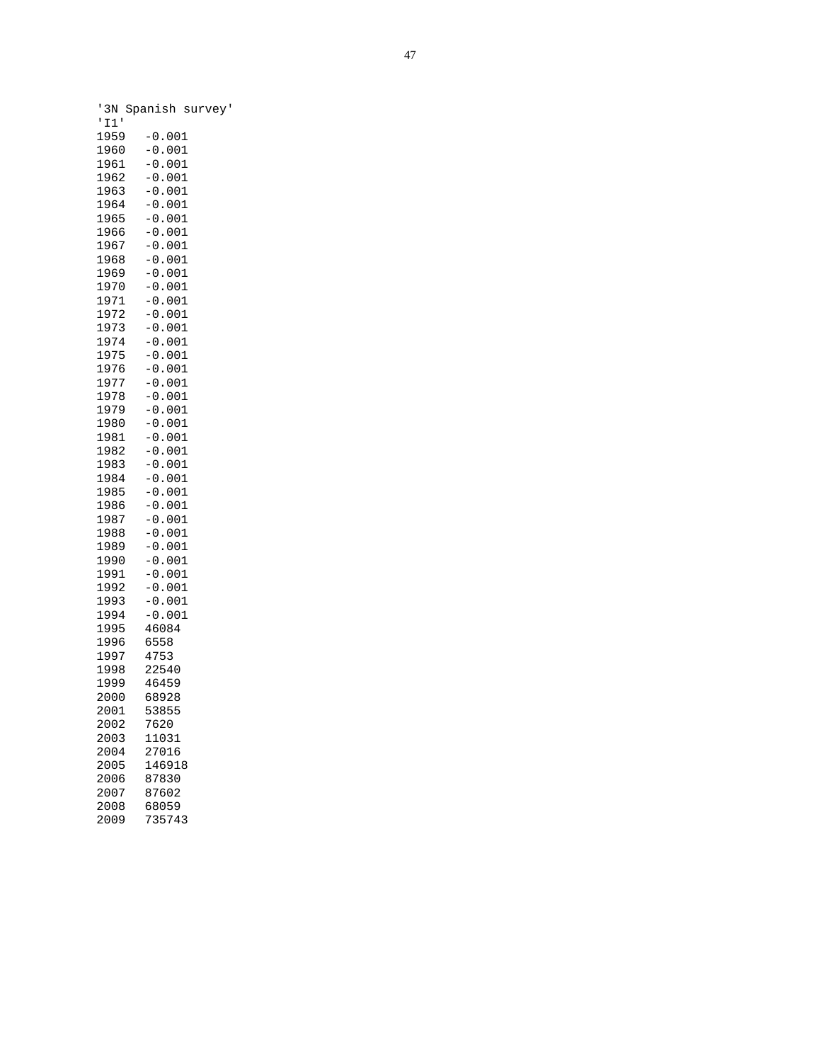```
'3N Spanish survey'
'I1'
1959   -0.001
1960   -0.001
1961   -0.001
1962   -0.001
1963   -0.001
1964   -0.001
1965   -0.001
1966   -0.001
1967   -0.001
1968   -0.001
1969   -0.001
1970   -0.001
1971   -0.001
1972   -0.001
1973   -0.001
1974   -0.001
1975   -0.001
1976   -0.001
1977   -0.001
1978   -0.001
1979   -0.001
1980   -0.001
1981   -0.001
1982   -0.001
1983   -0.001
1984   -0.001
1985   -0.001
1986   -0.001
1987   -0.001
1988   -0.001
1989   -0.001
1990   -0.001
1991   -0.001
1992   -0.001
1993   -0.001
1994   -0.001
1995   46084
1996   6558
1997   4753
1998   22540
1999   46459
2000   68928
2001   53855
2002   7620
2003   11031
2004   27016
2005   146918
2006   87830
2007   87602
2008   68059
2009   735743
```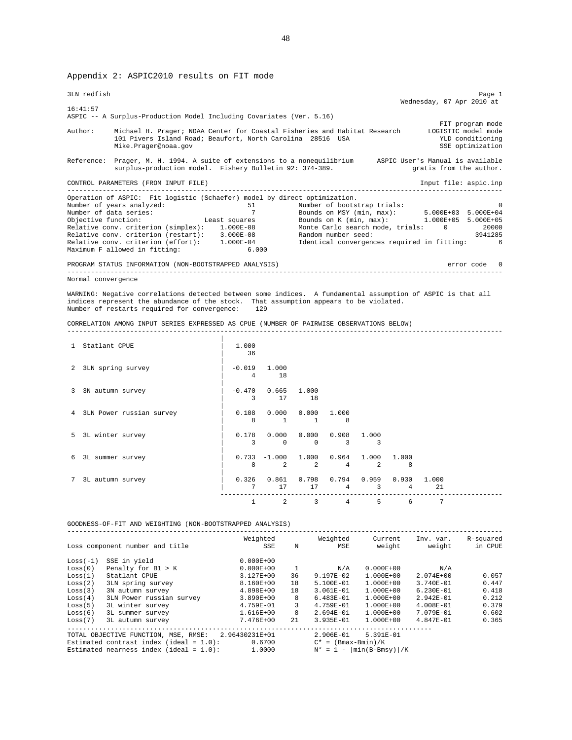## Appendix 2: ASPIC2010 results on FIT mode

```
3LN redfish                                                                                             Page 1
                                                                                  Wednesday, 07 Apr 2010 at
16:41:57
ASPIC -- A Surplus-Production Model Including Covariates (Ver. 5.16)
                                                                                           FIT program mode
Author:     Michael H. Prager; NOAA Center for Coastal Fisheries and Habitat Research      LOGISTIC model mode
            101 Pivers Island Road; Beaufort, North Carolina  28516  USA                     YLD conditioning
            Mike.Prager@noaa.gov                                                             SSE optimization

Reference:  Prager, M. H. 1994. A suite of extensions to a nonequilibrium      ASPIC User's Manual is available
            surplus-production model.  Fishery Bulletin 92: 374-389.                 gratis from the author.

CONTROL PARAMETERS (FROM INPUT FILE)                                                  Input file: aspic.inp
-----------------------------------------------------------------------------------------------------------
Operation of ASPIC: Fit logistic (Schaefer) model by direct optimization.
Number of years analyzed:                  51         Number of bootstrap trials:                         0
Number of data series:                      7         Bounds on MSY (min, max):        5.000E+03  5.000E+04
Objective function:                Least squares      Bounds on K (min, max):          1.000E+05  5.000E+05
Relative conv. criterion (simplex):    1.000E-08      Monte Carlo search mode, trials:      0         20000
Relative conv. criterion (restart):    3.000E-08      Random number seed:                           3941285
Relative conv. criterion (effort):     1.000E-04      Identical convergences required in fitting:         6
Maximum F allowed in fitting:              6.000

PROGRAM STATUS INFORMATION (NON-BOOTSTRAPPED ANALYSIS)                                         error code  0
-----------------------------------------------------------------------------------------------------------
Normal convergence

WARNING: Negative correlations detected between some indices.  A fundamental assumption of ASPIC is that all
indices represent the abundance of the stock.  That assumption appears to be violated.
Number of restarts required for convergence:    129

CORRELATION AMONG INPUT SERIES EXPRESSED AS CPUE (NUMBER OF PAIRWISE OBSERVATIONS BELOW)
-----------------------------------------------------------------------------------------------------------
                                       |
 1  Statlant CPUE                      |  1.000
                                       |    36
                                       |
 2  3LN spring survey                  | -0.019   1.000
                                       |     4      18
                                       |
 3  3N autumn survey                   | -0.470   0.665   1.000
                                       |     3      17      18
                                       |
 4  3LN Power russian survey           |  0.108   0.000   0.000   1.000
                                       |     8       1       1       8
                                       |
 5  3L winter survey                   |  0.178   0.000   0.000   0.908   1.000
                                       |     3       0       0       3       3
                                       |
 6  3L summer survey                   |  0.733  -1.000   1.000   0.964   1.000   1.000
                                       |     8       2       2       4       2       8
                                       |
 7  3L autumn survey                   |  0.326   0.861   0.798   0.794   0.959   0.930   1.000
                                       |     7      17      17       4       3       4      21
                                        --------------------------------------------------------------------
                                             1       2       3       4       5       6       7


GOODNESS-OF-FIT AND WEIGHTING (NON-BOOTSTRAPPED ANALYSIS)
-----------------------------------------------------------------------------------------------------------
                                           Weighted            Weighted       Current     Inv. var.   R-squared
Loss component number and title                 SSE     N           MSE        weight        weight     in CPUE

Loss(-1)  SSE in yield                    0.000E+00
Loss(0)   Penalty for B1 > K              0.000E+00     1           N/A     0.000E+00           N/A
Loss(1)   Statlant CPUE                   3.127E+00    36     9.197E-02     1.000E+00     2.074E+00       0.057
Loss(2)   3LN spring survey               8.160E+00    18     5.100E-01     1.000E+00     3.740E-01       0.447
Loss(3)   3N autumn survey                4.898E+00    18     3.061E-01     1.000E+00     6.230E-01       0.418
Loss(4)   3LN Power russian survey        3.890E+00     8     6.483E-01     1.000E+00     2.942E-01       0.212
Loss(5)   3L winter survey                4.759E-01     3     4.759E-01     1.000E+00     4.008E-01       0.379
Loss(6)   3L summer survey                1.616E+00     8     2.694E-01     1.000E+00     7.079E-01       0.602
Loss(7)   3L autumn survey                7.476E+00    21     3.935E-01     1.000E+00     4.847E-01       0.365
.....................................................................................................
TOTAL OBJECTIVE FUNCTION, MSE, RMSE:   2.96430231E+01          2.906E-01    5.391E-01
Estimated contrast index (ideal = 1.0):        0.6700          C* = (Bmax-Bmin)/K
Estimated nearness index (ideal = 1.0):        1.0000          N* = 1 - |min(B-Bmsy)|/K
```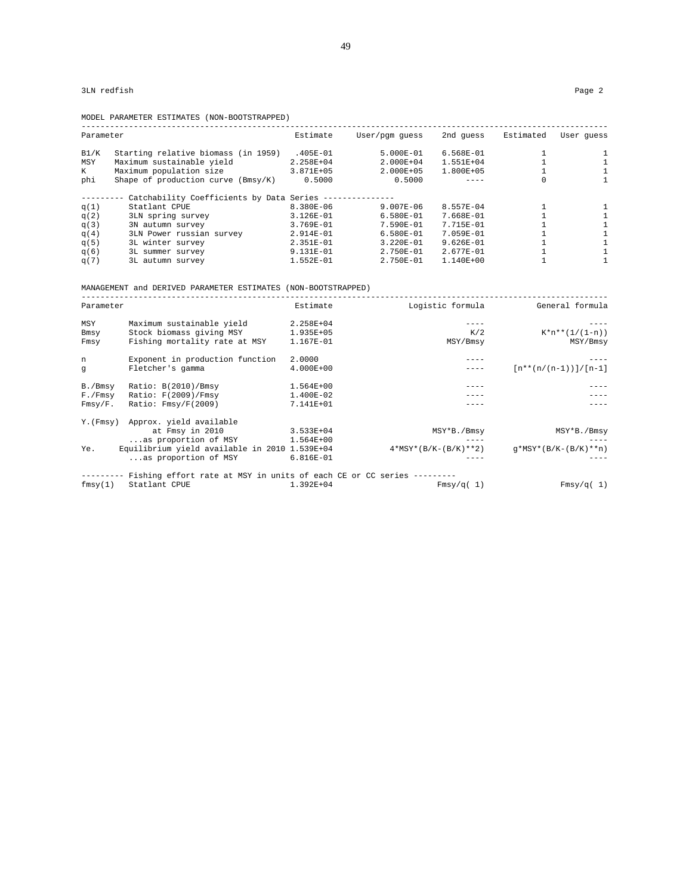3LN redfish

Page 2

MODEL PARAMETER ESTIMATES (NON-BOOTSTRAPPED)

| Parameter | | Estimate | User/pgm guess | 2nd guess | Estimated | User guess |
|---|---|---|---|---|---|---|
| B1/K | Starting relative biomass (in 1959) | .405E-01 | 5.000E-01 | 6.568E-01 | 1 | 1 |
| MSY | Maximum sustainable yield | 2.258E+04 | 2.000E+04 | 1.551E+04 | 1 | 1 |
| K | Maximum population size | 3.871E+05 | 2.000E+05 | 1.800E+05 | 1 | 1 |
| phi | Shape of production curve (Bmsy/K) | 0.5000 | 0.5000 | ---- | 0 | 1 |
| --------- | Catchability Coefficients by Data Series --------------- | | | | | |
| q(1) | Statlant CPUE | 8.380E-06 | 9.007E-06 | 8.557E-04 | 1 | 1 |
| q(2) | 3LN spring survey | 3.126E-01 | 6.580E-01 | 7.668E-01 | 1 | 1 |
| q(3) | 3N autumn survey | 3.769E-01 | 7.590E-01 | 7.715E-01 | 1 | 1 |
| q(4) | 3LN Power russian survey | 2.914E-01 | 6.580E-01 | 7.059E-01 | 1 | 1 |
| q(5) | 3L winter survey | 2.351E-01 | 3.220E-01 | 9.626E-01 | 1 | 1 |
| q(6) | 3L summer survey | 9.131E-01 | 2.750E-01 | 2.677E-01 | 1 | 1 |
| q(7) | 3L autumn survey | 1.552E-01 | 2.750E-01 | 1.140E+00 | 1 | 1 |

MANAGEMENT and DERIVED PARAMETER ESTIMATES (NON-BOOTSTRAPPED)

| Parameter | | Estimate | Logistic formula | General formula |
|---|---|---|---|---|
| MSY | Maximum sustainable yield | 2.258E+04 | ---- | ---- |
| Bmsy | Stock biomass giving MSY | 1.935E+05 | K/2 | K*n**(1/(1-n)) |
| Fmsy | Fishing mortality rate at MSY | 1.167E-01 | MSY/Bmsy | MSY/Bmsy |
| n | Exponent in production function | 2.0000 | ---- | ---- |
| g | Fletcher's gamma | 4.000E+00 | ---- | [n**(n/(n-1))]/[n-1] |
| B./Bmsy | Ratio: B(2010)/Bmsy | 1.564E+00 | ---- | ---- |
| F./Fmsy | Ratio: F(2009)/Fmsy | 1.400E-02 | ---- | ---- |
| Fmsy/F. | Ratio: Fmsy/F(2009) | 7.141E+01 | ---- | ---- |
| Y.(Fmsy) | Approx. yield available at Fmsy in 2010 | 3.533E+04 | MSY*B./Bmsy | MSY*B./Bmsy |
| | ...as proportion of MSY | 1.564E+00 | ---- | ---- |
| Ye. | Equilibrium yield available in 2010 | 1.539E+04 | 4*MSY*(B/K-(B/K)**2) | g*MSY*(B/K-(B/K)**n) |
| | ...as proportion of MSY | 6.816E-01 | ---- | ---- |
| --------- | Fishing effort rate at MSY in units of each CE or CC series --------- | | | |
| fmsy(1) | Statlant CPUE | 1.392E+04 | Fmsy/q( 1) | Fmsy/q( 1) |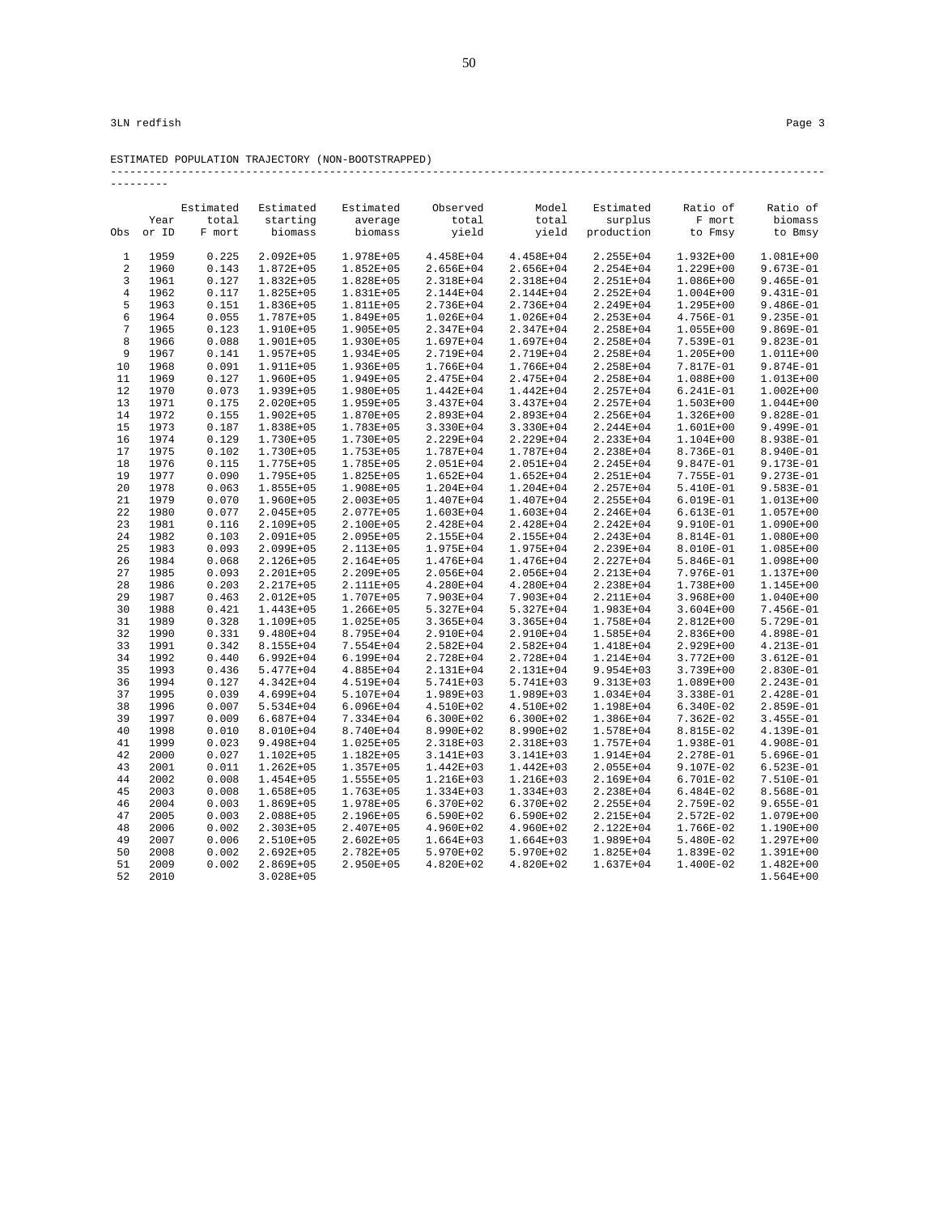3LN redfish

ESTIMATED POPULATION TRAJECTORY (NON-BOOTSTRAPPED)

| Obs | Year or ID | Estimated total F mort | Estimated starting biomass | Estimated average biomass | Observed total yield | Model total yield | Estimated surplus production | Ratio of F mort to Fmsy | Ratio of biomass to Bmsy |
|---|---|---|---|---|---|---|---|---|---|
| 1 | 1959 | 0.225 | 2.092E+05 | 1.978E+05 | 4.458E+04 | 4.458E+04 | 2.255E+04 | 1.932E+00 | 1.081E+00 |
| 2 | 1960 | 0.143 | 1.872E+05 | 1.852E+05 | 2.656E+04 | 2.656E+04 | 2.254E+04 | 1.229E+00 | 9.673E-01 |
| 3 | 1961 | 0.127 | 1.832E+05 | 1.828E+05 | 2.318E+04 | 2.318E+04 | 2.251E+04 | 1.086E+00 | 9.465E-01 |
| 4 | 1962 | 0.117 | 1.825E+05 | 1.831E+05 | 2.144E+04 | 2.144E+04 | 2.252E+04 | 1.004E+00 | 9.431E-01 |
| 5 | 1963 | 0.151 | 1.836E+05 | 1.811E+05 | 2.736E+04 | 2.736E+04 | 2.249E+04 | 1.295E+00 | 9.486E-01 |
| 6 | 1964 | 0.055 | 1.787E+05 | 1.849E+05 | 1.026E+04 | 1.026E+04 | 2.253E+04 | 4.756E-01 | 9.235E-01 |
| 7 | 1965 | 0.123 | 1.910E+05 | 1.905E+05 | 2.347E+04 | 2.347E+04 | 2.258E+04 | 1.055E+00 | 9.869E-01 |
| 8 | 1966 | 0.088 | 1.901E+05 | 1.930E+05 | 1.697E+04 | 1.697E+04 | 2.258E+04 | 7.539E-01 | 9.823E-01 |
| 9 | 1967 | 0.141 | 1.957E+05 | 1.934E+05 | 2.719E+04 | 2.719E+04 | 2.258E+04 | 1.205E+00 | 1.011E+00 |
| 10 | 1968 | 0.091 | 1.911E+05 | 1.936E+05 | 1.766E+04 | 1.766E+04 | 2.258E+04 | 7.817E-01 | 9.874E-01 |
| 11 | 1969 | 0.127 | 1.960E+05 | 1.949E+05 | 2.475E+04 | 2.475E+04 | 2.258E+04 | 1.088E+00 | 1.013E+00 |
| 12 | 1970 | 0.073 | 1.939E+05 | 1.980E+05 | 1.442E+04 | 1.442E+04 | 2.257E+04 | 6.241E-01 | 1.002E+00 |
| 13 | 1971 | 0.175 | 2.020E+05 | 1.959E+05 | 3.437E+04 | 3.437E+04 | 2.257E+04 | 1.503E+00 | 1.044E+00 |
| 14 | 1972 | 0.155 | 1.902E+05 | 1.870E+05 | 2.893E+04 | 2.893E+04 | 2.256E+04 | 1.326E+00 | 9.828E-01 |
| 15 | 1973 | 0.187 | 1.838E+05 | 1.783E+05 | 3.330E+04 | 3.330E+04 | 2.244E+04 | 1.601E+00 | 9.499E-01 |
| 16 | 1974 | 0.129 | 1.730E+05 | 1.730E+05 | 2.229E+04 | 2.229E+04 | 2.233E+04 | 1.104E+00 | 8.938E-01 |
| 17 | 1975 | 0.102 | 1.730E+05 | 1.753E+05 | 1.787E+04 | 1.787E+04 | 2.238E+04 | 8.736E-01 | 8.940E-01 |
| 18 | 1976 | 0.115 | 1.775E+05 | 1.785E+05 | 2.051E+04 | 2.051E+04 | 2.245E+04 | 9.847E-01 | 9.173E-01 |
| 19 | 1977 | 0.090 | 1.795E+05 | 1.825E+05 | 1.652E+04 | 1.652E+04 | 2.251E+04 | 7.755E-01 | 9.273E-01 |
| 20 | 1978 | 0.063 | 1.855E+05 | 1.908E+05 | 1.204E+04 | 1.204E+04 | 2.257E+04 | 5.410E-01 | 9.583E-01 |
| 21 | 1979 | 0.070 | 1.960E+05 | 2.003E+05 | 1.407E+04 | 1.407E+04 | 2.255E+04 | 6.019E-01 | 1.013E+00 |
| 22 | 1980 | 0.077 | 2.045E+05 | 2.077E+05 | 1.603E+04 | 1.603E+04 | 2.246E+04 | 6.613E-01 | 1.057E+00 |
| 23 | 1981 | 0.116 | 2.109E+05 | 2.100E+05 | 2.428E+04 | 2.428E+04 | 2.242E+04 | 9.910E-01 | 1.090E+00 |
| 24 | 1982 | 0.103 | 2.091E+05 | 2.095E+05 | 2.155E+04 | 2.155E+04 | 2.243E+04 | 8.814E-01 | 1.080E+00 |
| 25 | 1983 | 0.093 | 2.099E+05 | 2.113E+05 | 1.975E+04 | 1.975E+04 | 2.239E+04 | 8.010E-01 | 1.085E+00 |
| 26 | 1984 | 0.068 | 2.126E+05 | 2.164E+05 | 1.476E+04 | 1.476E+04 | 2.227E+04 | 5.846E-01 | 1.098E+00 |
| 27 | 1985 | 0.093 | 2.201E+05 | 2.209E+05 | 2.056E+04 | 2.056E+04 | 2.213E+04 | 7.976E-01 | 1.137E+00 |
| 28 | 1986 | 0.203 | 2.217E+05 | 2.111E+05 | 4.280E+04 | 4.280E+04 | 2.238E+04 | 1.738E+00 | 1.145E+00 |
| 29 | 1987 | 0.463 | 2.012E+05 | 1.707E+05 | 7.903E+04 | 7.903E+04 | 2.211E+04 | 3.968E+00 | 1.040E+00 |
| 30 | 1988 | 0.421 | 1.443E+05 | 1.266E+05 | 5.327E+04 | 5.327E+04 | 1.983E+04 | 3.604E+00 | 7.456E-01 |
| 31 | 1989 | 0.328 | 1.109E+05 | 1.025E+05 | 3.365E+04 | 3.365E+04 | 1.758E+04 | 2.812E+00 | 5.729E-01 |
| 32 | 1990 | 0.331 | 9.480E+04 | 8.795E+04 | 2.910E+04 | 2.910E+04 | 1.585E+04 | 2.836E+00 | 4.898E-01 |
| 33 | 1991 | 0.342 | 8.155E+04 | 7.554E+04 | 2.582E+04 | 2.582E+04 | 1.418E+04 | 2.929E+00 | 4.213E-01 |
| 34 | 1992 | 0.440 | 6.992E+04 | 6.199E+04 | 2.728E+04 | 2.728E+04 | 1.214E+04 | 3.772E+00 | 3.612E-01 |
| 35 | 1993 | 0.436 | 5.477E+04 | 4.885E+04 | 2.131E+04 | 2.131E+04 | 9.954E+03 | 3.739E+00 | 2.830E-01 |
| 36 | 1994 | 0.127 | 4.342E+04 | 4.519E+04 | 5.741E+03 | 5.741E+03 | 9.313E+03 | 1.089E+00 | 2.243E-01 |
| 37 | 1995 | 0.039 | 4.699E+04 | 5.107E+04 | 1.989E+03 | 1.989E+03 | 1.034E+04 | 3.338E-01 | 2.428E-01 |
| 38 | 1996 | 0.007 | 5.534E+04 | 6.096E+04 | 4.510E+02 | 4.510E+02 | 1.198E+04 | 6.340E-02 | 2.859E-01 |
| 39 | 1997 | 0.009 | 6.687E+04 | 7.334E+04 | 6.300E+02 | 6.300E+02 | 1.386E+04 | 7.362E-02 | 3.455E-01 |
| 40 | 1998 | 0.010 | 8.010E+04 | 8.740E+04 | 8.990E+02 | 8.990E+02 | 1.578E+04 | 8.815E-02 | 4.139E-01 |
| 41 | 1999 | 0.023 | 9.498E+04 | 1.025E+05 | 2.318E+03 | 2.318E+03 | 1.757E+04 | 1.938E-01 | 4.908E-01 |
| 42 | 2000 | 0.027 | 1.102E+05 | 1.182E+05 | 3.141E+03 | 3.141E+03 | 1.914E+04 | 2.278E-01 | 5.696E-01 |
| 43 | 2001 | 0.011 | 1.262E+05 | 1.357E+05 | 1.442E+03 | 1.442E+03 | 2.055E+04 | 9.107E-02 | 6.523E-01 |
| 44 | 2002 | 0.008 | 1.454E+05 | 1.555E+05 | 1.216E+03 | 1.216E+03 | 2.169E+04 | 6.701E-02 | 7.510E-01 |
| 45 | 2003 | 0.008 | 1.658E+05 | 1.763E+05 | 1.334E+03 | 1.334E+03 | 2.238E+04 | 6.484E-02 | 8.568E-01 |
| 46 | 2004 | 0.003 | 1.869E+05 | 1.978E+05 | 6.370E+02 | 6.370E+02 | 2.255E+04 | 2.759E-02 | 9.655E-01 |
| 47 | 2005 | 0.003 | 2.088E+05 | 2.196E+05 | 6.590E+02 | 6.590E+02 | 2.215E+04 | 2.572E-02 | 1.079E+00 |
| 48 | 2006 | 0.002 | 2.303E+05 | 2.407E+05 | 4.960E+02 | 4.960E+02 | 2.122E+04 | 1.766E-02 | 1.190E+00 |
| 49 | 2007 | 0.006 | 2.510E+05 | 2.602E+05 | 1.664E+03 | 1.664E+03 | 1.989E+04 | 5.480E-02 | 1.297E+00 |
| 50 | 2008 | 0.002 | 2.692E+05 | 2.782E+05 | 5.970E+02 | 5.970E+02 | 1.825E+04 | 1.839E-02 | 1.391E+00 |
| 51 | 2009 | 0.002 | 2.869E+05 | 2.950E+05 | 4.820E+02 | 4.820E+02 | 1.637E+04 | 1.400E-02 | 1.482E+00 |
| 52 | 2010 | | 3.028E+05 | | | | | | 1.564E+00 |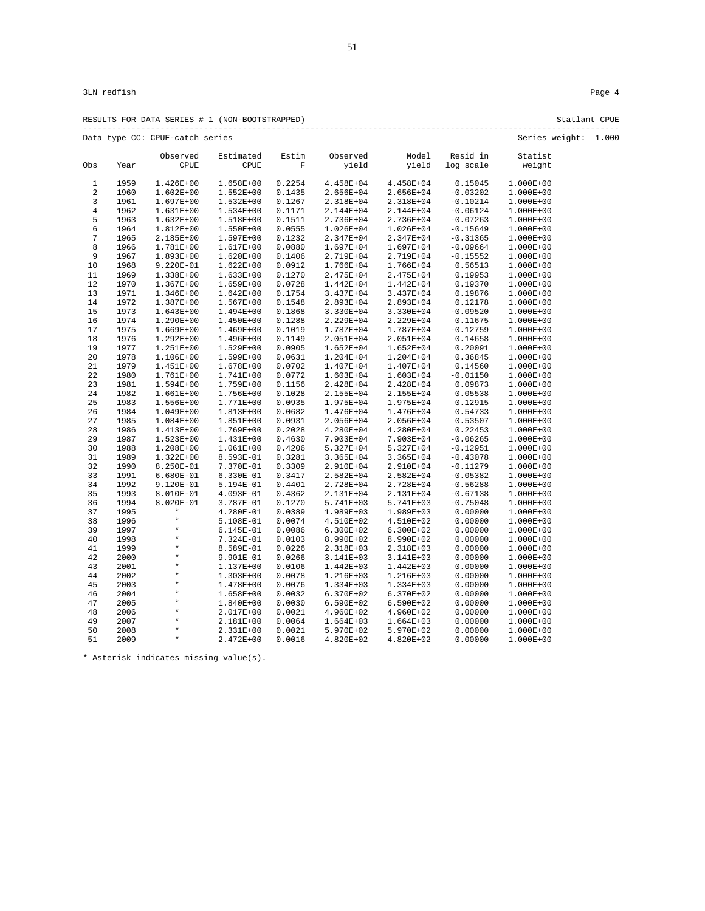3LN redfish    Page 4

RESULTS FOR DATA SERIES # 1 (NON-BOOTSTRAPPED)    Statlant CPUE

Data type CC: CPUE-catch series    Series weight: 1.000

| Obs | Year | Observed CPUE | Estimated CPUE | Estim F | Observed yield | Model yield | Resid in log scale | Statist weight |
|---|---|---|---|---|---|---|---|---|
| 1 | 1959 | 1.426E+00 | 1.658E+00 | 0.2254 | 4.458E+04 | 4.458E+04 | 0.15045 | 1.000E+00 |
| 2 | 1960 | 1.602E+00 | 1.552E+00 | 0.1435 | 2.656E+04 | 2.656E+04 | -0.03202 | 1.000E+00 |
| 3 | 1961 | 1.697E+00 | 1.532E+00 | 0.1267 | 2.318E+04 | 2.318E+04 | -0.10214 | 1.000E+00 |
| 4 | 1962 | 1.631E+00 | 1.534E+00 | 0.1171 | 2.144E+04 | 2.144E+04 | -0.06124 | 1.000E+00 |
| 5 | 1963 | 1.632E+00 | 1.518E+00 | 0.1511 | 2.736E+04 | 2.736E+04 | -0.07263 | 1.000E+00 |
| 6 | 1964 | 1.812E+00 | 1.550E+00 | 0.0555 | 1.026E+04 | 1.026E+04 | -0.15649 | 1.000E+00 |
| 7 | 1965 | 2.185E+00 | 1.597E+00 | 0.1232 | 2.347E+04 | 2.347E+04 | -0.31365 | 1.000E+00 |
| 8 | 1966 | 1.781E+00 | 1.617E+00 | 0.0880 | 1.697E+04 | 1.697E+04 | -0.09664 | 1.000E+00 |
| 9 | 1967 | 1.893E+00 | 1.620E+00 | 0.1406 | 2.719E+04 | 2.719E+04 | -0.15552 | 1.000E+00 |
| 10 | 1968 | 9.220E-01 | 1.622E+00 | 0.0912 | 1.766E+04 | 1.766E+04 | 0.56513 | 1.000E+00 |
| 11 | 1969 | 1.338E+00 | 1.633E+00 | 0.1270 | 2.475E+04 | 2.475E+04 | 0.19953 | 1.000E+00 |
| 12 | 1970 | 1.367E+00 | 1.659E+00 | 0.0728 | 1.442E+04 | 1.442E+04 | 0.19370 | 1.000E+00 |
| 13 | 1971 | 1.346E+00 | 1.642E+00 | 0.1754 | 3.437E+04 | 3.437E+04 | 0.19876 | 1.000E+00 |
| 14 | 1972 | 1.387E+00 | 1.567E+00 | 0.1548 | 2.893E+04 | 2.893E+04 | 0.12178 | 1.000E+00 |
| 15 | 1973 | 1.643E+00 | 1.494E+00 | 0.1868 | 3.330E+04 | 3.330E+04 | -0.09520 | 1.000E+00 |
| 16 | 1974 | 1.290E+00 | 1.450E+00 | 0.1288 | 2.229E+04 | 2.229E+04 | 0.11675 | 1.000E+00 |
| 17 | 1975 | 1.669E+00 | 1.469E+00 | 0.1019 | 1.787E+04 | 1.787E+04 | -0.12759 | 1.000E+00 |
| 18 | 1976 | 1.292E+00 | 1.496E+00 | 0.1149 | 2.051E+04 | 2.051E+04 | 0.14658 | 1.000E+00 |
| 19 | 1977 | 1.251E+00 | 1.529E+00 | 0.0905 | 1.652E+04 | 1.652E+04 | 0.20091 | 1.000E+00 |
| 20 | 1978 | 1.106E+00 | 1.599E+00 | 0.0631 | 1.204E+04 | 1.204E+04 | 0.36845 | 1.000E+00 |
| 21 | 1979 | 1.451E+00 | 1.678E+00 | 0.0702 | 1.407E+04 | 1.407E+04 | 0.14560 | 1.000E+00 |
| 22 | 1980 | 1.761E+00 | 1.741E+00 | 0.0772 | 1.603E+04 | 1.603E+04 | -0.01150 | 1.000E+00 |
| 23 | 1981 | 1.594E+00 | 1.759E+00 | 0.1156 | 2.428E+04 | 2.428E+04 | 0.09873 | 1.000E+00 |
| 24 | 1982 | 1.661E+00 | 1.756E+00 | 0.1028 | 2.155E+04 | 2.155E+04 | 0.05538 | 1.000E+00 |
| 25 | 1983 | 1.556E+00 | 1.771E+00 | 0.0935 | 1.975E+04 | 1.975E+04 | 0.12915 | 1.000E+00 |
| 26 | 1984 | 1.049E+00 | 1.813E+00 | 0.0682 | 1.476E+04 | 1.476E+04 | 0.54733 | 1.000E+00 |
| 27 | 1985 | 1.084E+00 | 1.851E+00 | 0.0931 | 2.056E+04 | 2.056E+04 | 0.53507 | 1.000E+00 |
| 28 | 1986 | 1.413E+00 | 1.769E+00 | 0.2028 | 4.280E+04 | 4.280E+04 | 0.22453 | 1.000E+00 |
| 29 | 1987 | 1.523E+00 | 1.431E+00 | 0.4630 | 7.903E+04 | 7.903E+04 | -0.06265 | 1.000E+00 |
| 30 | 1988 | 1.208E+00 | 1.061E+00 | 0.4206 | 5.327E+04 | 5.327E+04 | -0.12951 | 1.000E+00 |
| 31 | 1989 | 1.322E+00 | 8.593E-01 | 0.3281 | 3.365E+04 | 3.365E+04 | -0.43078 | 1.000E+00 |
| 32 | 1990 | 8.250E-01 | 7.370E-01 | 0.3309 | 2.910E+04 | 2.910E+04 | -0.11279 | 1.000E+00 |
| 33 | 1991 | 6.680E-01 | 6.330E-01 | 0.3417 | 2.582E+04 | 2.582E+04 | -0.05382 | 1.000E+00 |
| 34 | 1992 | 9.120E-01 | 5.194E-01 | 0.4401 | 2.728E+04 | 2.728E+04 | -0.56288 | 1.000E+00 |
| 35 | 1993 | 8.010E-01 | 4.093E-01 | 0.4362 | 2.131E+04 | 2.131E+04 | -0.67138 | 1.000E+00 |
| 36 | 1994 | 8.020E-01 | 3.787E-01 | 0.1270 | 5.741E+03 | 5.741E+03 | -0.75048 | 1.000E+00 |
| 37 | 1995 | * | 4.280E-01 | 0.0389 | 1.989E+03 | 1.989E+03 | 0.00000 | 1.000E+00 |
| 38 | 1996 | * | 5.108E-01 | 0.0074 | 4.510E+02 | 4.510E+02 | 0.00000 | 1.000E+00 |
| 39 | 1997 | * | 6.145E-01 | 0.0086 | 6.300E+02 | 6.300E+02 | 0.00000 | 1.000E+00 |
| 40 | 1998 | * | 7.324E-01 | 0.0103 | 8.990E+02 | 8.990E+02 | 0.00000 | 1.000E+00 |
| 41 | 1999 | * | 8.589E-01 | 0.0226 | 2.318E+03 | 2.318E+03 | 0.00000 | 1.000E+00 |
| 42 | 2000 | * | 9.901E-01 | 0.0266 | 3.141E+03 | 3.141E+03 | 0.00000 | 1.000E+00 |
| 43 | 2001 | * | 1.137E+00 | 0.0106 | 1.442E+03 | 1.442E+03 | 0.00000 | 1.000E+00 |
| 44 | 2002 | * | 1.303E+00 | 0.0078 | 1.216E+03 | 1.216E+03 | 0.00000 | 1.000E+00 |
| 45 | 2003 | * | 1.478E+00 | 0.0076 | 1.334E+03 | 1.334E+03 | 0.00000 | 1.000E+00 |
| 46 | 2004 | * | 1.658E+00 | 0.0032 | 6.370E+02 | 6.370E+02 | 0.00000 | 1.000E+00 |
| 47 | 2005 | * | 1.840E+00 | 0.0030 | 6.590E+02 | 6.590E+02 | 0.00000 | 1.000E+00 |
| 48 | 2006 | * | 2.017E+00 | 0.0021 | 4.960E+02 | 4.960E+02 | 0.00000 | 1.000E+00 |
| 49 | 2007 | * | 2.181E+00 | 0.0064 | 1.664E+03 | 1.664E+03 | 0.00000 | 1.000E+00 |
| 50 | 2008 | * | 2.331E+00 | 0.0021 | 5.970E+02 | 5.970E+02 | 0.00000 | 1.000E+00 |
| 51 | 2009 | * | 2.472E+00 | 0.0016 | 4.820E+02 | 4.820E+02 | 0.00000 | 1.000E+00 |

* Asterisk indicates missing value(s).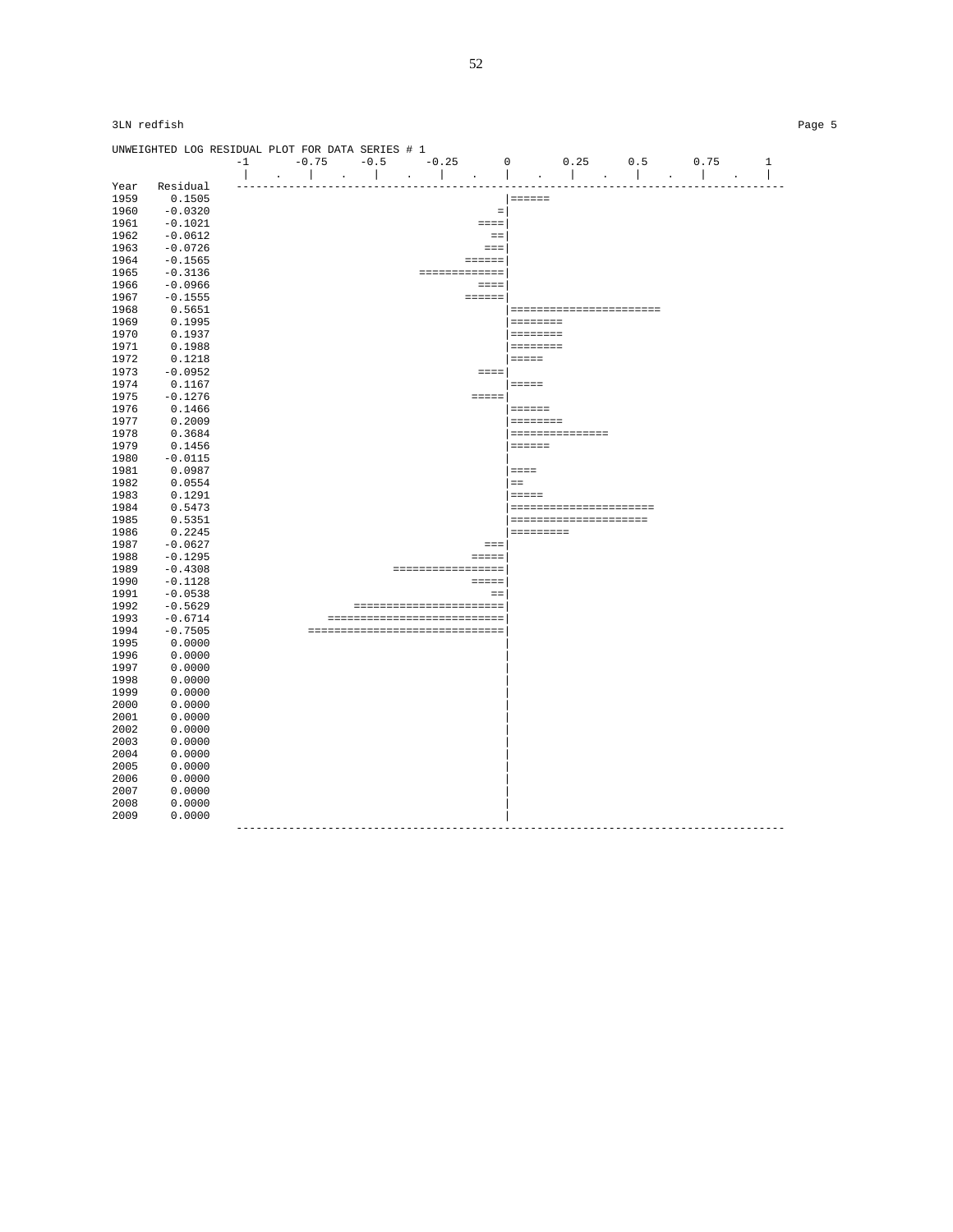3LN redfish Page 5

```
UNWEIGHTED LOG RESIDUAL PLOT FOR DATA SERIES # 1
                 -1      -0.75     -0.5      -0.25       0       0.25      0.5      0.75      1
                  |    .    |    .    |    .    |    .    |    .    |    .    |    .    |    .    |
Year   Residual   ------------------------------------------------------------------------------------
1959     0.1505                                           |======
1960    -0.0320                                          =|
1961    -0.1021                                       ====|
1962    -0.0612                                         ==|
1963    -0.0726                                        ===|
1964    -0.1565                                     ======|
1965    -0.3136                              =============|
1966    -0.0966                                       ====|
1967    -0.1555                                     ======|
1968     0.5651                                           |=======================
1969     0.1995                                           |========
1970     0.1937                                           |========
1971     0.1988                                           |========
1972     0.1218                                           |=====
1973    -0.0952                                       ====|
1974     0.1167                                           |=====
1975    -0.1276                                      =====|
1976     0.1466                                           |======
1977     0.2009                                           |========
1978     0.3684                                           |===============
1979     0.1456                                           |======
1980    -0.0115                                           |
1981     0.0987                                           |====
1982     0.0554                                           |==
1983     0.1291                                           |=====
1984     0.5473                                           |======================
1985     0.5351                                           |=====================
1986     0.2245                                           |=========
1987    -0.0627                                        ===|
1988    -0.1295                                      =====|
1989    -0.4308                          =================|
1990    -0.1128                                      =====|
1991    -0.0538                                         ==|
1992    -0.5629                      =======================|
1993    -0.6714                  ===========================|
1994    -0.7505               ==============================|
1995     0.0000                                           |
1996     0.0000                                           |
1997     0.0000                                           |
1998     0.0000                                           |
1999     0.0000                                           |
2000     0.0000                                           |
2001     0.0000                                           |
2002     0.0000                                           |
2003     0.0000                                           |
2004     0.0000                                           |
2005     0.0000                                           |
2006     0.0000                                           |
2007     0.0000                                           |
2008     0.0000                                           |
2009     0.0000                                           |
                  ------------------------------------------------------------------------------------
```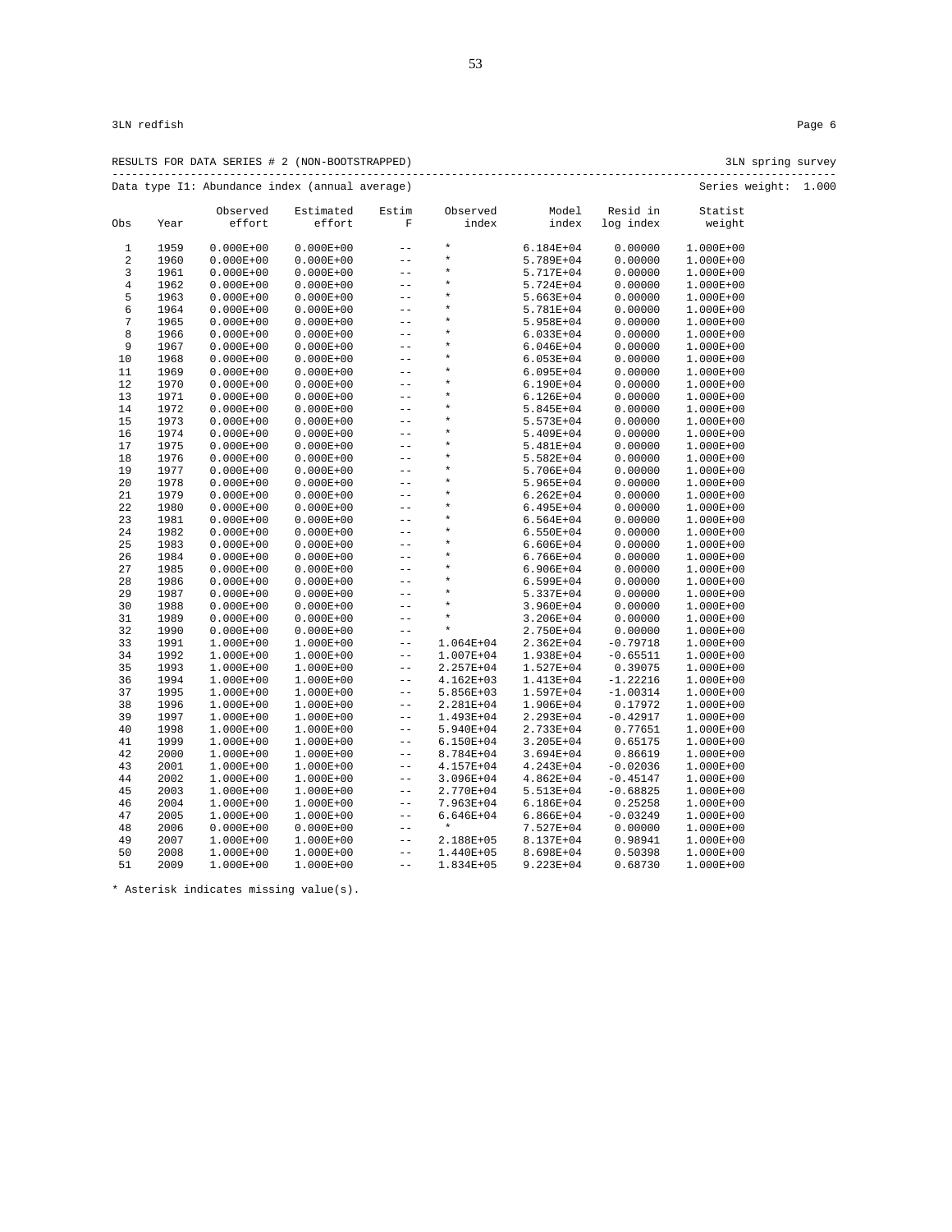3LN redfish Page 6

RESULTS FOR DATA SERIES # 2 (NON-BOOTSTRAPPED) 3LN spring survey

Data type I1: Abundance index (annual average) Series weight: 1.000

| Obs | Year | Observed effort | Estimated effort | Estim F | Observed index | Model index | Resid in log index | Statist weight |
|---|---|---|---|---|---|---|---|---|
| 1 | 1959 | 0.000E+00 | 0.000E+00 | -- | * | 6.184E+04 | 0.00000 | 1.000E+00 |
| 2 | 1960 | 0.000E+00 | 0.000E+00 | -- | * | 5.789E+04 | 0.00000 | 1.000E+00 |
| 3 | 1961 | 0.000E+00 | 0.000E+00 | -- | * | 5.717E+04 | 0.00000 | 1.000E+00 |
| 4 | 1962 | 0.000E+00 | 0.000E+00 | -- | * | 5.724E+04 | 0.00000 | 1.000E+00 |
| 5 | 1963 | 0.000E+00 | 0.000E+00 | -- | * | 5.663E+04 | 0.00000 | 1.000E+00 |
| 6 | 1964 | 0.000E+00 | 0.000E+00 | -- | * | 5.781E+04 | 0.00000 | 1.000E+00 |
| 7 | 1965 | 0.000E+00 | 0.000E+00 | -- | * | 5.958E+04 | 0.00000 | 1.000E+00 |
| 8 | 1966 | 0.000E+00 | 0.000E+00 | -- | * | 6.033E+04 | 0.00000 | 1.000E+00 |
| 9 | 1967 | 0.000E+00 | 0.000E+00 | -- | * | 6.046E+04 | 0.00000 | 1.000E+00 |
| 10 | 1968 | 0.000E+00 | 0.000E+00 | -- | * | 6.053E+04 | 0.00000 | 1.000E+00 |
| 11 | 1969 | 0.000E+00 | 0.000E+00 | -- | * | 6.095E+04 | 0.00000 | 1.000E+00 |
| 12 | 1970 | 0.000E+00 | 0.000E+00 | -- | * | 6.190E+04 | 0.00000 | 1.000E+00 |
| 13 | 1971 | 0.000E+00 | 0.000E+00 | -- | * | 6.126E+04 | 0.00000 | 1.000E+00 |
| 14 | 1972 | 0.000E+00 | 0.000E+00 | -- | * | 5.845E+04 | 0.00000 | 1.000E+00 |
| 15 | 1973 | 0.000E+00 | 0.000E+00 | -- | * | 5.573E+04 | 0.00000 | 1.000E+00 |
| 16 | 1974 | 0.000E+00 | 0.000E+00 | -- | * | 5.409E+04 | 0.00000 | 1.000E+00 |
| 17 | 1975 | 0.000E+00 | 0.000E+00 | -- | * | 5.481E+04 | 0.00000 | 1.000E+00 |
| 18 | 1976 | 0.000E+00 | 0.000E+00 | -- | * | 5.582E+04 | 0.00000 | 1.000E+00 |
| 19 | 1977 | 0.000E+00 | 0.000E+00 | -- | * | 5.706E+04 | 0.00000 | 1.000E+00 |
| 20 | 1978 | 0.000E+00 | 0.000E+00 | -- | * | 5.965E+04 | 0.00000 | 1.000E+00 |
| 21 | 1979 | 0.000E+00 | 0.000E+00 | -- | * | 6.262E+04 | 0.00000 | 1.000E+00 |
| 22 | 1980 | 0.000E+00 | 0.000E+00 | -- | * | 6.495E+04 | 0.00000 | 1.000E+00 |
| 23 | 1981 | 0.000E+00 | 0.000E+00 | -- | * | 6.564E+04 | 0.00000 | 1.000E+00 |
| 24 | 1982 | 0.000E+00 | 0.000E+00 | -- | * | 6.550E+04 | 0.00000 | 1.000E+00 |
| 25 | 1983 | 0.000E+00 | 0.000E+00 | -- | * | 6.606E+04 | 0.00000 | 1.000E+00 |
| 26 | 1984 | 0.000E+00 | 0.000E+00 | -- | * | 6.766E+04 | 0.00000 | 1.000E+00 |
| 27 | 1985 | 0.000E+00 | 0.000E+00 | -- | * | 6.906E+04 | 0.00000 | 1.000E+00 |
| 28 | 1986 | 0.000E+00 | 0.000E+00 | -- | * | 6.599E+04 | 0.00000 | 1.000E+00 |
| 29 | 1987 | 0.000E+00 | 0.000E+00 | -- | * | 5.337E+04 | 0.00000 | 1.000E+00 |
| 30 | 1988 | 0.000E+00 | 0.000E+00 | -- | * | 3.960E+04 | 0.00000 | 1.000E+00 |
| 31 | 1989 | 0.000E+00 | 0.000E+00 | -- | * | 3.206E+04 | 0.00000 | 1.000E+00 |
| 32 | 1990 | 0.000E+00 | 0.000E+00 | -- | * | 2.750E+04 | 0.00000 | 1.000E+00 |
| 33 | 1991 | 1.000E+00 | 1.000E+00 | -- | 1.064E+04 | 2.362E+04 | -0.79718 | 1.000E+00 |
| 34 | 1992 | 1.000E+00 | 1.000E+00 | -- | 1.007E+04 | 1.938E+04 | -0.65511 | 1.000E+00 |
| 35 | 1993 | 1.000E+00 | 1.000E+00 | -- | 2.257E+04 | 1.527E+04 | 0.39075 | 1.000E+00 |
| 36 | 1994 | 1.000E+00 | 1.000E+00 | -- | 4.162E+03 | 1.413E+04 | -1.22216 | 1.000E+00 |
| 37 | 1995 | 1.000E+00 | 1.000E+00 | -- | 5.856E+03 | 1.597E+04 | -1.00314 | 1.000E+00 |
| 38 | 1996 | 1.000E+00 | 1.000E+00 | -- | 2.281E+04 | 1.906E+04 | 0.17972 | 1.000E+00 |
| 39 | 1997 | 1.000E+00 | 1.000E+00 | -- | 1.493E+04 | 2.293E+04 | -0.42917 | 1.000E+00 |
| 40 | 1998 | 1.000E+00 | 1.000E+00 | -- | 5.940E+04 | 2.733E+04 | 0.77651 | 1.000E+00 |
| 41 | 1999 | 1.000E+00 | 1.000E+00 | -- | 6.150E+04 | 3.205E+04 | 0.65175 | 1.000E+00 |
| 42 | 2000 | 1.000E+00 | 1.000E+00 | -- | 8.784E+04 | 3.694E+04 | 0.86619 | 1.000E+00 |
| 43 | 2001 | 1.000E+00 | 1.000E+00 | -- | 4.157E+04 | 4.243E+04 | -0.02036 | 1.000E+00 |
| 44 | 2002 | 1.000E+00 | 1.000E+00 | -- | 3.096E+04 | 4.862E+04 | -0.45147 | 1.000E+00 |
| 45 | 2003 | 1.000E+00 | 1.000E+00 | -- | 2.770E+04 | 5.513E+04 | -0.68825 | 1.000E+00 |
| 46 | 2004 | 1.000E+00 | 1.000E+00 | -- | 7.963E+04 | 6.186E+04 | 0.25258 | 1.000E+00 |
| 47 | 2005 | 1.000E+00 | 1.000E+00 | -- | 6.646E+04 | 6.866E+04 | -0.03249 | 1.000E+00 |
| 48 | 2006 | 0.000E+00 | 0.000E+00 | -- | * | 7.527E+04 | 0.00000 | 1.000E+00 |
| 49 | 2007 | 1.000E+00 | 1.000E+00 | -- | 2.188E+05 | 8.137E+04 | 0.98941 | 1.000E+00 |
| 50 | 2008 | 1.000E+00 | 1.000E+00 | -- | 1.440E+05 | 8.698E+04 | 0.50398 | 1.000E+00 |
| 51 | 2009 | 1.000E+00 | 1.000E+00 | -- | 1.834E+05 | 9.223E+04 | 0.68730 | 1.000E+00 |

* Asterisk indicates missing value(s).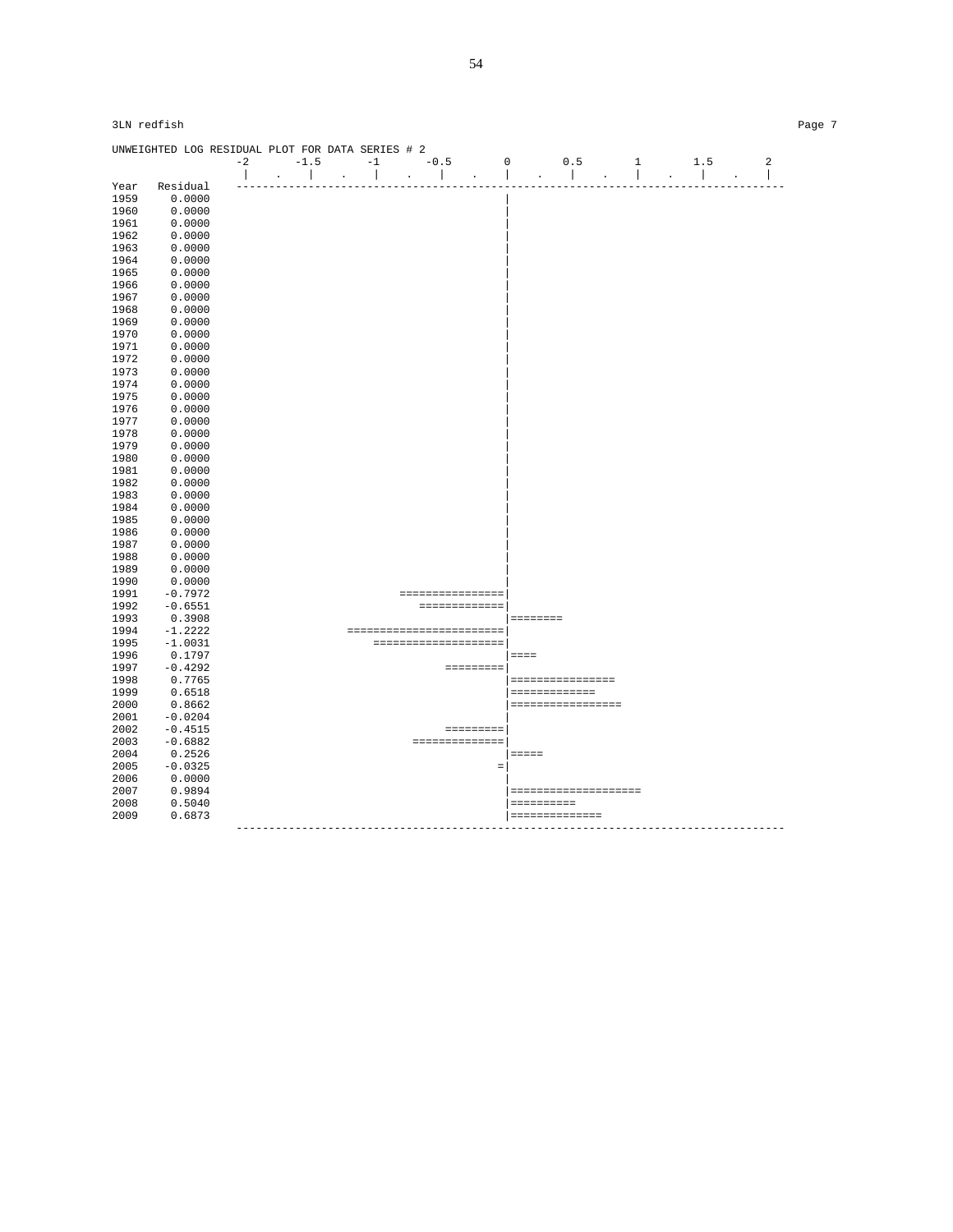3LN redfish

UNWEIGHTED LOG RESIDUAL PLOT FOR DATA SERIES # 2

```
                 -2      -1.5      -1      -0.5       0       0.5       1       1.5       2
                  |   .   |   .    |   .    |    .    |   .    |    .   |   .    |   .    |
Year   Residual  ---------------------------------------------------------------------------------------
1959    0.0000                                        |
1960    0.0000                                        |
1961    0.0000                                        |
1962    0.0000                                        |
1963    0.0000                                        |
1964    0.0000                                        |
1965    0.0000                                        |
1966    0.0000                                        |
1967    0.0000                                        |
1968    0.0000                                        |
1969    0.0000                                        |
1970    0.0000                                        |
1971    0.0000                                        |
1972    0.0000                                        |
1973    0.0000                                        |
1974    0.0000                                        |
1975    0.0000                                        |
1976    0.0000                                        |
1977    0.0000                                        |
1978    0.0000                                        |
1979    0.0000                                        |
1980    0.0000                                        |
1981    0.0000                                        |
1982    0.0000                                        |
1983    0.0000                                        |
1984    0.0000                                        |
1985    0.0000                                        |
1986    0.0000                                        |
1987    0.0000                                        |
1988    0.0000                                        |
1989    0.0000                                        |
1990    0.0000                                        |
1991   -0.7972                        ================|
1992   -0.6551                           =============|
1993    0.3908                                        |========
1994   -1.2222                ========================|
1995   -1.0031                    ====================|
1996    0.1797                                        |====
1997   -0.4292                               =========|
1998    0.7765                                        |================
1999    0.6518                                        |=============
2000    0.8662                                        |=================
2001   -0.0204                                        |
2002   -0.4515                               =========|
2003   -0.6882                          ==============|
2004    0.2526                                        |=====
2005   -0.0325                                       =|
2006    0.0000                                        |
2007    0.9894                                        |====================
2008    0.5040                                        |==========
2009    0.6873                                        |==============
                 ---------------------------------------------------------------------------------------
```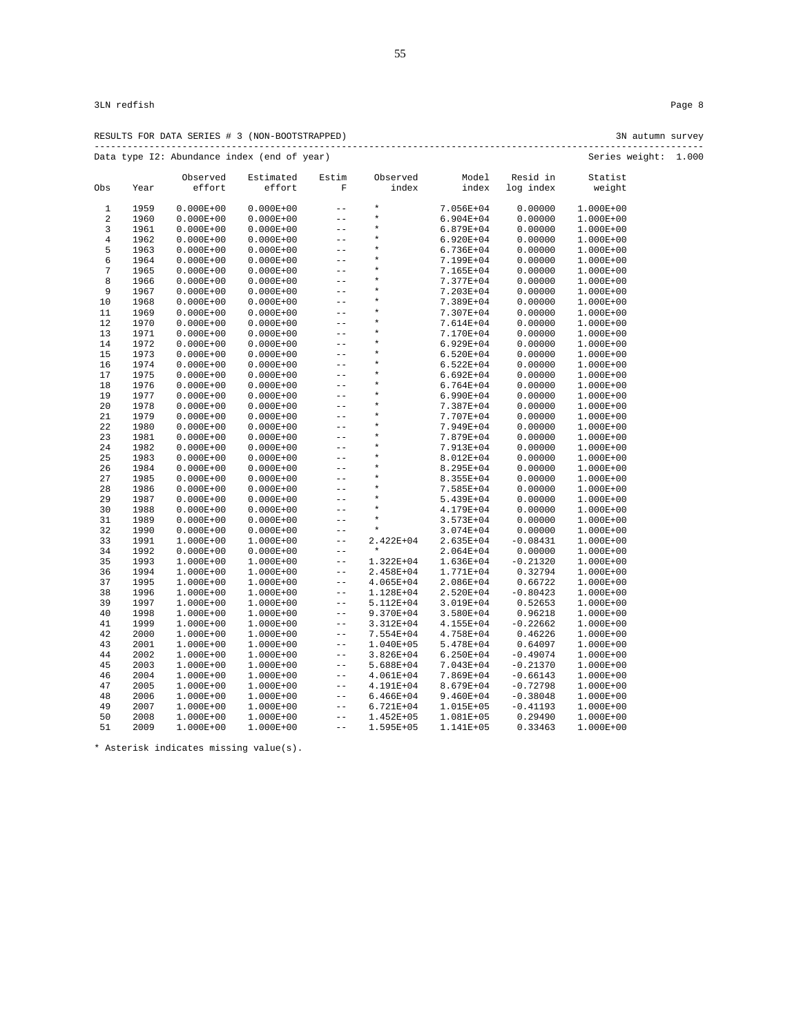3LN redfish Page 8

RESULTS FOR DATA SERIES # 3 (NON-BOOTSTRAPPED) 3N autumn survey

Data type I2: Abundance index (end of year) Series weight: 1.000

| Obs | Year | Observed effort | Estimated effort | Estim F | Observed index | Model index | Resid in log index | Statist weight |
|---|---|---|---|---|---|---|---|---|
| 1 | 1959 | 0.000E+00 | 0.000E+00 | -- | * | 7.056E+04 | 0.00000 | 1.000E+00 |
| 2 | 1960 | 0.000E+00 | 0.000E+00 | -- | * | 6.904E+04 | 0.00000 | 1.000E+00 |
| 3 | 1961 | 0.000E+00 | 0.000E+00 | -- | * | 6.879E+04 | 0.00000 | 1.000E+00 |
| 4 | 1962 | 0.000E+00 | 0.000E+00 | -- | * | 6.920E+04 | 0.00000 | 1.000E+00 |
| 5 | 1963 | 0.000E+00 | 0.000E+00 | -- | * | 6.736E+04 | 0.00000 | 1.000E+00 |
| 6 | 1964 | 0.000E+00 | 0.000E+00 | -- | * | 7.199E+04 | 0.00000 | 1.000E+00 |
| 7 | 1965 | 0.000E+00 | 0.000E+00 | -- | * | 7.165E+04 | 0.00000 | 1.000E+00 |
| 8 | 1966 | 0.000E+00 | 0.000E+00 | -- | * | 7.377E+04 | 0.00000 | 1.000E+00 |
| 9 | 1967 | 0.000E+00 | 0.000E+00 | -- | * | 7.203E+04 | 0.00000 | 1.000E+00 |
| 10 | 1968 | 0.000E+00 | 0.000E+00 | -- | * | 7.389E+04 | 0.00000 | 1.000E+00 |
| 11 | 1969 | 0.000E+00 | 0.000E+00 | -- | * | 7.307E+04 | 0.00000 | 1.000E+00 |
| 12 | 1970 | 0.000E+00 | 0.000E+00 | -- | * | 7.614E+04 | 0.00000 | 1.000E+00 |
| 13 | 1971 | 0.000E+00 | 0.000E+00 | -- | * | 7.170E+04 | 0.00000 | 1.000E+00 |
| 14 | 1972 | 0.000E+00 | 0.000E+00 | -- | * | 6.929E+04 | 0.00000 | 1.000E+00 |
| 15 | 1973 | 0.000E+00 | 0.000E+00 | -- | * | 6.520E+04 | 0.00000 | 1.000E+00 |
| 16 | 1974 | 0.000E+00 | 0.000E+00 | -- | * | 6.522E+04 | 0.00000 | 1.000E+00 |
| 17 | 1975 | 0.000E+00 | 0.000E+00 | -- | * | 6.692E+04 | 0.00000 | 1.000E+00 |
| 18 | 1976 | 0.000E+00 | 0.000E+00 | -- | * | 6.764E+04 | 0.00000 | 1.000E+00 |
| 19 | 1977 | 0.000E+00 | 0.000E+00 | -- | * | 6.990E+04 | 0.00000 | 1.000E+00 |
| 20 | 1978 | 0.000E+00 | 0.000E+00 | -- | * | 7.387E+04 | 0.00000 | 1.000E+00 |
| 21 | 1979 | 0.000E+00 | 0.000E+00 | -- | * | 7.707E+04 | 0.00000 | 1.000E+00 |
| 22 | 1980 | 0.000E+00 | 0.000E+00 | -- | * | 7.949E+04 | 0.00000 | 1.000E+00 |
| 23 | 1981 | 0.000E+00 | 0.000E+00 | -- | * | 7.879E+04 | 0.00000 | 1.000E+00 |
| 24 | 1982 | 0.000E+00 | 0.000E+00 | -- | * | 7.913E+04 | 0.00000 | 1.000E+00 |
| 25 | 1983 | 0.000E+00 | 0.000E+00 | -- | * | 8.012E+04 | 0.00000 | 1.000E+00 |
| 26 | 1984 | 0.000E+00 | 0.000E+00 | -- | * | 8.295E+04 | 0.00000 | 1.000E+00 |
| 27 | 1985 | 0.000E+00 | 0.000E+00 | -- | * | 8.355E+04 | 0.00000 | 1.000E+00 |
| 28 | 1986 | 0.000E+00 | 0.000E+00 | -- | * | 7.585E+04 | 0.00000 | 1.000E+00 |
| 29 | 1987 | 0.000E+00 | 0.000E+00 | -- | * | 5.439E+04 | 0.00000 | 1.000E+00 |
| 30 | 1988 | 0.000E+00 | 0.000E+00 | -- | * | 4.179E+04 | 0.00000 | 1.000E+00 |
| 31 | 1989 | 0.000E+00 | 0.000E+00 | -- | * | 3.573E+04 | 0.00000 | 1.000E+00 |
| 32 | 1990 | 0.000E+00 | 0.000E+00 | -- | * | 3.074E+04 | 0.00000 | 1.000E+00 |
| 33 | 1991 | 1.000E+00 | 1.000E+00 | -- | 2.422E+04 | 2.635E+04 | -0.08431 | 1.000E+00 |
| 34 | 1992 | 0.000E+00 | 0.000E+00 | -- | * | 2.064E+04 | 0.00000 | 1.000E+00 |
| 35 | 1993 | 1.000E+00 | 1.000E+00 | -- | 1.322E+04 | 1.636E+04 | -0.21320 | 1.000E+00 |
| 36 | 1994 | 1.000E+00 | 1.000E+00 | -- | 2.458E+04 | 1.771E+04 | 0.32794 | 1.000E+00 |
| 37 | 1995 | 1.000E+00 | 1.000E+00 | -- | 4.065E+04 | 2.086E+04 | 0.66722 | 1.000E+00 |
| 38 | 1996 | 1.000E+00 | 1.000E+00 | -- | 1.128E+04 | 2.520E+04 | -0.80423 | 1.000E+00 |
| 39 | 1997 | 1.000E+00 | 1.000E+00 | -- | 5.112E+04 | 3.019E+04 | 0.52653 | 1.000E+00 |
| 40 | 1998 | 1.000E+00 | 1.000E+00 | -- | 9.370E+04 | 3.580E+04 | 0.96218 | 1.000E+00 |
| 41 | 1999 | 1.000E+00 | 1.000E+00 | -- | 3.312E+04 | 4.155E+04 | -0.22662 | 1.000E+00 |
| 42 | 2000 | 1.000E+00 | 1.000E+00 | -- | 7.554E+04 | 4.758E+04 | 0.46226 | 1.000E+00 |
| 43 | 2001 | 1.000E+00 | 1.000E+00 | -- | 1.040E+05 | 5.478E+04 | 0.64097 | 1.000E+00 |
| 44 | 2002 | 1.000E+00 | 1.000E+00 | -- | 3.826E+04 | 6.250E+04 | -0.49074 | 1.000E+00 |
| 45 | 2003 | 1.000E+00 | 1.000E+00 | -- | 5.688E+04 | 7.043E+04 | -0.21370 | 1.000E+00 |
| 46 | 2004 | 1.000E+00 | 1.000E+00 | -- | 4.061E+04 | 7.869E+04 | -0.66143 | 1.000E+00 |
| 47 | 2005 | 1.000E+00 | 1.000E+00 | -- | 4.191E+04 | 8.679E+04 | -0.72798 | 1.000E+00 |
| 48 | 2006 | 1.000E+00 | 1.000E+00 | -- | 6.466E+04 | 9.460E+04 | -0.38048 | 1.000E+00 |
| 49 | 2007 | 1.000E+00 | 1.000E+00 | -- | 6.721E+04 | 1.015E+05 | -0.41193 | 1.000E+00 |
| 50 | 2008 | 1.000E+00 | 1.000E+00 | -- | 1.452E+05 | 1.081E+05 | 0.29490 | 1.000E+00 |
| 51 | 2009 | 1.000E+00 | 1.000E+00 | -- | 1.595E+05 | 1.141E+05 | 0.33463 | 1.000E+00 |

* Asterisk indicates missing value(s).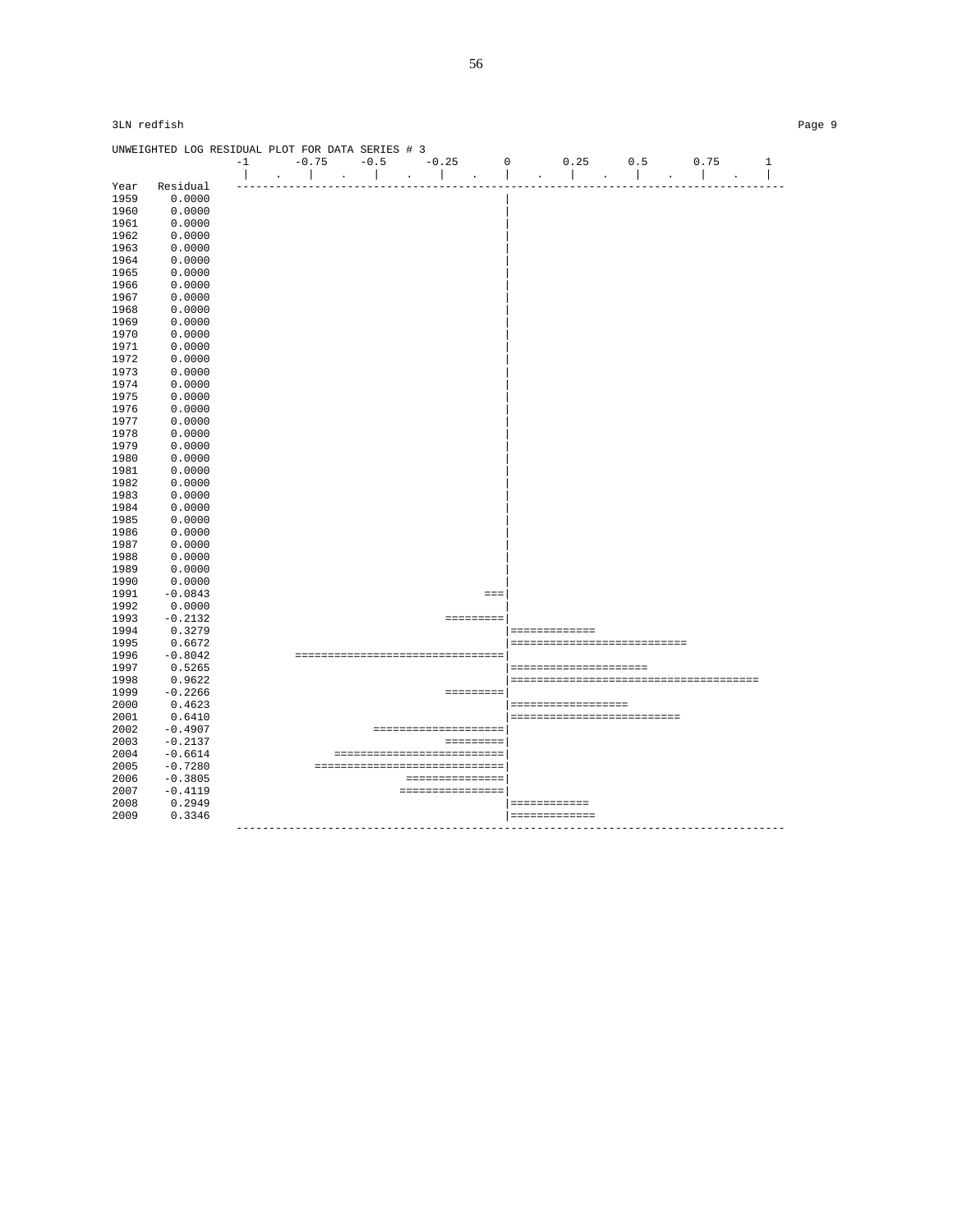3LN redfish

```
UNWEIGHTED LOG RESIDUAL PLOT FOR DATA SERIES # 3
              -1      -0.75     -0.5     -0.25       0       0.25     0.5      0.75       1
               |   .    |    .    |    .    |    .    |    .    |    .    |    .    |    .    |
Year  Residual  -----------------------------------------------------------------------------------
1959   0.0000                                         |
1960   0.0000                                         |
1961   0.0000                                         |
1962   0.0000                                         |
1963   0.0000                                         |
1964   0.0000                                         |
1965   0.0000                                         |
1966   0.0000                                         |
1967   0.0000                                         |
1968   0.0000                                         |
1969   0.0000                                         |
1970   0.0000                                         |
1971   0.0000                                         |
1972   0.0000                                         |
1973   0.0000                                         |
1974   0.0000                                         |
1975   0.0000                                         |
1976   0.0000                                         |
1977   0.0000                                         |
1978   0.0000                                         |
1979   0.0000                                         |
1980   0.0000                                         |
1981   0.0000                                         |
1982   0.0000                                         |
1983   0.0000                                         |
1984   0.0000                                         |
1985   0.0000                                         |
1986   0.0000                                         |
1987   0.0000                                         |
1988   0.0000                                         |
1989   0.0000                                         |
1990   0.0000                                         |
1991  -0.0843                                      ===|
1992   0.0000                                         |
1993  -0.2132                                =========|
1994   0.3279                                         |=============
1995   0.6672                                         |===========================
1996  -0.8042         ================================|
1997   0.5265                                         |=====================
1998   0.9622                                         |======================================
1999  -0.2266                                =========|
2000   0.4623                                         |==================
2001   0.6410                                         |==========================
2002  -0.4907                     ====================|
2003  -0.2137                                =========|
2004  -0.6614               ==========================|
2005  -0.7280            =============================|
2006  -0.3805                          ===============|
2007  -0.4119                         ================|
2008   0.2949                                         |============
2009   0.3346                                         |=============
                -----------------------------------------------------------------------------------
```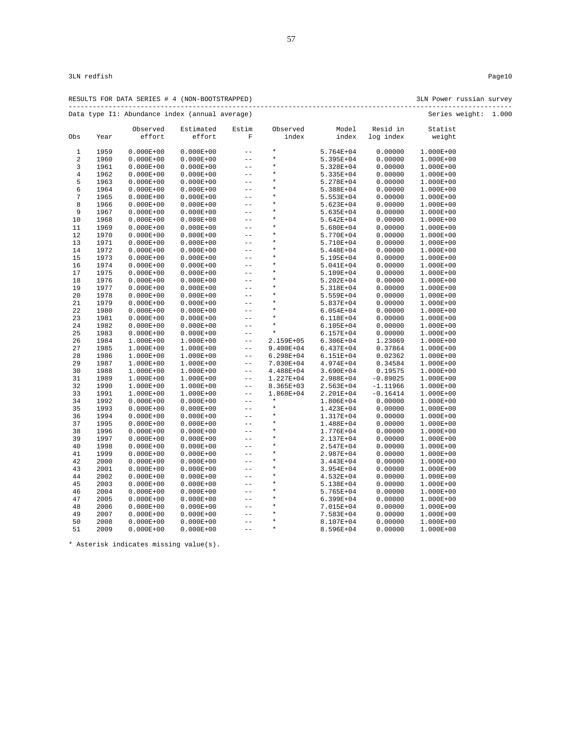3LN redfish Page10

RESULTS FOR DATA SERIES # 4 (NON-BOOTSTRAPPED) 3LN Power russian survey

Data type I1: Abundance index (annual average) Series weight: 1.000

| Obs | Year | Observed effort | Estimated effort | Estim F | Observed index | Model index | Resid in log index | Statist weight |
|---|---|---|---|---|---|---|---|---|
| 1 | 1959 | 0.000E+00 | 0.000E+00 | -- | * | 5.764E+04 | 0.00000 | 1.000E+00 |
| 2 | 1960 | 0.000E+00 | 0.000E+00 | -- | * | 5.395E+04 | 0.00000 | 1.000E+00 |
| 3 | 1961 | 0.000E+00 | 0.000E+00 | -- | * | 5.328E+04 | 0.00000 | 1.000E+00 |
| 4 | 1962 | 0.000E+00 | 0.000E+00 | -- | * | 5.335E+04 | 0.00000 | 1.000E+00 |
| 5 | 1963 | 0.000E+00 | 0.000E+00 | -- | * | 5.278E+04 | 0.00000 | 1.000E+00 |
| 6 | 1964 | 0.000E+00 | 0.000E+00 | -- | * | 5.388E+04 | 0.00000 | 1.000E+00 |
| 7 | 1965 | 0.000E+00 | 0.000E+00 | -- | * | 5.553E+04 | 0.00000 | 1.000E+00 |
| 8 | 1966 | 0.000E+00 | 0.000E+00 | -- | * | 5.623E+04 | 0.00000 | 1.000E+00 |
| 9 | 1967 | 0.000E+00 | 0.000E+00 | -- | * | 5.635E+04 | 0.00000 | 1.000E+00 |
| 10 | 1968 | 0.000E+00 | 0.000E+00 | -- | * | 5.642E+04 | 0.00000 | 1.000E+00 |
| 11 | 1969 | 0.000E+00 | 0.000E+00 | -- | * | 5.680E+04 | 0.00000 | 1.000E+00 |
| 12 | 1970 | 0.000E+00 | 0.000E+00 | -- | * | 5.770E+04 | 0.00000 | 1.000E+00 |
| 13 | 1971 | 0.000E+00 | 0.000E+00 | -- | * | 5.710E+04 | 0.00000 | 1.000E+00 |
| 14 | 1972 | 0.000E+00 | 0.000E+00 | -- | * | 5.448E+04 | 0.00000 | 1.000E+00 |
| 15 | 1973 | 0.000E+00 | 0.000E+00 | -- | * | 5.195E+04 | 0.00000 | 1.000E+00 |
| 16 | 1974 | 0.000E+00 | 0.000E+00 | -- | * | 5.041E+04 | 0.00000 | 1.000E+00 |
| 17 | 1975 | 0.000E+00 | 0.000E+00 | -- | * | 5.109E+04 | 0.00000 | 1.000E+00 |
| 18 | 1976 | 0.000E+00 | 0.000E+00 | -- | * | 5.202E+04 | 0.00000 | 1.000E+00 |
| 19 | 1977 | 0.000E+00 | 0.000E+00 | -- | * | 5.318E+04 | 0.00000 | 1.000E+00 |
| 20 | 1978 | 0.000E+00 | 0.000E+00 | -- | * | 5.559E+04 | 0.00000 | 1.000E+00 |
| 21 | 1979 | 0.000E+00 | 0.000E+00 | -- | * | 5.837E+04 | 0.00000 | 1.000E+00 |
| 22 | 1980 | 0.000E+00 | 0.000E+00 | -- | * | 6.054E+04 | 0.00000 | 1.000E+00 |
| 23 | 1981 | 0.000E+00 | 0.000E+00 | -- | * | 6.118E+04 | 0.00000 | 1.000E+00 |
| 24 | 1982 | 0.000E+00 | 0.000E+00 | -- | * | 6.105E+04 | 0.00000 | 1.000E+00 |
| 25 | 1983 | 0.000E+00 | 0.000E+00 | -- | * | 6.157E+04 | 0.00000 | 1.000E+00 |
| 26 | 1984 | 1.000E+00 | 1.000E+00 | -- | 2.159E+05 | 6.306E+04 | 1.23069 | 1.000E+00 |
| 27 | 1985 | 1.000E+00 | 1.000E+00 | -- | 9.400E+04 | 6.437E+04 | 0.37864 | 1.000E+00 |
| 28 | 1986 | 1.000E+00 | 1.000E+00 | -- | 6.298E+04 | 6.151E+04 | 0.02362 | 1.000E+00 |
| 29 | 1987 | 1.000E+00 | 1.000E+00 | -- | 7.030E+04 | 4.974E+04 | 0.34584 | 1.000E+00 |
| 30 | 1988 | 1.000E+00 | 1.000E+00 | -- | 4.488E+04 | 3.690E+04 | 0.19575 | 1.000E+00 |
| 31 | 1989 | 1.000E+00 | 1.000E+00 | -- | 1.227E+04 | 2.988E+04 | -0.89025 | 1.000E+00 |
| 32 | 1990 | 1.000E+00 | 1.000E+00 | -- | 8.365E+03 | 2.563E+04 | -1.11966 | 1.000E+00 |
| 33 | 1991 | 1.000E+00 | 1.000E+00 | -- | 1.868E+04 | 2.201E+04 | -0.16414 | 1.000E+00 |
| 34 | 1992 | 0.000E+00 | 0.000E+00 | -- | * | 1.806E+04 | 0.00000 | 1.000E+00 |
| 35 | 1993 | 0.000E+00 | 0.000E+00 | -- | * | 1.423E+04 | 0.00000 | 1.000E+00 |
| 36 | 1994 | 0.000E+00 | 0.000E+00 | -- | * | 1.317E+04 | 0.00000 | 1.000E+00 |
| 37 | 1995 | 0.000E+00 | 0.000E+00 | -- | * | 1.488E+04 | 0.00000 | 1.000E+00 |
| 38 | 1996 | 0.000E+00 | 0.000E+00 | -- | * | 1.776E+04 | 0.00000 | 1.000E+00 |
| 39 | 1997 | 0.000E+00 | 0.000E+00 | -- | * | 2.137E+04 | 0.00000 | 1.000E+00 |
| 40 | 1998 | 0.000E+00 | 0.000E+00 | -- | * | 2.547E+04 | 0.00000 | 1.000E+00 |
| 41 | 1999 | 0.000E+00 | 0.000E+00 | -- | * | 2.987E+04 | 0.00000 | 1.000E+00 |
| 42 | 2000 | 0.000E+00 | 0.000E+00 | -- | * | 3.443E+04 | 0.00000 | 1.000E+00 |
| 43 | 2001 | 0.000E+00 | 0.000E+00 | -- | * | 3.954E+04 | 0.00000 | 1.000E+00 |
| 44 | 2002 | 0.000E+00 | 0.000E+00 | -- | * | 4.532E+04 | 0.00000 | 1.000E+00 |
| 45 | 2003 | 0.000E+00 | 0.000E+00 | -- | * | 5.138E+04 | 0.00000 | 1.000E+00 |
| 46 | 2004 | 0.000E+00 | 0.000E+00 | -- | * | 5.765E+04 | 0.00000 | 1.000E+00 |
| 47 | 2005 | 0.000E+00 | 0.000E+00 | -- | * | 6.399E+04 | 0.00000 | 1.000E+00 |
| 48 | 2006 | 0.000E+00 | 0.000E+00 | -- | * | 7.015E+04 | 0.00000 | 1.000E+00 |
| 49 | 2007 | 0.000E+00 | 0.000E+00 | -- | * | 7.583E+04 | 0.00000 | 1.000E+00 |
| 50 | 2008 | 0.000E+00 | 0.000E+00 | -- | * | 8.107E+04 | 0.00000 | 1.000E+00 |
| 51 | 2009 | 0.000E+00 | 0.000E+00 | -- | * | 8.596E+04 | 0.00000 | 1.000E+00 |

* Asterisk indicates missing value(s).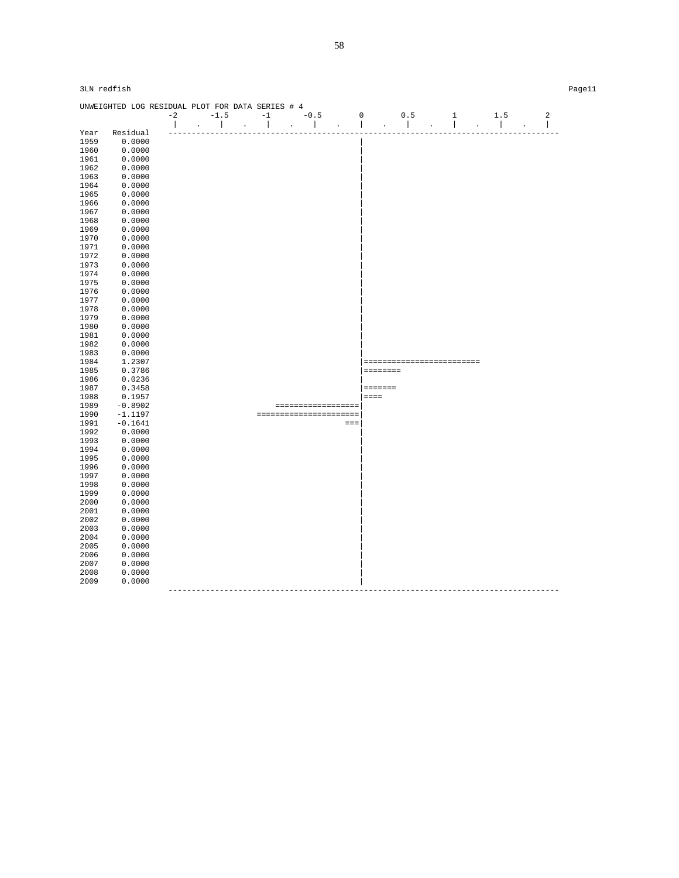3LN redfish

UNWEIGHTED LOG RESIDUAL PLOT FOR DATA SERIES # 4

```
                 -2       -1.5      -1       -0.5       0        0.5       1        1.5       2
                  |    .    |    .    |    .    |    .    |    .    |    .    |    .    |    .    |
Year   Residual  -------------------------------------------------------------------------------------
1959    0.0000                                            |
1960    0.0000                                            |
1961    0.0000                                            |
1962    0.0000                                            |
1963    0.0000                                            |
1964    0.0000                                            |
1965    0.0000                                            |
1966    0.0000                                            |
1967    0.0000                                            |
1968    0.0000                                            |
1969    0.0000                                            |
1970    0.0000                                            |
1971    0.0000                                            |
1972    0.0000                                            |
1973    0.0000                                            |
1974    0.0000                                            |
1975    0.0000                                            |
1976    0.0000                                            |
1977    0.0000                                            |
1978    0.0000                                            |
1979    0.0000                                            |
1980    0.0000                                            |
1981    0.0000                                            |
1982    0.0000                                            |
1983    0.0000                                            |
1984    1.2307                                            |=========================
1985    0.3786                                            |========
1986    0.0236                                            |
1987    0.3458                                            |=======
1988    0.1957                                            |====
1989   -0.8902                          ==================|
1990   -1.1197                      ======================|
1991   -0.1641                                         ===|
1992    0.0000                                            |
1993    0.0000                                            |
1994    0.0000                                            |
1995    0.0000                                            |
1996    0.0000                                            |
1997    0.0000                                            |
1998    0.0000                                            |
1999    0.0000                                            |
2000    0.0000                                            |
2001    0.0000                                            |
2002    0.0000                                            |
2003    0.0000                                            |
2004    0.0000                                            |
2005    0.0000                                            |
2006    0.0000                                            |
2007    0.0000                                            |
2008    0.0000                                            |
2009    0.0000                                            |
                 -------------------------------------------------------------------------------------
```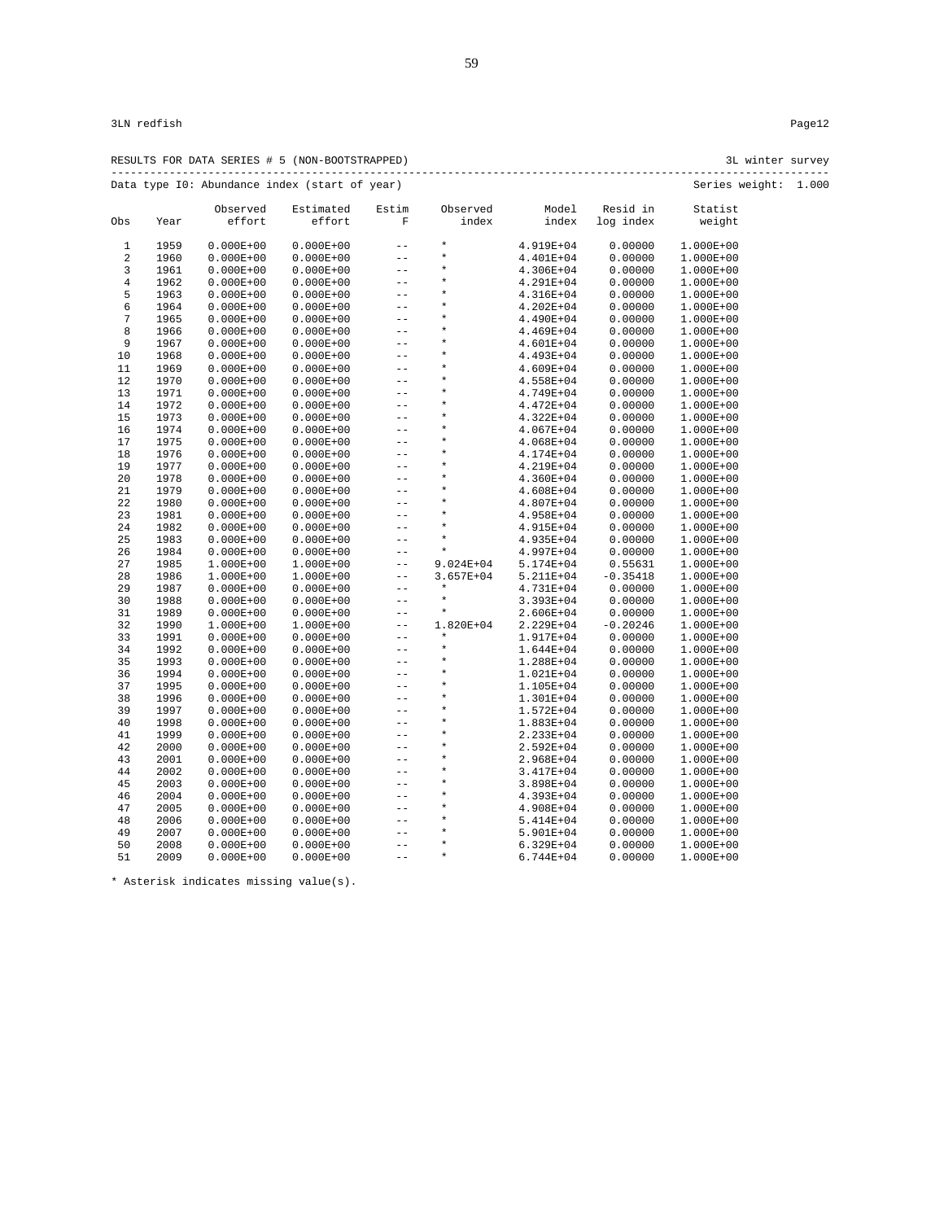RESULTS FOR DATA SERIES # 5 (NON-BOOTSTRAPPED) 3L winter survey

Data type I0: Abundance index (start of year) Series weight: 1.000

| Obs | Year | Observed effort | Estimated effort | Estim F | Observed index | Model index | Resid in log index | Statist weight |
|---|---|---|---|---|---|---|---|---|
| 1 | 1959 | 0.000E+00 | 0.000E+00 | -- | * | 4.919E+04 | 0.00000 | 1.000E+00 |
| 2 | 1960 | 0.000E+00 | 0.000E+00 | -- | * | 4.401E+04 | 0.00000 | 1.000E+00 |
| 3 | 1961 | 0.000E+00 | 0.000E+00 | -- | * | 4.306E+04 | 0.00000 | 1.000E+00 |
| 4 | 1962 | 0.000E+00 | 0.000E+00 | -- | * | 4.291E+04 | 0.00000 | 1.000E+00 |
| 5 | 1963 | 0.000E+00 | 0.000E+00 | -- | * | 4.316E+04 | 0.00000 | 1.000E+00 |
| 6 | 1964 | 0.000E+00 | 0.000E+00 | -- | * | 4.202E+04 | 0.00000 | 1.000E+00 |
| 7 | 1965 | 0.000E+00 | 0.000E+00 | -- | * | 4.490E+04 | 0.00000 | 1.000E+00 |
| 8 | 1966 | 0.000E+00 | 0.000E+00 | -- | * | 4.469E+04 | 0.00000 | 1.000E+00 |
| 9 | 1967 | 0.000E+00 | 0.000E+00 | -- | * | 4.601E+04 | 0.00000 | 1.000E+00 |
| 10 | 1968 | 0.000E+00 | 0.000E+00 | -- | * | 4.493E+04 | 0.00000 | 1.000E+00 |
| 11 | 1969 | 0.000E+00 | 0.000E+00 | -- | * | 4.609E+04 | 0.00000 | 1.000E+00 |
| 12 | 1970 | 0.000E+00 | 0.000E+00 | -- | * | 4.558E+04 | 0.00000 | 1.000E+00 |
| 13 | 1971 | 0.000E+00 | 0.000E+00 | -- | * | 4.749E+04 | 0.00000 | 1.000E+00 |
| 14 | 1972 | 0.000E+00 | 0.000E+00 | -- | * | 4.472E+04 | 0.00000 | 1.000E+00 |
| 15 | 1973 | 0.000E+00 | 0.000E+00 | -- | * | 4.322E+04 | 0.00000 | 1.000E+00 |
| 16 | 1974 | 0.000E+00 | 0.000E+00 | -- | * | 4.067E+04 | 0.00000 | 1.000E+00 |
| 17 | 1975 | 0.000E+00 | 0.000E+00 | -- | * | 4.068E+04 | 0.00000 | 1.000E+00 |
| 18 | 1976 | 0.000E+00 | 0.000E+00 | -- | * | 4.174E+04 | 0.00000 | 1.000E+00 |
| 19 | 1977 | 0.000E+00 | 0.000E+00 | -- | * | 4.219E+04 | 0.00000 | 1.000E+00 |
| 20 | 1978 | 0.000E+00 | 0.000E+00 | -- | * | 4.360E+04 | 0.00000 | 1.000E+00 |
| 21 | 1979 | 0.000E+00 | 0.000E+00 | -- | * | 4.608E+04 | 0.00000 | 1.000E+00 |
| 22 | 1980 | 0.000E+00 | 0.000E+00 | -- | * | 4.807E+04 | 0.00000 | 1.000E+00 |
| 23 | 1981 | 0.000E+00 | 0.000E+00 | -- | * | 4.958E+04 | 0.00000 | 1.000E+00 |
| 24 | 1982 | 0.000E+00 | 0.000E+00 | -- | * | 4.915E+04 | 0.00000 | 1.000E+00 |
| 25 | 1983 | 0.000E+00 | 0.000E+00 | -- | * | 4.935E+04 | 0.00000 | 1.000E+00 |
| 26 | 1984 | 0.000E+00 | 0.000E+00 | -- | * | 4.997E+04 | 0.00000 | 1.000E+00 |
| 27 | 1985 | 1.000E+00 | 1.000E+00 | -- | 9.024E+04 | 5.174E+04 | 0.55631 | 1.000E+00 |
| 28 | 1986 | 1.000E+00 | 1.000E+00 | -- | 3.657E+04 | 5.211E+04 | -0.35418 | 1.000E+00 |
| 29 | 1987 | 0.000E+00 | 0.000E+00 | -- | * | 4.731E+04 | 0.00000 | 1.000E+00 |
| 30 | 1988 | 0.000E+00 | 0.000E+00 | -- | * | 3.393E+04 | 0.00000 | 1.000E+00 |
| 31 | 1989 | 0.000E+00 | 0.000E+00 | -- | * | 2.606E+04 | 0.00000 | 1.000E+00 |
| 32 | 1990 | 1.000E+00 | 1.000E+00 | -- | 1.820E+04 | 2.229E+04 | -0.20246 | 1.000E+00 |
| 33 | 1991 | 0.000E+00 | 0.000E+00 | -- | * | 1.917E+04 | 0.00000 | 1.000E+00 |
| 34 | 1992 | 0.000E+00 | 0.000E+00 | -- | * | 1.644E+04 | 0.00000 | 1.000E+00 |
| 35 | 1993 | 0.000E+00 | 0.000E+00 | -- | * | 1.288E+04 | 0.00000 | 1.000E+00 |
| 36 | 1994 | 0.000E+00 | 0.000E+00 | -- | * | 1.021E+04 | 0.00000 | 1.000E+00 |
| 37 | 1995 | 0.000E+00 | 0.000E+00 | -- | * | 1.105E+04 | 0.00000 | 1.000E+00 |
| 38 | 1996 | 0.000E+00 | 0.000E+00 | -- | * | 1.301E+04 | 0.00000 | 1.000E+00 |
| 39 | 1997 | 0.000E+00 | 0.000E+00 | -- | * | 1.572E+04 | 0.00000 | 1.000E+00 |
| 40 | 1998 | 0.000E+00 | 0.000E+00 | -- | * | 1.883E+04 | 0.00000 | 1.000E+00 |
| 41 | 1999 | 0.000E+00 | 0.000E+00 | -- | * | 2.233E+04 | 0.00000 | 1.000E+00 |
| 42 | 2000 | 0.000E+00 | 0.000E+00 | -- | * | 2.592E+04 | 0.00000 | 1.000E+00 |
| 43 | 2001 | 0.000E+00 | 0.000E+00 | -- | * | 2.968E+04 | 0.00000 | 1.000E+00 |
| 44 | 2002 | 0.000E+00 | 0.000E+00 | -- | * | 3.417E+04 | 0.00000 | 1.000E+00 |
| 45 | 2003 | 0.000E+00 | 0.000E+00 | -- | * | 3.898E+04 | 0.00000 | 1.000E+00 |
| 46 | 2004 | 0.000E+00 | 0.000E+00 | -- | * | 4.393E+04 | 0.00000 | 1.000E+00 |
| 47 | 2005 | 0.000E+00 | 0.000E+00 | -- | * | 4.908E+04 | 0.00000 | 1.000E+00 |
| 48 | 2006 | 0.000E+00 | 0.000E+00 | -- | * | 5.414E+04 | 0.00000 | 1.000E+00 |
| 49 | 2007 | 0.000E+00 | 0.000E+00 | -- | * | 5.901E+04 | 0.00000 | 1.000E+00 |
| 50 | 2008 | 0.000E+00 | 0.000E+00 | -- | * | 6.329E+04 | 0.00000 | 1.000E+00 |
| 51 | 2009 | 0.000E+00 | 0.000E+00 | -- | * | 6.744E+04 | 0.00000 | 1.000E+00 |

* Asterisk indicates missing value(s).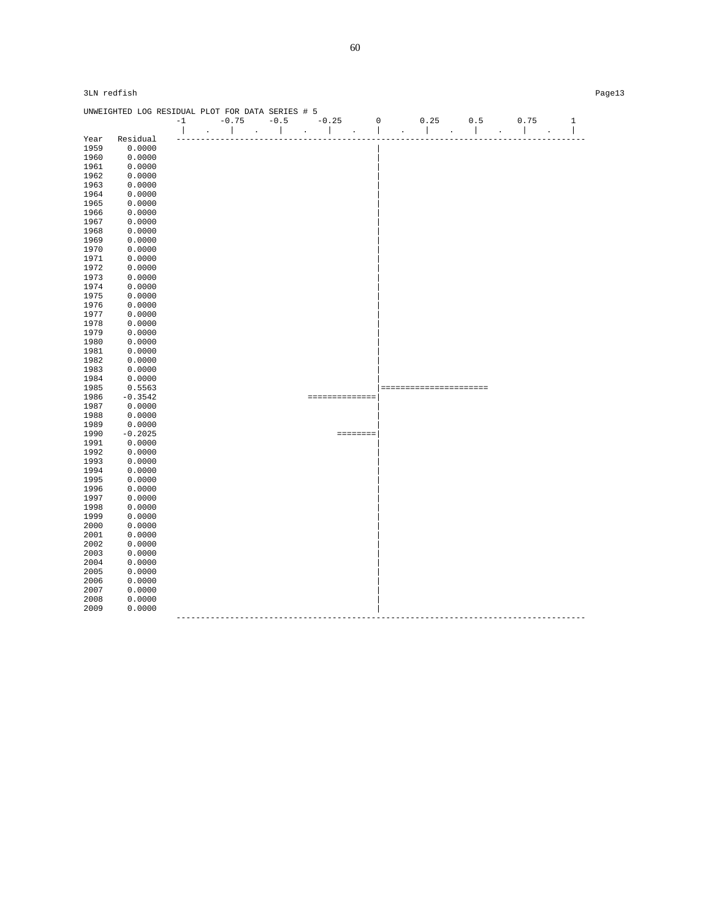3LN redfish

```
UNWEIGHTED LOG RESIDUAL PLOT FOR DATA SERIES # 5
                 -1      -0.75     -0.5     -0.25      0       0.25     0.5      0.75      1
                  |    .    |    .    |    .    |    .    |    .    |    .    |    .    |    .    |
Year   Residual  ------------------------------------------------------------------------------------
1959    0.0000                                            |
1960    0.0000                                            |
1961    0.0000                                            |
1962    0.0000                                            |
1963    0.0000                                            |
1964    0.0000                                            |
1965    0.0000                                            |
1966    0.0000                                            |
1967    0.0000                                            |
1968    0.0000                                            |
1969    0.0000                                            |
1970    0.0000                                            |
1971    0.0000                                            |
1972    0.0000                                            |
1973    0.0000                                            |
1974    0.0000                                            |
1975    0.0000                                            |
1976    0.0000                                            |
1977    0.0000                                            |
1978    0.0000                                            |
1979    0.0000                                            |
1980    0.0000                                            |
1981    0.0000                                            |
1982    0.0000                                            |
1983    0.0000                                            |
1984    0.0000                                            |
1985    0.5563                                            |======================
1986   -0.3542                              ==============|
1987    0.0000                                            |
1988    0.0000                                            |
1989    0.0000                                            |
1990   -0.2025                                    ========|
1991    0.0000                                            |
1992    0.0000                                            |
1993    0.0000                                            |
1994    0.0000                                            |
1995    0.0000                                            |
1996    0.0000                                            |
1997    0.0000                                            |
1998    0.0000                                            |
1999    0.0000                                            |
2000    0.0000                                            |
2001    0.0000                                            |
2002    0.0000                                            |
2003    0.0000                                            |
2004    0.0000                                            |
2005    0.0000                                            |
2006    0.0000                                            |
2007    0.0000                                            |
2008    0.0000                                            |
2009    0.0000                                            |
                 ------------------------------------------------------------------------------------
```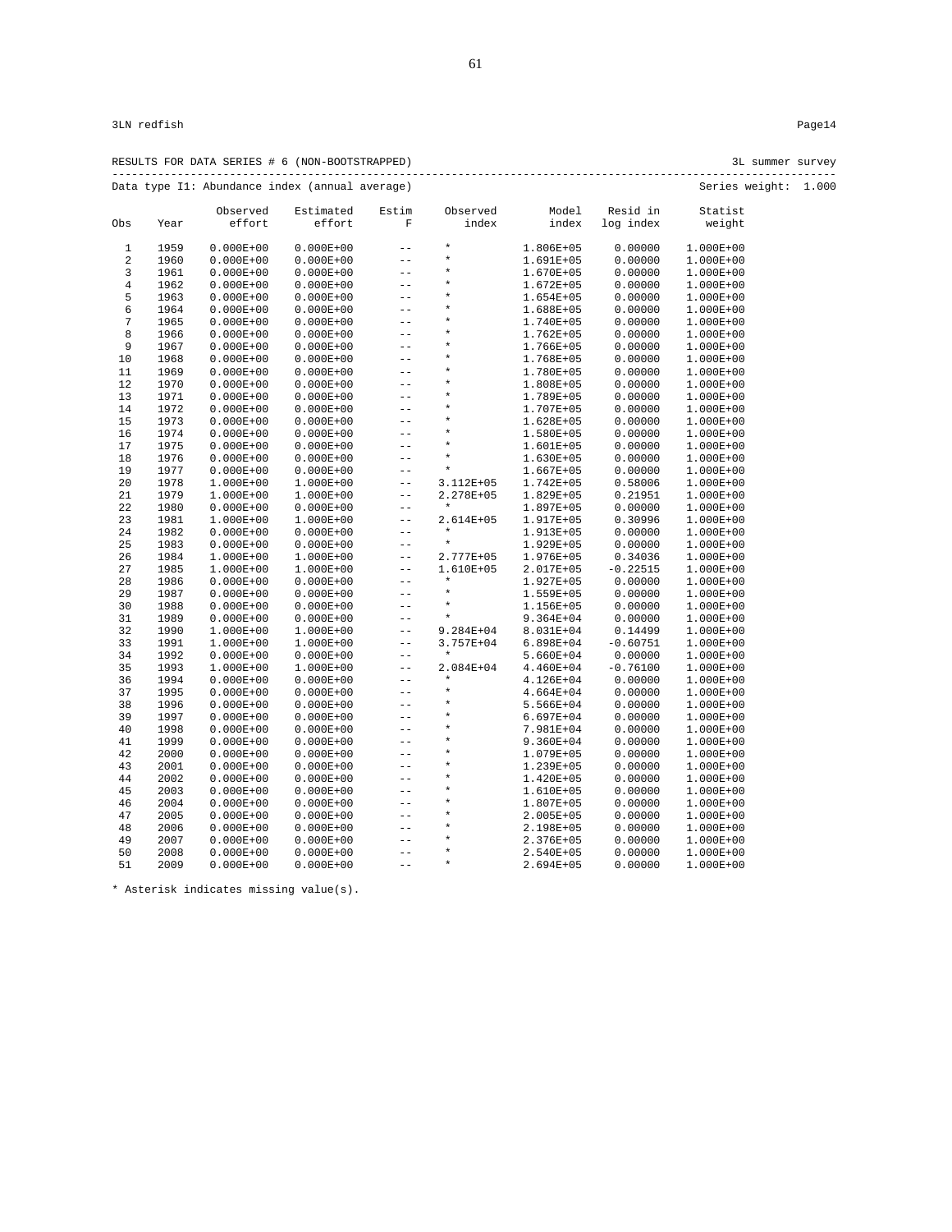3LN redfish

RESULTS FOR DATA SERIES # 6 (NON-BOOTSTRAPPED) 3L summer survey

Data type I1: Abundance index (annual average) Series weight: 1.000

| Obs | Year | Observed effort | Estimated effort | Estim F | Observed index | Model index | Resid in log index | Statist weight |
|---|---|---|---|---|---|---|---|---|
| 1 | 1959 | 0.000E+00 | 0.000E+00 | -- | * | 1.806E+05 | 0.00000 | 1.000E+00 |
| 2 | 1960 | 0.000E+00 | 0.000E+00 | -- | * | 1.691E+05 | 0.00000 | 1.000E+00 |
| 3 | 1961 | 0.000E+00 | 0.000E+00 | -- | * | 1.670E+05 | 0.00000 | 1.000E+00 |
| 4 | 1962 | 0.000E+00 | 0.000E+00 | -- | * | 1.672E+05 | 0.00000 | 1.000E+00 |
| 5 | 1963 | 0.000E+00 | 0.000E+00 | -- | * | 1.654E+05 | 0.00000 | 1.000E+00 |
| 6 | 1964 | 0.000E+00 | 0.000E+00 | -- | * | 1.688E+05 | 0.00000 | 1.000E+00 |
| 7 | 1965 | 0.000E+00 | 0.000E+00 | -- | * | 1.740E+05 | 0.00000 | 1.000E+00 |
| 8 | 1966 | 0.000E+00 | 0.000E+00 | -- | * | 1.762E+05 | 0.00000 | 1.000E+00 |
| 9 | 1967 | 0.000E+00 | 0.000E+00 | -- | * | 1.766E+05 | 0.00000 | 1.000E+00 |
| 10 | 1968 | 0.000E+00 | 0.000E+00 | -- | * | 1.768E+05 | 0.00000 | 1.000E+00 |
| 11 | 1969 | 0.000E+00 | 0.000E+00 | -- | * | 1.780E+05 | 0.00000 | 1.000E+00 |
| 12 | 1970 | 0.000E+00 | 0.000E+00 | -- | * | 1.808E+05 | 0.00000 | 1.000E+00 |
| 13 | 1971 | 0.000E+00 | 0.000E+00 | -- | * | 1.789E+05 | 0.00000 | 1.000E+00 |
| 14 | 1972 | 0.000E+00 | 0.000E+00 | -- | * | 1.707E+05 | 0.00000 | 1.000E+00 |
| 15 | 1973 | 0.000E+00 | 0.000E+00 | -- | * | 1.628E+05 | 0.00000 | 1.000E+00 |
| 16 | 1974 | 0.000E+00 | 0.000E+00 | -- | * | 1.580E+05 | 0.00000 | 1.000E+00 |
| 17 | 1975 | 0.000E+00 | 0.000E+00 | -- | * | 1.601E+05 | 0.00000 | 1.000E+00 |
| 18 | 1976 | 0.000E+00 | 0.000E+00 | -- | * | 1.630E+05 | 0.00000 | 1.000E+00 |
| 19 | 1977 | 0.000E+00 | 0.000E+00 | -- | * | 1.667E+05 | 0.00000 | 1.000E+00 |
| 20 | 1978 | 1.000E+00 | 1.000E+00 | -- | 3.112E+05 | 1.742E+05 | 0.58006 | 1.000E+00 |
| 21 | 1979 | 1.000E+00 | 1.000E+00 | -- | 2.278E+05 | 1.829E+05 | 0.21951 | 1.000E+00 |
| 22 | 1980 | 0.000E+00 | 0.000E+00 | -- | * | 1.897E+05 | 0.00000 | 1.000E+00 |
| 23 | 1981 | 1.000E+00 | 1.000E+00 | -- | 2.614E+05 | 1.917E+05 | 0.30996 | 1.000E+00 |
| 24 | 1982 | 0.000E+00 | 0.000E+00 | -- | * | 1.913E+05 | 0.00000 | 1.000E+00 |
| 25 | 1983 | 0.000E+00 | 0.000E+00 | -- | * | 1.929E+05 | 0.00000 | 1.000E+00 |
| 26 | 1984 | 1.000E+00 | 1.000E+00 | -- | 2.777E+05 | 1.976E+05 | 0.34036 | 1.000E+00 |
| 27 | 1985 | 1.000E+00 | 1.000E+00 | -- | 1.610E+05 | 2.017E+05 | -0.22515 | 1.000E+00 |
| 28 | 1986 | 0.000E+00 | 0.000E+00 | -- | * | 1.927E+05 | 0.00000 | 1.000E+00 |
| 29 | 1987 | 0.000E+00 | 0.000E+00 | -- | * | 1.559E+05 | 0.00000 | 1.000E+00 |
| 30 | 1988 | 0.000E+00 | 0.000E+00 | -- | * | 1.156E+05 | 0.00000 | 1.000E+00 |
| 31 | 1989 | 0.000E+00 | 0.000E+00 | -- | * | 9.364E+04 | 0.00000 | 1.000E+00 |
| 32 | 1990 | 1.000E+00 | 1.000E+00 | -- | 9.284E+04 | 8.031E+04 | 0.14499 | 1.000E+00 |
| 33 | 1991 | 1.000E+00 | 1.000E+00 | -- | 3.757E+04 | 6.898E+04 | -0.60751 | 1.000E+00 |
| 34 | 1992 | 0.000E+00 | 0.000E+00 | -- | * | 5.660E+04 | 0.00000 | 1.000E+00 |
| 35 | 1993 | 1.000E+00 | 1.000E+00 | -- | 2.084E+04 | 4.460E+04 | -0.76100 | 1.000E+00 |
| 36 | 1994 | 0.000E+00 | 0.000E+00 | -- | * | 4.126E+04 | 0.00000 | 1.000E+00 |
| 37 | 1995 | 0.000E+00 | 0.000E+00 | -- | * | 4.664E+04 | 0.00000 | 1.000E+00 |
| 38 | 1996 | 0.000E+00 | 0.000E+00 | -- | * | 5.566E+04 | 0.00000 | 1.000E+00 |
| 39 | 1997 | 0.000E+00 | 0.000E+00 | -- | * | 6.697E+04 | 0.00000 | 1.000E+00 |
| 40 | 1998 | 0.000E+00 | 0.000E+00 | -- | * | 7.981E+04 | 0.00000 | 1.000E+00 |
| 41 | 1999 | 0.000E+00 | 0.000E+00 | -- | * | 9.360E+04 | 0.00000 | 1.000E+00 |
| 42 | 2000 | 0.000E+00 | 0.000E+00 | -- | * | 1.079E+05 | 0.00000 | 1.000E+00 |
| 43 | 2001 | 0.000E+00 | 0.000E+00 | -- | * | 1.239E+05 | 0.00000 | 1.000E+00 |
| 44 | 2002 | 0.000E+00 | 0.000E+00 | -- | * | 1.420E+05 | 0.00000 | 1.000E+00 |
| 45 | 2003 | 0.000E+00 | 0.000E+00 | -- | * | 1.610E+05 | 0.00000 | 1.000E+00 |
| 46 | 2004 | 0.000E+00 | 0.000E+00 | -- | * | 1.807E+05 | 0.00000 | 1.000E+00 |
| 47 | 2005 | 0.000E+00 | 0.000E+00 | -- | * | 2.005E+05 | 0.00000 | 1.000E+00 |
| 48 | 2006 | 0.000E+00 | 0.000E+00 | -- | * | 2.198E+05 | 0.00000 | 1.000E+00 |
| 49 | 2007 | 0.000E+00 | 0.000E+00 | -- | * | 2.376E+05 | 0.00000 | 1.000E+00 |
| 50 | 2008 | 0.000E+00 | 0.000E+00 | -- | * | 2.540E+05 | 0.00000 | 1.000E+00 |
| 51 | 2009 | 0.000E+00 | 0.000E+00 | -- | * | 2.694E+05 | 0.00000 | 1.000E+00 |

* Asterisk indicates missing value(s).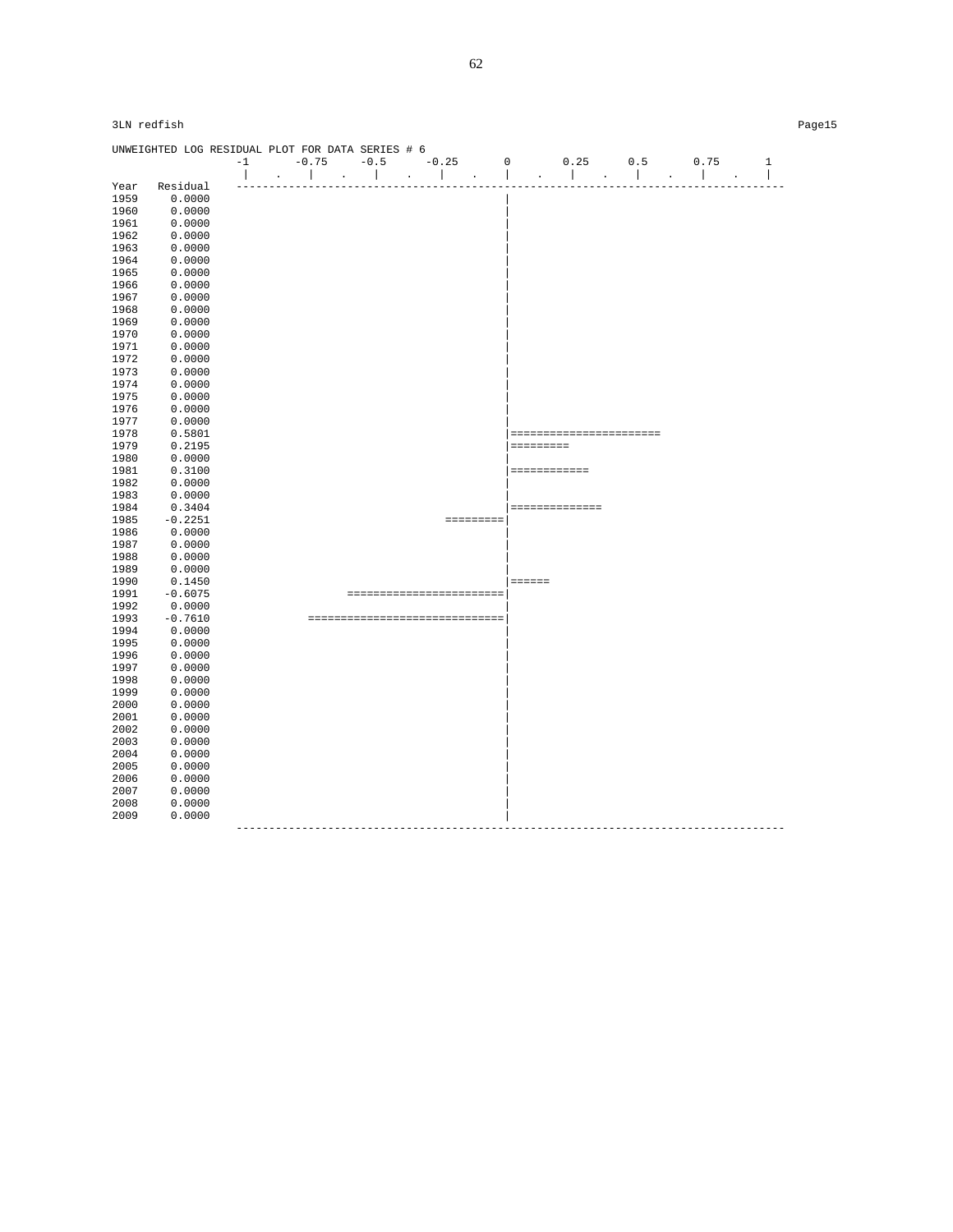3LN redfish

```
UNWEIGHTED LOG RESIDUAL PLOT FOR DATA SERIES # 6
                    -1      -0.75     -0.5      -0.25      0        0.25      0.5       0.75       1
                     |    .    |    .    |    .    |    .    |    .    |    .    |    .    |    .    |
Year   Residual   -----------------------------------------------------------------------------------
1959     0.0000                                            |
1960     0.0000                                            |
1961     0.0000                                            |
1962     0.0000                                            |
1963     0.0000                                            |
1964     0.0000                                            |
1965     0.0000                                            |
1966     0.0000                                            |
1967     0.0000                                            |
1968     0.0000                                            |
1969     0.0000                                            |
1970     0.0000                                            |
1971     0.0000                                            |
1972     0.0000                                            |
1973     0.0000                                            |
1974     0.0000                                            |
1975     0.0000                                            |
1976     0.0000                                            |
1977     0.0000                                            |
1978     0.5801                                            |=======================
1979     0.2195                                            |=========
1980     0.0000                                            |
1981     0.3100                                            |============
1982     0.0000                                            |
1983     0.0000                                            |
1984     0.3404                                            |==============
1985    -0.2251                                   =========|
1986     0.0000                                            |
1987     0.0000                                            |
1988     0.0000                                            |
1989     0.0000                                            |
1990     0.1450                                            |======
1991    -0.6075                    ========================|
1992     0.0000                                            |
1993    -0.7610              ==============================|
1994     0.0000                                            |
1995     0.0000                                            |
1996     0.0000                                            |
1997     0.0000                                            |
1998     0.0000                                            |
1999     0.0000                                            |
2000     0.0000                                            |
2001     0.0000                                            |
2002     0.0000                                            |
2003     0.0000                                            |
2004     0.0000                                            |
2005     0.0000                                            |
2006     0.0000                                            |
2007     0.0000                                            |
2008     0.0000                                            |
2009     0.0000                                            |
                  -----------------------------------------------------------------------------------
```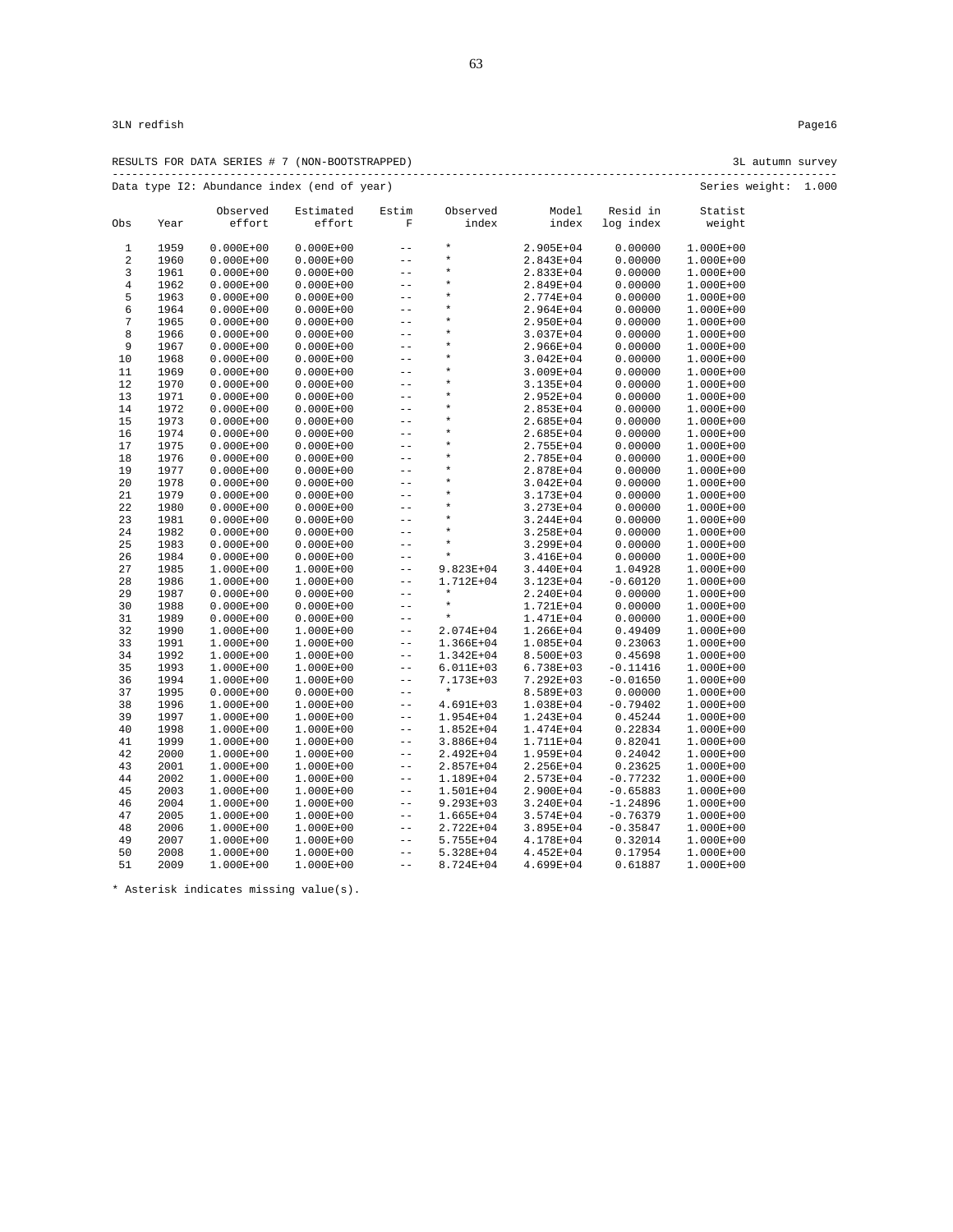3LN redfish Page16

RESULTS FOR DATA SERIES # 7 (NON-BOOTSTRAPPED) 3L autumn survey

Data type I2: Abundance index (end of year) Series weight: 1.000

| Obs | Year | Observed effort | Estimated effort | Estim F | Observed index | Model index | Resid in log index | Statist weight |
|---|---|---|---|---|---|---|---|---|
| 1 | 1959 | 0.000E+00 | 0.000E+00 | -- | * | 2.905E+04 | 0.00000 | 1.000E+00 |
| 2 | 1960 | 0.000E+00 | 0.000E+00 | -- | * | 2.843E+04 | 0.00000 | 1.000E+00 |
| 3 | 1961 | 0.000E+00 | 0.000E+00 | -- | * | 2.833E+04 | 0.00000 | 1.000E+00 |
| 4 | 1962 | 0.000E+00 | 0.000E+00 | -- | * | 2.849E+04 | 0.00000 | 1.000E+00 |
| 5 | 1963 | 0.000E+00 | 0.000E+00 | -- | * | 2.774E+04 | 0.00000 | 1.000E+00 |
| 6 | 1964 | 0.000E+00 | 0.000E+00 | -- | * | 2.964E+04 | 0.00000 | 1.000E+00 |
| 7 | 1965 | 0.000E+00 | 0.000E+00 | -- | * | 2.950E+04 | 0.00000 | 1.000E+00 |
| 8 | 1966 | 0.000E+00 | 0.000E+00 | -- | * | 3.037E+04 | 0.00000 | 1.000E+00 |
| 9 | 1967 | 0.000E+00 | 0.000E+00 | -- | * | 2.966E+04 | 0.00000 | 1.000E+00 |
| 10 | 1968 | 0.000E+00 | 0.000E+00 | -- | * | 3.042E+04 | 0.00000 | 1.000E+00 |
| 11 | 1969 | 0.000E+00 | 0.000E+00 | -- | * | 3.009E+04 | 0.00000 | 1.000E+00 |
| 12 | 1970 | 0.000E+00 | 0.000E+00 | -- | * | 3.135E+04 | 0.00000 | 1.000E+00 |
| 13 | 1971 | 0.000E+00 | 0.000E+00 | -- | * | 2.952E+04 | 0.00000 | 1.000E+00 |
| 14 | 1972 | 0.000E+00 | 0.000E+00 | -- | * | 2.853E+04 | 0.00000 | 1.000E+00 |
| 15 | 1973 | 0.000E+00 | 0.000E+00 | -- | * | 2.685E+04 | 0.00000 | 1.000E+00 |
| 16 | 1974 | 0.000E+00 | 0.000E+00 | -- | * | 2.685E+04 | 0.00000 | 1.000E+00 |
| 17 | 1975 | 0.000E+00 | 0.000E+00 | -- | * | 2.755E+04 | 0.00000 | 1.000E+00 |
| 18 | 1976 | 0.000E+00 | 0.000E+00 | -- | * | 2.785E+04 | 0.00000 | 1.000E+00 |
| 19 | 1977 | 0.000E+00 | 0.000E+00 | -- | * | 2.878E+04 | 0.00000 | 1.000E+00 |
| 20 | 1978 | 0.000E+00 | 0.000E+00 | -- | * | 3.042E+04 | 0.00000 | 1.000E+00 |
| 21 | 1979 | 0.000E+00 | 0.000E+00 | -- | * | 3.173E+04 | 0.00000 | 1.000E+00 |
| 22 | 1980 | 0.000E+00 | 0.000E+00 | -- | * | 3.273E+04 | 0.00000 | 1.000E+00 |
| 23 | 1981 | 0.000E+00 | 0.000E+00 | -- | * | 3.244E+04 | 0.00000 | 1.000E+00 |
| 24 | 1982 | 0.000E+00 | 0.000E+00 | -- | * | 3.258E+04 | 0.00000 | 1.000E+00 |
| 25 | 1983 | 0.000E+00 | 0.000E+00 | -- | * | 3.299E+04 | 0.00000 | 1.000E+00 |
| 26 | 1984 | 0.000E+00 | 0.000E+00 | -- | * | 3.416E+04 | 0.00000 | 1.000E+00 |
| 27 | 1985 | 1.000E+00 | 1.000E+00 | -- | 9.823E+04 | 3.440E+04 | 1.04928 | 1.000E+00 |
| 28 | 1986 | 1.000E+00 | 1.000E+00 | -- | 1.712E+04 | 3.123E+04 | -0.60120 | 1.000E+00 |
| 29 | 1987 | 0.000E+00 | 0.000E+00 | -- | * | 2.240E+04 | 0.00000 | 1.000E+00 |
| 30 | 1988 | 0.000E+00 | 0.000E+00 | -- | * | 1.721E+04 | 0.00000 | 1.000E+00 |
| 31 | 1989 | 0.000E+00 | 0.000E+00 | -- | * | 1.471E+04 | 0.00000 | 1.000E+00 |
| 32 | 1990 | 1.000E+00 | 1.000E+00 | -- | 2.074E+04 | 1.266E+04 | 0.49409 | 1.000E+00 |
| 33 | 1991 | 1.000E+00 | 1.000E+00 | -- | 1.366E+04 | 1.085E+04 | 0.23063 | 1.000E+00 |
| 34 | 1992 | 1.000E+00 | 1.000E+00 | -- | 1.342E+04 | 8.500E+03 | 0.45698 | 1.000E+00 |
| 35 | 1993 | 1.000E+00 | 1.000E+00 | -- | 6.011E+03 | 6.738E+03 | -0.11416 | 1.000E+00 |
| 36 | 1994 | 1.000E+00 | 1.000E+00 | -- | 7.173E+03 | 7.292E+03 | -0.01650 | 1.000E+00 |
| 37 | 1995 | 0.000E+00 | 0.000E+00 | -- | * | 8.589E+03 | 0.00000 | 1.000E+00 |
| 38 | 1996 | 1.000E+00 | 1.000E+00 | -- | 4.691E+03 | 1.038E+04 | -0.79402 | 1.000E+00 |
| 39 | 1997 | 1.000E+00 | 1.000E+00 | -- | 1.954E+04 | 1.243E+04 | 0.45244 | 1.000E+00 |
| 40 | 1998 | 1.000E+00 | 1.000E+00 | -- | 1.852E+04 | 1.474E+04 | 0.22834 | 1.000E+00 |
| 41 | 1999 | 1.000E+00 | 1.000E+00 | -- | 3.886E+04 | 1.711E+04 | 0.82041 | 1.000E+00 |
| 42 | 2000 | 1.000E+00 | 1.000E+00 | -- | 2.492E+04 | 1.959E+04 | 0.24042 | 1.000E+00 |
| 43 | 2001 | 1.000E+00 | 1.000E+00 | -- | 2.857E+04 | 2.256E+04 | 0.23625 | 1.000E+00 |
| 44 | 2002 | 1.000E+00 | 1.000E+00 | -- | 1.189E+04 | 2.573E+04 | -0.77232 | 1.000E+00 |
| 45 | 2003 | 1.000E+00 | 1.000E+00 | -- | 1.501E+04 | 2.900E+04 | -0.65883 | 1.000E+00 |
| 46 | 2004 | 1.000E+00 | 1.000E+00 | -- | 9.293E+03 | 3.240E+04 | -1.24896 | 1.000E+00 |
| 47 | 2005 | 1.000E+00 | 1.000E+00 | -- | 1.665E+04 | 3.574E+04 | -0.76379 | 1.000E+00 |
| 48 | 2006 | 1.000E+00 | 1.000E+00 | -- | 2.722E+04 | 3.895E+04 | -0.35847 | 1.000E+00 |
| 49 | 2007 | 1.000E+00 | 1.000E+00 | -- | 5.755E+04 | 4.178E+04 | 0.32014 | 1.000E+00 |
| 50 | 2008 | 1.000E+00 | 1.000E+00 | -- | 5.328E+04 | 4.452E+04 | 0.17954 | 1.000E+00 |
| 51 | 2009 | 1.000E+00 | 1.000E+00 | -- | 8.724E+04 | 4.699E+04 | 0.61887 | 1.000E+00 |

* Asterisk indicates missing value(s).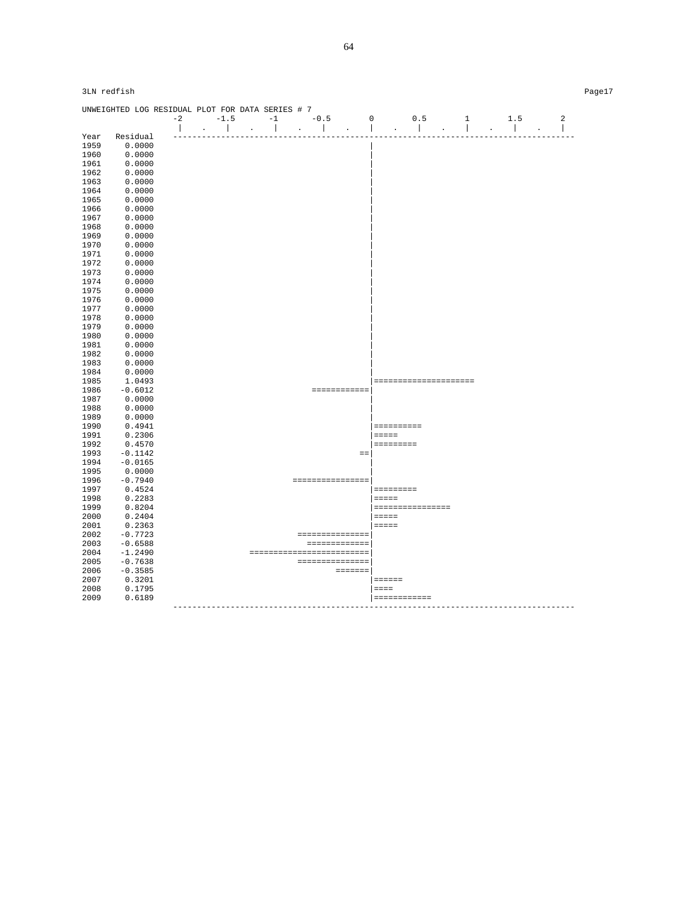```
3LN redfish                                                                                              Page17

UNWEIGHTED LOG RESIDUAL PLOT FOR DATA SERIES # 7
                  -2       -1.5      -1       -0.5       0        0.5       1        1.5       2
                   |    .    |    .    |    .    |    .    |    .    |    .    |    .    |    .    |
Year   Residual   --------------------------------------------------------------------------------------
1959    0.0000                                            |
1960    0.0000                                            |
1961    0.0000                                            |
1962    0.0000                                            |
1963    0.0000                                            |
1964    0.0000                                            |
1965    0.0000                                            |
1966    0.0000                                            |
1967    0.0000                                            |
1968    0.0000                                            |
1969    0.0000                                            |
1970    0.0000                                            |
1971    0.0000                                            |
1972    0.0000                                            |
1973    0.0000                                            |
1974    0.0000                                            |
1975    0.0000                                            |
1976    0.0000                                            |
1977    0.0000                                            |
1978    0.0000                                            |
1979    0.0000                                            |
1980    0.0000                                            |
1981    0.0000                                            |
1982    0.0000                                            |
1983    0.0000                                            |
1984    0.0000                                            |
1985    1.0493                                            |=====================
1986   -0.6012                                ============|
1987    0.0000                                            |
1988    0.0000                                            |
1989    0.0000                                            |
1990    0.4941                                            |==========
1991    0.2306                                            |=====
1992    0.4570                                            |=========
1993   -0.1142                                          ==|
1994   -0.0165                                            |
1995    0.0000                                            |
1996   -0.7940                            ================|
1997    0.4524                                            |=========
1998    0.2283                                            |=====
1999    0.8204                                            |================
2000    0.2404                                            |=====
2001    0.2363                                            |=====
2002   -0.7723                             ===============|
2003   -0.6588                               =============|
2004   -1.2490                    =========================|
2005   -0.7638                             ===============|
2006   -0.3585                                     =======|
2007    0.3201                                            |======
2008    0.1795                                            |====
2009    0.6189                                            |============
                  --------------------------------------------------------------------------------------
```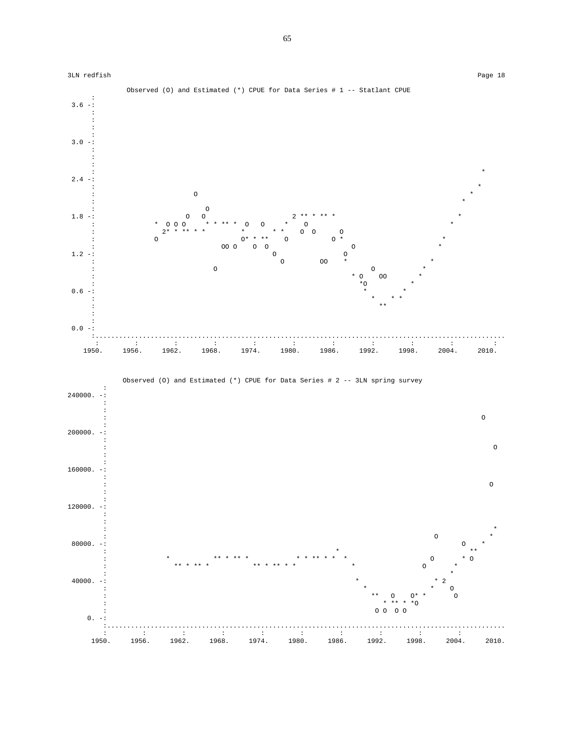3LN redfish

Observed (O) and Estimated (*) CPUE for Data Series # 1 -- Statlant CPUE

```
      :
 3.6 -:
      :
      :
      :
      :
 3.0 -:
      :
      :
      :
      :                                                                                   *
 2.4 -:                                                                                 *
      :                       O                                                       *
      :                                                                             *
      :                          O
 1.8 -:                     O   O                         2 ** * ** *              *
      :               *  O O O     * * ** *  O   O     *    O                   *
      :                 2* * ** * *          *       * *    O  O     O                *
      :               O                       O* * **   O        O *               *
      :                            OO O   O  O                       O            *
 1.2 -:                                         O               O
      :                                           O      OO  *               *
      :                         O                                  O        *
      :                                                      * O   OO      *
      :                                                       *O          *
 0.6 -:                                                        *       *
      :                                                          *   * *
      :                                                            **
      :
      :
 0.0 -:
      :..........................................................................................
       :        :        :        :        :        :        :        :        :        :        :
     1950.    1956.    1962.    1968.    1974.    1980.    1986.    1992.    1998.    2004.    2010.
```

Observed (O) and Estimated (*) CPUE for Data Series # 2 -- 3LN spring survey

```
        :
240000. -:
         :
         :
         :                                                                                  O
         :
200000. -:
         :
         :                                                                                     O
         :
         :
160000. -:
         :
         :                                                                                    O
         :
         :
120000. -:
         :
         :
         :                                                                                     *
         :                                                                         O          *
 80000. -:                                                                               O   *
         :                                                   *                             **
         :              *         ** * ** *          * * ** * *  *                 O       * O
         :                ** * ** *          ** * ** * *          *              O       *
         :                                                                                 *
 40000. -:                                                          *              * 2
         :                                                            *          *    O
         :                                                             **   O    O* *    O
         :                                                               * ** * *O
         :                                                            O O  O O
     0. -:
         :..........................................................................................
          :        :        :        :        :        :        :        :        :        :        :
        1950.    1956.    1962.    1968.    1974.    1980.    1986.    1992.    1998.    2004.    2010.
```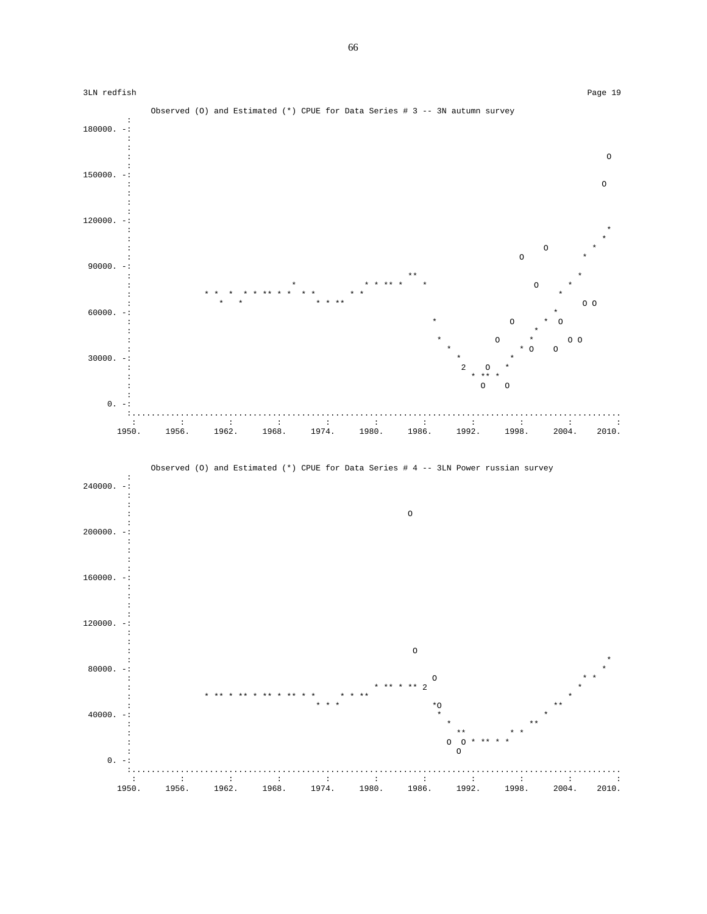```
              Observed (O) and Estimated (*) CPUE for Data Series # 3 -- 3N autumn survey
         :
180000. -:
         :
         :
         :                                                                                                  O
         :
150000. -:
         :                                                                                                 O
         :
         :
         :
120000. -:
         :                                                                                                  *
         :                                                                                                 *
         :                                                                                     O         *
         :                                                                                O            *
 90000. -:
         :                                                         **                                 *
         :                                 *              * * ** *    *                      O      *
         :               * *  *  * * ** * *  * *       * *                                        *
         :                  *   *               * * **                                                 O O
 60000. -:                                                                                       *
         :                                                              *               O      *  O
         :                                                                                   *
         :                                                               *           O      *       O O
         :                                                                 *              * O    O
 30000. -:                                                                   *          *
         :                                                                    2    O   *
         :                                                                      * ** *
         :                                                                        O    O
         :
     0. -:
         :.....................................................................................................
          :         :         :         :         :         :         :         :         :         :         :
       1950.     1956.     1962.     1968.     1974.     1980.     1986.     1992.     1998.     2004.     2010.
```

```
              Observed (O) and Estimated (*) CPUE for Data Series # 4 -- 3LN Power russian survey
         :
240000. -:
         :
         :
         :                                                         O
         :
200000. -:
         :
         :
         :
         :
160000. -:
         :
         :
         :
         :
120000. -:
         :
         :
         :                                                          O
         :                                                                                                  *
 80000. -:                                                                                                 *
         :                                                              O                              * *
         :                                                  * ** * ** 2                               *
         :               * ** * ** * ** * ** * *     * * **                                          *
         :                                      * * *                   *O                       **
 40000. -:                                                               *                     *
         :                                                                 *                **
         :                                                                   **         * *
         :                                                                 O  O * ** * *
         :                                                                   O
     0. -:
         :.....................................................................................................
          :         :         :         :         :         :         :         :         :         :         :
       1950.     1956.     1962.     1968.     1974.     1980.     1986.     1992.     1998.     2004.     2010.
```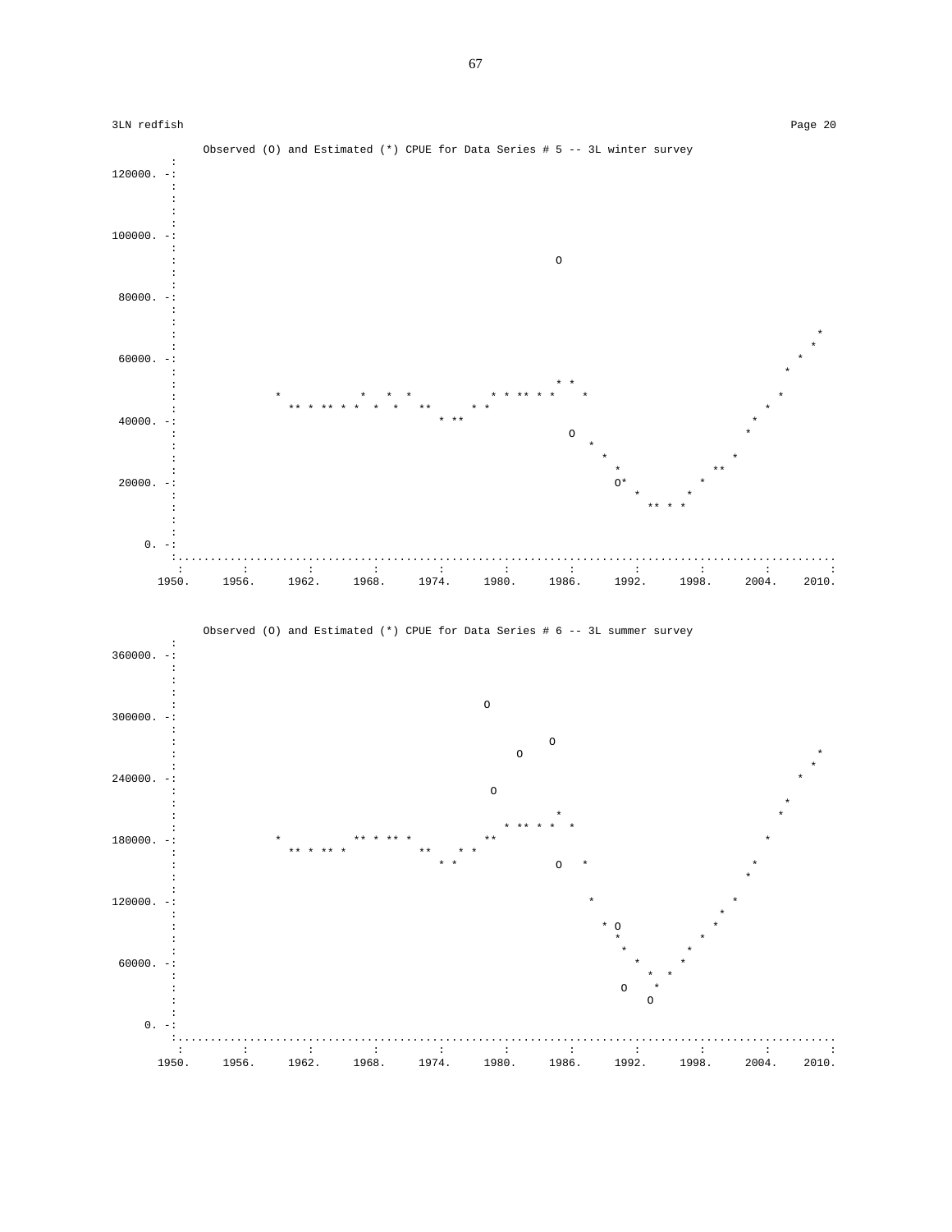3LN redfish

Page 20

```
            Observed (O) and Estimated (*) CPUE for Data Series # 5 -- 3L winter survey
          :
 120000. -:
          :
          :
          :
          :
 100000. -:
          :
          :                                                           O
          :
          :
  80000. -:
          :
          :
          :                                                                                        *
          :                                                                                       *
  60000. -:                                                                                     *
          :                                                                                   *
          :                                                           * *
          :               *             *   *  *                * * ** * *   *                  *
          :                ** * ** * *  *  *   **      * *                                    *
  40000. -:                                      * **                                        *
          :                                                            O                    *
          :                                                              *
          :                                                                *                *
          :                                                                  *           **
  20000. -:                                                                  O*         *
          :                                                                    *       *
          :                                                                     ** * *
          :
          :
      0. -:
          :.......................................................................................................
          :         :         :         :         :         :         :         :         :         :         :
        1950.     1956.     1962.     1968.     1974.     1980.     1986.     1992.     1998.     2004.     2010.
```

```
            Observed (O) and Estimated (*) CPUE for Data Series # 6 -- 3L summer survey
          :
 360000. -:
          :
          :
          :
          :                                                 O
 300000. -:
          :
          :                                                          O
          :                                                      O                                    *
          :                                                                                          *
 240000. -:                                                                                        *
          :                                                  O
          :                                                                                      *
          :                                                           *                         *
          :                                                     * ** * *  *
 180000. -:               *          ** * ** *             **                                  *
          :                ** * ** *             **     * *                                   *
          :                                        * *                 O   *                 *
          :                                                                                *
 120000. -:                                                                  *            *
          :                                                                              *
          :                                                                    * O      *
          :                                                                      *     *
          :                                                                       *   *
  60000. -:                                                                        * *
          :                                                                         * *
          :                                                                       O  *
          :                                                                          O
          :
      0. -:
          :.......................................................................................................
          :         :         :         :         :         :         :         :         :         :         :
        1950.     1956.     1962.     1968.     1974.     1980.     1986.     1992.     1998.     2004.     2010.
```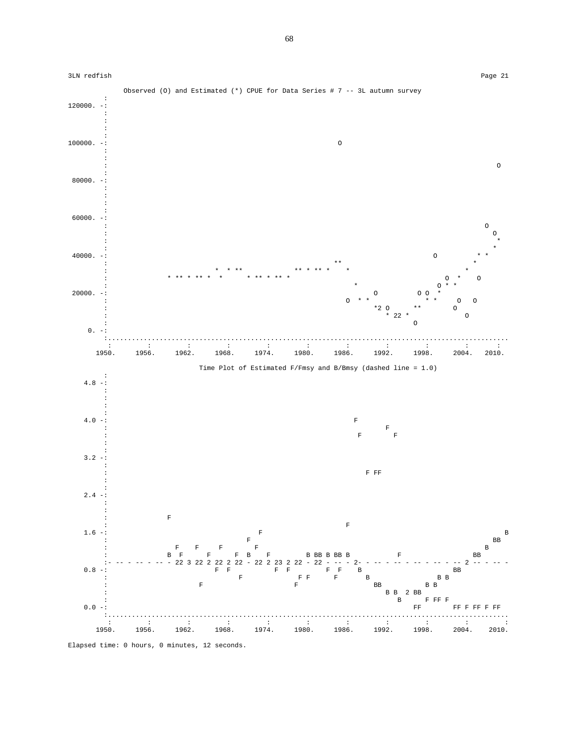3LN redfish Page 21

```
            Observed (O) and Estimated (*) CPUE for Data Series # 7 -- 3L autumn survey
          :
120000. -:
          :
          :
          :
          :
100000. -:                                              O
          :
          :
          :                                                                                O
          :
 80000. -:
          :
          :
          :
          :
 60000. -:
          :                                                                               O
          :                                                                                O
          :                                                                                 *
          :                                                                                *
 40000. -:                                                                 O             * *
          :                                             **                              *
          :                      *  * **          ** * ** *   *                        *
          :              * ** * ** *  *     * ** * ** *                         O  *    O
          :                                                  *                O * *
 20000. -:                                                        O         O O  *
          :                                              O  * *             * *     O   O
          :                                                      *2 O       **     O
          :                                                        * 22 *               O
          :                                                                O
     0. -:
          :..................................................................................
           :        :        :        :        :        :        :        :        :        :       :
       1950.    1956.    1962.    1968.    1974.    1980.    1986.    1992.    1998.    2004.   2010.

                  Time Plot of Estimated F/Fmsy and B/Bmsy (dashed line = 1.0)
          :
   4.8 -:
          :
          :
          :
          :
   4.0 -:                                                   F
          :                                                       F
          :                                                    F        F
          :
          :
   3.2 -:
          :
          :                                                     F FF
          :
          :
   2.4 -:
          :
          :
          :
          :              F
          :                                                  F
   1.6 -:                                   F                                                     B
          :                                F                                                     BB
          :                F    F    F       F                                                  B
          :              B  F     F     F  B   F        B BB B BB B          F             BB
          :- -- - - -- - -- - 22 3 22 2 22 2 22 - 22 2 23 2 22 - 22 - -- - 2- - -- - -- - -- - -- - -- 2 -- - -- -
   0.8 -:                        F  F          F  F        F  F    B                       BB
          :                              F               F F     F       B                  B B
          :                 F                           F                  BB       B B
          :                                                                  B B  2 BB
          :                                                                   B      F FF F
   0.0 -:                                                                        FF       FF F FF F FF
          :..................................................................................
           :        :        :        :        :        :        :        :        :        :        :
       1950.    1956.    1962.    1968.    1974.    1980.    1986.    1992.    1998.    2004.    2010.
```

Elapsed time: 0 hours, 0 minutes, 12 seconds.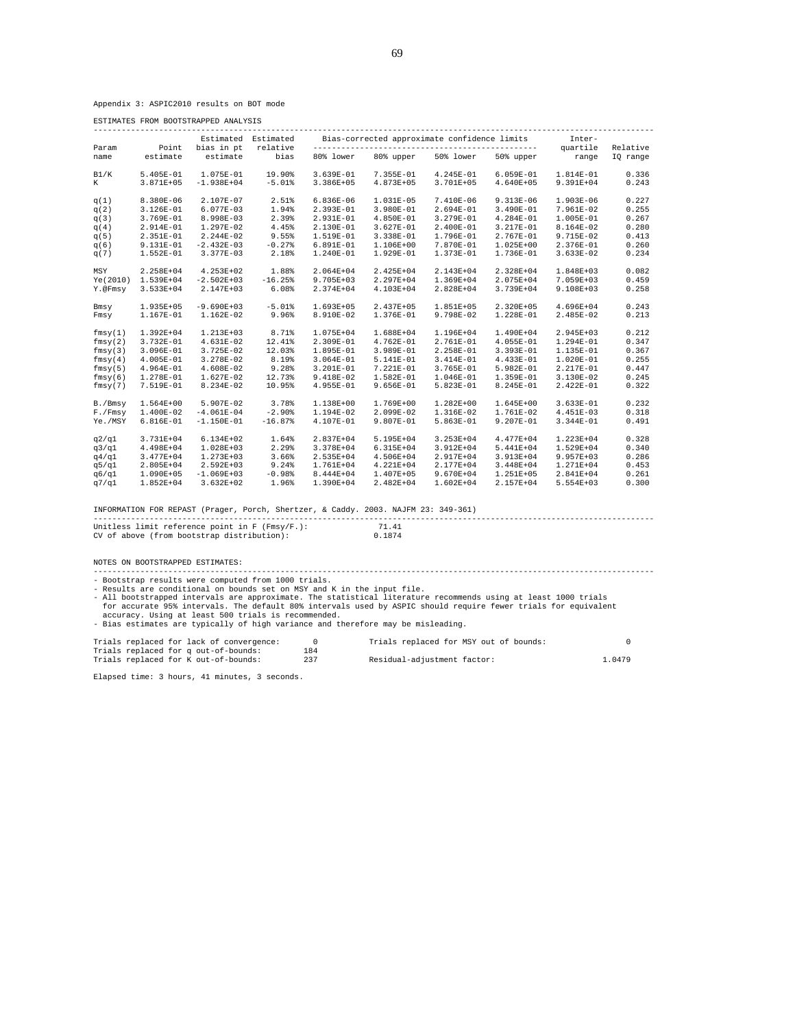Appendix 3: ASPIC2010 results on BOT mode

ESTIMATES FROM BOOTSTRAPPED ANALYSIS

| Param name | Point estimate | Estimated bias in pt estimate | Estimated relative bias | Bias-corrected approximate confidence limits 80% lower | 80% upper | 50% lower | 50% upper | Inter-quartile range | Relative IQ range |
|---|---|---|---|---|---|---|---|---|---|
| B1/K | 5.405E-01 | 1.075E-01 | 19.90% | 3.639E-01 | 7.355E-01 | 4.245E-01 | 6.059E-01 | 1.814E-01 | 0.336 |
| K | 3.871E+05 | -1.938E+04 | -5.01% | 3.386E+05 | 4.873E+05 | 3.701E+05 | 4.640E+05 | 9.391E+04 | 0.243 |
| q(1) | 8.380E-06 | 2.107E-07 | 2.51% | 6.836E-06 | 1.031E-05 | 7.410E-06 | 9.313E-06 | 1.903E-06 | 0.227 |
| q(2) | 3.126E-01 | 6.077E-03 | 1.94% | 2.393E-01 | 3.980E-01 | 2.694E-01 | 3.490E-01 | 7.961E-02 | 0.255 |
| q(3) | 3.769E-01 | 8.998E-03 | 2.39% | 2.931E-01 | 4.850E-01 | 3.279E-01 | 4.284E-01 | 1.005E-01 | 0.267 |
| q(4) | 2.914E-01 | 1.297E-02 | 4.45% | 2.130E-01 | 3.627E-01 | 2.400E-01 | 3.217E-01 | 8.164E-02 | 0.280 |
| q(5) | 2.351E-01 | 2.244E-02 | 9.55% | 1.519E-01 | 3.338E-01 | 1.796E-01 | 2.767E-01 | 9.715E-02 | 0.413 |
| q(6) | 9.131E-01 | -2.432E-03 | -0.27% | 6.891E-01 | 1.106E+00 | 7.870E-01 | 1.025E+00 | 2.376E-01 | 0.260 |
| q(7) | 1.552E-01 | 3.377E-03 | 2.18% | 1.240E-01 | 1.929E-01 | 1.373E-01 | 1.736E-01 | 3.633E-02 | 0.234 |
| MSY | 2.258E+04 | 4.253E+02 | 1.88% | 2.064E+04 | 2.425E+04 | 2.143E+04 | 2.328E+04 | 1.848E+03 | 0.082 |
| Ye(2010) | 1.539E+04 | -2.502E+03 | -16.25% | 9.705E+03 | 2.297E+04 | 1.369E+04 | 2.075E+04 | 7.059E+03 | 0.459 |
| Y.@Fmsy | 3.533E+04 | 2.147E+03 | 6.08% | 2.374E+04 | 4.103E+04 | 2.828E+04 | 3.739E+04 | 9.108E+03 | 0.258 |
| Bmsy | 1.935E+05 | -9.690E+03 | -5.01% | 1.693E+05 | 2.437E+05 | 1.851E+05 | 2.320E+05 | 4.696E+04 | 0.243 |
| Fmsy | 1.167E-01 | 1.162E-02 | 9.96% | 8.910E-02 | 1.376E-01 | 9.798E-02 | 1.228E-01 | 2.485E-02 | 0.213 |
| fmsy(1) | 1.392E+04 | 1.213E+03 | 8.71% | 1.075E+04 | 1.688E+04 | 1.196E+04 | 1.490E+04 | 2.945E+03 | 0.212 |
| fmsy(2) | 3.732E-01 | 4.631E-02 | 12.41% | 2.309E-01 | 4.762E-01 | 2.761E-01 | 4.055E-01 | 1.294E-01 | 0.347 |
| fmsy(3) | 3.096E-01 | 3.725E-02 | 12.03% | 1.895E-01 | 3.989E-01 | 2.258E-01 | 3.393E-01 | 1.135E-01 | 0.367 |
| fmsy(4) | 4.005E-01 | 3.278E-02 | 8.19% | 3.064E-01 | 5.141E-01 | 3.414E-01 | 4.433E-01 | 1.020E-01 | 0.255 |
| fmsy(5) | 4.964E-01 | 4.608E-02 | 9.28% | 3.201E-01 | 7.221E-01 | 3.765E-01 | 5.982E-01 | 2.217E-01 | 0.447 |
| fmsy(6) | 1.278E-01 | 1.627E-02 | 12.73% | 9.418E-02 | 1.582E-01 | 1.046E-01 | 1.359E-01 | 3.130E-02 | 0.245 |
| fmsy(7) | 7.519E-01 | 8.234E-02 | 10.95% | 4.955E-01 | 9.656E-01 | 5.823E-01 | 8.245E-01 | 2.422E-01 | 0.322 |
| B./Bmsy | 1.564E+00 | 5.907E-02 | 3.78% | 1.138E+00 | 1.769E+00 | 1.282E+00 | 1.645E+00 | 3.633E-01 | 0.232 |
| F./Fmsy | 1.400E-02 | -4.061E-04 | -2.90% | 1.194E-02 | 2.099E-02 | 1.316E-02 | 1.761E-02 | 4.451E-03 | 0.318 |
| Ye./MSY | 6.816E-01 | -1.150E-01 | -16.87% | 4.107E-01 | 9.807E-01 | 5.863E-01 | 9.207E-01 | 3.344E-01 | 0.491 |
| q2/q1 | 3.731E+04 | 6.134E+02 | 1.64% | 2.837E+04 | 5.195E+04 | 3.253E+04 | 4.477E+04 | 1.223E+04 | 0.328 |
| q3/q1 | 4.498E+04 | 1.028E+03 | 2.29% | 3.378E+04 | 6.315E+04 | 3.912E+04 | 5.441E+04 | 1.529E+04 | 0.340 |
| q4/q1 | 3.477E+04 | 1.273E+03 | 3.66% | 2.535E+04 | 4.506E+04 | 2.917E+04 | 3.913E+04 | 9.957E+03 | 0.286 |
| q5/q1 | 2.805E+04 | 2.592E+03 | 9.24% | 1.761E+04 | 4.221E+04 | 2.177E+04 | 3.448E+04 | 1.271E+04 | 0.453 |
| q6/q1 | 1.090E+05 | -1.069E+03 | -0.98% | 8.444E+04 | 1.407E+05 | 9.670E+04 | 1.251E+05 | 2.841E+04 | 0.261 |
| q7/q1 | 1.852E+04 | 3.632E+02 | 1.96% | 1.390E+04 | 2.482E+04 | 1.602E+04 | 2.157E+04 | 5.554E+03 | 0.300 |

INFORMATION FOR REPAST (Prager, Porch, Shertzer, & Caddy. 2003. NAJFM 23: 349-361)

| | |
|---|---|
| Unitless limit reference point in F (Fmsy/F.): | 71.41 |
| CV of above (from bootstrap distribution): | 0.1874 |

NOTES ON BOOTSTRAPPED ESTIMATES:

- Bootstrap results were computed from 1000 trials.
- Results are conditional on bounds set on MSY and K in the input file.
- All bootstrapped intervals are approximate. The statistical literature recommends using at least 1000 trials for accurate 95% intervals. The default 80% intervals used by ASPIC should require fewer trials for equivalent accuracy. Using at least 500 trials is recommended.
- Bias estimates are typically of high variance and therefore may be misleading.

| | | | |
|---|---|---|---|
| Trials replaced for lack of convergence: | 0 | Trials replaced for MSY out of bounds: | 0 |
| Trials replaced for q out-of-bounds: | 184 | | |
| Trials replaced for K out-of-bounds: | 237 | Residual-adjustment factor: | 1.0479 |

Elapsed time: 3 hours, 41 minutes, 3 seconds.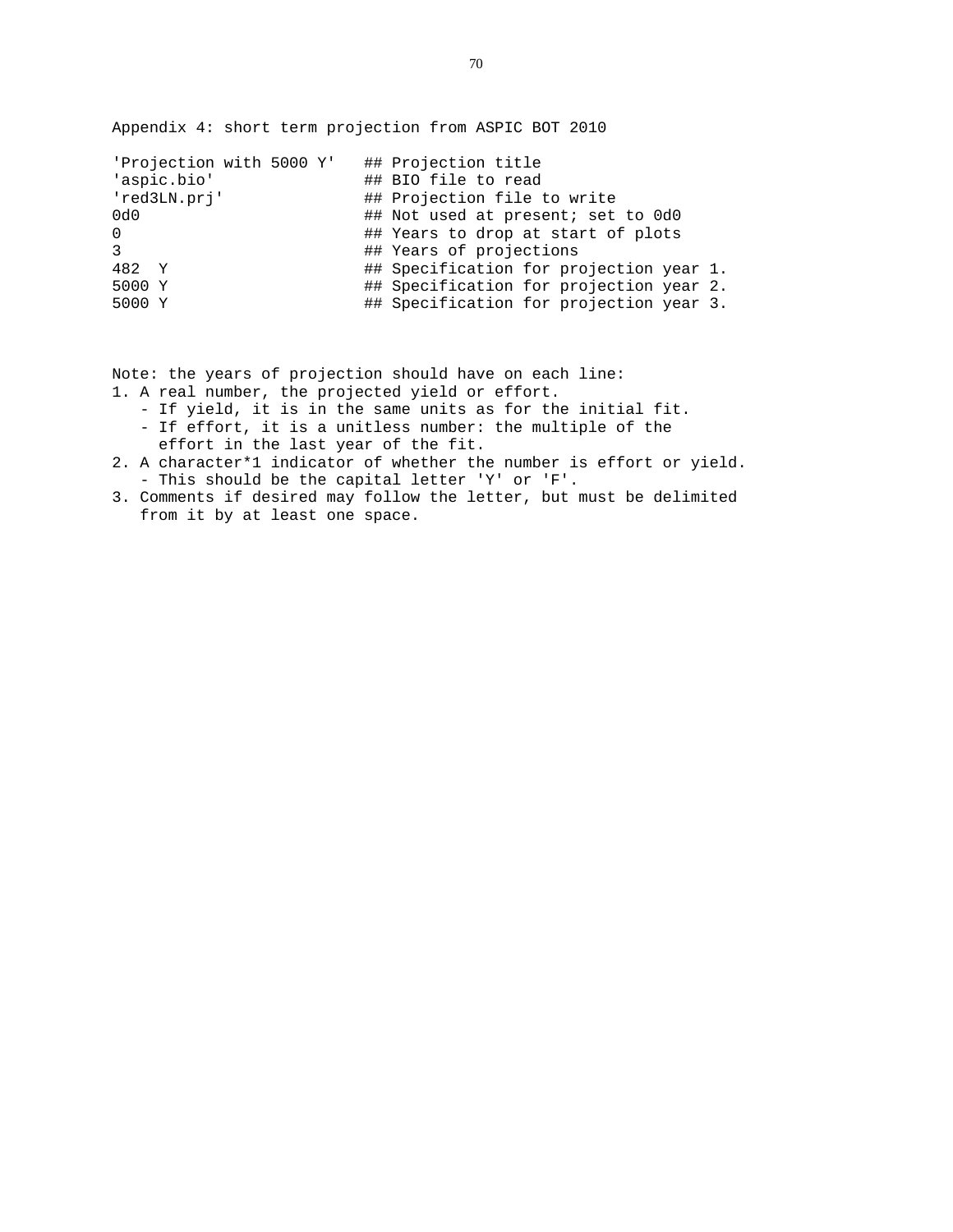Appendix 4: short term projection from ASPIC BOT 2010

```
'Projection with 5000 Y'   ## Projection title
'aspic.bio'                ## BIO file to read
'red3LN.prj'               ## Projection file to write
0d0                        ## Not used at present; set to 0d0
0                          ## Years to drop at start of plots
3                          ## Years of projections
482  Y                     ## Specification for projection year 1.
5000 Y                     ## Specification for projection year 2.
5000 Y                     ## Specification for projection year 3.
```

Note: the years of projection should have on each line:

1. A real number, the projected yield or effort.
   - If yield, it is in the same units as for the initial fit.
   - If effort, it is a unitless number: the multiple of the effort in the last year of the fit.
2. A character*1 indicator of whether the number is effort or yield.
   - This should be the capital letter 'Y' or 'F'.
3. Comments if desired may follow the letter, but must be delimited from it by at least one space.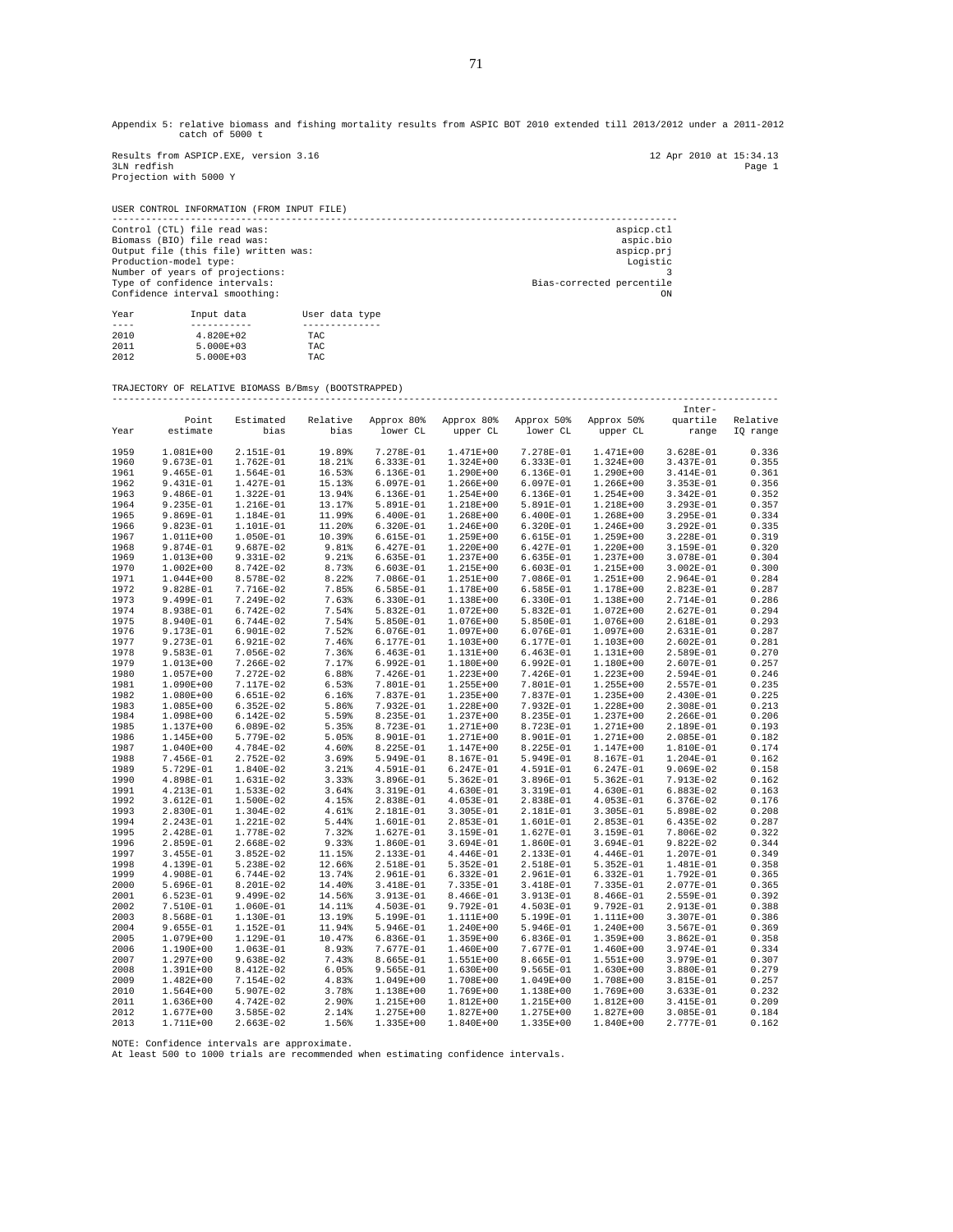Appendix 5: relative biomass and fishing mortality results from ASPIC BOT 2010 extended till 2013/2012 under a 2011-2012 catch of 5000 t

Results from ASPICP.EXE, version 3.16 — 12 Apr 2010 at 15:34.13
3LN redfish
Projection with 5000 Y

USER CONTROL INFORMATION (FROM INPUT FILE)

| | |
|---|---|
| Control (CTL) file read was: | aspicp.ctl |
| Biomass (BIO) file read was: | aspic.bio |
| Output file (this file) written was: | aspicp.prj |
| Production-model type: | Logistic |
| Number of years of projections: | 3 |
| Type of confidence intervals: | Bias-corrected percentile |
| Confidence interval smoothing: | ON |

| Year | Input data | User data type |
|---|---|---|
| 2010 | 4.820E+02 | TAC |
| 2011 | 5.000E+03 | TAC |
| 2012 | 5.000E+03 | TAC |

TRAJECTORY OF RELATIVE BIOMASS B/Bmsy (BOOTSTRAPPED)

| Year | Point estimate | Estimated bias | Relative bias | Approx 80% lower CL | Approx 80% upper CL | Approx 50% lower CL | Approx 50% upper CL | Inter-quartile range | Relative IQ range |
|---|---|---|---|---|---|---|---|---|---|
| 1959 | 1.081E+00 | 2.151E-01 | 19.89% | 7.278E-01 | 1.471E+00 | 7.278E-01 | 1.471E+00 | 3.628E-01 | 0.336 |
| 1960 | 9.673E-01 | 1.762E-01 | 18.21% | 6.333E-01 | 1.324E+00 | 6.333E-01 | 1.324E+00 | 3.437E-01 | 0.355 |
| 1961 | 9.465E-01 | 1.564E-01 | 16.53% | 6.136E-01 | 1.290E+00 | 6.136E-01 | 1.290E+00 | 3.414E-01 | 0.361 |
| 1962 | 9.431E-01 | 1.427E-01 | 15.13% | 6.097E-01 | 1.266E+00 | 6.097E-01 | 1.266E+00 | 3.353E-01 | 0.356 |
| 1963 | 9.486E-01 | 1.322E-01 | 13.94% | 6.136E-01 | 1.254E+00 | 6.136E-01 | 1.254E+00 | 3.342E-01 | 0.352 |
| 1964 | 9.235E-01 | 1.216E-01 | 13.17% | 5.891E-01 | 1.218E+00 | 5.891E-01 | 1.218E+00 | 3.293E-01 | 0.357 |
| 1965 | 9.869E-01 | 1.184E-01 | 11.99% | 6.400E-01 | 1.268E+00 | 6.400E-01 | 1.268E+00 | 3.295E-01 | 0.334 |
| 1966 | 9.823E-01 | 1.101E-01 | 11.20% | 6.320E-01 | 1.246E+00 | 6.320E-01 | 1.246E+00 | 3.292E-01 | 0.335 |
| 1967 | 1.011E+00 | 1.050E-01 | 10.39% | 6.615E-01 | 1.259E+00 | 6.615E-01 | 1.259E+00 | 3.228E-01 | 0.319 |
| 1968 | 9.874E-01 | 9.687E-02 | 9.81% | 6.427E-01 | 1.220E+00 | 6.427E-01 | 1.220E+00 | 3.159E-01 | 0.320 |
| 1969 | 1.013E+00 | 9.331E-02 | 9.21% | 6.635E-01 | 1.237E+00 | 6.635E-01 | 1.237E+00 | 3.078E-01 | 0.304 |
| 1970 | 1.002E+00 | 8.742E-02 | 8.73% | 6.603E-01 | 1.215E+00 | 6.603E-01 | 1.215E+00 | 3.002E-01 | 0.300 |
| 1971 | 1.044E+00 | 8.578E-02 | 8.22% | 7.086E-01 | 1.251E+00 | 7.086E-01 | 1.251E+00 | 2.964E-01 | 0.284 |
| 1972 | 9.828E-01 | 7.716E-02 | 7.85% | 6.585E-01 | 1.178E+00 | 6.585E-01 | 1.178E+00 | 2.823E-01 | 0.287 |
| 1973 | 9.499E-01 | 7.249E-02 | 7.63% | 6.330E-01 | 1.138E+00 | 6.330E-01 | 1.138E+00 | 2.714E-01 | 0.286 |
| 1974 | 8.938E-01 | 6.742E-02 | 7.54% | 5.832E-01 | 1.072E+00 | 5.832E-01 | 1.072E+00 | 2.627E-01 | 0.294 |
| 1975 | 8.940E-01 | 6.744E-02 | 7.54% | 5.850E-01 | 1.076E+00 | 5.850E-01 | 1.076E+00 | 2.618E-01 | 0.293 |
| 1976 | 9.173E-01 | 6.901E-02 | 7.52% | 6.076E-01 | 1.097E+00 | 6.076E-01 | 1.097E+00 | 2.631E-01 | 0.287 |
| 1977 | 9.273E-01 | 6.921E-02 | 7.46% | 6.177E-01 | 1.103E+00 | 6.177E-01 | 1.103E+00 | 2.602E-01 | 0.281 |
| 1978 | 9.583E-01 | 7.056E-02 | 7.36% | 6.463E-01 | 1.131E+00 | 6.463E-01 | 1.131E+00 | 2.589E-01 | 0.270 |
| 1979 | 1.013E+00 | 7.266E-02 | 7.17% | 6.992E-01 | 1.180E+00 | 6.992E-01 | 1.180E+00 | 2.607E-01 | 0.257 |
| 1980 | 1.057E+00 | 7.272E-02 | 6.88% | 7.426E-01 | 1.223E+00 | 7.426E-01 | 1.223E+00 | 2.594E-01 | 0.246 |
| 1981 | 1.090E+00 | 7.117E-02 | 6.53% | 7.801E-01 | 1.255E+00 | 7.801E-01 | 1.255E+00 | 2.557E-01 | 0.235 |
| 1982 | 1.080E+00 | 6.651E-02 | 6.16% | 7.837E-01 | 1.235E+00 | 7.837E-01 | 1.235E+00 | 2.430E-01 | 0.225 |
| 1983 | 1.085E+00 | 6.352E-02 | 5.86% | 7.932E-01 | 1.228E+00 | 7.932E-01 | 1.228E+00 | 2.308E-01 | 0.213 |
| 1984 | 1.098E+00 | 6.142E-02 | 5.59% | 8.235E-01 | 1.237E+00 | 8.235E-01 | 1.237E+00 | 2.266E-01 | 0.206 |
| 1985 | 1.137E+00 | 6.089E-02 | 5.35% | 8.723E-01 | 1.271E+00 | 8.723E-01 | 1.271E+00 | 2.189E-01 | 0.193 |
| 1986 | 1.145E+00 | 5.779E-02 | 5.05% | 8.901E-01 | 1.271E+00 | 8.901E-01 | 1.271E+00 | 2.085E-01 | 0.182 |
| 1987 | 1.040E+00 | 4.784E-02 | 4.60% | 8.225E-01 | 1.147E+00 | 8.225E-01 | 1.147E+00 | 1.810E-01 | 0.174 |
| 1988 | 7.456E-01 | 2.752E-02 | 3.69% | 5.949E-01 | 8.167E-01 | 5.949E-01 | 8.167E-01 | 1.204E-01 | 0.162 |
| 1989 | 5.729E-01 | 1.840E-02 | 3.21% | 4.591E-01 | 6.247E-01 | 4.591E-01 | 6.247E-01 | 9.069E-02 | 0.158 |
| 1990 | 4.898E-01 | 1.631E-02 | 3.33% | 3.896E-01 | 5.362E-01 | 3.896E-01 | 5.362E-01 | 7.913E-02 | 0.162 |
| 1991 | 4.213E-01 | 1.533E-02 | 3.64% | 3.319E-01 | 4.630E-01 | 3.319E-01 | 4.630E-01 | 6.883E-02 | 0.163 |
| 1992 | 3.612E-01 | 1.500E-02 | 4.15% | 2.838E-01 | 4.053E-01 | 2.838E-01 | 4.053E-01 | 6.376E-02 | 0.176 |
| 1993 | 2.830E-01 | 1.304E-02 | 4.61% | 2.181E-01 | 3.305E-01 | 2.181E-01 | 3.305E-01 | 5.898E-02 | 0.208 |
| 1994 | 2.243E-01 | 1.221E-02 | 5.44% | 1.601E-01 | 2.853E-01 | 1.601E-01 | 2.853E-01 | 6.435E-02 | 0.287 |
| 1995 | 2.428E-01 | 1.778E-02 | 7.32% | 1.627E-01 | 3.159E-01 | 1.627E-01 | 3.159E-01 | 7.806E-02 | 0.322 |
| 1996 | 2.859E-01 | 2.668E-02 | 9.33% | 1.860E-01 | 3.694E-01 | 1.860E-01 | 3.694E-01 | 9.822E-02 | 0.344 |
| 1997 | 3.455E-01 | 3.852E-02 | 11.15% | 2.133E-01 | 4.446E-01 | 2.133E-01 | 4.446E-01 | 1.207E-01 | 0.349 |
| 1998 | 4.139E-01 | 5.238E-02 | 12.66% | 2.518E-01 | 5.352E-01 | 2.518E-01 | 5.352E-01 | 1.481E-01 | 0.358 |
| 1999 | 4.908E-01 | 6.744E-02 | 13.74% | 2.961E-01 | 6.332E-01 | 2.961E-01 | 6.332E-01 | 1.792E-01 | 0.365 |
| 2000 | 5.696E-01 | 8.201E-02 | 14.40% | 3.418E-01 | 7.335E-01 | 3.418E-01 | 7.335E-01 | 2.077E-01 | 0.365 |
| 2001 | 6.523E-01 | 9.499E-02 | 14.56% | 3.913E-01 | 8.466E-01 | 3.913E-01 | 8.466E-01 | 2.559E-01 | 0.392 |
| 2002 | 7.510E-01 | 1.060E-01 | 14.11% | 4.503E-01 | 9.792E-01 | 4.503E-01 | 9.792E-01 | 2.913E-01 | 0.388 |
| 2003 | 8.568E-01 | 1.130E-01 | 13.19% | 5.199E-01 | 1.111E+00 | 5.199E-01 | 1.111E+00 | 3.307E-01 | 0.386 |
| 2004 | 9.655E-01 | 1.152E-01 | 11.94% | 5.946E-01 | 1.240E+00 | 5.946E-01 | 1.240E+00 | 3.567E-01 | 0.369 |
| 2005 | 1.079E+00 | 1.129E-01 | 10.47% | 6.836E-01 | 1.359E+00 | 6.836E-01 | 1.359E+00 | 3.862E-01 | 0.358 |
| 2006 | 1.190E+00 | 1.063E-01 | 8.93% | 7.677E-01 | 1.460E+00 | 7.677E-01 | 1.460E+00 | 3.974E-01 | 0.334 |
| 2007 | 1.297E+00 | 9.638E-02 | 7.43% | 8.665E-01 | 1.551E+00 | 8.665E-01 | 1.551E+00 | 3.979E-01 | 0.307 |
| 2008 | 1.391E+00 | 8.412E-02 | 6.05% | 9.565E-01 | 1.630E+00 | 9.565E-01 | 1.630E+00 | 3.880E-01 | 0.279 |
| 2009 | 1.482E+00 | 7.154E-02 | 4.83% | 1.049E+00 | 1.708E+00 | 1.049E+00 | 1.708E+00 | 3.815E-01 | 0.257 |
| 2010 | 1.564E+00 | 5.907E-02 | 3.78% | 1.138E+00 | 1.769E+00 | 1.138E+00 | 1.769E+00 | 3.633E-01 | 0.232 |
| 2011 | 1.636E+00 | 4.742E-02 | 2.90% | 1.215E+00 | 1.812E+00 | 1.215E+00 | 1.812E+00 | 3.415E-01 | 0.209 |
| 2012 | 1.677E+00 | 3.585E-02 | 2.14% | 1.275E+00 | 1.827E+00 | 1.275E+00 | 1.827E+00 | 3.085E-01 | 0.184 |
| 2013 | 1.711E+00 | 2.663E-02 | 1.56% | 1.335E+00 | 1.840E+00 | 1.335E+00 | 1.840E+00 | 2.777E-01 | 0.162 |

NOTE: Confidence intervals are approximate.
At least 500 to 1000 trials are recommended when estimating confidence intervals.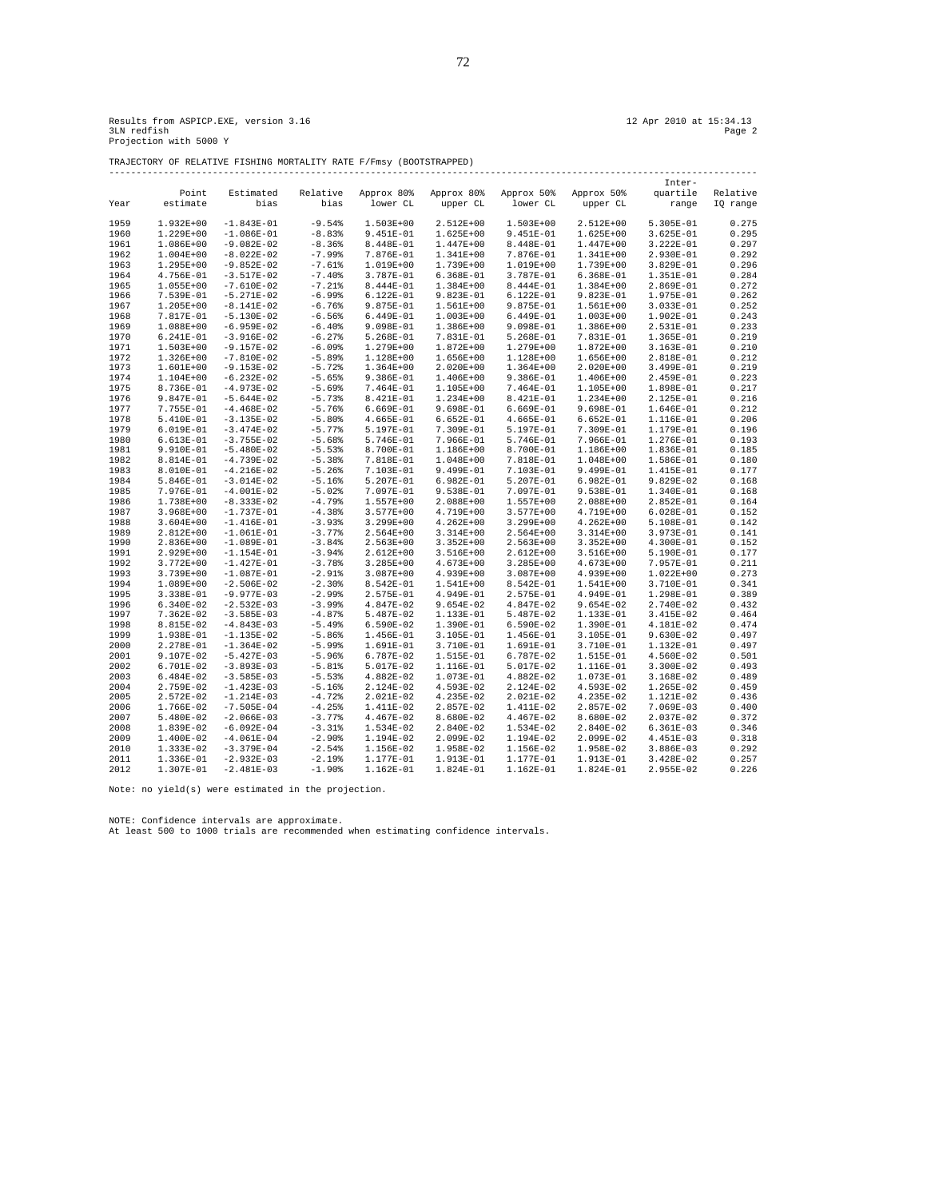Results from ASPICP.EXE, version 3.16 12 Apr 2010 at 15:34.13
3LN redfish Page 2
Projection with 5000 Y

TRAJECTORY OF RELATIVE FISHING MORTALITY RATE F/Fmsy (BOOTSTRAPPED)

| Year | Point estimate | Estimated bias | Relative bias | Approx 80% lower CL | Approx 80% upper CL | Approx 50% lower CL | Approx 50% upper CL | Inter-quartile range | Relative IQ range |
|---|---|---|---|---|---|---|---|---|---|
| 1959 | 1.932E+00 | -1.843E-01 | -9.54% | 1.503E+00 | 2.512E+00 | 1.503E+00 | 2.512E+00 | 5.305E-01 | 0.275 |
| 1960 | 1.229E+00 | -1.086E-01 | -8.83% | 9.451E-01 | 1.625E+00 | 9.451E-01 | 1.625E+00 | 3.625E-01 | 0.295 |
| 1961 | 1.086E+00 | -9.082E-02 | -8.36% | 8.448E-01 | 1.447E+00 | 8.448E-01 | 1.447E+00 | 3.222E-01 | 0.297 |
| 1962 | 1.004E+00 | -8.022E-02 | -7.99% | 7.876E-01 | 1.341E+00 | 7.876E-01 | 1.341E+00 | 2.930E-01 | 0.292 |
| 1963 | 1.295E+00 | -9.852E-02 | -7.61% | 1.019E+00 | 1.739E+00 | 1.019E+00 | 1.739E+00 | 3.829E-01 | 0.296 |
| 1964 | 4.756E-01 | -3.517E-02 | -7.40% | 3.787E-01 | 6.368E-01 | 3.787E-01 | 6.368E-01 | 1.351E-01 | 0.284 |
| 1965 | 1.055E+00 | -7.610E-02 | -7.21% | 8.444E-01 | 1.384E+00 | 8.444E-01 | 1.384E+00 | 2.869E-01 | 0.272 |
| 1966 | 7.539E-01 | -5.271E-02 | -6.99% | 6.122E-01 | 9.823E-01 | 6.122E-01 | 9.823E-01 | 1.975E-01 | 0.262 |
| 1967 | 1.205E+00 | -8.141E-02 | -6.76% | 9.875E-01 | 1.561E+00 | 9.875E-01 | 1.561E+00 | 3.033E-01 | 0.252 |
| 1968 | 7.817E-01 | -5.130E-02 | -6.56% | 6.449E-01 | 1.003E+00 | 6.449E-01 | 1.003E+00 | 1.902E-01 | 0.243 |
| 1969 | 1.088E+00 | -6.959E-02 | -6.40% | 9.098E-01 | 1.386E+00 | 9.098E-01 | 1.386E+00 | 2.531E-01 | 0.233 |
| 1970 | 6.241E-01 | -3.916E-02 | -6.27% | 5.268E-01 | 7.831E-01 | 5.268E-01 | 7.831E-01 | 1.365E-01 | 0.219 |
| 1971 | 1.503E+00 | -9.157E-02 | -6.09% | 1.279E+00 | 1.872E+00 | 1.279E+00 | 1.872E+00 | 3.163E-01 | 0.210 |
| 1972 | 1.326E+00 | -7.810E-02 | -5.89% | 1.128E+00 | 1.656E+00 | 1.128E+00 | 1.656E+00 | 2.818E-01 | 0.212 |
| 1973 | 1.601E+00 | -9.153E-02 | -5.72% | 1.364E+00 | 2.020E+00 | 1.364E+00 | 2.020E+00 | 3.499E-01 | 0.219 |
| 1974 | 1.104E+00 | -6.232E-02 | -5.65% | 9.386E-01 | 1.406E+00 | 9.386E-01 | 1.406E+00 | 2.459E-01 | 0.223 |
| 1975 | 8.736E-01 | -4.973E-02 | -5.69% | 7.464E-01 | 1.105E+00 | 7.464E-01 | 1.105E+00 | 1.898E-01 | 0.217 |
| 1976 | 9.847E-01 | -5.644E-02 | -5.73% | 8.421E-01 | 1.234E+00 | 8.421E-01 | 1.234E+00 | 2.125E-01 | 0.216 |
| 1977 | 7.755E-01 | -4.468E-02 | -5.76% | 6.669E-01 | 9.698E-01 | 6.669E-01 | 9.698E-01 | 1.646E-01 | 0.212 |
| 1978 | 5.410E-01 | -3.135E-02 | -5.80% | 4.665E-01 | 6.652E-01 | 4.665E-01 | 6.652E-01 | 1.116E-01 | 0.206 |
| 1979 | 6.019E-01 | -3.474E-02 | -5.77% | 5.197E-01 | 7.309E-01 | 5.197E-01 | 7.309E-01 | 1.179E-01 | 0.196 |
| 1980 | 6.613E-01 | -3.755E-02 | -5.68% | 5.746E-01 | 7.966E-01 | 5.746E-01 | 7.966E-01 | 1.276E-01 | 0.193 |
| 1981 | 9.910E-01 | -5.480E-02 | -5.53% | 8.700E-01 | 1.186E+00 | 8.700E-01 | 1.186E+00 | 1.836E-01 | 0.185 |
| 1982 | 8.814E-01 | -4.739E-02 | -5.38% | 7.818E-01 | 1.048E+00 | 7.818E-01 | 1.048E+00 | 1.586E-01 | 0.180 |
| 1983 | 8.010E-01 | -4.216E-02 | -5.26% | 7.103E-01 | 9.499E-01 | 7.103E-01 | 9.499E-01 | 1.415E-01 | 0.177 |
| 1984 | 5.846E-01 | -3.014E-02 | -5.16% | 5.207E-01 | 6.982E-01 | 5.207E-01 | 6.982E-01 | 9.829E-02 | 0.168 |
| 1985 | 7.976E-01 | -4.001E-02 | -5.02% | 7.097E-01 | 9.538E-01 | 7.097E-01 | 9.538E-01 | 1.340E-01 | 0.168 |
| 1986 | 1.738E+00 | -8.333E-02 | -4.79% | 1.557E+00 | 2.088E+00 | 1.557E+00 | 2.088E+00 | 2.852E-01 | 0.164 |
| 1987 | 3.968E+00 | -1.737E-01 | -4.38% | 3.577E+00 | 4.719E+00 | 3.577E+00 | 4.719E+00 | 6.028E-01 | 0.152 |
| 1988 | 3.604E+00 | -1.416E-01 | -3.93% | 3.299E+00 | 4.262E+00 | 3.299E+00 | 4.262E+00 | 5.108E-01 | 0.142 |
| 1989 | 2.812E+00 | -1.061E-01 | -3.77% | 2.564E+00 | 3.314E+00 | 2.564E+00 | 3.314E+00 | 3.973E-01 | 0.141 |
| 1990 | 2.836E+00 | -1.089E-01 | -3.84% | 2.563E+00 | 3.352E+00 | 2.563E+00 | 3.352E+00 | 4.300E-01 | 0.152 |
| 1991 | 2.929E+00 | -1.154E-01 | -3.94% | 2.612E+00 | 3.516E+00 | 2.612E+00 | 3.516E+00 | 5.190E-01 | 0.177 |
| 1992 | 3.772E+00 | -1.427E-01 | -3.78% | 3.285E+00 | 4.673E+00 | 3.285E+00 | 4.673E+00 | 7.957E-01 | 0.211 |
| 1993 | 3.739E+00 | -1.087E-01 | -2.91% | 3.087E+00 | 4.939E+00 | 3.087E+00 | 4.939E+00 | 1.022E+00 | 0.273 |
| 1994 | 1.089E+00 | -2.506E-02 | -2.30% | 8.542E-01 | 1.541E+00 | 8.542E-01 | 1.541E+00 | 3.710E-01 | 0.341 |
| 1995 | 3.338E-01 | -9.977E-03 | -2.99% | 2.575E-01 | 4.949E-01 | 2.575E-01 | 4.949E-01 | 1.298E-01 | 0.389 |
| 1996 | 6.340E-02 | -2.532E-03 | -3.99% | 4.847E-02 | 9.654E-02 | 4.847E-02 | 9.654E-02 | 2.740E-02 | 0.432 |
| 1997 | 7.362E-02 | -3.585E-03 | -4.87% | 5.487E-02 | 1.133E-01 | 5.487E-02 | 1.133E-01 | 3.415E-02 | 0.464 |
| 1998 | 8.815E-02 | -4.843E-03 | -5.49% | 6.590E-02 | 1.390E-01 | 6.590E-02 | 1.390E-01 | 4.181E-02 | 0.474 |
| 1999 | 1.938E-01 | -1.135E-02 | -5.86% | 1.456E-01 | 3.105E-01 | 1.456E-01 | 3.105E-01 | 9.630E-02 | 0.497 |
| 2000 | 2.278E-01 | -1.364E-02 | -5.99% | 1.691E-01 | 3.710E-01 | 1.691E-01 | 3.710E-01 | 1.132E-01 | 0.497 |
| 2001 | 9.107E-02 | -5.427E-03 | -5.96% | 6.787E-02 | 1.515E-01 | 6.787E-02 | 1.515E-01 | 4.560E-02 | 0.501 |
| 2002 | 6.701E-02 | -3.893E-03 | -5.81% | 5.017E-02 | 1.116E-01 | 5.017E-02 | 1.116E-01 | 3.300E-02 | 0.493 |
| 2003 | 6.484E-02 | -3.585E-03 | -5.53% | 4.882E-02 | 1.073E-01 | 4.882E-02 | 1.073E-01 | 3.168E-02 | 0.489 |
| 2004 | 2.759E-02 | -1.423E-03 | -5.16% | 2.124E-02 | 4.593E-02 | 2.124E-02 | 4.593E-02 | 1.265E-02 | 0.459 |
| 2005 | 2.572E-02 | -1.214E-03 | -4.72% | 2.021E-02 | 4.235E-02 | 2.021E-02 | 4.235E-02 | 1.121E-02 | 0.436 |
| 2006 | 1.766E-02 | -7.505E-04 | -4.25% | 1.411E-02 | 2.857E-02 | 1.411E-02 | 2.857E-02 | 7.069E-03 | 0.400 |
| 2007 | 5.480E-02 | -2.066E-03 | -3.77% | 4.467E-02 | 8.680E-02 | 4.467E-02 | 8.680E-02 | 2.037E-02 | 0.372 |
| 2008 | 1.839E-02 | -6.092E-04 | -3.31% | 1.534E-02 | 2.840E-02 | 1.534E-02 | 2.840E-02 | 6.361E-03 | 0.346 |
| 2009 | 1.400E-02 | -4.061E-04 | -2.90% | 1.194E-02 | 2.099E-02 | 1.194E-02 | 2.099E-02 | 4.451E-03 | 0.318 |
| 2010 | 1.333E-02 | -3.379E-04 | -2.54% | 1.156E-02 | 1.958E-02 | 1.156E-02 | 1.958E-02 | 3.886E-03 | 0.292 |
| 2011 | 1.336E-01 | -2.932E-03 | -2.19% | 1.177E-01 | 1.913E-01 | 1.177E-01 | 1.913E-01 | 3.428E-02 | 0.257 |
| 2012 | 1.307E-01 | -2.481E-03 | -1.90% | 1.162E-01 | 1.824E-01 | 1.162E-01 | 1.824E-01 | 2.955E-02 | 0.226 |

Note: no yield(s) were estimated in the projection.

NOTE: Confidence intervals are approximate.
At least 500 to 1000 trials are recommended when estimating confidence intervals.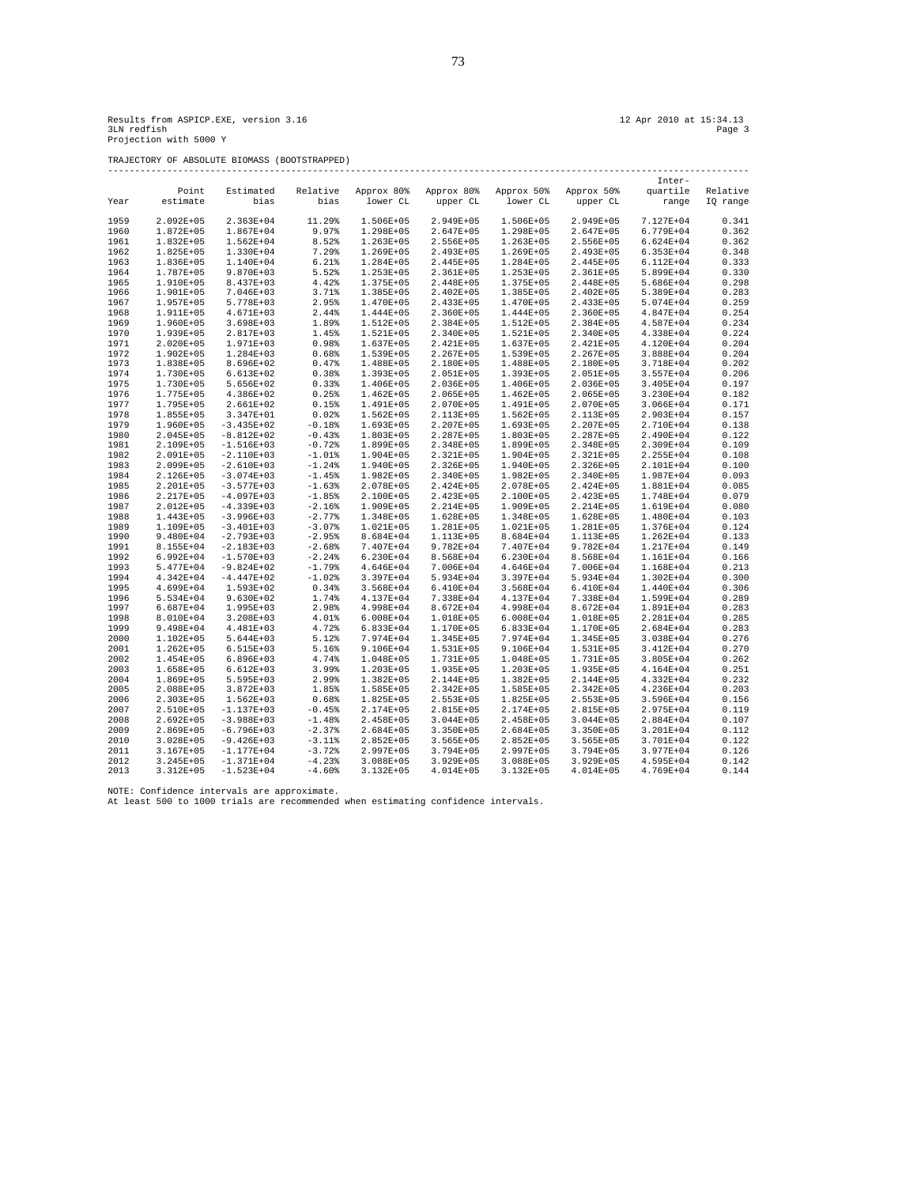Results from ASPICP.EXE, version 3.16 12 Apr 2010 at 15:34.13
3LN redfish Page 3
Projection with 5000 Y

TRAJECTORY OF ABSOLUTE BIOMASS (BOOTSTRAPPED)

| Year | Point estimate | Estimated bias | Relative bias | Approx 80% lower CL | Approx 80% upper CL | Approx 50% lower CL | Approx 50% upper CL | Inter-quartile range | Relative IQ range |
|---|---|---|---|---|---|---|---|---|---|
| 1959 | 2.092E+05 | 2.363E+04 | 11.29% | 1.506E+05 | 2.949E+05 | 1.506E+05 | 2.949E+05 | 7.127E+04 | 0.341 |
| 1960 | 1.872E+05 | 1.867E+04 | 9.97% | 1.298E+05 | 2.647E+05 | 1.298E+05 | 2.647E+05 | 6.779E+04 | 0.362 |
| 1961 | 1.832E+05 | 1.562E+04 | 8.52% | 1.263E+05 | 2.556E+05 | 1.263E+05 | 2.556E+05 | 6.624E+04 | 0.362 |
| 1962 | 1.825E+05 | 1.330E+04 | 7.29% | 1.269E+05 | 2.493E+05 | 1.269E+05 | 2.493E+05 | 6.353E+04 | 0.348 |
| 1963 | 1.836E+05 | 1.140E+04 | 6.21% | 1.284E+05 | 2.445E+05 | 1.284E+05 | 2.445E+05 | 6.112E+04 | 0.333 |
| 1964 | 1.787E+05 | 9.870E+03 | 5.52% | 1.253E+05 | 2.361E+05 | 1.253E+05 | 2.361E+05 | 5.899E+04 | 0.330 |
| 1965 | 1.910E+05 | 8.437E+03 | 4.42% | 1.375E+05 | 2.448E+05 | 1.375E+05 | 2.448E+05 | 5.686E+04 | 0.298 |
| 1966 | 1.901E+05 | 7.046E+03 | 3.71% | 1.385E+05 | 2.402E+05 | 1.385E+05 | 2.402E+05 | 5.389E+04 | 0.283 |
| 1967 | 1.957E+05 | 5.778E+03 | 2.95% | 1.470E+05 | 2.433E+05 | 1.470E+05 | 2.433E+05 | 5.074E+04 | 0.259 |
| 1968 | 1.911E+05 | 4.671E+03 | 2.44% | 1.444E+05 | 2.360E+05 | 1.444E+05 | 2.360E+05 | 4.847E+04 | 0.254 |
| 1969 | 1.960E+05 | 3.698E+03 | 1.89% | 1.512E+05 | 2.384E+05 | 1.512E+05 | 2.384E+05 | 4.587E+04 | 0.234 |
| 1970 | 1.939E+05 | 2.817E+03 | 1.45% | 1.521E+05 | 2.340E+05 | 1.521E+05 | 2.340E+05 | 4.338E+04 | 0.224 |
| 1971 | 2.020E+05 | 1.971E+03 | 0.98% | 1.637E+05 | 2.421E+05 | 1.637E+05 | 2.421E+05 | 4.120E+04 | 0.204 |
| 1972 | 1.902E+05 | 1.284E+03 | 0.68% | 1.539E+05 | 2.267E+05 | 1.539E+05 | 2.267E+05 | 3.888E+04 | 0.204 |
| 1973 | 1.838E+05 | 8.696E+02 | 0.47% | 1.488E+05 | 2.180E+05 | 1.488E+05 | 2.180E+05 | 3.718E+04 | 0.202 |
| 1974 | 1.730E+05 | 6.613E+02 | 0.38% | 1.393E+05 | 2.051E+05 | 1.393E+05 | 2.051E+05 | 3.557E+04 | 0.206 |
| 1975 | 1.730E+05 | 5.656E+02 | 0.33% | 1.406E+05 | 2.036E+05 | 1.406E+05 | 2.036E+05 | 3.405E+04 | 0.197 |
| 1976 | 1.775E+05 | 4.386E+02 | 0.25% | 1.462E+05 | 2.065E+05 | 1.462E+05 | 2.065E+05 | 3.230E+04 | 0.182 |
| 1977 | 1.795E+05 | 2.661E+02 | 0.15% | 1.491E+05 | 2.070E+05 | 1.491E+05 | 2.070E+05 | 3.066E+04 | 0.171 |
| 1978 | 1.855E+05 | 3.347E+01 | 0.02% | 1.562E+05 | 2.113E+05 | 1.562E+05 | 2.113E+05 | 2.903E+04 | 0.157 |
| 1979 | 1.960E+05 | -3.435E+02 | -0.18% | 1.693E+05 | 2.207E+05 | 1.693E+05 | 2.207E+05 | 2.710E+04 | 0.138 |
| 1980 | 2.045E+05 | -8.812E+02 | -0.43% | 1.803E+05 | 2.287E+05 | 1.803E+05 | 2.287E+05 | 2.490E+04 | 0.122 |
| 1981 | 2.109E+05 | -1.516E+03 | -0.72% | 1.899E+05 | 2.348E+05 | 1.899E+05 | 2.348E+05 | 2.309E+04 | 0.109 |
| 1982 | 2.091E+05 | -2.110E+03 | -1.01% | 1.904E+05 | 2.321E+05 | 1.904E+05 | 2.321E+05 | 2.255E+04 | 0.108 |
| 1983 | 2.099E+05 | -2.610E+03 | -1.24% | 1.940E+05 | 2.326E+05 | 1.940E+05 | 2.326E+05 | 2.101E+04 | 0.100 |
| 1984 | 2.126E+05 | -3.074E+03 | -1.45% | 1.982E+05 | 2.340E+05 | 1.982E+05 | 2.340E+05 | 1.987E+04 | 0.093 |
| 1985 | 2.201E+05 | -3.577E+03 | -1.63% | 2.078E+05 | 2.424E+05 | 2.078E+05 | 2.424E+05 | 1.881E+04 | 0.085 |
| 1986 | 2.217E+05 | -4.097E+03 | -1.85% | 2.100E+05 | 2.423E+05 | 2.100E+05 | 2.423E+05 | 1.748E+04 | 0.079 |
| 1987 | 2.012E+05 | -4.339E+03 | -2.16% | 1.909E+05 | 2.214E+05 | 1.909E+05 | 2.214E+05 | 1.619E+04 | 0.080 |
| 1988 | 1.443E+05 | -3.996E+03 | -2.77% | 1.348E+05 | 1.628E+05 | 1.348E+05 | 1.628E+05 | 1.480E+04 | 0.103 |
| 1989 | 1.109E+05 | -3.401E+03 | -3.07% | 1.021E+05 | 1.281E+05 | 1.021E+05 | 1.281E+05 | 1.376E+04 | 0.124 |
| 1990 | 9.480E+04 | -2.793E+03 | -2.95% | 8.684E+04 | 1.113E+05 | 8.684E+04 | 1.113E+05 | 1.262E+04 | 0.133 |
| 1991 | 8.155E+04 | -2.183E+03 | -2.68% | 7.407E+04 | 9.782E+04 | 7.407E+04 | 9.782E+04 | 1.217E+04 | 0.149 |
| 1992 | 6.992E+04 | -1.570E+03 | -2.24% | 6.230E+04 | 8.568E+04 | 6.230E+04 | 8.568E+04 | 1.161E+04 | 0.166 |
| 1993 | 5.477E+04 | -9.824E+02 | -1.79% | 4.646E+04 | 7.006E+04 | 4.646E+04 | 7.006E+04 | 1.168E+04 | 0.213 |
| 1994 | 4.342E+04 | -4.447E+02 | -1.02% | 3.397E+04 | 5.934E+04 | 3.397E+04 | 5.934E+04 | 1.302E+04 | 0.300 |
| 1995 | 4.699E+04 | 1.593E+02 | 0.34% | 3.568E+04 | 6.410E+04 | 3.568E+04 | 6.410E+04 | 1.440E+04 | 0.306 |
| 1996 | 5.534E+04 | 9.630E+02 | 1.74% | 4.137E+04 | 7.338E+04 | 4.137E+04 | 7.338E+04 | 1.599E+04 | 0.289 |
| 1997 | 6.687E+04 | 1.995E+03 | 2.98% | 4.998E+04 | 8.672E+04 | 4.998E+04 | 8.672E+04 | 1.891E+04 | 0.283 |
| 1998 | 8.010E+04 | 3.208E+03 | 4.01% | 6.008E+04 | 1.018E+05 | 6.008E+04 | 1.018E+05 | 2.281E+04 | 0.285 |
| 1999 | 9.498E+04 | 4.481E+03 | 4.72% | 6.833E+04 | 1.170E+05 | 6.833E+04 | 1.170E+05 | 2.684E+04 | 0.283 |
| 2000 | 1.102E+05 | 5.644E+03 | 5.12% | 7.974E+04 | 1.345E+05 | 7.974E+04 | 1.345E+05 | 3.038E+04 | 0.276 |
| 2001 | 1.262E+05 | 6.515E+03 | 5.16% | 9.106E+04 | 1.531E+05 | 9.106E+04 | 1.531E+05 | 3.412E+04 | 0.270 |
| 2002 | 1.454E+05 | 6.896E+03 | 4.74% | 1.048E+05 | 1.731E+05 | 1.048E+05 | 1.731E+05 | 3.805E+04 | 0.262 |
| 2003 | 1.658E+05 | 6.612E+03 | 3.99% | 1.203E+05 | 1.935E+05 | 1.203E+05 | 1.935E+05 | 4.164E+04 | 0.251 |
| 2004 | 1.869E+05 | 5.595E+03 | 2.99% | 1.382E+05 | 2.144E+05 | 1.382E+05 | 2.144E+05 | 4.332E+04 | 0.232 |
| 2005 | 2.088E+05 | 3.872E+03 | 1.85% | 1.585E+05 | 2.342E+05 | 1.585E+05 | 2.342E+05 | 4.236E+04 | 0.203 |
| 2006 | 2.303E+05 | 1.562E+03 | 0.68% | 1.825E+05 | 2.553E+05 | 1.825E+05 | 2.553E+05 | 3.596E+04 | 0.156 |
| 2007 | 2.510E+05 | -1.137E+03 | -0.45% | 2.174E+05 | 2.815E+05 | 2.174E+05 | 2.815E+05 | 2.975E+04 | 0.119 |
| 2008 | 2.692E+05 | -3.988E+03 | -1.48% | 2.458E+05 | 3.044E+05 | 2.458E+05 | 3.044E+05 | 2.884E+04 | 0.107 |
| 2009 | 2.869E+05 | -6.796E+03 | -2.37% | 2.684E+05 | 3.350E+05 | 2.684E+05 | 3.350E+05 | 3.201E+04 | 0.112 |
| 2010 | 3.028E+05 | -9.426E+03 | -3.11% | 2.852E+05 | 3.565E+05 | 2.852E+05 | 3.565E+05 | 3.701E+04 | 0.122 |
| 2011 | 3.167E+05 | -1.177E+04 | -3.72% | 2.997E+05 | 3.794E+05 | 2.997E+05 | 3.794E+05 | 3.977E+04 | 0.126 |
| 2012 | 3.245E+05 | -1.371E+04 | -4.23% | 3.088E+05 | 3.929E+05 | 3.088E+05 | 3.929E+05 | 4.595E+04 | 0.142 |
| 2013 | 3.312E+05 | -1.523E+04 | -4.60% | 3.132E+05 | 4.014E+05 | 3.132E+05 | 4.014E+05 | 4.769E+04 | 0.144 |

NOTE: Confidence intervals are approximate.
At least 500 to 1000 trials are recommended when estimating confidence intervals.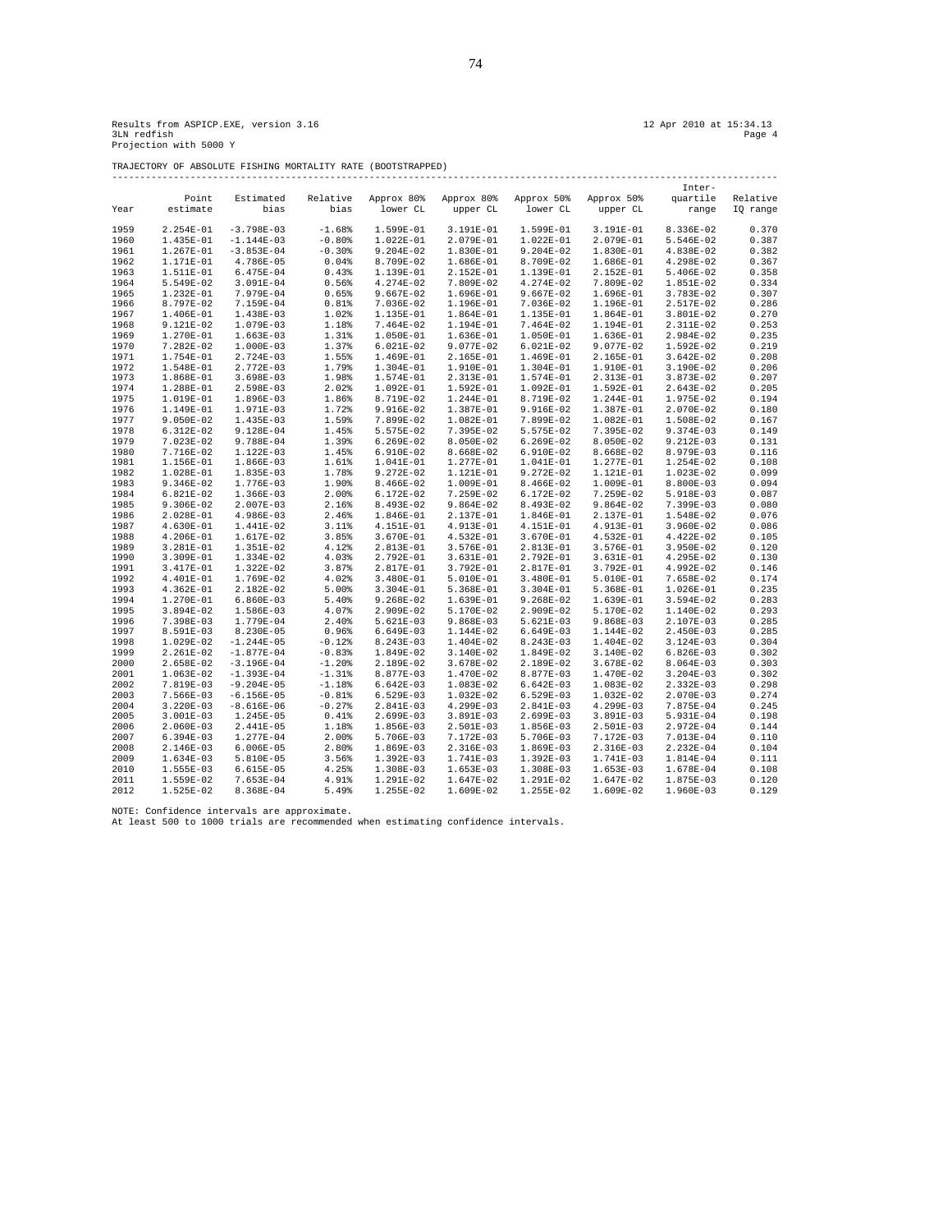Results from ASPICP.EXE, version 3.16 12 Apr 2010 at 15:34.13
3LN redfish Page 4
Projection with 5000 Y

TRAJECTORY OF ABSOLUTE FISHING MORTALITY RATE (BOOTSTRAPPED)

| Year | Point estimate | Estimated bias | Relative bias | Approx 80% lower CL | Approx 80% upper CL | Approx 50% lower CL | Approx 50% upper CL | Inter-quartile range | Relative IQ range |
|---|---|---|---|---|---|---|---|---|---|
| 1959 | 2.254E-01 | -3.798E-03 | -1.68% | 1.599E-01 | 3.191E-01 | 1.599E-01 | 3.191E-01 | 8.336E-02 | 0.370 |
| 1960 | 1.435E-01 | -1.144E-03 | -0.80% | 1.022E-01 | 2.079E-01 | 1.022E-01 | 2.079E-01 | 5.546E-02 | 0.387 |
| 1961 | 1.267E-01 | -3.853E-04 | -0.30% | 9.204E-02 | 1.830E-01 | 9.204E-02 | 1.830E-01 | 4.838E-02 | 0.382 |
| 1962 | 1.171E-01 | 4.786E-05 | 0.04% | 8.709E-02 | 1.686E-01 | 8.709E-02 | 1.686E-01 | 4.298E-02 | 0.367 |
| 1963 | 1.511E-01 | 6.475E-04 | 0.43% | 1.139E-01 | 2.152E-01 | 1.139E-01 | 2.152E-01 | 5.406E-02 | 0.358 |
| 1964 | 5.549E-02 | 3.091E-04 | 0.56% | 4.274E-02 | 7.809E-02 | 4.274E-02 | 7.809E-02 | 1.851E-02 | 0.334 |
| 1965 | 1.232E-01 | 7.979E-04 | 0.65% | 9.667E-02 | 1.696E-01 | 9.667E-02 | 1.696E-01 | 3.783E-02 | 0.307 |
| 1966 | 8.797E-02 | 7.159E-04 | 0.81% | 7.036E-02 | 1.196E-01 | 7.036E-02 | 1.196E-01 | 2.517E-02 | 0.286 |
| 1967 | 1.406E-01 | 1.438E-03 | 1.02% | 1.135E-01 | 1.864E-01 | 1.135E-01 | 1.864E-01 | 3.801E-02 | 0.270 |
| 1968 | 9.121E-02 | 1.079E-03 | 1.18% | 7.464E-02 | 1.194E-01 | 7.464E-02 | 1.194E-01 | 2.311E-02 | 0.253 |
| 1969 | 1.270E-01 | 1.663E-03 | 1.31% | 1.050E-01 | 1.636E-01 | 1.050E-01 | 1.636E-01 | 2.984E-02 | 0.235 |
| 1970 | 7.282E-02 | 1.000E-03 | 1.37% | 6.021E-02 | 9.077E-02 | 6.021E-02 | 9.077E-02 | 1.592E-02 | 0.219 |
| 1971 | 1.754E-01 | 2.724E-03 | 1.55% | 1.469E-01 | 2.165E-01 | 1.469E-01 | 2.165E-01 | 3.642E-02 | 0.208 |
| 1972 | 1.548E-01 | 2.772E-03 | 1.79% | 1.304E-01 | 1.910E-01 | 1.304E-01 | 1.910E-01 | 3.190E-02 | 0.206 |
| 1973 | 1.868E-01 | 3.698E-03 | 1.98% | 1.574E-01 | 2.313E-01 | 1.574E-01 | 2.313E-01 | 3.873E-02 | 0.207 |
| 1974 | 1.288E-01 | 2.598E-03 | 2.02% | 1.092E-01 | 1.592E-01 | 1.092E-01 | 1.592E-01 | 2.643E-02 | 0.205 |
| 1975 | 1.019E-01 | 1.896E-03 | 1.86% | 8.719E-02 | 1.244E-01 | 8.719E-02 | 1.244E-01 | 1.975E-02 | 0.194 |
| 1976 | 1.149E-01 | 1.971E-03 | 1.72% | 9.916E-02 | 1.387E-01 | 9.916E-02 | 1.387E-01 | 2.070E-02 | 0.180 |
| 1977 | 9.050E-02 | 1.435E-03 | 1.59% | 7.899E-02 | 1.082E-01 | 7.899E-02 | 1.082E-01 | 1.508E-02 | 0.167 |
| 1978 | 6.312E-02 | 9.128E-04 | 1.45% | 5.575E-02 | 7.395E-02 | 5.575E-02 | 7.395E-02 | 9.374E-03 | 0.149 |
| 1979 | 7.023E-02 | 9.788E-04 | 1.39% | 6.269E-02 | 8.050E-02 | 6.269E-02 | 8.050E-02 | 9.212E-03 | 0.131 |
| 1980 | 7.716E-02 | 1.122E-03 | 1.45% | 6.910E-02 | 8.668E-02 | 6.910E-02 | 8.668E-02 | 8.979E-03 | 0.116 |
| 1981 | 1.156E-01 | 1.866E-03 | 1.61% | 1.041E-01 | 1.277E-01 | 1.041E-01 | 1.277E-01 | 1.254E-02 | 0.108 |
| 1982 | 1.028E-01 | 1.835E-03 | 1.78% | 9.272E-02 | 1.121E-01 | 9.272E-02 | 1.121E-01 | 1.023E-02 | 0.099 |
| 1983 | 9.346E-02 | 1.776E-03 | 1.90% | 8.466E-02 | 1.009E-01 | 8.466E-02 | 1.009E-01 | 8.800E-03 | 0.094 |
| 1984 | 6.821E-02 | 1.366E-03 | 2.00% | 6.172E-02 | 7.259E-02 | 6.172E-02 | 7.259E-02 | 5.918E-03 | 0.087 |
| 1985 | 9.306E-02 | 2.007E-03 | 2.16% | 8.493E-02 | 9.864E-02 | 8.493E-02 | 9.864E-02 | 7.399E-03 | 0.080 |
| 1986 | 2.028E-01 | 4.986E-03 | 2.46% | 1.846E-01 | 2.137E-01 | 1.846E-01 | 2.137E-01 | 1.548E-02 | 0.076 |
| 1987 | 4.630E-01 | 1.441E-02 | 3.11% | 4.151E-01 | 4.913E-01 | 4.151E-01 | 4.913E-01 | 3.960E-02 | 0.086 |
| 1988 | 4.206E-01 | 1.617E-02 | 3.85% | 3.670E-01 | 4.532E-01 | 3.670E-01 | 4.532E-01 | 4.422E-02 | 0.105 |
| 1989 | 3.281E-01 | 1.351E-02 | 4.12% | 2.813E-01 | 3.576E-01 | 2.813E-01 | 3.576E-01 | 3.950E-02 | 0.120 |
| 1990 | 3.309E-01 | 1.334E-02 | 4.03% | 2.792E-01 | 3.631E-01 | 2.792E-01 | 3.631E-01 | 4.295E-02 | 0.130 |
| 1991 | 3.417E-01 | 1.322E-02 | 3.87% | 2.817E-01 | 3.792E-01 | 2.817E-01 | 3.792E-01 | 4.992E-02 | 0.146 |
| 1992 | 4.401E-01 | 1.769E-02 | 4.02% | 3.480E-01 | 5.010E-01 | 3.480E-01 | 5.010E-01 | 7.658E-02 | 0.174 |
| 1993 | 4.362E-01 | 2.182E-02 | 5.00% | 3.304E-01 | 5.368E-01 | 3.304E-01 | 5.368E-01 | 1.026E-01 | 0.235 |
| 1994 | 1.270E-01 | 6.860E-03 | 5.40% | 9.268E-02 | 1.639E-01 | 9.268E-02 | 1.639E-01 | 3.594E-02 | 0.283 |
| 1995 | 3.894E-02 | 1.586E-03 | 4.07% | 2.909E-02 | 5.170E-02 | 2.909E-02 | 5.170E-02 | 1.140E-02 | 0.293 |
| 1996 | 7.398E-03 | 1.779E-04 | 2.40% | 5.621E-03 | 9.868E-03 | 5.621E-03 | 9.868E-03 | 2.107E-03 | 0.285 |
| 1997 | 8.591E-03 | 8.230E-05 | 0.96% | 6.649E-03 | 1.144E-02 | 6.649E-03 | 1.144E-02 | 2.450E-03 | 0.285 |
| 1998 | 1.029E-02 | -1.244E-05 | -0.12% | 8.243E-03 | 1.404E-02 | 8.243E-03 | 1.404E-02 | 3.124E-03 | 0.304 |
| 1999 | 2.261E-02 | -1.877E-04 | -0.83% | 1.849E-02 | 3.140E-02 | 1.849E-02 | 3.140E-02 | 6.826E-03 | 0.302 |
| 2000 | 2.658E-02 | -3.196E-04 | -1.20% | 2.189E-02 | 3.678E-02 | 2.189E-02 | 3.678E-02 | 8.064E-03 | 0.303 |
| 2001 | 1.063E-02 | -1.393E-04 | -1.31% | 8.877E-03 | 1.470E-02 | 8.877E-03 | 1.470E-02 | 3.204E-03 | 0.302 |
| 2002 | 7.819E-03 | -9.204E-05 | -1.18% | 6.642E-03 | 1.083E-02 | 6.642E-03 | 1.083E-02 | 2.332E-03 | 0.298 |
| 2003 | 7.566E-03 | -6.156E-05 | -0.81% | 6.529E-03 | 1.032E-02 | 6.529E-03 | 1.032E-02 | 2.070E-03 | 0.274 |
| 2004 | 3.220E-03 | -8.616E-06 | -0.27% | 2.841E-03 | 4.299E-03 | 2.841E-03 | 4.299E-03 | 7.875E-04 | 0.245 |
| 2005 | 3.001E-03 | 1.245E-05 | 0.41% | 2.699E-03 | 3.891E-03 | 2.699E-03 | 3.891E-03 | 5.931E-04 | 0.198 |
| 2006 | 2.060E-03 | 2.441E-05 | 1.18% | 1.856E-03 | 2.501E-03 | 1.856E-03 | 2.501E-03 | 2.972E-04 | 0.144 |
| 2007 | 6.394E-03 | 1.277E-04 | 2.00% | 5.706E-03 | 7.172E-03 | 5.706E-03 | 7.172E-03 | 7.013E-04 | 0.110 |
| 2008 | 2.146E-03 | 6.006E-05 | 2.80% | 1.869E-03 | 2.316E-03 | 1.869E-03 | 2.316E-03 | 2.232E-04 | 0.104 |
| 2009 | 1.634E-03 | 5.810E-05 | 3.56% | 1.392E-03 | 1.741E-03 | 1.392E-03 | 1.741E-03 | 1.814E-04 | 0.111 |
| 2010 | 1.555E-03 | 6.615E-05 | 4.25% | 1.308E-03 | 1.653E-03 | 1.308E-03 | 1.653E-03 | 1.678E-04 | 0.108 |
| 2011 | 1.559E-02 | 7.653E-04 | 4.91% | 1.291E-02 | 1.647E-02 | 1.291E-02 | 1.647E-02 | 1.875E-03 | 0.120 |
| 2012 | 1.525E-02 | 8.368E-04 | 5.49% | 1.255E-02 | 1.609E-02 | 1.255E-02 | 1.609E-02 | 1.960E-03 | 0.129 |

NOTE: Confidence intervals are approximate.
At least 500 to 1000 trials are recommended when estimating confidence intervals.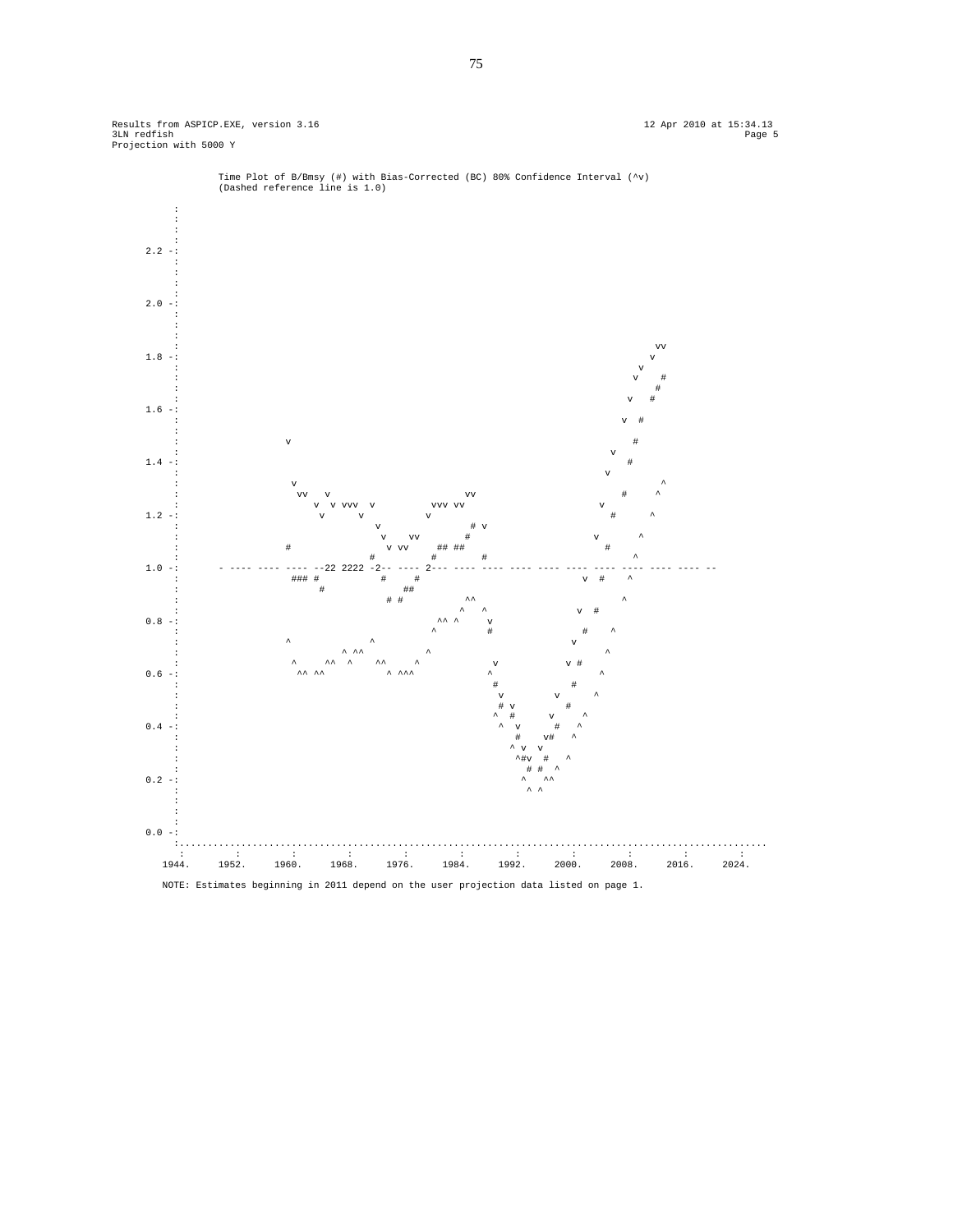```
Results from ASPICP.EXE, version 3.16                                                    12 Apr 2010 at 15:34.13
3LN redfish                                                                                               Page 5
Projection with 5000 Y
```

Time Plot of B/Bmsy (#) with Bias-Corrected (BC) 80% Confidence Interval (^v)
(Dashed reference line is 1.0)

```
         :
         :
         :
         :
  2.2 -:
         :
         :
         :
  2.0 -:
         :
         :
         :                                                                                        vv
  1.8 -:                                                                                         v
         :                                                                                      v
         :                                                                                     v    #
         :                                                                                         #
         :                                                                                    v   #
  1.6 -:
         :                                                                                   v  #
         :
         :                  v                                                                     #
         :                                                                                  v
  1.4 -:                                                                                      #
         :                                                                                 v
         :                   v                                                                         ^
         :                   vv   v                         vv                                    #     ^
         :                      v  v vvv  v           vvv vv                                   v
  1.2 -:                          v      v           v                                        #      ^
         :                                 v                   # v
         :                                  v    vv          #                               v       ^
         :                  #                v vv     ## ##                                   #
         :                               #           #       #                                        ^
  1.0 -:        - ---- ---- ---- --22 2222 -2-- ---- 2--- ---- ---- ---- ---- ---- ---- ---- ---- ---- --
         :                   ### #           #     #                                        v  #    ^
         :                        #              ##
         :                                  # #          ^^                                          ^
         :                                              ^   ^                                v  #
  0.8 -:                                            ^^ ^     v
         :                                         ^         #                                 #    ^
         :                  ^              ^                                                v
         :                       ^ ^^          ^                                                   ^
         :                   ^     ^^  ^    ^^     ^           v           v #
  0.6 -:                    ^^ ^^            ^ ^^^           ^                                   ^
         :                                                    #             #
         :                                                     v        v       ^
         :                                                     # v          #
         :                                                    ^  #       v     ^
  0.4 -:                                                       ^  v       #   ^
         :                                                        #    v#   ^
         :                                                       ^ v  v
         :                                                        ^#v  #   ^
         :                                                          # #  ^
  0.2 -:                                                          ^    ^^
         :                                                           ^ ^
         :
         :
         :
  0.0 -:
         :..........................................................................................................
         :          :          :          :          :          :          :          :          :          :          :
       1944.      1952.      1960.      1968.      1976.      1984.      1992.      2000.      2008.      2016.      2024.
```

NOTE: Estimates beginning in 2011 depend on the user projection data listed on page 1.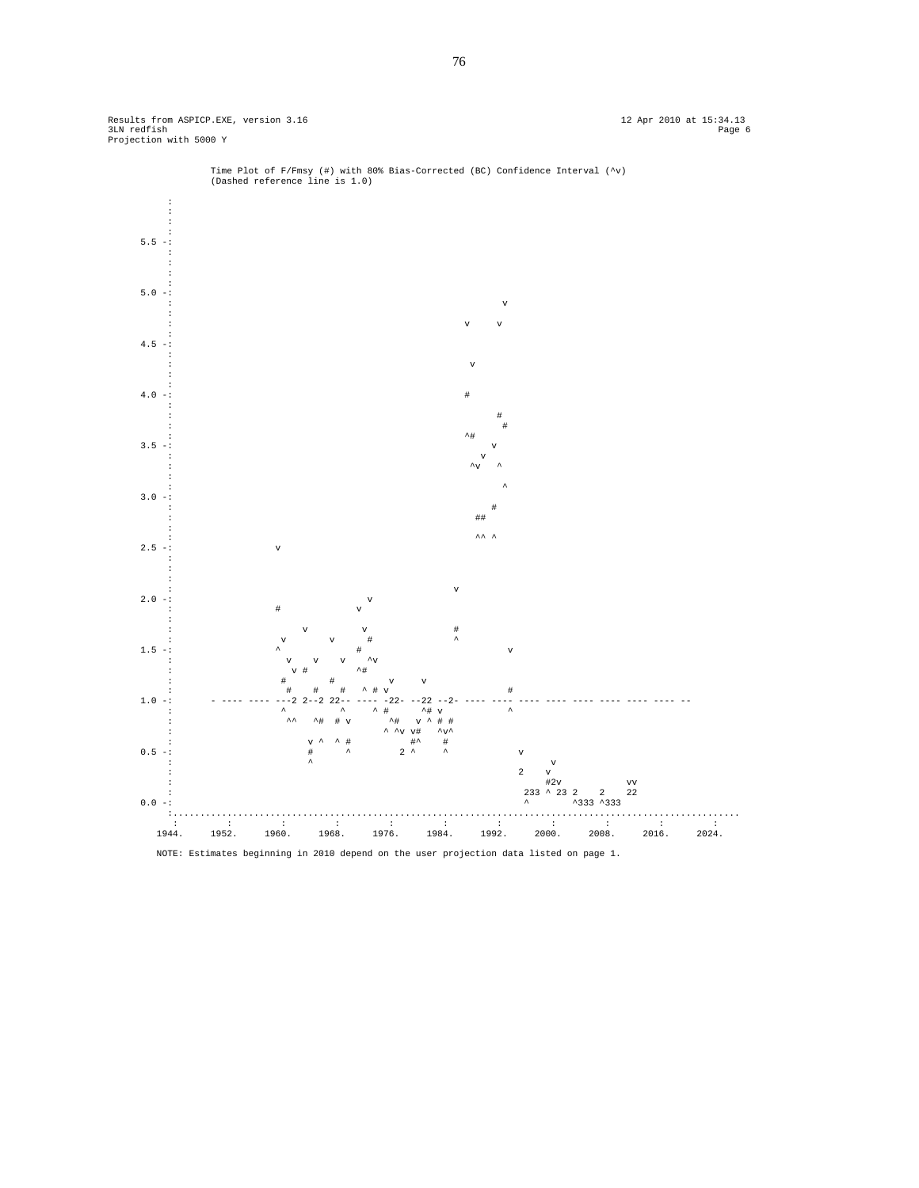Results from ASPICP.EXE, version 3.16

3LN redfish

Projection with 5000 Y

12 Apr 2010 at 15:34.13

Time Plot of F/Fmsy (#) with 80% Bias-Corrected (BC) Confidence Interval (^v)

(Dashed reference line is 1.0)

5.5

5.0

4.5

4.0

3.5

3.0

2.5

2.0

1.5

1.0

0.5

0.0

1944. 1952. 1960. 1968. 1976. 1984. 1992. 2000. 2008. 2016. 2024.

NOTE: Estimates beginning in 2010 depend on the user projection data listed on page 1.